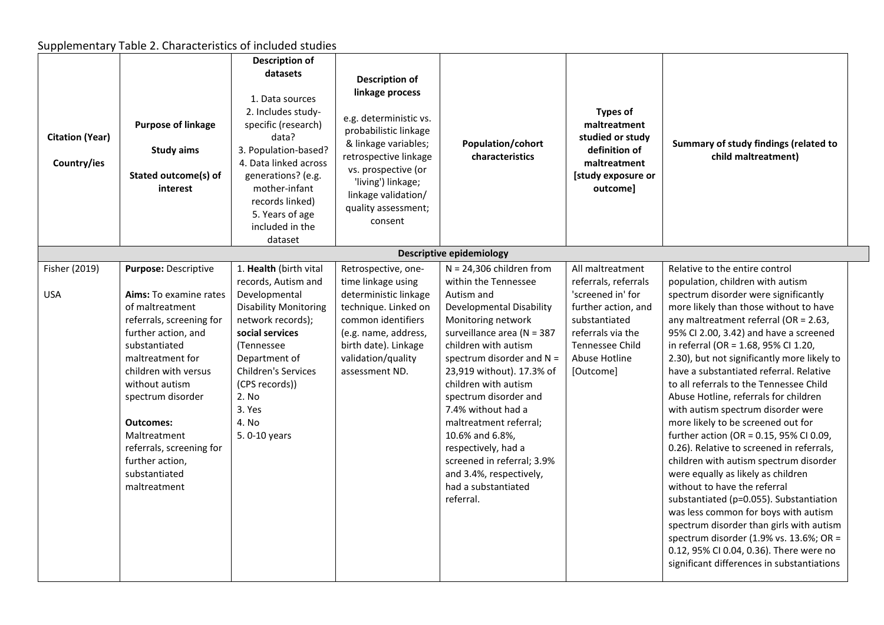Supplementary Table 2. Characteristics of included studies

| Citation (Year)<br><br>Country/ies | Purpose of linkage<br><br>Study aims<br><br>Stated outcome(s) of interest | Description of datasets<br><br>1. Data sources<br>2. Includes study-specific (research) data?<br>3. Population-based?<br>4. Data linked across generations? (e.g. mother-infant records linked)<br>5. Years of age included in the dataset | Description of linkage process<br><br>e.g. deterministic vs. probabilistic linkage & linkage variables; retrospective linkage vs. prospective (or 'living') linkage; linkage validation/ quality assessment; consent | Population/cohort characteristics | Types of maltreatment studied or study definition of maltreatment [study exposure or outcome] | Summary of study findings (related to child maltreatment) |
|---|---|---|---|---|---|---|
| **Descriptive epidemiology** | | | | | | |
| Fisher (2019)<br><br>USA | **Purpose:** Descriptive<br><br>**Aims:** To examine rates of maltreatment referrals, screening for further action, and substantiated maltreatment for children with versus without autism spectrum disorder<br><br>**Outcomes:** Maltreatment referrals, screening for further action, substantiated maltreatment | 1. **Health** (birth vital records, Autism and Developmental Disability Monitoring network records); **social services** (Tennessee Department of Children's Services (CPS records))<br>2. No<br>3. Yes<br>4. No<br>5. 0-10 years | Retrospective, one-time linkage using deterministic linkage technique. Linked on common identifiers (e.g. name, address, birth date). Linkage validation/quality assessment ND. | N = 24,306 children from within the Tennessee Autism and Developmental Disability Monitoring network surveillance area (N = 387 children with autism spectrum disorder and N = 23,919 without). 17.3% of children with autism spectrum disorder and 7.4% without had a maltreatment referral; 10.6% and 6.8%, respectively, had a screened in referral; 3.9% and 3.4%, respectively, had a substantiated referral. | All maltreatment referrals, referrals 'screened in' for further action, and substantiated referrals via the Tennessee Child Abuse Hotline [Outcome] | Relative to the entire control population, children with autism spectrum disorder were significantly more likely than those without to have any maltreatment referral (OR = 2.63, 95% CI 2.00, 3.42) and have a screened in referral (OR = 1.68, 95% CI 1.20, 2.30), but not significantly more likely to have a substantiated referral. Relative to all referrals to the Tennessee Child Abuse Hotline, referrals for children with autism spectrum disorder were more likely to be screened out for further action (OR = 0.15, 95% CI 0.09, 0.26). Relative to screened in referrals, children with autism spectrum disorder were equally as likely as children without to have the referral substantiated (p=0.055). Substantiation was less common for boys with autism spectrum disorder than girls with autism spectrum disorder (1.9% vs. 13.6%; OR = 0.12, 95% CI 0.04, 0.36). There were no significant differences in substantiations |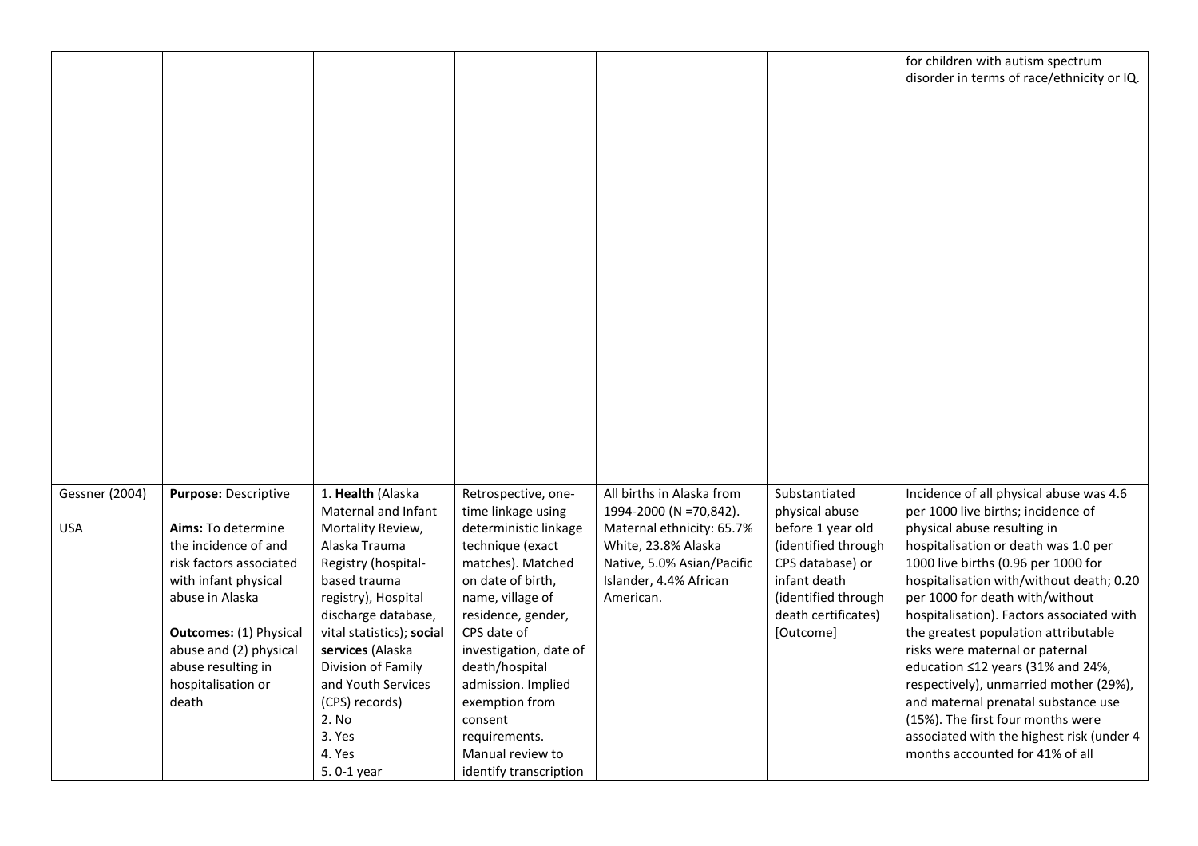|  |  |  |  |  |  |  |
|---|---|---|---|---|---|---|
|  |  |  |  |  |  | for children with autism spectrum disorder in terms of race/ethnicity or IQ. |
| Gessner (2004)<br><br>USA | **Purpose:** Descriptive<br><br>**Aims:** To determine the incidence of and risk factors associated with infant physical abuse in Alaska<br><br>**Outcomes:** (1) Physical abuse and (2) physical abuse resulting in hospitalisation or death | 1. **Health** (Alaska Maternal and Infant Mortality Review, Alaska Trauma Registry (hospital-based trauma registry), Hospital discharge database, vital statistics); **social services** (Alaska Division of Family and Youth Services (CPS) records)<br>2. No<br>3. Yes<br>4. Yes<br>5. 0-1 year | Retrospective, one-time linkage using deterministic linkage technique (exact matches). Matched on date of birth, name, village of residence, gender, CPS date of investigation, date of death/hospital admission. Implied exemption from consent requirements. Manual review to identify transcription | All births in Alaska from 1994-2000 (N =70,842). Maternal ethnicity: 65.7% White, 23.8% Alaska Native, 5.0% Asian/Pacific Islander, 4.4% African American. | Substantiated physical abuse before 1 year old (identified through CPS database) or infant death (identified through death certificates) [Outcome] | Incidence of all physical abuse was 4.6 per 1000 live births; incidence of physical abuse resulting in hospitalisation or death was 1.0 per 1000 live births (0.96 per 1000 for hospitalisation with/without death; 0.20 per 1000 for death with/without hospitalisation). Factors associated with the greatest population attributable risks were maternal or paternal education ≤12 years (31% and 24%, respectively), unmarried mother (29%), and maternal prenatal substance use (15%). The first four months were associated with the highest risk (under 4 months accounted for 41% of all |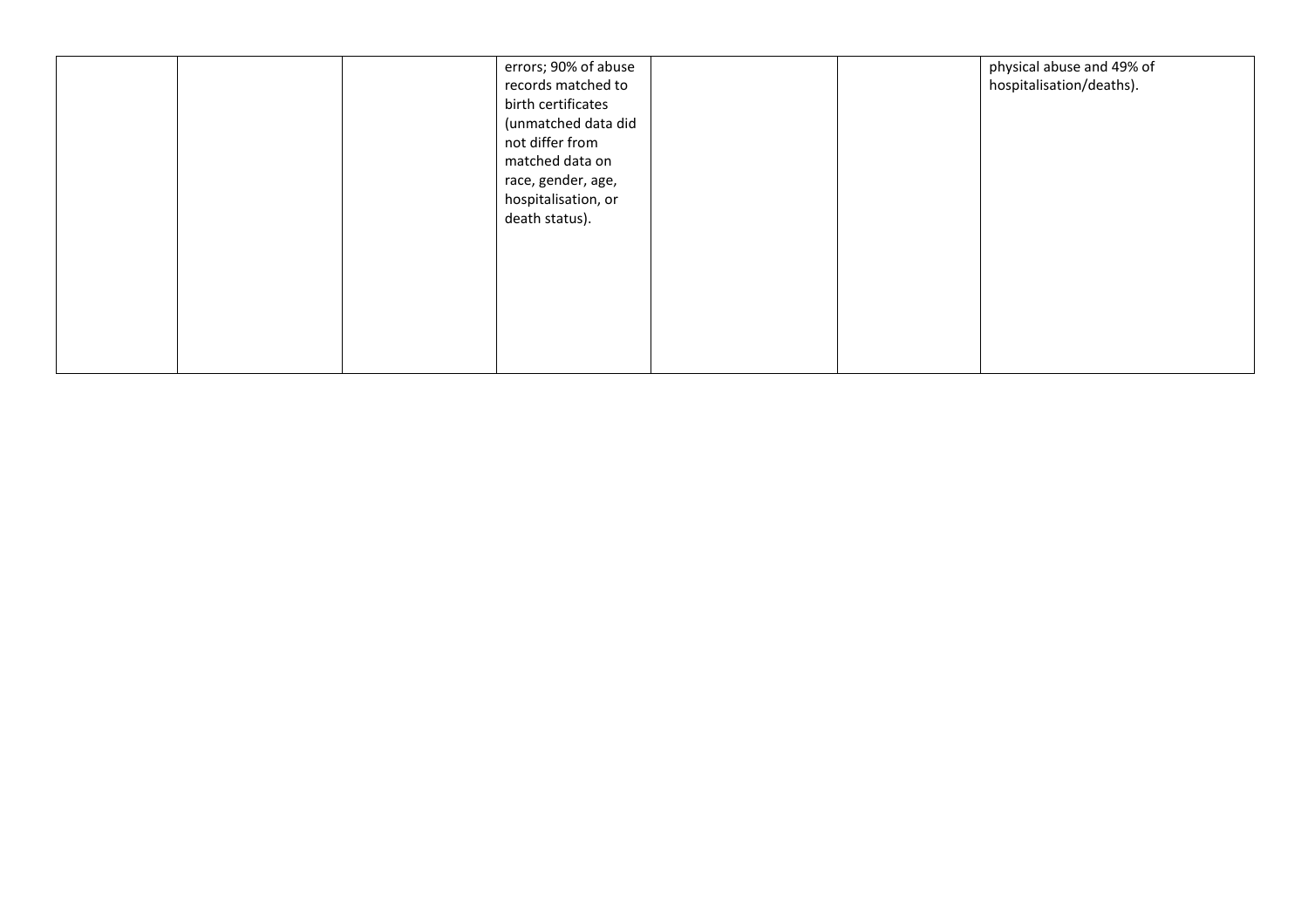| | | | | | | |
|---|---|---|---|---|---|---|
| | | | errors; 90% of abuse records matched to birth certificates (unmatched data did not differ from matched data on race, gender, age, hospitalisation, or death status). | | | physical abuse and 49% of hospitalisation/deaths). |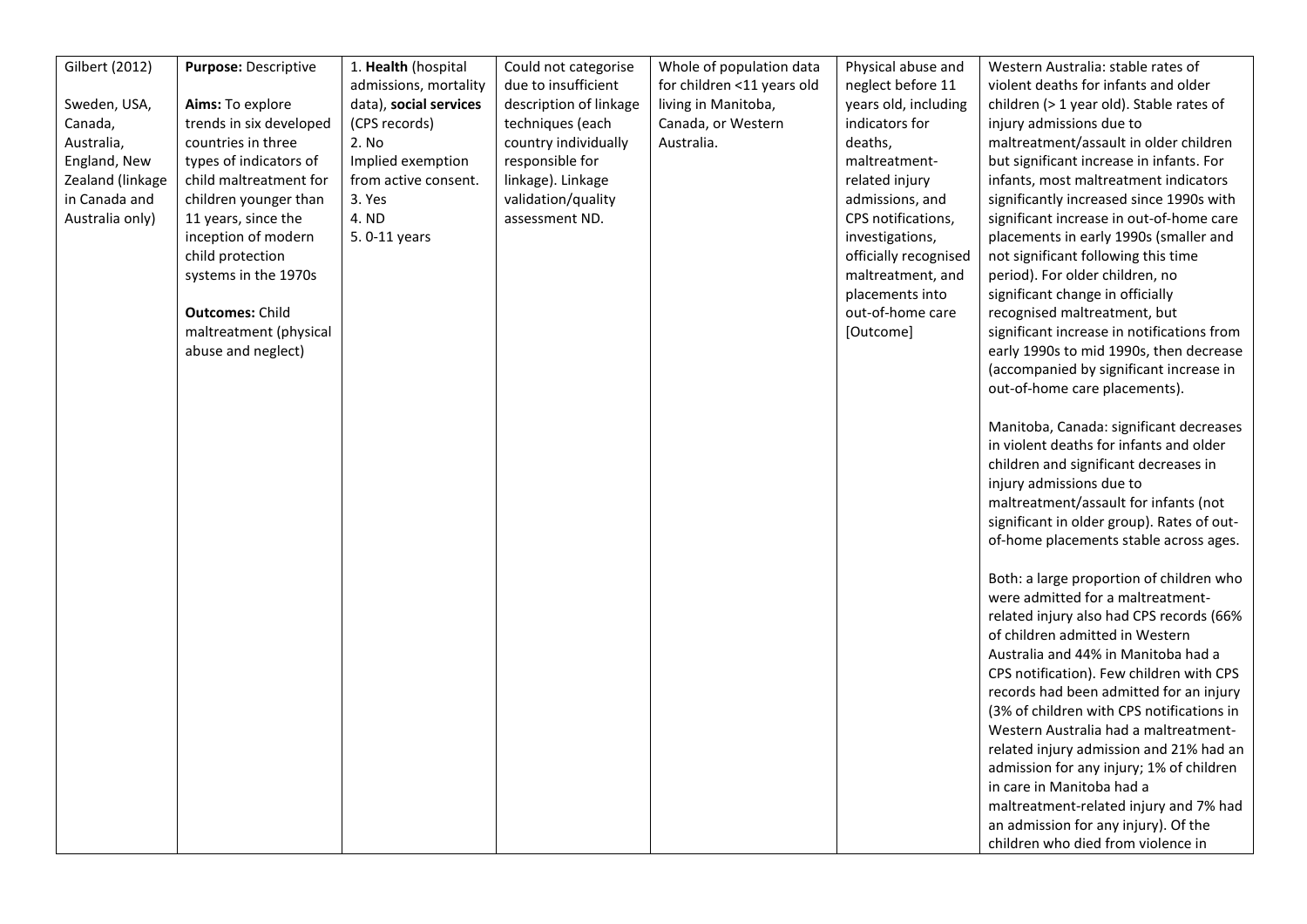| | | | | | | |
|---|---|---|---|---|---|---|
| Gilbert (2012)<br><br>Sweden, USA, Canada, Australia, England, New Zealand (linkage in Canada and Australia only) | **Purpose:** Descriptive<br><br>**Aims:** To explore trends in six developed countries in three types of indicators of child maltreatment for children younger than 11 years, since the inception of modern child protection systems in the 1970s<br><br>**Outcomes:** Child maltreatment (physical abuse and neglect) | 1. **Health** (hospital admissions, mortality data), **social services** (CPS records)<br>2. No<br>Implied exemption from active consent.<br>3. Yes<br>4. ND<br>5. 0-11 years | Could not categorise due to insufficient description of linkage techniques (each country individually responsible for linkage). Linkage validation/quality assessment ND. | Whole of population data for children <11 years old living in Manitoba, Canada, or Western Australia. | Physical abuse and neglect before 11 years old, including indicators for deaths, maltreatment-related injury admissions, and CPS notifications, investigations, officially recognised maltreatment, and placements into out-of-home care [Outcome] | Western Australia: stable rates of violent deaths for infants and older children (> 1 year old). Stable rates of injury admissions due to maltreatment/assault in older children but significant increase in infants. For infants, most maltreatment indicators significantly increased since 1990s with significant increase in out-of-home care placements in early 1990s (smaller and not significant following this time period). For older children, no significant change in officially recognised maltreatment, but significant increase in notifications from early 1990s to mid 1990s, then decrease (accompanied by significant increase in out-of-home care placements).<br><br>Manitoba, Canada: significant decreases in violent deaths for infants and older children and significant decreases in injury admissions due to maltreatment/assault for infants (not significant in older group). Rates of out-of-home placements stable across ages.<br><br>Both: a large proportion of children who were admitted for a maltreatment-related injury also had CPS records (66% of children admitted in Western Australia and 44% in Manitoba had a CPS notification). Few children with CPS records had been admitted for an injury (3% of children with CPS notifications in Western Australia had a maltreatment-related injury admission and 21% had an admission for any injury; 1% of children in care in Manitoba had a maltreatment-related injury and 7% had an admission for any injury). Of the children who died from violence in |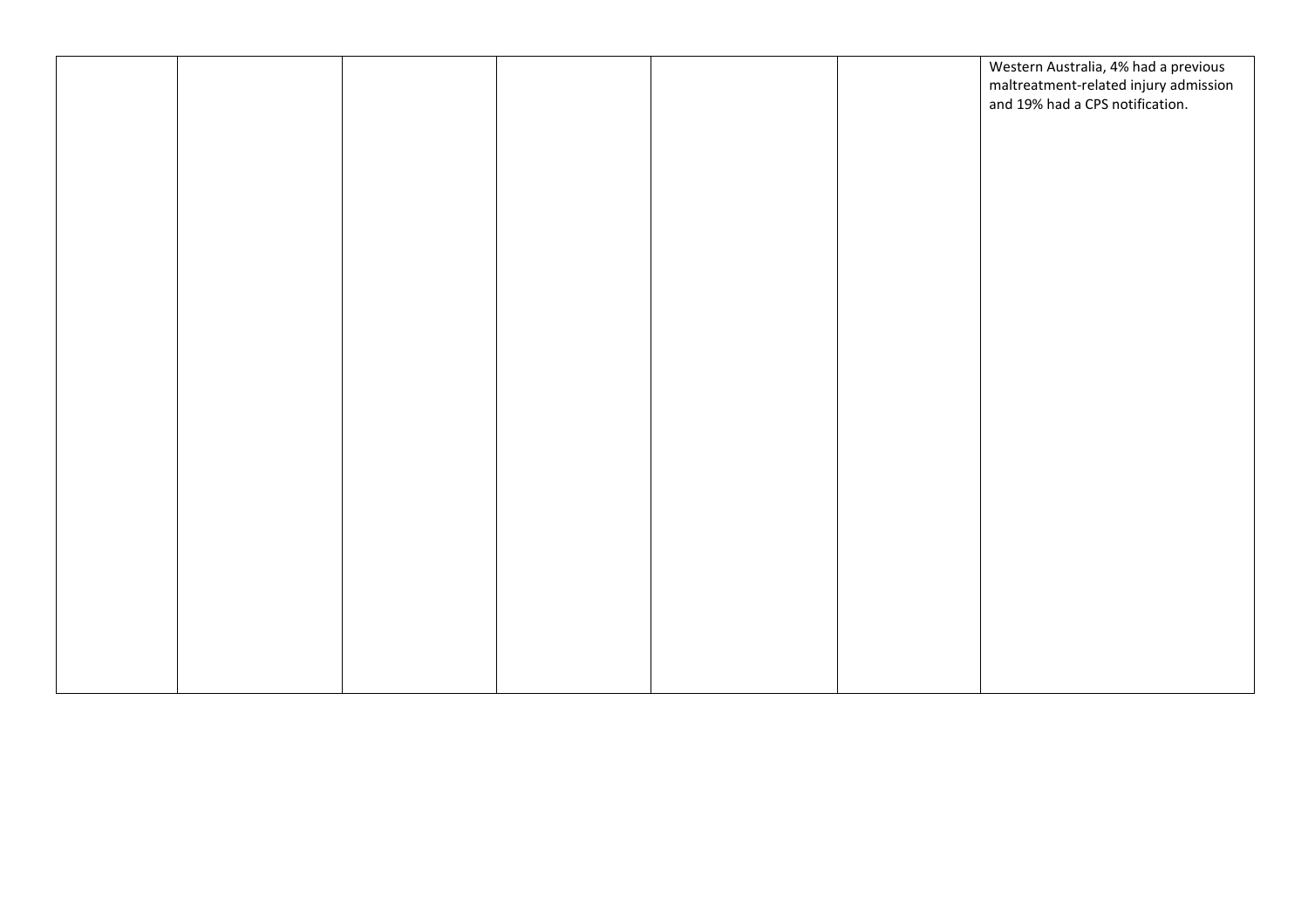| | | | | | | |
|---|---|---|---|---|---|---|
| | | | | | | Western Australia, 4% had a previous maltreatment-related injury admission and 19% had a CPS notification. |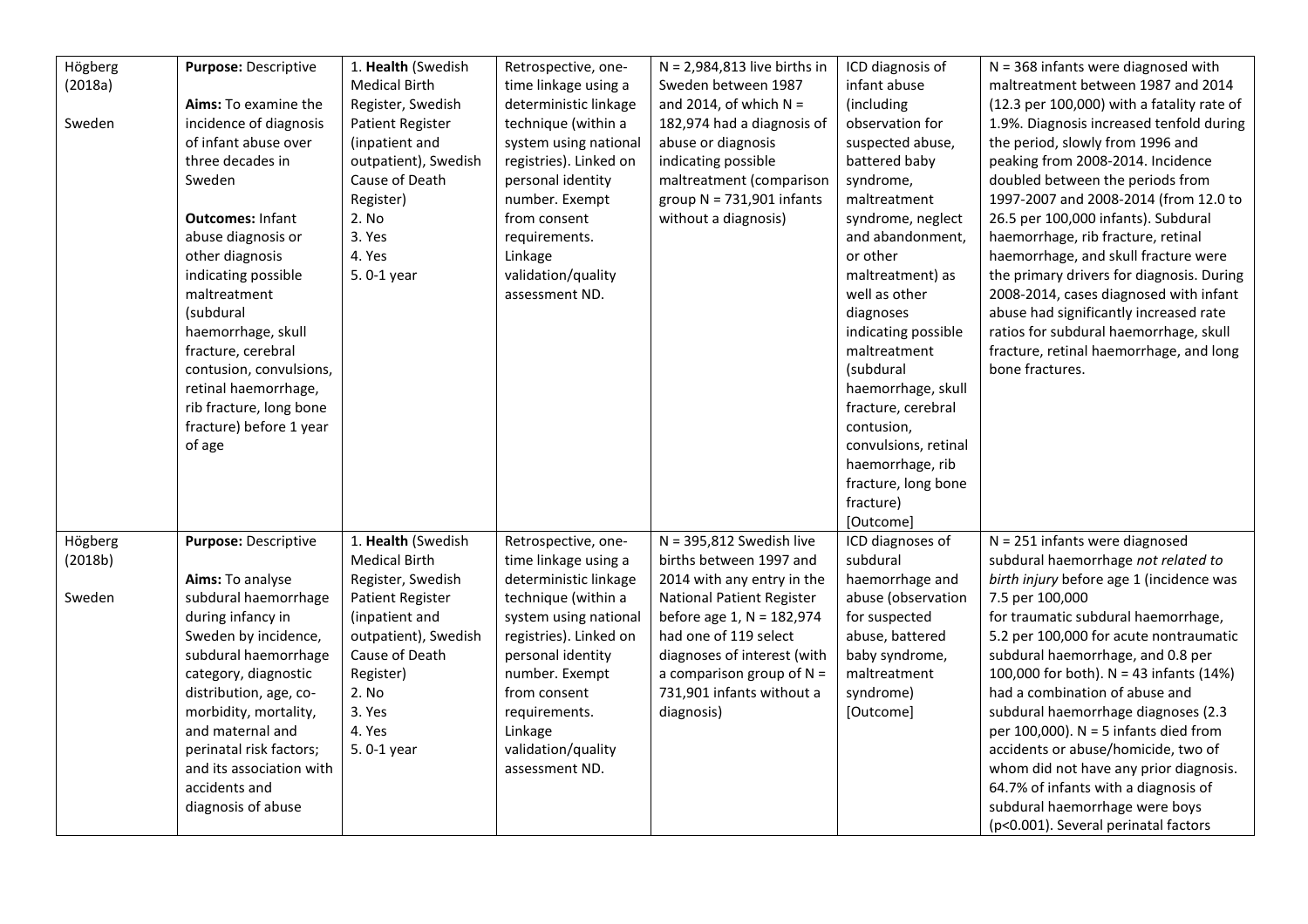| | | | | | | |
|---|---|---|---|---|---|---|
| Högberg (2018a)<br><br>Sweden | **Purpose:** Descriptive<br><br>**Aims:** To examine the incidence of diagnosis of infant abuse over three decades in Sweden<br><br>**Outcomes:** Infant abuse diagnosis or other diagnosis indicating possible maltreatment (subdural haemorrhage, skull fracture, cerebral contusion, convulsions, retinal haemorrhage, rib fracture, long bone fracture) before 1 year of age | 1. **Health** (Swedish Medical Birth Register, Swedish Patient Register (inpatient and outpatient), Swedish Cause of Death Register)<br>2. No<br>3. Yes<br>4. Yes<br>5. 0-1 year | Retrospective, one-time linkage using a deterministic linkage technique (within a system using national registries). Linked on personal identity number. Exempt from consent requirements. Linkage validation/quality assessment ND. | N = 2,984,813 live births in Sweden between 1987 and 2014, of which N = 182,974 had a diagnosis of abuse or diagnosis indicating possible maltreatment (comparison group N = 731,901 infants without a diagnosis) | ICD diagnosis of infant abuse (including observation for suspected abuse, battered baby syndrome, maltreatment syndrome, neglect and abandonment, or other maltreatment) as well as other diagnoses indicating possible maltreatment (subdural haemorrhage, skull fracture, cerebral contusion, convulsions, retinal haemorrhage, rib fracture, long bone fracture) [Outcome] | N = 368 infants were diagnosed with maltreatment between 1987 and 2014 (12.3 per 100,000) with a fatality rate of 1.9%. Diagnosis increased tenfold during the period, slowly from 1996 and peaking from 2008-2014. Incidence doubled between the periods from 1997-2007 and 2008-2014 (from 12.0 to 26.5 per 100,000 infants). Subdural haemorrhage, rib fracture, retinal haemorrhage, and skull fracture were the primary drivers for diagnosis. During 2008-2014, cases diagnosed with infant abuse had significantly increased rate ratios for subdural haemorrhage, skull fracture, retinal haemorrhage, and long bone fractures. |
| Högberg (2018b)<br><br>Sweden | **Purpose:** Descriptive<br><br>**Aims:** To analyse subdural haemorrhage during infancy in Sweden by incidence, subdural haemorrhage category, diagnostic distribution, age, co-morbidity, mortality, and maternal and perinatal risk factors; and its association with accidents and diagnosis of abuse | 1. **Health** (Swedish Medical Birth Register, Swedish Patient Register (inpatient and outpatient), Swedish Cause of Death Register)<br>2. No<br>3. Yes<br>4. Yes<br>5. 0-1 year | Retrospective, one-time linkage using a deterministic linkage technique (within a system using national registries). Linked on personal identity number. Exempt from consent requirements. Linkage validation/quality assessment ND. | N = 395,812 Swedish live births between 1997 and 2014 with any entry in the National Patient Register before age 1, N = 182,974 had one of 119 select diagnoses of interest (with a comparison group of N = 731,901 infants without a diagnosis) | ICD diagnoses of subdural haemorrhage and abuse (observation for suspected abuse, battered baby syndrome, maltreatment syndrome) [Outcome] | N = 251 infants were diagnosed subdural haemorrhage *not related to birth injury* before age 1 (incidence was 7.5 per 100,000 for traumatic subdural haemorrhage, 5.2 per 100,000 for acute nontraumatic subdural haemorrhage, and 0.8 per 100,000 for both). N = 43 infants (14%) had a combination of abuse and subdural haemorrhage diagnoses (2.3 per 100,000). N = 5 infants died from accidents or abuse/homicide, two of whom did not have any prior diagnosis. 64.7% of infants with a diagnosis of subdural haemorrhage were boys ($p<0.001$). Several perinatal factors |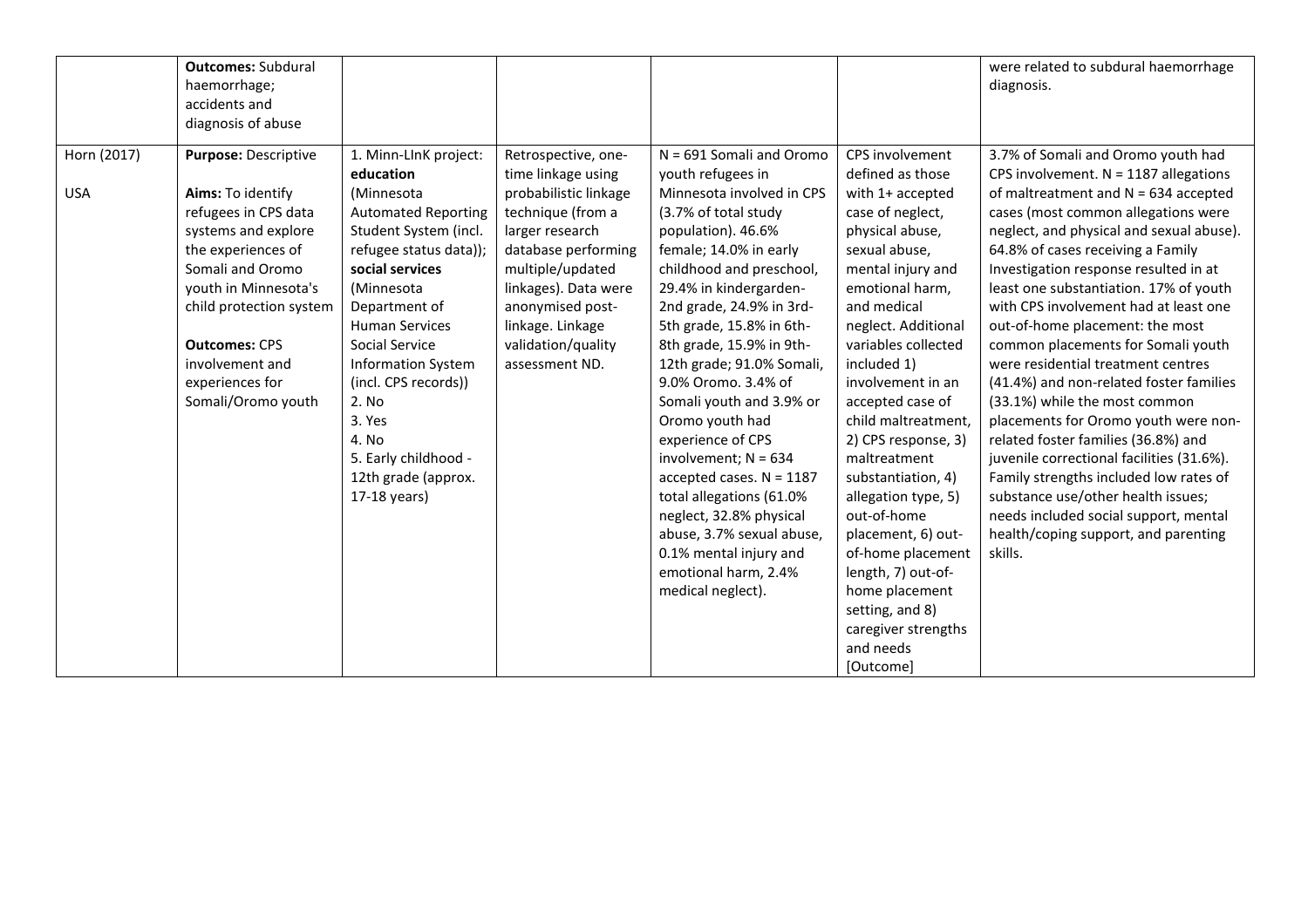| | | | | | | |
|---|---|---|---|---|---|---|
| | **Outcomes:** Subdural haemorrhage; accidents and diagnosis of abuse | | | | | were related to subdural haemorrhage diagnosis. |
| Horn (2017)<br><br>USA | **Purpose:** Descriptive<br><br>**Aims:** To identify refugees in CPS data systems and explore the experiences of Somali and Oromo youth in Minnesota's child protection system<br><br>**Outcomes:** CPS involvement and experiences for Somali/Oromo youth | 1. Minn-LInK project: **education** (Minnesota Automated Reporting Student System (incl. refugee status data)); **social services** (Minnesota Department of Human Services Social Service Information System (incl. CPS records))<br>2. No<br>3. Yes<br>4. No<br>5. Early childhood - 12th grade (approx. 17-18 years) | Retrospective, one-time linkage using probabilistic linkage technique (from a larger research database performing multiple/updated linkages). Data were anonymised post-linkage. Linkage validation/quality assessment ND. | N = 691 Somali and Oromo youth refugees in Minnesota involved in CPS (3.7% of total study population). 46.6% female; 14.0% in early childhood and preschool, 29.4% in kindergarden-2nd grade, 24.9% in 3rd-5th grade, 15.8% in 6th-8th grade, 15.9% in 9th-12th grade; 91.0% Somali, 9.0% Oromo. 3.4% of Somali youth and 3.9% or Oromo youth had experience of CPS involvement; N = 634 accepted cases. N = 1187 total allegations (61.0% neglect, 32.8% physical abuse, 3.7% sexual abuse, 0.1% mental injury and emotional harm, 2.4% medical neglect). | CPS involvement defined as those with 1+ accepted case of neglect, physical abuse, sexual abuse, mental injury and emotional harm, and medical neglect. Additional variables collected included 1) involvement in an accepted case of child maltreatment, 2) CPS response, 3) maltreatment substantiation, 4) allegation type, 5) out-of-home placement, 6) out-of-home placement length, 7) out-of-home placement setting, and 8) caregiver strengths and needs [Outcome] | 3.7% of Somali and Oromo youth had CPS involvement. N = 1187 allegations of maltreatment and N = 634 accepted cases (most common allegations were neglect, and physical and sexual abuse). 64.8% of cases receiving a Family Investigation response resulted in at least one substantiation. 17% of youth with CPS involvement had at least one out-of-home placement: the most common placements for Somali youth were residential treatment centres (41.4%) and non-related foster families (33.1%) while the most common placements for Oromo youth were non-related foster families (36.8%) and juvenile correctional facilities (31.6%). Family strengths included low rates of substance use/other health issues; needs included social support, mental health/coping support, and parenting skills. |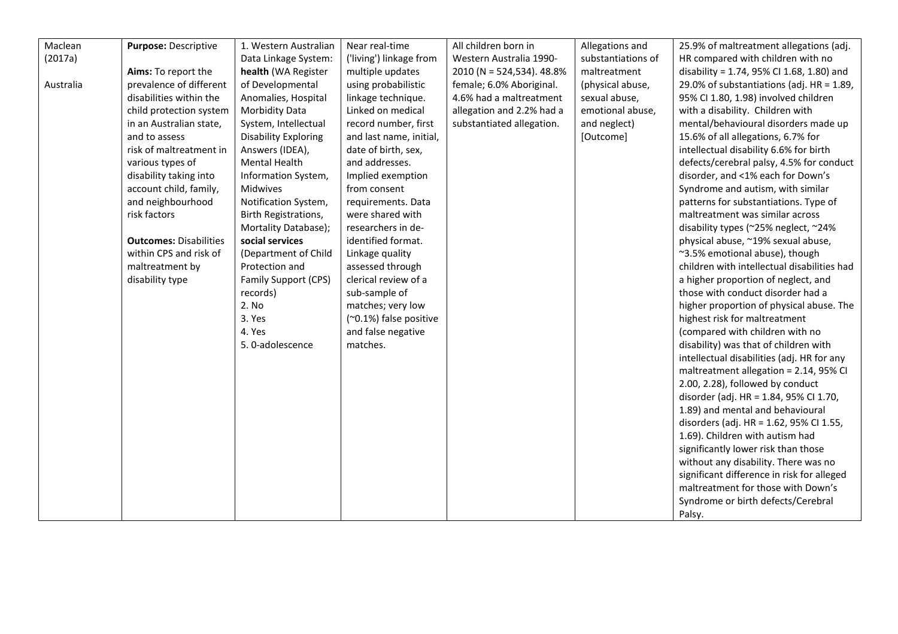| | | | | | | |
|---|---|---|---|---|---|---|
| Maclean (2017a)<br><br>Australia | **Purpose:** Descriptive<br><br>**Aims:** To report the prevalence of different disabilities within the child protection system in an Australian state, and to assess risk of maltreatment in various types of disability taking into account child, family, and neighbourhood risk factors<br><br>**Outcomes:** Disabilities within CPS and risk of maltreatment by disability type | 1. Western Australian Data Linkage System: **health** (WA Register of Developmental Anomalies, Hospital Morbidity Data System, Intellectual Disability Exploring Answers (IDEA), Mental Health Information System, Midwives Notification System, Birth Registrations, Mortality Database); **social services** (Department of Child Protection and Family Support (CPS) records)<br>2. No<br>3. Yes<br>4. Yes<br>5. 0-adolescence | Near real-time ('living') linkage from multiple updates using probabilistic linkage technique. Linked on medical record number, first and last name, initial, date of birth, sex, and addresses. Implied exemption from consent requirements. Data were shared with researchers in de-identified format. Linkage quality assessed through clerical review of a sub-sample of matches; very low (~0.1%) false positive and false negative matches. | All children born in Western Australia 1990-2010 (N = 524,534). 48.8% female; 6.0% Aboriginal. 4.6% had a maltreatment allegation and 2.2% had a substantiated allegation. | Allegations and substantiations of maltreatment (physical abuse, sexual abuse, emotional abuse, and neglect) [Outcome] | 25.9% of maltreatment allegations (adj. HR compared with children with no disability = 1.74, 95% CI 1.68, 1.80) and 29.0% of substantiations (adj. HR = 1.89, 95% CI 1.80, 1.98) involved children with a disability. Children with mental/behavioural disorders made up 15.6% of all allegations, 6.7% for intellectual disability 6.6% for birth defects/cerebral palsy, 4.5% for conduct disorder, and <1% each for Down's Syndrome and autism, with similar patterns for substantiations. Type of maltreatment was similar across disability types (~25% neglect, ~24% physical abuse, ~19% sexual abuse, ~3.5% emotional abuse), though children with intellectual disabilities had a higher proportion of neglect, and those with conduct disorder had a higher proportion of physical abuse. The highest risk for maltreatment (compared with children with no disability) was that of children with intellectual disabilities (adj. HR for any maltreatment allegation = 2.14, 95% CI 2.00, 2.28), followed by conduct disorder (adj. HR = 1.84, 95% CI 1.70, 1.89) and mental and behavioural disorders (adj. HR = 1.62, 95% CI 1.55, 1.69). Children with autism had significantly lower risk than those without any disability. There was no significant difference in risk for alleged maltreatment for those with Down's Syndrome or birth defects/Cerebral Palsy. |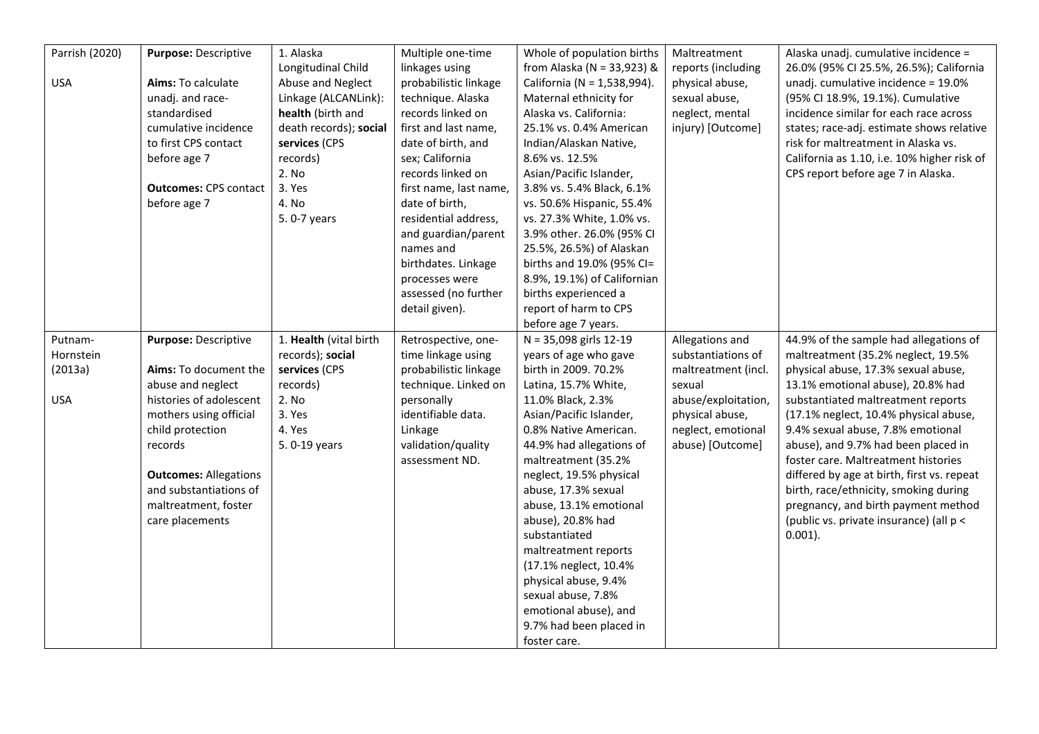| | | | | | | |
|---|---|---|---|---|---|---|
| Parrish (2020)<br><br>USA | **Purpose:** Descriptive<br><br>**Aims:** To calculate unadj. and race-standardised cumulative incidence to first CPS contact before age 7<br><br>**Outcomes:** CPS contact before age 7 | 1. Alaska Longitudinal Child Abuse and Neglect Linkage (ALCANLink): **health** (birth and death records); **social services** (CPS records)<br>2. No<br>3. Yes<br>4. No<br>5. 0-7 years | Multiple one-time linkages using probabilistic linkage technique. Alaska records linked on first and last name, date of birth, and sex; California records linked on first name, last name, date of birth, residential address, and guardian/parent names and birthdates. Linkage processes were assessed (no further detail given). | Whole of population births from Alaska (N = 33,923) & California (N = 1,538,994). Maternal ethnicity for Alaska vs. California: 25.1% vs. 0.4% American Indian/Alaskan Native, 8.6% vs. 12.5% Asian/Pacific Islander, 3.8% vs. 5.4% Black, 6.1% vs. 50.6% Hispanic, 55.4% vs. 27.3% White, 1.0% vs. 3.9% other. 26.0% (95% CI 25.5%, 26.5%) of Alaskan births and 19.0% (95% CI= 8.9%, 19.1%) of Californian births experienced a report of harm to CPS before age 7 years. | Maltreatment reports (including physical abuse, sexual abuse, neglect, mental injury) [Outcome] | Alaska unadj. cumulative incidence = 26.0% (95% CI 25.5%, 26.5%); California unadj. cumulative incidence = 19.0% (95% CI 18.9%, 19.1%). Cumulative incidence similar for each race across states; race-adj. estimate shows relative risk for maltreatment in Alaska vs. California as 1.10, i.e. 10% higher risk of CPS report before age 7 in Alaska. |
| Putnam-Hornstein (2013a)<br><br>USA | **Purpose:** Descriptive<br><br>**Aims:** To document the abuse and neglect histories of adolescent mothers using official child protection records<br><br>**Outcomes:** Allegations and substantiations of maltreatment, foster care placements | 1. **Health** (vital birth records); **social services** (CPS records)<br>2. No<br>3. Yes<br>4. Yes<br>5. 0-19 years | Retrospective, one-time linkage using probabilistic linkage technique. Linked on personally identifiable data. Linkage validation/quality assessment ND. | N = 35,098 girls 12-19 years of age who gave birth in 2009. 70.2% Latina, 15.7% White, 11.0% Black, 2.3% Asian/Pacific Islander, 0.8% Native American. 44.9% had allegations of maltreatment (35.2% neglect, 19.5% physical abuse, 17.3% sexual abuse, 13.1% emotional abuse), 20.8% had substantiated maltreatment reports (17.1% neglect, 10.4% physical abuse, 9.4% sexual abuse, 7.8% emotional abuse), and 9.7% had been placed in foster care. | Allegations and substantiations of maltreatment (incl. sexual abuse/exploitation, physical abuse, neglect, emotional abuse) [Outcome] | 44.9% of the sample had allegations of maltreatment (35.2% neglect, 19.5% physical abuse, 17.3% sexual abuse, 13.1% emotional abuse), 20.8% had substantiated maltreatment reports (17.1% neglect, 10.4% physical abuse, 9.4% sexual abuse, 7.8% emotional abuse), and 9.7% had been placed in foster care. Maltreatment histories differed by age at birth, first vs. repeat birth, race/ethnicity, smoking during pregnancy, and birth payment method (public vs. private insurance) (all $p < 0.001$). |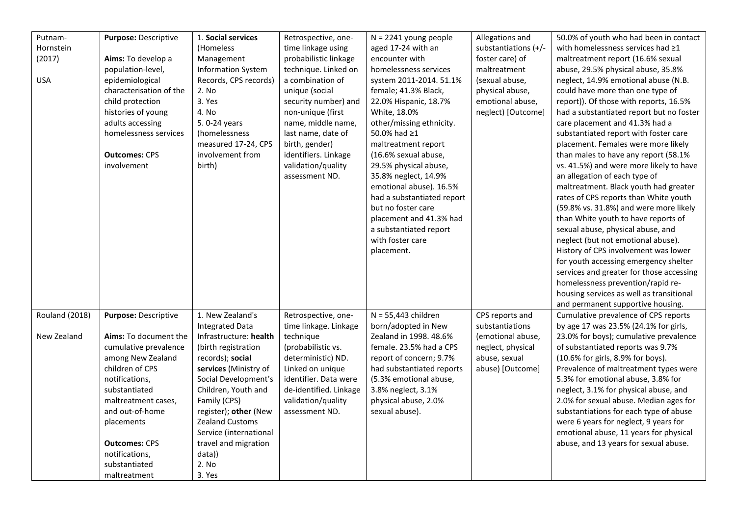| | | | | | | |
|---|---|---|---|---|---|---|
| Putnam-Hornstein (2017)<br><br>USA | **Purpose:** Descriptive<br><br>**Aims:** To develop a population-level, epidemiological characterisation of the child protection histories of young adults accessing homelessness services<br><br>**Outcomes:** CPS involvement | 1. **Social services** (Homeless Management Information System Records, CPS records)<br>2. No<br>3. Yes<br>4. No<br>5. 0-24 years (homelessness measured 17-24, CPS involvement from birth) | Retrospective, one-time linkage using probabilistic linkage technique. Linked on a combination of unique (social security number) and non-unique (first name, middle name, last name, date of birth, gender) identifiers. Linkage validation/quality assessment ND. | N = 2241 young people aged 17-24 with an encounter with homelessness services system 2011-2014. 51.1% female; 41.3% Black, 22.0% Hispanic, 18.7% White, 18.0% other/missing ethnicity. 50.0% had ≥1 maltreatment report (16.6% sexual abuse, 29.5% physical abuse, 35.8% neglect, 14.9% emotional abuse). 16.5% had a substantiated report but no foster care placement and 41.3% had a substantiated report with foster care placement. | Allegations and substantiations (+/- foster care) of maltreatment (sexual abuse, physical abuse, emotional abuse, neglect) [Outcome] | 50.0% of youth who had been in contact with homelessness services had ≥1 maltreatment report (16.6% sexual abuse, 29.5% physical abuse, 35.8% neglect, 14.9% emotional abuse (N.B. could have more than one type of report)). Of those with reports, 16.5% had a substantiated report but no foster care placement and 41.3% had a substantiated report with foster care placement. Females were more likely than males to have any report (58.1% vs. 41.5%) and were more likely to have an allegation of each type of maltreatment. Black youth had greater rates of CPS reports than White youth (59.8% vs. 31.8%) and were more likely than White youth to have reports of sexual abuse, physical abuse, and neglect (but not emotional abuse). History of CPS involvement was lower for youth accessing emergency shelter services and greater for those accessing homelessness prevention/rapid re-housing services as well as transitional and permanent supportive housing. |
| Rouland (2018)<br><br>New Zealand | **Purpose:** Descriptive<br><br>**Aims:** To document the cumulative prevalence among New Zealand children of CPS notifications, substantiated maltreatment cases, and out-of-home placements<br><br>**Outcomes:** CPS notifications, substantiated maltreatment | 1. New Zealand's Integrated Data Infrastructure: **health** (birth registration records); **social services** (Ministry of Social Development's Children, Youth and Family (CPS) register); **other** (New Zealand Customs Service (international travel and migration data))<br>2. No<br>3. Yes | Retrospective, one-time linkage. Linkage technique (probabilistic vs. deterministic) ND. Linked on unique identifier. Data were de-identified. Linkage validation/quality assessment ND. | N = 55,443 children born/adopted in New Zealand in 1998. 48.6% female. 23.5% had a CPS report of concern; 9.7% had substantiated reports (5.3% emotional abuse, 3.8% neglect, 3.1% physical abuse, 2.0% sexual abuse). | CPS reports and substantiations (emotional abuse, neglect, physical abuse, sexual abuse) [Outcome] | Cumulative prevalence of CPS reports by age 17 was 23.5% (24.1% for girls, 23.0% for boys); cumulative prevalence of substantiated reports was 9.7% (10.6% for girls, 8.9% for boys). Prevalence of maltreatment types were 5.3% for emotional abuse, 3.8% for neglect, 3.1% for physical abuse, and 2.0% for sexual abuse. Median ages for substantiations for each type of abuse were 6 years for neglect, 9 years for emotional abuse, 11 years for physical abuse, and 13 years for sexual abuse. |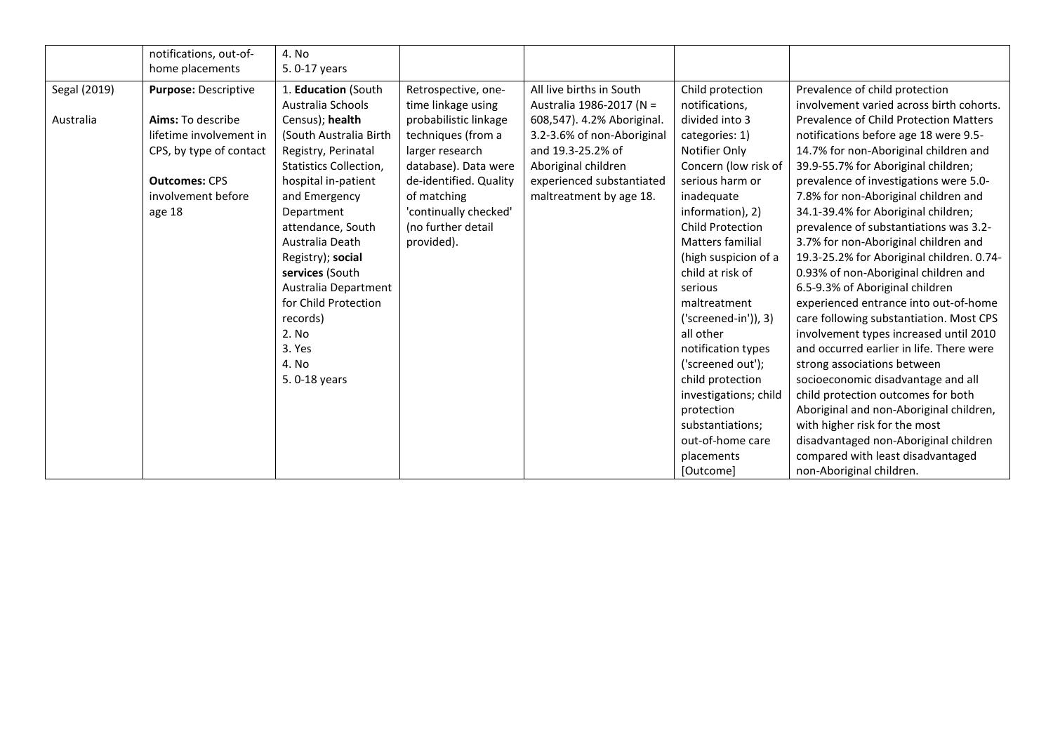| | | | | | | |
|---|---|---|---|---|---|---|
| | notifications, out-of-home placements | 4. No<br>5. 0-17 years | | | | |
| Segal (2019)<br><br>Australia | **Purpose:** Descriptive<br><br>**Aims:** To describe lifetime involvement in CPS, by type of contact<br><br>**Outcomes:** CPS involvement before age 18 | 1. **Education** (South Australia Schools Census); **health** (South Australia Birth Registry, Perinatal Statistics Collection, hospital in-patient and Emergency Department attendance, South Australia Death Registry); **social services** (South Australia Department for Child Protection records)<br>2. No<br>3. Yes<br>4. No<br>5. 0-18 years | Retrospective, one-time linkage using probabilistic linkage techniques (from a larger research database). Data were de-identified. Quality of matching 'continually checked' (no further detail provided). | All live births in South Australia 1986-2017 (N = 608,547). 4.2% Aboriginal. 3.2-3.6% of non-Aboriginal and 19.3-25.2% of Aboriginal children experienced substantiated maltreatment by age 18. | Child protection notifications, divided into 3 categories: 1) Notifier Only Concern (low risk of serious harm or inadequate information), 2) Child Protection Matters familial (high suspicion of a child at risk of serious maltreatment ('screened-in')), 3) all other notification types ('screened out'); child protection investigations; child protection substantiations; out-of-home care placements [Outcome] | Prevalence of child protection involvement varied across birth cohorts. Prevalence of Child Protection Matters notifications before age 18 were 9.5-14.7% for non-Aboriginal children and 39.9-55.7% for Aboriginal children; prevalence of investigations were 5.0-7.8% for non-Aboriginal children and 34.1-39.4% for Aboriginal children; prevalence of substantiations was 3.2-3.7% for non-Aboriginal children and 19.3-25.2% for Aboriginal children. 0.74-0.93% of non-Aboriginal children and 6.5-9.3% of Aboriginal children experienced entrance into out-of-home care following substantiation. Most CPS involvement types increased until 2010 and occurred earlier in life. There were strong associations between socioeconomic disadvantage and all child protection outcomes for both Aboriginal and non-Aboriginal children, with higher risk for the most disadvantaged non-Aboriginal children compared with least disadvantaged non-Aboriginal children. |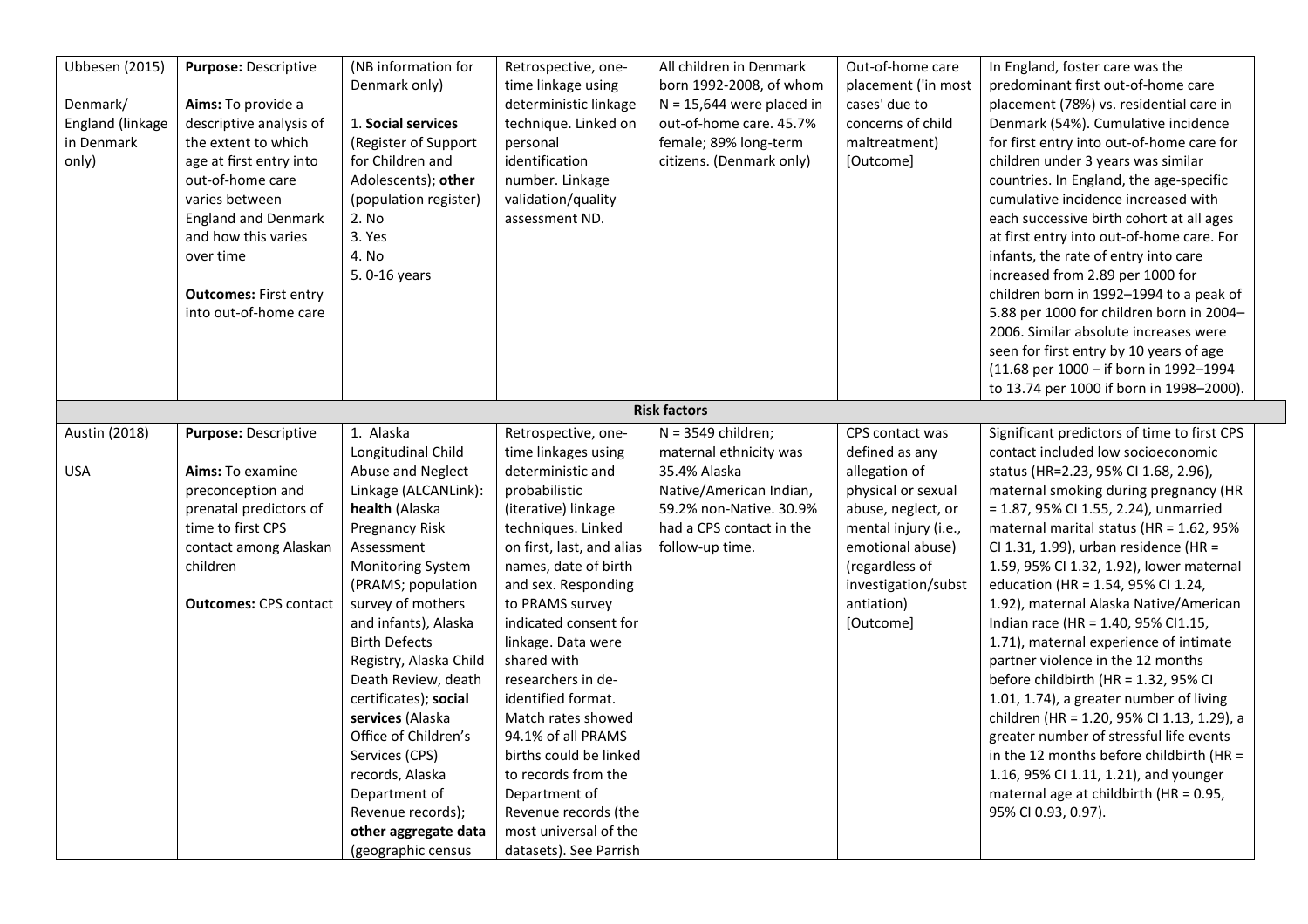| | | | | | | |
|---|---|---|---|---|---|---|
| Ubbesen (2015)<br><br>Denmark/ England (linkage in Denmark only) | **Purpose:** Descriptive<br><br>**Aims:** To provide a descriptive analysis of the extent to which age at first entry into out-of-home care varies between England and Denmark and how this varies over time<br><br>**Outcomes:** First entry into out-of-home care | (NB information for Denmark only)<br><br>1. **Social services** (Register of Support for Children and Adolescents); **other** (population register)<br>2. No<br>3. Yes<br>4. No<br>5. 0-16 years | Retrospective, one-time linkage using deterministic linkage technique. Linked on personal identification number. Linkage validation/quality assessment ND. | All children in Denmark born 1992-2008, of whom N = 15,644 were placed in out-of-home care. 45.7% female; 89% long-term citizens. (Denmark only) | Out-of-home care placement ('in most cases' due to concerns of child maltreatment) [Outcome] | In England, foster care was the predominant first out-of-home care placement (78%) vs. residential care in Denmark (54%). Cumulative incidence for first entry into out-of-home care for children under 3 years was similar countries. In England, the age-specific cumulative incidence increased with each successive birth cohort at all ages at first entry into out-of-home care. For infants, the rate of entry into care increased from 2.89 per 1000 for children born in 1992–1994 to a peak of 5.88 per 1000 for children born in 2004–2006. Similar absolute increases were seen for first entry by 10 years of age (11.68 per 1000 – if born in 1992–1994 to 13.74 per 1000 if born in 1998–2000). |
| **Risk factors** | | | | | | |
| Austin (2018)<br><br>USA | **Purpose:** Descriptive<br><br>**Aims:** To examine preconception and prenatal predictors of time to first CPS contact among Alaskan children<br><br>**Outcomes:** CPS contact | 1. Alaska Longitudinal Child Abuse and Neglect Linkage (ALCANLink): **health** (Alaska Pregnancy Risk Assessment Monitoring System (PRAMS; population survey of mothers and infants), Alaska Birth Defects Registry, Alaska Child Death Review, death certificates); **social services** (Alaska Office of Children's Services (CPS) records, Alaska Department of Revenue records); **other aggregate data** (geographic census | Retrospective, one-time linkages using deterministic and probabilistic (iterative) linkage techniques. Linked on first, last, and alias names, date of birth and sex. Responding to PRAMS survey indicated consent for linkage. Data were shared with researchers in de-identified format. Match rates showed 94.1% of all PRAMS births could be linked to records from the Department of Revenue records (the most universal of the datasets). See Parrish | N = 3549 children; maternal ethnicity was 35.4% Alaska Native/American Indian, 59.2% non-Native. 30.9% had a CPS contact in the follow-up time. | CPS contact was defined as any allegation of physical or sexual abuse, neglect, or mental injury (i.e., emotional abuse) (regardless of investigation/substantiation) [Outcome] | Significant predictors of time to first CPS contact included low socioeconomic status (HR=2.23, 95% CI 1.68, 2.96), maternal smoking during pregnancy (HR = 1.87, 95% CI 1.55, 2.24), unmarried maternal marital status (HR = 1.62, 95% CI 1.31, 1.99), urban residence (HR = 1.59, 95% CI 1.32, 1.92), lower maternal education (HR = 1.54, 95% CI 1.24, 1.92), maternal Alaska Native/American Indian race (HR = 1.40, 95% CI1.15, 1.71), maternal experience of intimate partner violence in the 12 months before childbirth (HR = 1.32, 95% CI 1.01, 1.74), a greater number of living children (HR = 1.20, 95% CI 1.13, 1.29), a greater number of stressful life events in the 12 months before childbirth (HR = 1.16, 95% CI 1.11, 1.21), and younger maternal age at childbirth (HR = 0.95, 95% CI 0.93, 0.97). |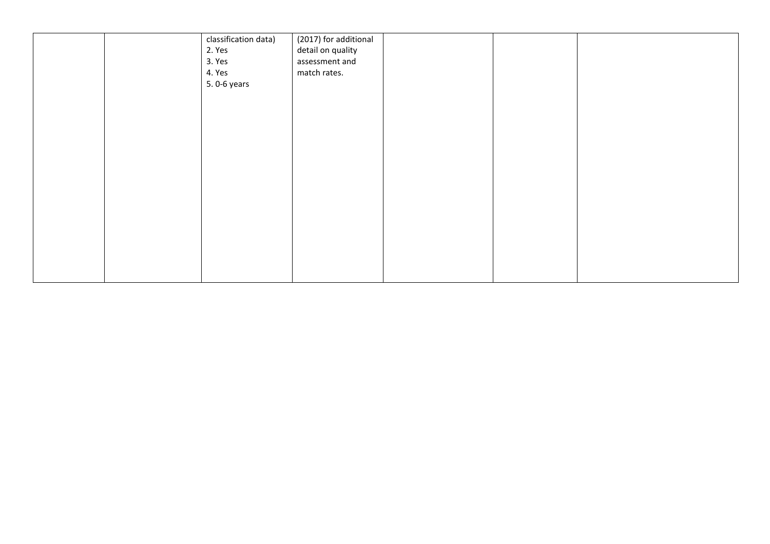|  |  |  |  |  |  |  |
|---|---|---|---|---|---|---|
|  |  | classification data)<br>2. Yes<br>3. Yes<br>4. Yes<br>5. 0-6 years | (2017) for additional detail on quality assessment and match rates. |  |  |  |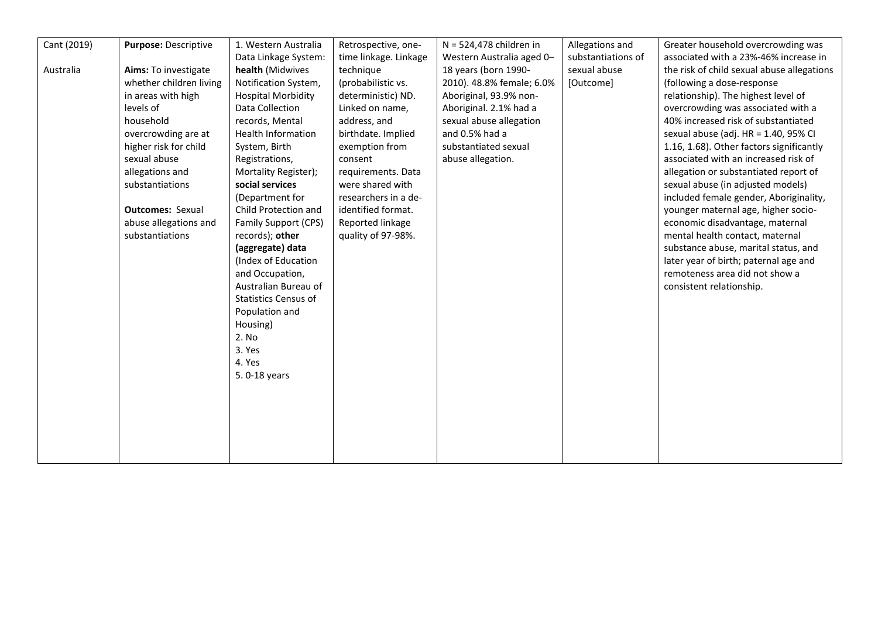| Cant (2019)<br><br>Australia | **Purpose:** Descriptive<br><br>**Aims:** To investigate whether children living in areas with high levels of household overcrowding are at higher risk for child sexual abuse allegations and substantiations<br><br>**Outcomes:** Sexual abuse allegations and substantiations | 1. Western Australia Data Linkage System: **health** (Midwives Notification System, Hospital Morbidity Data Collection records, Mental Health Information System, Birth Registrations, Mortality Register); **social services** (Department for Child Protection and Family Support (CPS) records); **other (aggregate) data** (Index of Education and Occupation, Australian Bureau of Statistics Census of Population and Housing)<br>2. No<br>3. Yes<br>4. Yes<br>5. 0-18 years | Retrospective, one-time linkage. Linkage technique (probabilistic vs. deterministic) ND. Linked on name, address, and birthdate. Implied exemption from consent requirements. Data were shared with researchers in a de-identified format. Reported linkage quality of 97-98%. | N = 524,478 children in Western Australia aged 0–18 years (born 1990-2010). 48.8% female; 6.0% Aboriginal, 93.9% non-Aboriginal. 2.1% had a sexual abuse allegation and 0.5% had a substantiated sexual abuse allegation. | Allegations and substantiations of sexual abuse [Outcome] | Greater household overcrowding was associated with a 23%-46% increase in the risk of child sexual abuse allegations (following a dose-response relationship). The highest level of overcrowding was associated with a 40% increased risk of substantiated sexual abuse (adj. HR = 1.40, 95% CI 1.16, 1.68). Other factors significantly associated with an increased risk of allegation or substantiated report of sexual abuse (in adjusted models) included female gender, Aboriginality, younger maternal age, higher socio-economic disadvantage, maternal mental health contact, maternal substance abuse, marital status, and later year of birth; paternal age and remoteness area did not show a consistent relationship. |
|---|---|---|---|---|---|---|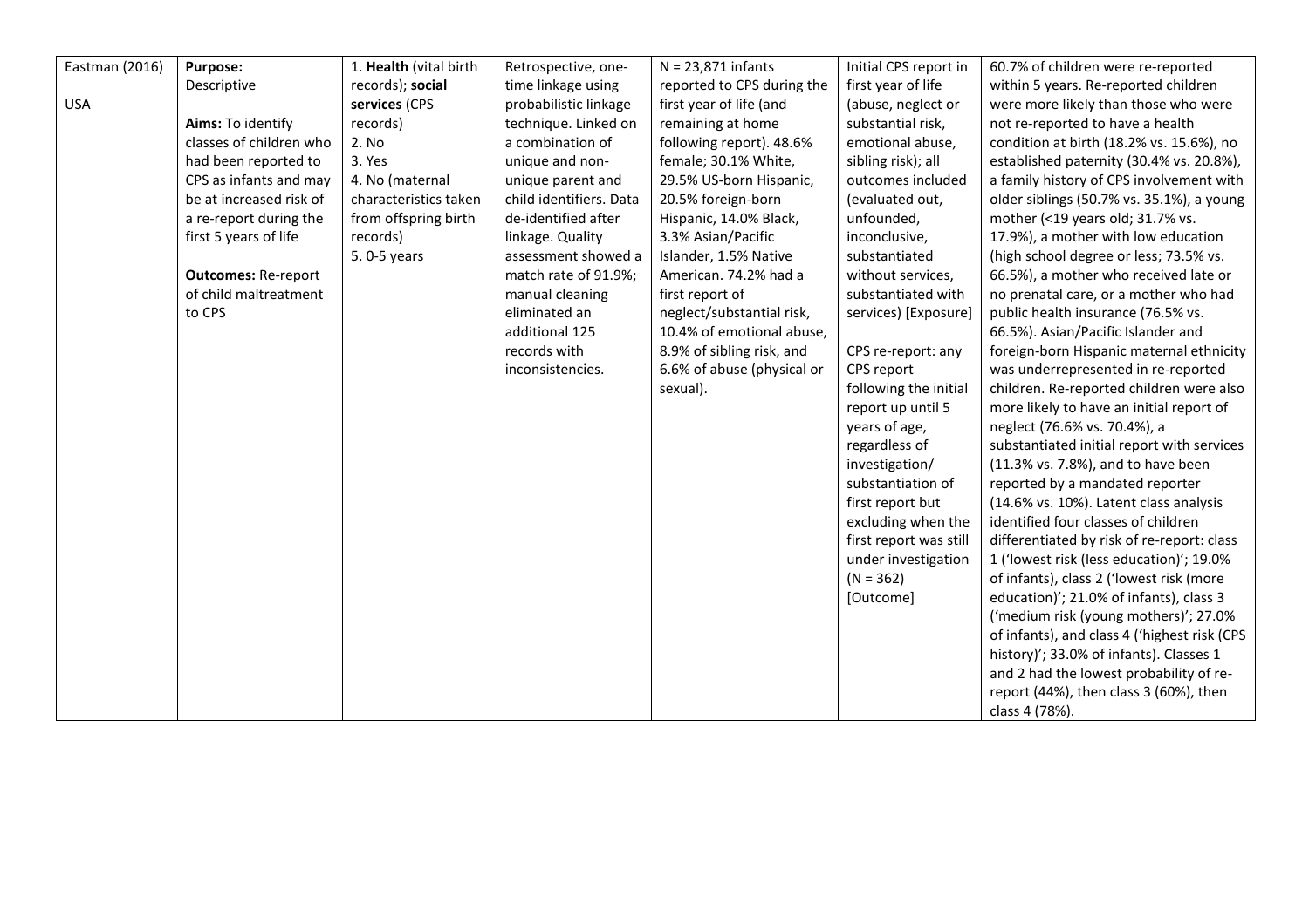| Eastman (2016)<br><br>USA | **Purpose:** Descriptive<br><br>**Aims:** To identify classes of children who had been reported to CPS as infants and may be at increased risk of a re-report during the first 5 years of life<br><br>**Outcomes:** Re-report of child maltreatment to CPS | 1. **Health** (vital birth records); **social services** (CPS records)<br>2. No<br>3. Yes<br>4. No (maternal characteristics taken from offspring birth records)<br>5. 0-5 years | Retrospective, one-time linkage using probabilistic linkage technique. Linked on a combination of unique and non-unique parent and child identifiers. Data de-identified after linkage. Quality assessment showed a match rate of 91.9%; manual cleaning eliminated an additional 125 records with inconsistencies. | N = 23,871 infants reported to CPS during the first year of life (and remaining at home following report). 48.6% female; 30.1% White, 29.5% US-born Hispanic, 20.5% foreign-born Hispanic, 14.0% Black, 3.3% Asian/Pacific Islander, 1.5% Native American. 74.2% had a first report of neglect/substantial risk, 10.4% of emotional abuse, 8.9% of sibling risk, and 6.6% of abuse (physical or sexual). | Initial CPS report in first year of life (abuse, neglect or substantial risk, emotional abuse, sibling risk); all outcomes included (evaluated out, unfounded, inconclusive, substantiated without services, substantiated with services) [Exposure]<br><br>CPS re-report: any CPS report following the initial report up until 5 years of age, regardless of investigation/ substantiation of first report but excluding when the first report was still under investigation (N = 362) [Outcome] | 60.7% of children were re-reported within 5 years. Re-reported children were more likely than those who were not re-reported to have a health condition at birth (18.2% vs. 15.6%), no established paternity (30.4% vs. 20.8%), a family history of CPS involvement with older siblings (50.7% vs. 35.1%), a young mother (<19 years old; 31.7% vs. 17.9%), a mother with low education (high school degree or less; 73.5% vs. 66.5%), a mother who received late or no prenatal care, or a mother who had public health insurance (76.5% vs. 66.5%). Asian/Pacific Islander and foreign-born Hispanic maternal ethnicity was underrepresented in re-reported children. Re-reported children were also more likely to have an initial report of neglect (76.6% vs. 70.4%), a substantiated initial report with services (11.3% vs. 7.8%), and to have been reported by a mandated reporter (14.6% vs. 10%). Latent class analysis identified four classes of children differentiated by risk of re-report: class 1 ('lowest risk (less education)'; 19.0% of infants), class 2 ('lowest risk (more education)'; 21.0% of infants), class 3 ('medium risk (young mothers)'; 27.0% of infants), and class 4 ('highest risk (CPS history)'; 33.0% of infants). Classes 1 and 2 had the lowest probability of re-report (44%), then class 3 (60%), then class 4 (78%). |
|---|---|---|---|---|---|---|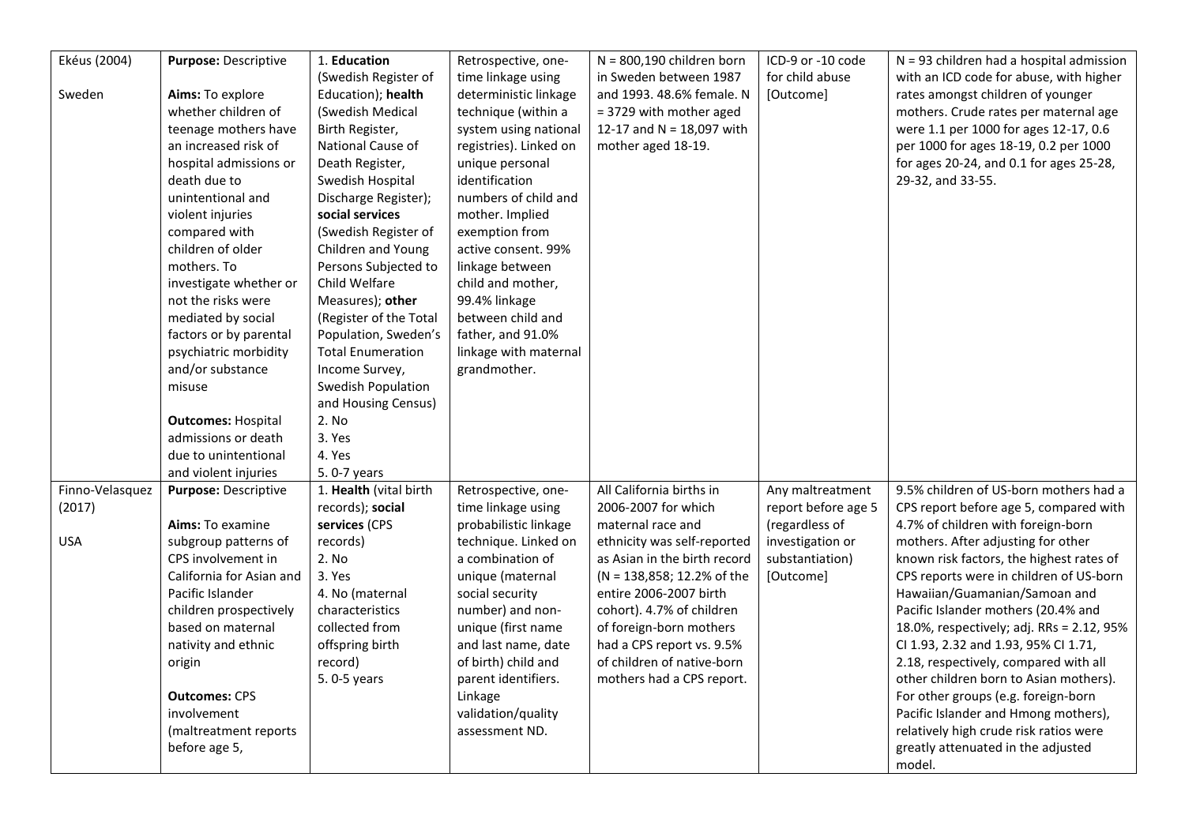| Ekéus (2004)<br><br>Sweden | **Purpose:** Descriptive<br><br>**Aims:** To explore whether children of teenage mothers have an increased risk of hospital admissions or death due to unintentional and violent injuries compared with children of older mothers. To investigate whether or not the risks were mediated by social factors or by parental psychiatric morbidity and/or substance misuse<br><br>**Outcomes:** Hospital admissions or death due to unintentional and violent injuries | 1. **Education** (Swedish Register of Education); **health** (Swedish Medical Birth Register, National Cause of Death Register, Swedish Hospital Discharge Register); **social services** (Swedish Register of Children and Young Persons Subjected to Child Welfare Measures); **other** (Register of the Total Population, Sweden's Total Enumeration Income Survey, Swedish Population and Housing Census)<br>2. No<br>3. Yes<br>4. Yes<br>5. 0-7 years | Retrospective, one-time linkage using deterministic linkage technique (within a system using national registries). Linked on unique personal identification numbers of child and mother. Implied exemption from active consent. 99% linkage between child and mother, 99.4% linkage between child and father, and 91.0% linkage with maternal grandmother. | N = 800,190 children born in Sweden between 1987 and 1993. 48.6% female. N = 3729 with mother aged 12-17 and N = 18,097 with mother aged 18-19. | ICD-9 or -10 code for child abuse [Outcome] | N = 93 children had a hospital admission with an ICD code for abuse, with higher rates amongst children of younger mothers. Crude rates per maternal age were 1.1 per 1000 for ages 12-17, 0.6 per 1000 for ages 18-19, 0.2 per 1000 for ages 20-24, and 0.1 for ages 25-28, 29-32, and 33-55. |
|---|---|---|---|---|---|---|
| Finno-Velasquez (2017)<br><br>USA | **Purpose:** Descriptive<br><br>**Aims:** To examine subgroup patterns of CPS involvement in California for Asian and Pacific Islander children prospectively based on maternal nativity and ethnic origin<br><br>**Outcomes:** CPS involvement (maltreatment reports before age 5, | 1. **Health** (vital birth records); **social services** (CPS records)<br>2. No<br>3. Yes<br>4. No (maternal characteristics collected from offspring birth record)<br>5. 0-5 years | Retrospective, one-time linkage using probabilistic linkage technique. Linked on a combination of unique (maternal social security number) and non-unique (first name and last name, date of birth) child and parent identifiers. Linkage validation/quality assessment ND. | All California births in 2006-2007 for which maternal race and ethnicity was self-reported as Asian in the birth record (N = 138,858; 12.2% of the entire 2006-2007 birth cohort). 4.7% of children of foreign-born mothers had a CPS report vs. 9.5% of children of native-born mothers had a CPS report. | Any maltreatment report before age 5 (regardless of investigation or substantiation) [Outcome] | 9.5% children of US-born mothers had a CPS report before age 5, compared with 4.7% of children with foreign-born mothers. After adjusting for other known risk factors, the highest rates of CPS reports were in children of US-born Hawaiian/Guamanian/Samoan and Pacific Islander mothers (20.4% and 18.0%, respectively; adj. RRs = 2.12, 95% CI 1.93, 2.32 and 1.93, 95% CI 1.71, 2.18, respectively, compared with all other children born to Asian mothers). For other groups (e.g. foreign-born Pacific Islander and Hmong mothers), relatively high crude risk ratios were greatly attenuated in the adjusted model. |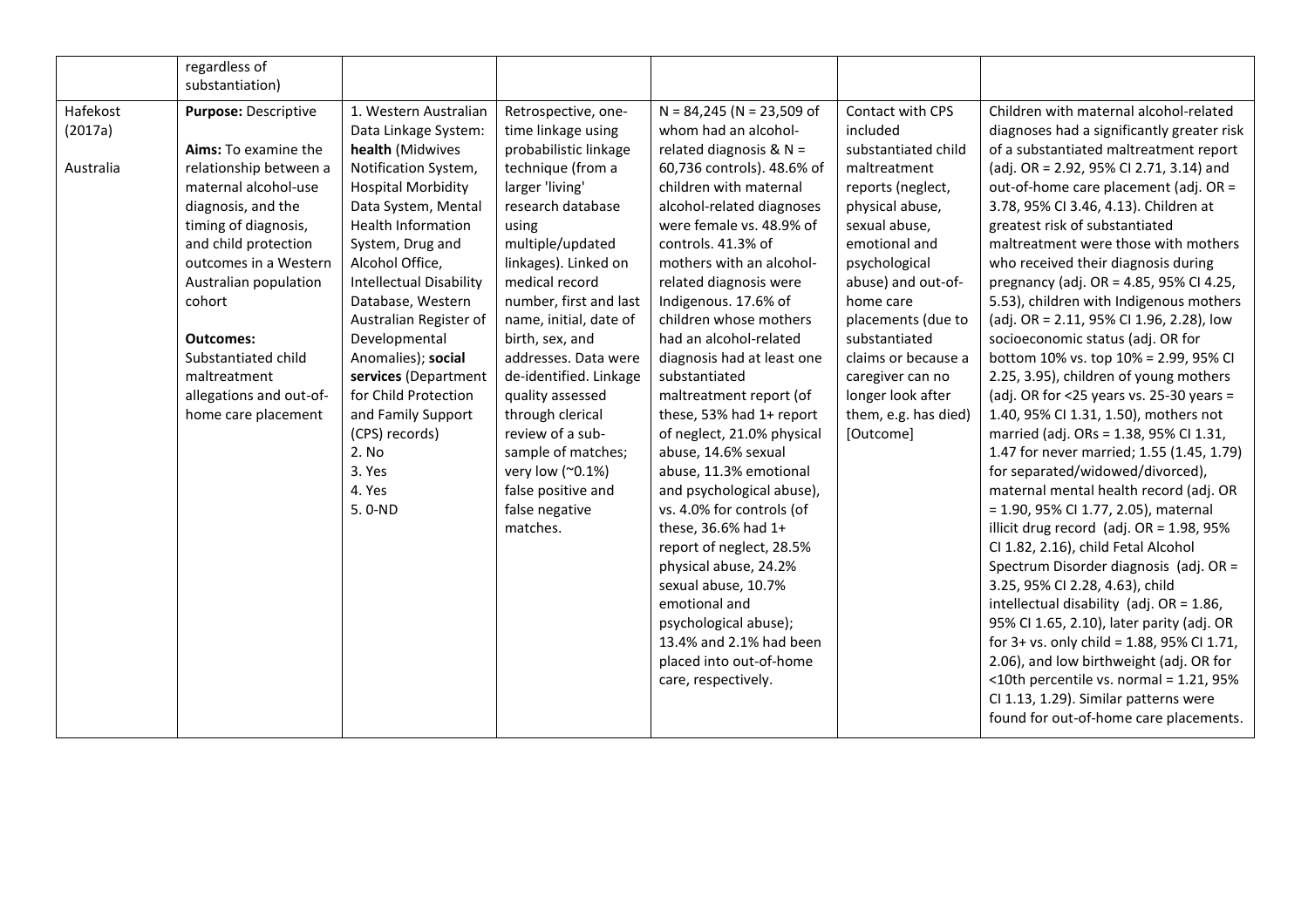|  |  |  |  |  |  |  |
|---|---|---|---|---|---|---|
|  | regardless of substantiation) |  |  |  |  |  |
| Hafekost (2017a)<br><br>Australia | **Purpose:** Descriptive<br><br>**Aims:** To examine the relationship between a maternal alcohol-use diagnosis, and the timing of diagnosis, and child protection outcomes in a Western Australian population cohort<br><br>**Outcomes:** Substantiated child maltreatment allegations and out-of-home care placement | 1. Western Australian Data Linkage System: **health** (Midwives Notification System, Hospital Morbidity Data System, Mental Health Information System, Drug and Alcohol Office, Intellectual Disability Database, Western Australian Register of Developmental Anomalies); **social services** (Department for Child Protection and Family Support (CPS) records)<br>2. No<br>3. Yes<br>4. Yes<br>5. 0-ND | Retrospective, one-time linkage using probabilistic linkage technique (from a larger 'living' research database using multiple/updated linkages). Linked on medical record number, first and last name, initial, date of birth, sex, and addresses. Data were de-identified. Linkage quality assessed through clerical review of a sub-sample of matches; very low (~0.1%) false positive and false negative matches. | N = 84,245 (N = 23,509 of whom had an alcohol-related diagnosis & N = 60,736 controls). 48.6% of children with maternal alcohol-related diagnoses were female vs. 48.9% of controls. 41.3% of mothers with an alcohol-related diagnosis were Indigenous. 17.6% of children whose mothers had an alcohol-related diagnosis had at least one substantiated maltreatment report (of these, 53% had 1+ report of neglect, 21.0% physical abuse, 14.6% sexual abuse, 11.3% emotional and psychological abuse), vs. 4.0% for controls (of these, 36.6% had 1+ report of neglect, 28.5% physical abuse, 24.2% sexual abuse, 10.7% emotional and psychological abuse); 13.4% and 2.1% had been placed into out-of-home care, respectively. | Contact with CPS included substantiated child maltreatment reports (neglect, physical abuse, sexual abuse, emotional and psychological abuse) and out-of-home care placements (due to substantiated claims or because a caregiver can no longer look after them, e.g. has died) [Outcome] | Children with maternal alcohol-related diagnoses had a significantly greater risk of a substantiated maltreatment report (adj. OR = 2.92, 95% CI 2.71, 3.14) and out-of-home care placement (adj. OR = 3.78, 95% CI 3.46, 4.13). Children at greatest risk of substantiated maltreatment were those with mothers who received their diagnosis during pregnancy (adj. OR = 4.85, 95% CI 4.25, 5.53), children with Indigenous mothers (adj. OR = 2.11, 95% CI 1.96, 2.28), low socioeconomic status (adj. OR for bottom 10% vs. top 10% = 2.99, 95% CI 2.25, 3.95), children of young mothers (adj. OR for <25 years vs. 25-30 years = 1.40, 95% CI 1.31, 1.50), mothers not married (adj. ORs = 1.38, 95% CI 1.31, 1.47 for never married; 1.55 (1.45, 1.79) for separated/widowed/divorced), maternal mental health record (adj. OR = 1.90, 95% CI 1.77, 2.05), maternal illicit drug record (adj. OR = 1.98, 95% CI 1.82, 2.16), child Fetal Alcohol Spectrum Disorder diagnosis (adj. OR = 3.25, 95% CI 2.28, 4.63), child intellectual disability (adj. OR = 1.86, 95% CI 1.65, 2.10), later parity (adj. OR for 3+ vs. only child = 1.88, 95% CI 1.71, 2.06), and low birthweight (adj. OR for <10th percentile vs. normal = 1.21, 95% CI 1.13, 1.29). Similar patterns were found for out-of-home care placements. |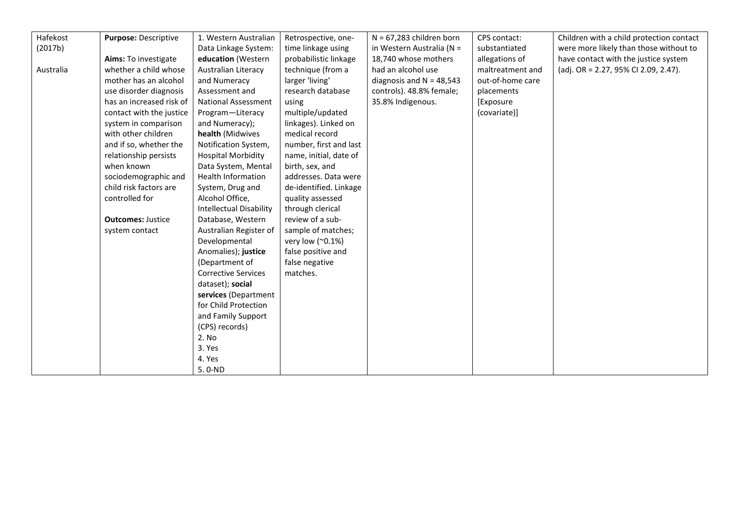| | | | | | | |
|---|---|---|---|---|---|---|
| Hafekost (2017b)<br><br>Australia | **Purpose:** Descriptive<br><br>**Aims:** To investigate whether a child whose mother has an alcohol use disorder diagnosis has an increased risk of contact with the justice system in comparison with other children and if so, whether the relationship persists when known sociodemographic and child risk factors are controlled for<br><br>**Outcomes:** Justice system contact | 1. Western Australian Data Linkage System: **education** (Western Australian Literacy and Numeracy Assessment and National Assessment Program—Literacy and Numeracy); **health** (Midwives Notification System, Hospital Morbidity Data System, Mental Health Information System, Drug and Alcohol Office, Intellectual Disability Database, Western Australian Register of Developmental Anomalies); **justice** (Department of Corrective Services dataset); **social services** (Department for Child Protection and Family Support (CPS) records)<br>2. No<br>3. Yes<br>4. Yes<br>5. 0-ND | Retrospective, one-time linkage using probabilistic linkage technique (from a larger 'living' research database using multiple/updated linkages). Linked on medical record number, first and last name, initial, date of birth, sex, and addresses. Data were de-identified. Linkage quality assessed through clerical review of a sub-sample of matches; very low (~0.1%) false positive and false negative matches. | N = 67,283 children born in Western Australia (N = 18,740 whose mothers had an alcohol use diagnosis and N = 48,543 controls). 48.8% female; 35.8% Indigenous. | CPS contact: substantiated allegations of maltreatment and out-of-home care placements [Exposure (covariate)] | Children with a child protection contact were more likely than those without to have contact with the justice system (adj. OR = 2.27, 95% CI 2.09, 2.47). |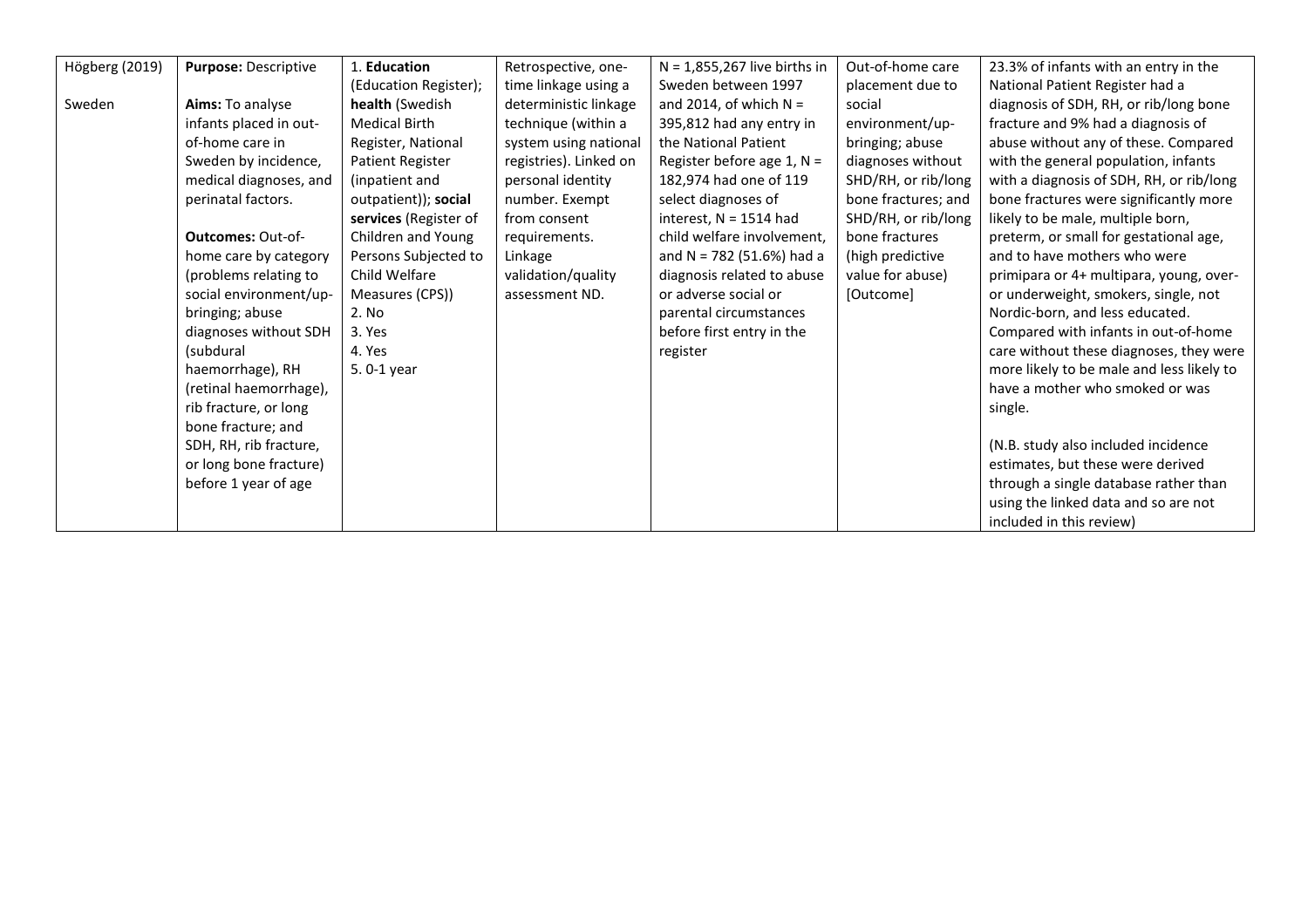| Högberg (2019)<br><br>Sweden | **Purpose:** Descriptive<br><br>**Aims:** To analyse infants placed in out-of-home care in Sweden by incidence, medical diagnoses, and perinatal factors.<br><br>**Outcomes:** Out-of-home care by category (problems relating to social environment/up-bringing; abuse diagnoses without SDH (subdural haemorrhage), RH (retinal haemorrhage), rib fracture, or long bone fracture; and SDH, RH, rib fracture, or long bone fracture) before 1 year of age | 1. **Education** (Education Register); **health** (Swedish Medical Birth Register, National Patient Register (inpatient and outpatient)); **social services** (Register of Children and Young Persons Subjected to Child Welfare Measures (CPS))<br>2. No<br>3. Yes<br>4. Yes<br>5. 0-1 year | Retrospective, one-time linkage using a deterministic linkage technique (within a system using national registries). Linked on personal identity number. Exempt from consent requirements. Linkage validation/quality assessment ND. | N = 1,855,267 live births in Sweden between 1997 and 2014, of which N = 395,812 had any entry in the National Patient Register before age 1, N = 182,974 had one of 119 select diagnoses of interest, N = 1514 had child welfare involvement, and N = 782 (51.6%) had a diagnosis related to abuse or adverse social or parental circumstances before first entry in the register | Out-of-home care placement due to social environment/up-bringing; abuse diagnoses without SHD/RH, or rib/long bone fractures; and SHD/RH, or rib/long bone fractures (high predictive value for abuse) [Outcome] | 23.3% of infants with an entry in the National Patient Register had a diagnosis of SDH, RH, or rib/long bone fracture and 9% had a diagnosis of abuse without any of these. Compared with the general population, infants with a diagnosis of SDH, RH, or rib/long bone fractures were significantly more likely to be male, multiple born, preterm, or small for gestational age, and to have mothers who were primipara or 4+ multipara, young, over- or underweight, smokers, single, not Nordic-born, and less educated. Compared with infants in out-of-home care without these diagnoses, they were more likely to be male and less likely to have a mother who smoked or was single.<br><br>(N.B. study also included incidence estimates, but these were derived through a single database rather than using the linked data and so are not included in this review) |
|---|---|---|---|---|---|---|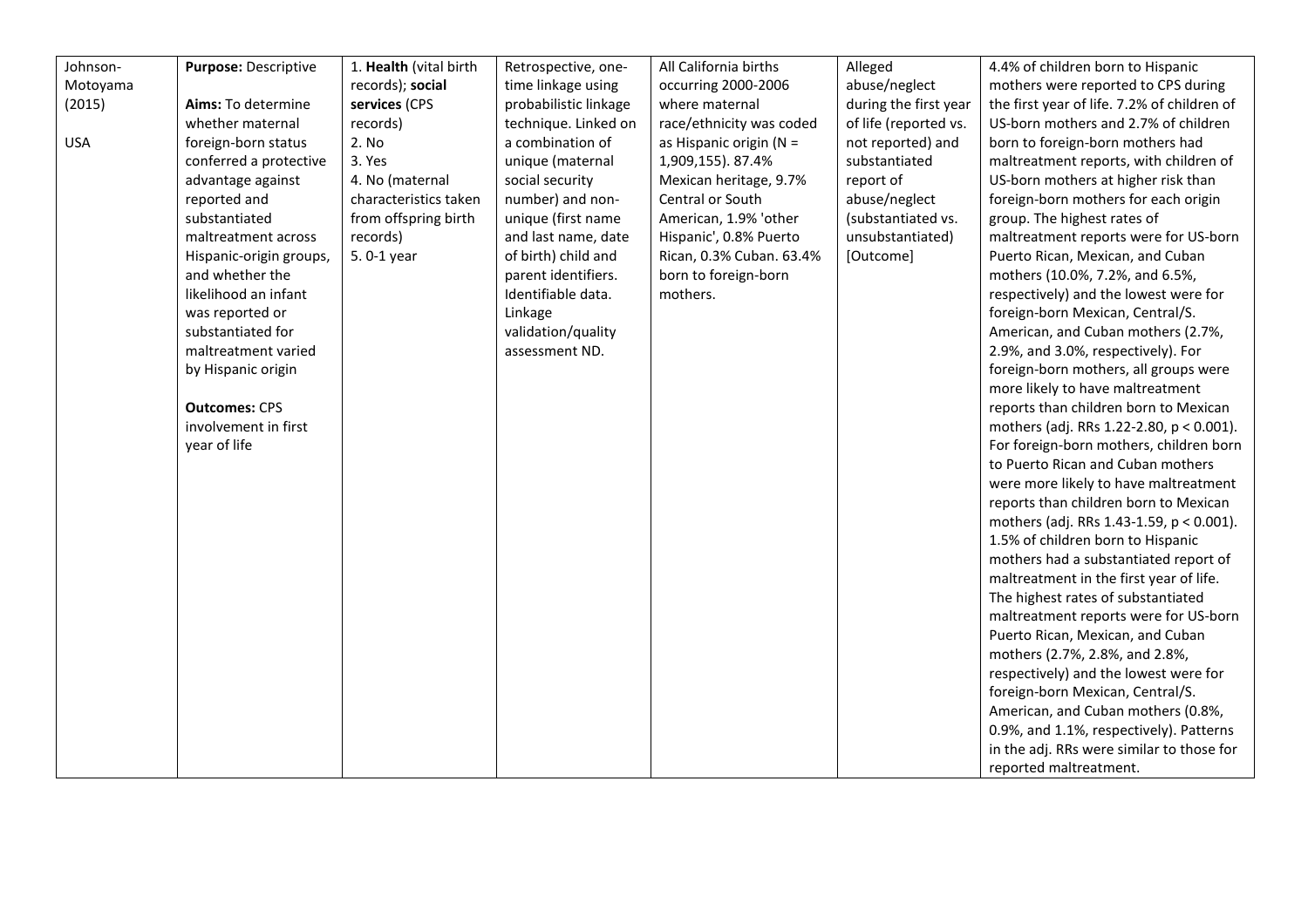| | | | | | | |
|---|---|---|---|---|---|---|
| Johnson-Motoyama (2015)<br><br>USA | **Purpose:** Descriptive<br><br>**Aims:** To determine whether maternal foreign-born status conferred a protective advantage against reported and substantiated maltreatment across Hispanic-origin groups, and whether the likelihood an infant was reported or substantiated for maltreatment varied by Hispanic origin<br><br>**Outcomes:** CPS involvement in first year of life | 1. **Health** (vital birth records); **social services** (CPS records)<br>2. No<br>3. Yes<br>4. No (maternal characteristics taken from offspring birth records)<br>5. 0-1 year | Retrospective, one-time linkage using probabilistic linkage technique. Linked on a combination of unique (maternal social security number) and non-unique (first name and last name, date of birth) child and parent identifiers. Identifiable data. Linkage validation/quality assessment ND. | All California births occurring 2000-2006 where maternal race/ethnicity was coded as Hispanic origin (N = 1,909,155). 87.4% Mexican heritage, 9.7% Central or South American, 1.9% 'other Hispanic', 0.8% Puerto Rican, 0.3% Cuban. 63.4% born to foreign-born mothers. | Alleged abuse/neglect during the first year of life (reported vs. not reported) and substantiated report of abuse/neglect (substantiated vs. unsubstantiated) [Outcome] | 4.4% of children born to Hispanic mothers were reported to CPS during the first year of life. 7.2% of children of US-born mothers and 2.7% of children born to foreign-born mothers had maltreatment reports, with children of US-born mothers at higher risk than foreign-born mothers for each origin group. The highest rates of maltreatment reports were for US-born Puerto Rican, Mexican, and Cuban mothers (10.0%, 7.2%, and 6.5%, respectively) and the lowest were for foreign-born Mexican, Central/S. American, and Cuban mothers (2.7%, 2.9%, and 3.0%, respectively). For foreign-born mothers, all groups were more likely to have maltreatment reports than children born to Mexican mothers (adj. RRs 1.22-2.80, $p < 0.001$). For foreign-born mothers, children born to Puerto Rican and Cuban mothers were more likely to have maltreatment reports than children born to Mexican mothers (adj. RRs 1.43-1.59, $p < 0.001$). 1.5% of children born to Hispanic mothers had a substantiated report of maltreatment in the first year of life. The highest rates of substantiated maltreatment reports were for US-born Puerto Rican, Mexican, and Cuban mothers (2.7%, 2.8%, and 2.8%, respectively) and the lowest were for foreign-born Mexican, Central/S. American, and Cuban mothers (0.8%, 0.9%, and 1.1%, respectively). Patterns in the adj. RRs were similar to those for reported maltreatment. |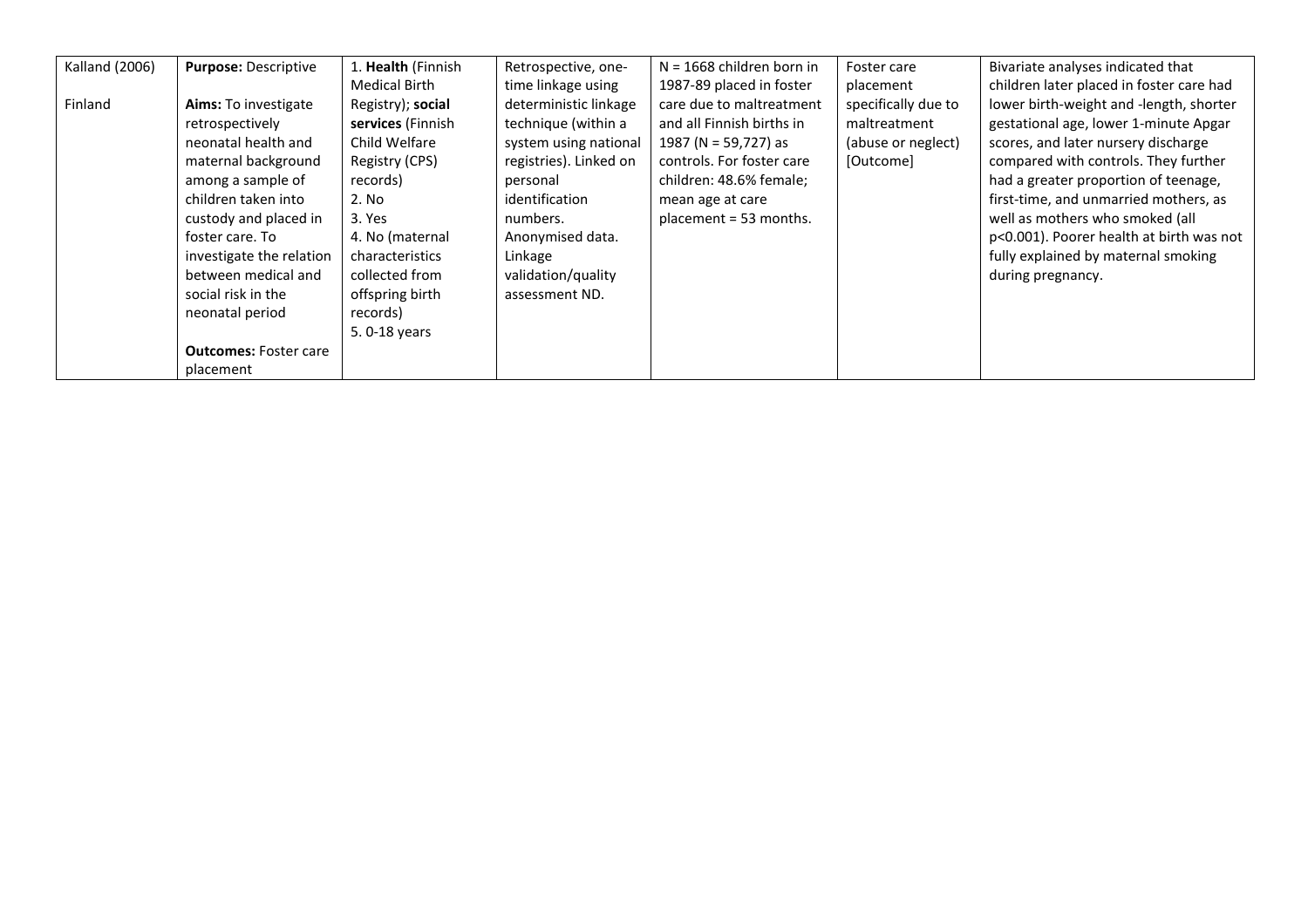| | | | | | | |
|---|---|---|---|---|---|---|
| Kalland (2006)<br><br>Finland | **Purpose:** Descriptive<br><br>**Aims:** To investigate retrospectively neonatal health and maternal background among a sample of children taken into custody and placed in foster care. To investigate the relation between medical and social risk in the neonatal period<br><br>**Outcomes:** Foster care placement | 1. **Health** (Finnish Medical Birth Registry); **social services** (Finnish Child Welfare Registry (CPS) records)<br>2. No<br>3. Yes<br>4. No (maternal characteristics collected from offspring birth records)<br>5. 0-18 years | Retrospective, one-time linkage using deterministic linkage technique (within a system using national registries). Linked on personal identification numbers. Anonymised data. Linkage validation/quality assessment ND. | N = 1668 children born in 1987-89 placed in foster care due to maltreatment and all Finnish births in 1987 (N = 59,727) as controls. For foster care children: 48.6% female; mean age at care placement = 53 months. | Foster care placement specifically due to maltreatment (abuse or neglect) [Outcome] | Bivariate analyses indicated that children later placed in foster care had lower birth-weight and -length, shorter gestational age, lower 1-minute Apgar scores, and later nursery discharge compared with controls. They further had a greater proportion of teenage, first-time, and unmarried mothers, as well as mothers who smoked (all $p<0.001$). Poorer health at birth was not fully explained by maternal smoking during pregnancy. |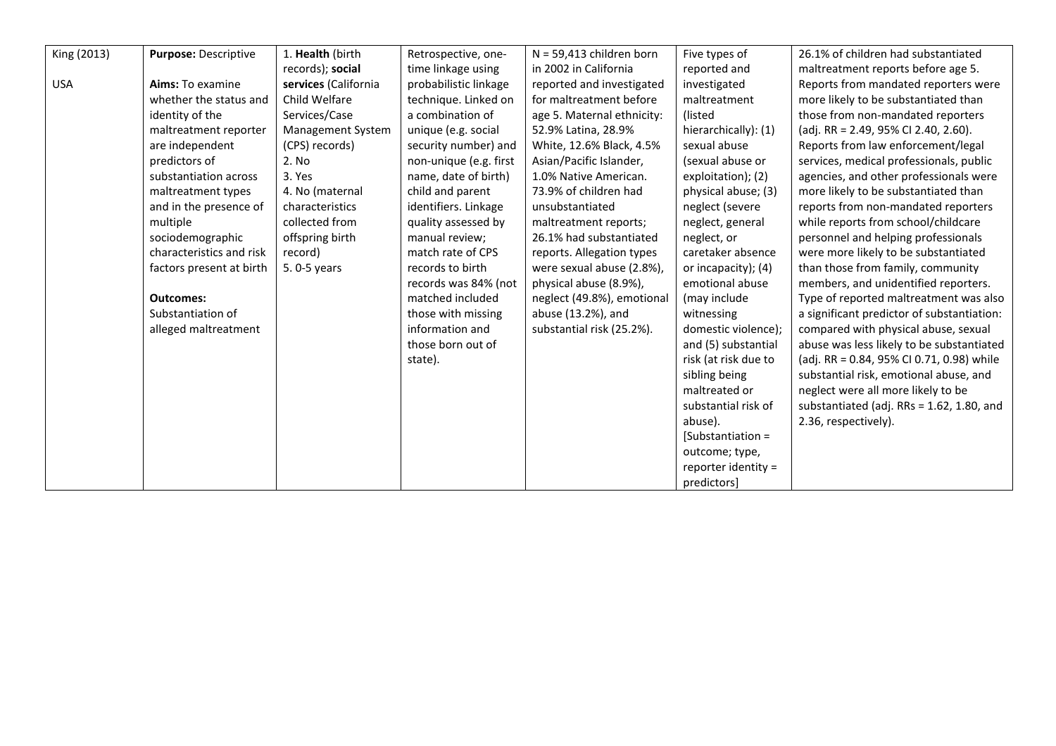| King (2013)<br><br>USA | **Purpose:** Descriptive<br><br>**Aims:** To examine whether the status and identity of the maltreatment reporter are independent predictors of substantiation across maltreatment types and in the presence of multiple sociodemographic characteristics and risk factors present at birth<br><br>**Outcomes:** Substantiation of alleged maltreatment | 1. **Health** (birth records); **social services** (California Child Welfare Services/Case Management System (CPS) records)<br>2. No<br>3. Yes<br>4. No (maternal characteristics collected from offspring birth record)<br>5. 0-5 years | Retrospective, one-time linkage using probabilistic linkage technique. Linked on a combination of unique (e.g. social security number) and non-unique (e.g. first name, date of birth) child and parent identifiers. Linkage quality assessed by manual review; match rate of CPS records to birth records was 84% (not matched included those with missing information and those born out of state). | N = 59,413 children born in 2002 in California reported and investigated for maltreatment before age 5. Maternal ethnicity: 52.9% Latina, 28.9% White, 12.6% Black, 4.5% Asian/Pacific Islander, 1.0% Native American. 73.9% of children had unsubstantiated maltreatment reports; 26.1% had substantiated reports. Allegation types were sexual abuse (2.8%), physical abuse (8.9%), neglect (49.8%), emotional abuse (13.2%), and substantial risk (25.2%). | Five types of reported and investigated maltreatment (listed hierarchically): (1) sexual abuse (sexual abuse or exploitation); (2) physical abuse; (3) neglect (severe neglect, general neglect, or caretaker absence or incapacity); (4) emotional abuse (may include witnessing domestic violence); and (5) substantial risk (at risk due to sibling being maltreated or substantial risk of abuse). [Substantiation = outcome; type, reporter identity = predictors] | 26.1% of children had substantiated maltreatment reports before age 5. Reports from mandated reporters were more likely to be substantiated than those from non-mandated reporters (adj. RR = 2.49, 95% CI 2.40, 2.60). Reports from law enforcement/legal services, medical professionals, public agencies, and other professionals were more likely to be substantiated than reports from non-mandated reporters while reports from school/childcare personnel and helping professionals were more likely to be substantiated than those from family, community members, and unidentified reporters. Type of reported maltreatment was also a significant predictor of substantiation: compared with physical abuse, sexual abuse was less likely to be substantiated (adj. RR = 0.84, 95% CI 0.71, 0.98) while substantial risk, emotional abuse, and neglect were all more likely to be substantiated (adj. RRs = 1.62, 1.80, and 2.36, respectively). |
|---|---|---|---|---|---|---|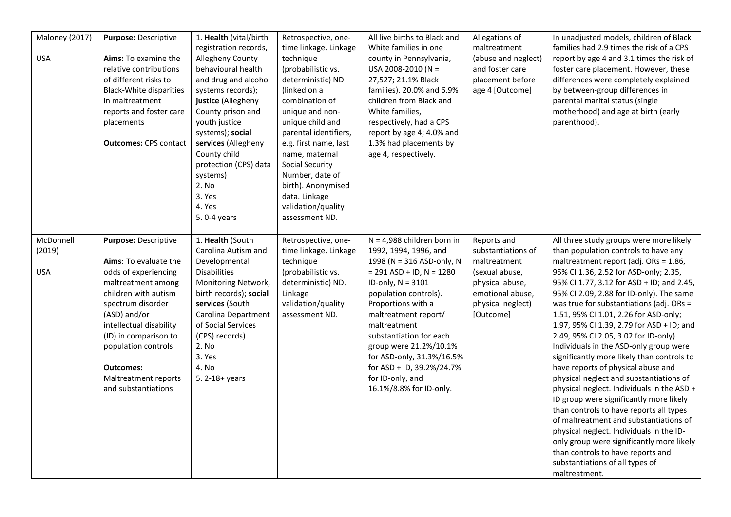| | | | | | | |
|---|---|---|---|---|---|---|
| Maloney (2017)<br><br>USA | **Purpose:** Descriptive<br><br>**Aims:** To examine the relative contributions of different risks to Black-White disparities in maltreatment reports and foster care placements<br><br>**Outcomes:** CPS contact | 1. **Health** (vital/birth registration records, Allegheny County behavioural health and drug and alcohol systems records); **justice** (Allegheny County prison and youth justice systems); **social services** (Allegheny County child protection (CPS) data systems)<br>2. No<br>3. Yes<br>4. Yes<br>5. 0-4 years | Retrospective, one-time linkage. Linkage technique (probabilistic vs. deterministic) ND (linked on a combination of unique and non-unique child and parental identifiers, e.g. first name, last name, maternal Social Security Number, date of birth). Anonymised data. Linkage validation/quality assessment ND. | All live births to Black and White families in one county in Pennsylvania, USA 2008-2010 (N = 27,527; 21.1% Black families). 20.0% and 6.9% children from Black and White families, respectively, had a CPS report by age 4; 4.0% and 1.3% had placements by age 4, respectively. | Allegations of maltreatment (abuse and neglect) and foster care placement before age 4 [Outcome] | In unadjusted models, children of Black families had 2.9 times the risk of a CPS report by age 4 and 3.1 times the risk of foster care placement. However, these differences were completely explained by between-group differences in parental marital status (single motherhood) and age at birth (early parenthood). |
| McDonnell (2019)<br><br>USA | **Purpose:** Descriptive<br><br>**Aims**: To evaluate the odds of experiencing maltreatment among children with autism spectrum disorder (ASD) and/or intellectual disability (ID) in comparison to population controls<br><br>**Outcomes:** Maltreatment reports and substantiations | 1. **Health** (South Carolina Autism and Developmental Disabilities Monitoring Network, birth records); **social services** (South Carolina Department of Social Services (CPS) records)<br>2. No<br>3. Yes<br>4. No<br>5. 2-18+ years | Retrospective, one-time linkage. Linkage technique (probabilistic vs. deterministic) ND. Linkage validation/quality assessment ND. | N = 4,988 children born in 1992, 1994, 1996, and 1998 (N = 316 ASD-only, N = 291 ASD + ID, N = 1280 ID-only, N = 3101 population controls). Proportions with a maltreatment report/ maltreatment substantiation for each group were 21.2%/10.1% for ASD-only, 31.3%/16.5% for ASD + ID, 39.2%/24.7% for ID-only, and 16.1%/8.8% for ID-only. | Reports and substantiations of maltreatment (sexual abuse, physical abuse, emotional abuse, physical neglect) [Outcome] | All three study groups were more likely than population controls to have any maltreatment report (adj. ORs = 1.86, 95% CI 1.36, 2.52 for ASD-only; 2.35, 95% CI 1.77, 3.12 for ASD + ID; and 2.45, 95% CI 2.09, 2.88 for ID-only). The same was true for substantiations (adj. ORs = 1.51, 95% CI 1.01, 2.26 for ASD-only; 1.97, 95% CI 1.39, 2.79 for ASD + ID; and 2.49, 95% CI 2.05, 3.02 for ID-only). Individuals in the ASD-only group were significantly more likely than controls to have reports of physical abuse and physical neglect and substantiations of physical neglect. Individuals in the ASD + ID group were significantly more likely than controls to have reports all types of maltreatment and substantiations of physical neglect. Individuals in the ID-only group were significantly more likely than controls to have reports and substantiations of all types of maltreatment. |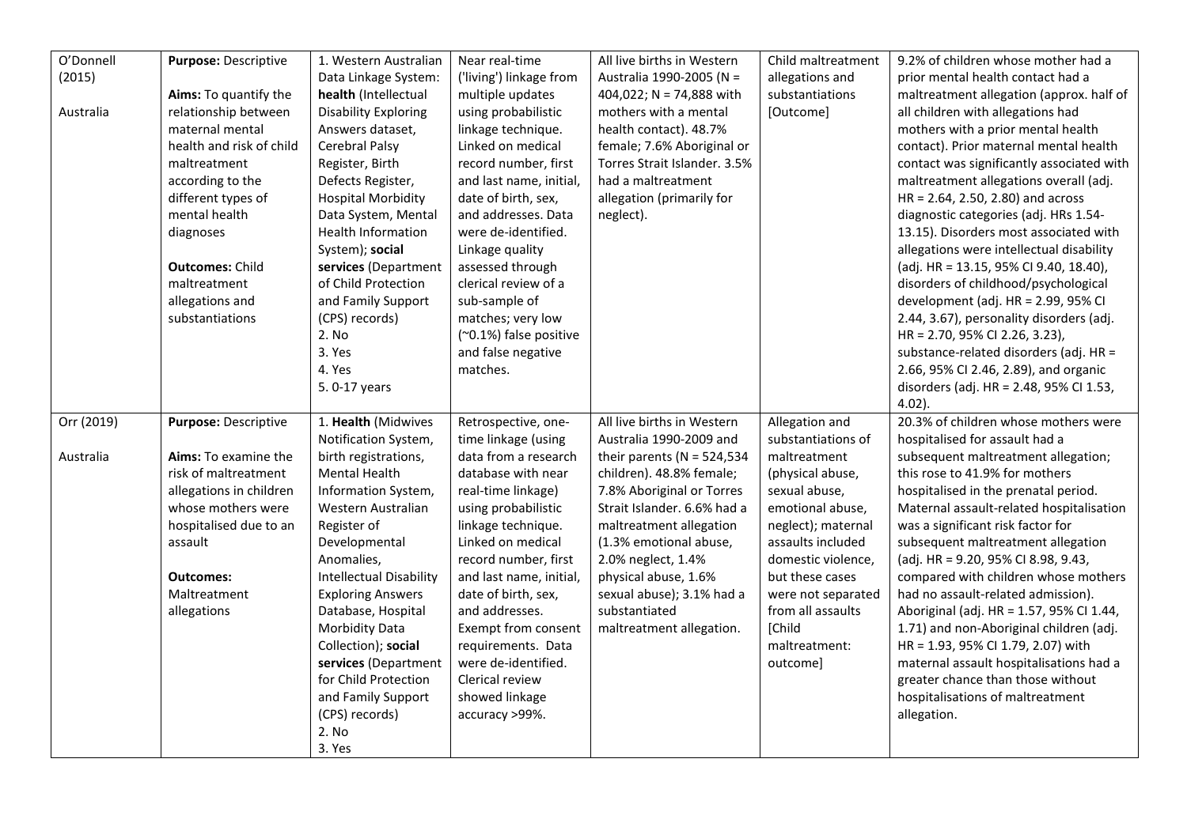| | | | | | | |
|---|---|---|---|---|---|---|
| O'Donnell (2015)<br><br>Australia | **Purpose:** Descriptive<br><br>**Aims:** To quantify the relationship between maternal mental health and risk of child maltreatment according to the different types of mental health diagnoses<br><br>**Outcomes:** Child maltreatment allegations and substantiations | 1. Western Australian Data Linkage System: **health** (Intellectual Disability Exploring Answers dataset, Cerebral Palsy Register, Birth Defects Register, Hospital Morbidity Data System, Mental Health Information System); **social services** (Department of Child Protection and Family Support (CPS) records)<br>2. No<br>3. Yes<br>4. Yes<br>5. 0-17 years | Near real-time ('living') linkage from multiple updates using probabilistic linkage technique. Linked on medical record number, first and last name, initial, date of birth, sex, and addresses. Data were de-identified. Linkage quality assessed through clerical review of a sub-sample of matches; very low (~0.1%) false positive and false negative matches. | All live births in Western Australia 1990-2005 (N = 404,022; N = 74,888 with mothers with a mental health contact). 48.7% female; 7.6% Aboriginal or Torres Strait Islander. 3.5% had a maltreatment allegation (primarily for neglect). | Child maltreatment allegations and substantiations [Outcome] | 9.2% of children whose mother had a prior mental health contact had a maltreatment allegation (approx. half of all children with allegations had mothers with a prior mental health contact). Prior maternal mental health contact was significantly associated with maltreatment allegations overall (adj. HR = 2.64, 2.50, 2.80) and across diagnostic categories (adj. HRs 1.54-13.15). Disorders most associated with allegations were intellectual disability (adj. HR = 13.15, 95% CI 9.40, 18.40), disorders of childhood/psychological development (adj. HR = 2.99, 95% CI 2.44, 3.67), personality disorders (adj. HR = 2.70, 95% CI 2.26, 3.23), substance-related disorders (adj. HR = 2.66, 95% CI 2.46, 2.89), and organic disorders (adj. HR = 2.48, 95% CI 1.53, 4.02). |
| Orr (2019)<br><br>Australia | **Purpose:** Descriptive<br><br>**Aims:** To examine the risk of maltreatment allegations in children whose mothers were hospitalised due to an assault<br><br>**Outcomes:** Maltreatment allegations | 1. **Health** (Midwives Notification System, birth registrations, Mental Health Information System, Western Australian Register of Developmental Anomalies, Intellectual Disability Exploring Answers Database, Hospital Morbidity Data Collection); **social services** (Department for Child Protection and Family Support (CPS) records)<br>2. No<br>3. Yes | Retrospective, one-time linkage (using data from a research database with near real-time linkage) using probabilistic linkage technique. Linked on medical record number, first and last name, initial, date of birth, sex, and addresses. Exempt from consent requirements. Data were de-identified. Clerical review showed linkage accuracy >99%. | All live births in Western Australia 1990-2009 and their parents (N = 524,534 children). 48.8% female; 7.8% Aboriginal or Torres Strait Islander. 6.6% had a maltreatment allegation (1.3% emotional abuse, 2.0% neglect, 1.4% physical abuse, 1.6% sexual abuse); 3.1% had a substantiated maltreatment allegation. | Allegation and substantiations of maltreatment (physical abuse, sexual abuse, emotional abuse, neglect); maternal assaults included domestic violence, but these cases were not separated from all assaults [Child maltreatment: outcome] | 20.3% of children whose mothers were hospitalised for assault had a subsequent maltreatment allegation; this rose to 41.9% for mothers hospitalised in the prenatal period. Maternal assault-related hospitalisation was a significant risk factor for subsequent maltreatment allegation (adj. HR = 9.20, 95% CI 8.98, 9.43, compared with children whose mothers had no assault-related admission). Aboriginal (adj. HR = 1.57, 95% CI 1.44, 1.71) and non-Aboriginal children (adj. HR = 1.93, 95% CI 1.79, 2.07) with maternal assault hospitalisations had a greater chance than those without hospitalisations of maltreatment allegation. |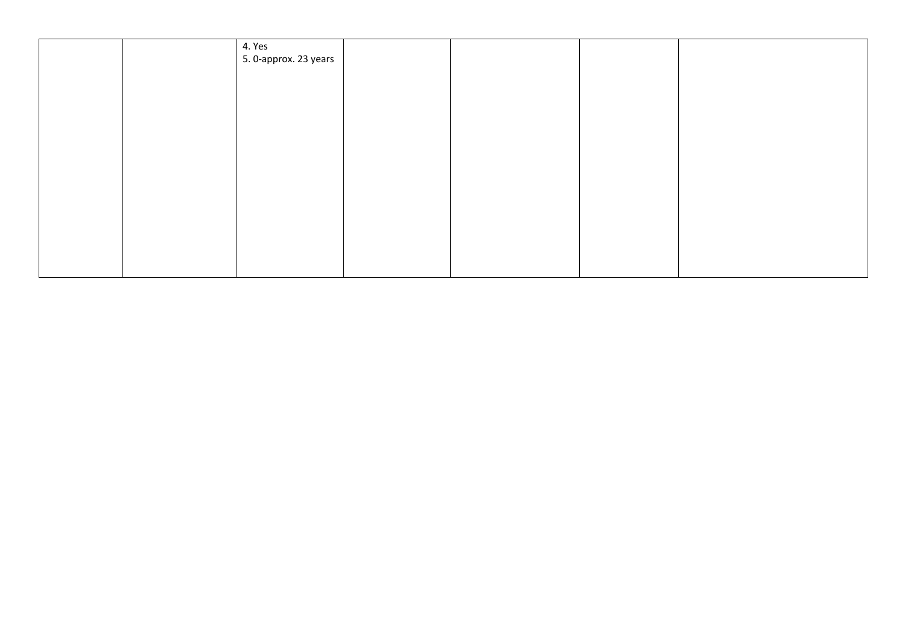| | | | | | | |
|---|---|---|---|---|---|---|
| | | 4. Yes<br>5. 0-approx. 23 years | | | | |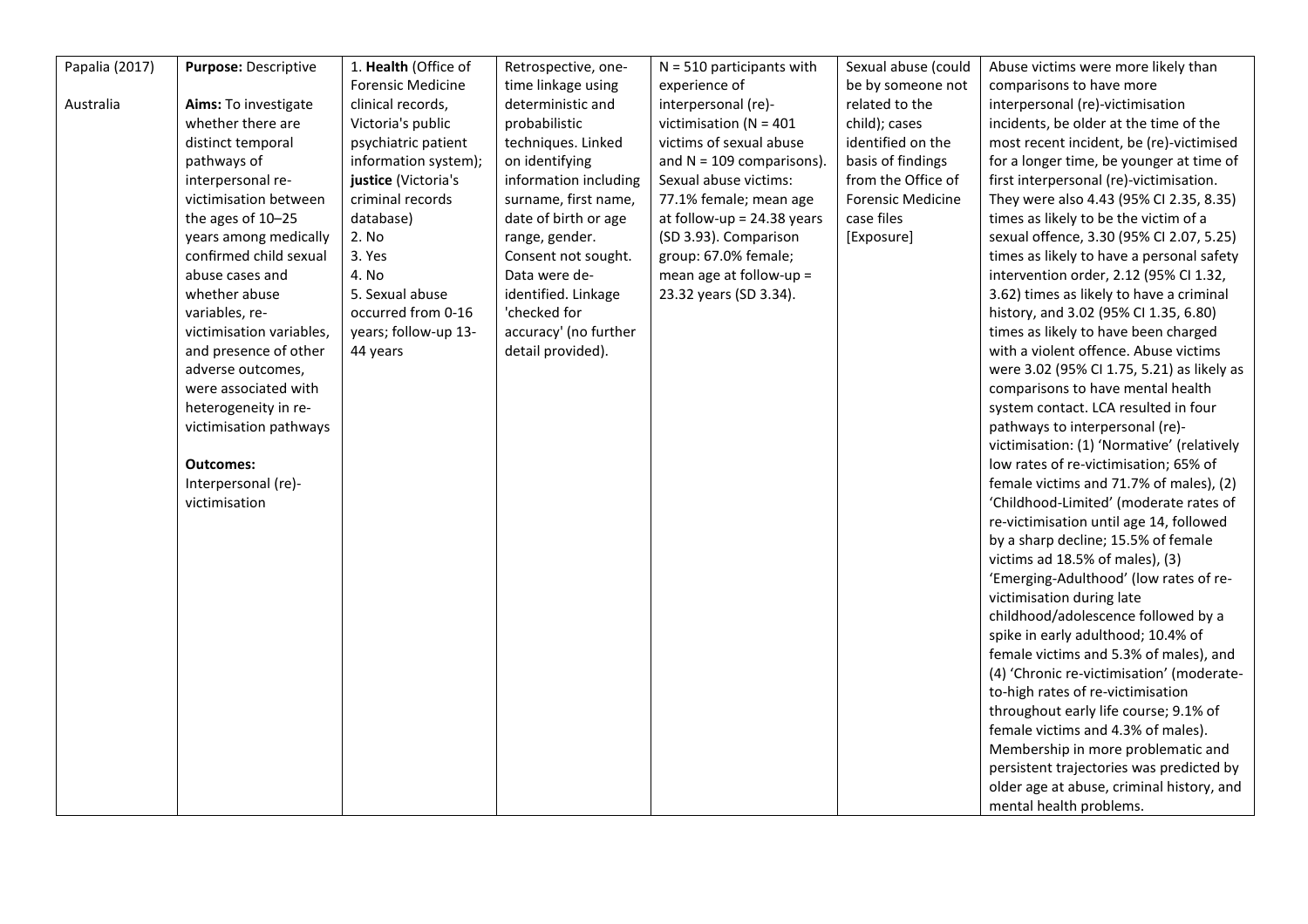| | | | | | | |
|---|---|---|---|---|---|---|
| Papalia (2017)<br><br>Australia | **Purpose:** Descriptive<br><br>**Aims:** To investigate whether there are distinct temporal pathways of interpersonal re-victimisation between the ages of 10–25 years among medically confirmed child sexual abuse cases and whether abuse variables, re-victimisation variables, and presence of other adverse outcomes, were associated with heterogeneity in re-victimisation pathways<br><br>**Outcomes:** Interpersonal (re)-victimisation | 1. **Health** (Office of Forensic Medicine clinical records, Victoria's public psychiatric patient information system); **justice** (Victoria's criminal records database)<br>2. No<br>3. Yes<br>4. No<br>5. Sexual abuse occurred from 0-16 years; follow-up 13-44 years | Retrospective, one-time linkage using deterministic and probabilistic techniques. Linked on identifying information including surname, first name, date of birth or age range, gender. Consent not sought. Data were de-identified. Linkage 'checked for accuracy' (no further detail provided). | N = 510 participants with experience of interpersonal (re)-victimisation (N = 401 victims of sexual abuse and N = 109 comparisons). Sexual abuse victims: 77.1% female; mean age at follow-up = 24.38 years (SD 3.93). Comparison group: 67.0% female; mean age at follow-up = 23.32 years (SD 3.34). | Sexual abuse (could be by someone not related to the child); cases identified on the basis of findings from the Office of Forensic Medicine case files [Exposure] | Abuse victims were more likely than comparisons to have more interpersonal (re)-victimisation incidents, be older at the time of the most recent incident, be (re)-victimised for a longer time, be younger at time of first interpersonal (re)-victimisation. They were also 4.43 (95% CI 2.35, 8.35) times as likely to be the victim of a sexual offence, 3.30 (95% CI 2.07, 5.25) times as likely to have a personal safety intervention order, 2.12 (95% CI 1.32, 3.62) times as likely to have a criminal history, and 3.02 (95% CI 1.35, 6.80) times as likely to have been charged with a violent offence. Abuse victims were 3.02 (95% CI 1.75, 5.21) as likely as comparisons to have mental health system contact. LCA resulted in four pathways to interpersonal (re)-victimisation: (1) 'Normative' (relatively low rates of re-victimisation; 65% of female victims and 71.7% of males), (2) 'Childhood-Limited' (moderate rates of re-victimisation until age 14, followed by a sharp decline; 15.5% of female victims ad 18.5% of males), (3) 'Emerging-Adulthood' (low rates of re-victimisation during late childhood/adolescence followed by a spike in early adulthood; 10.4% of female victims and 5.3% of males), and (4) 'Chronic re-victimisation' (moderate-to-high rates of re-victimisation throughout early life course; 9.1% of female victims and 4.3% of males). Membership in more problematic and persistent trajectories was predicted by older age at abuse, criminal history, and mental health problems. |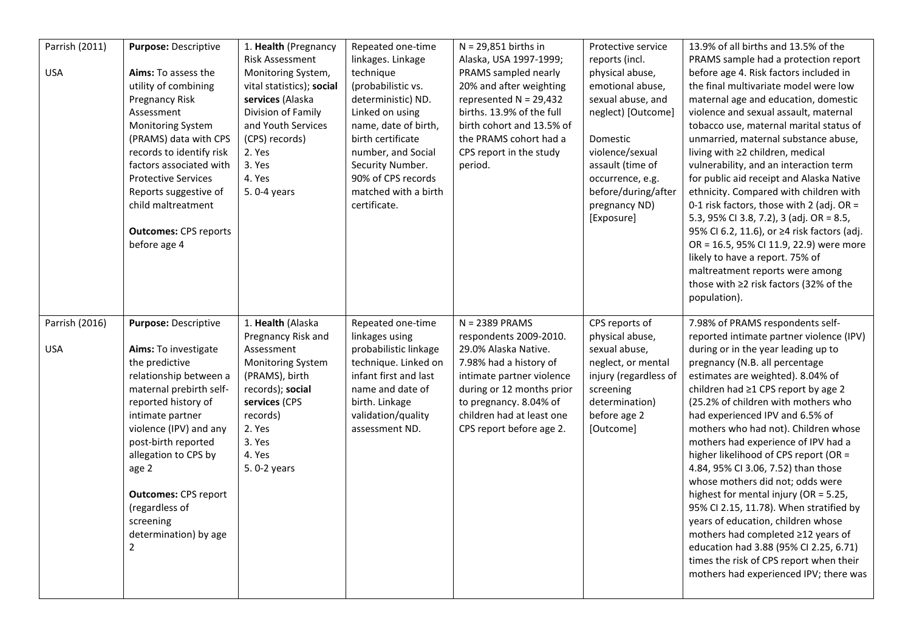| | | | | | | |
|---|---|---|---|---|---|---|
| Parrish (2011)<br><br>USA | **Purpose:** Descriptive<br><br>**Aims:** To assess the utility of combining Pregnancy Risk Assessment Monitoring System (PRAMS) data with CPS records to identify risk factors associated with Protective Services Reports suggestive of child maltreatment<br><br>**Outcomes:** CPS reports before age 4 | 1. **Health** (Pregnancy Risk Assessment Monitoring System, vital statistics); **social services** (Alaska Division of Family and Youth Services (CPS) records)<br>2. Yes<br>3. Yes<br>4. Yes<br>5. 0-4 years | Repeated one-time linkages. Linkage technique (probabilistic vs. deterministic) ND. Linked on using name, date of birth, birth certificate number, and Social Security Number. 90% of CPS records matched with a birth certificate. | N = 29,851 births in Alaska, USA 1997-1999; PRAMS sampled nearly 20% and after weighting represented N = 29,432 births. 13.9% of the full birth cohort and 13.5% of the PRAMS cohort had a CPS report in the study period. | Protective service reports (incl. physical abuse, emotional abuse, sexual abuse, and neglect) [Outcome]<br><br>Domestic violence/sexual assault (time of occurrence, e.g. before/during/after pregnancy ND) [Exposure] | 13.9% of all births and 13.5% of the PRAMS sample had a protection report before age 4. Risk factors included in the final multivariate model were low maternal age and education, domestic violence and sexual assault, maternal tobacco use, maternal marital status of unmarried, maternal substance abuse, living with ≥2 children, medical vulnerability, and an interaction term for public aid receipt and Alaska Native ethnicity. Compared with children with 0-1 risk factors, those with 2 (adj. OR = 5.3, 95% CI 3.8, 7.2), 3 (adj. OR = 8.5, 95% CI 6.2, 11.6), or ≥4 risk factors (adj. OR = 16.5, 95% CI 11.9, 22.9) were more likely to have a report. 75% of maltreatment reports were among those with ≥2 risk factors (32% of the population). |
| Parrish (2016)<br><br>USA | **Purpose:** Descriptive<br><br>**Aims:** To investigate the predictive relationship between a maternal prebirth self-reported history of intimate partner violence (IPV) and any post-birth reported allegation to CPS by age 2<br><br>**Outcomes:** CPS report (regardless of screening determination) by age 2 | 1. **Health** (Alaska Pregnancy Risk and Assessment Monitoring System (PRAMS), birth records); **social services** (CPS records)<br>2. Yes<br>3. Yes<br>4. Yes<br>5. 0-2 years | Repeated one-time linkages using probabilistic linkage technique. Linked on infant first and last name and date of birth. Linkage validation/quality assessment ND. | N = 2389 PRAMS respondents 2009-2010. 29.0% Alaska Native. 7.98% had a history of intimate partner violence during or 12 months prior to pregnancy. 8.04% of children had at least one CPS report before age 2. | CPS reports of physical abuse, sexual abuse, neglect, or mental injury (regardless of screening determination) before age 2 [Outcome] | 7.98% of PRAMS respondents self-reported intimate partner violence (IPV) during or in the year leading up to pregnancy (N.B. all percentage estimates are weighted). 8.04% of children had ≥1 CPS report by age 2 (25.2% of children with mothers who had experienced IPV and 6.5% of mothers who had not). Children whose mothers had experience of IPV had a higher likelihood of CPS report (OR = 4.84, 95% CI 3.06, 7.52) than those whose mothers did not; odds were highest for mental injury (OR = 5.25, 95% CI 2.15, 11.78). When stratified by years of education, children whose mothers had completed ≥12 years of education had 3.88 (95% CI 2.25, 6.71) times the risk of CPS report when their mothers had experienced IPV; there was |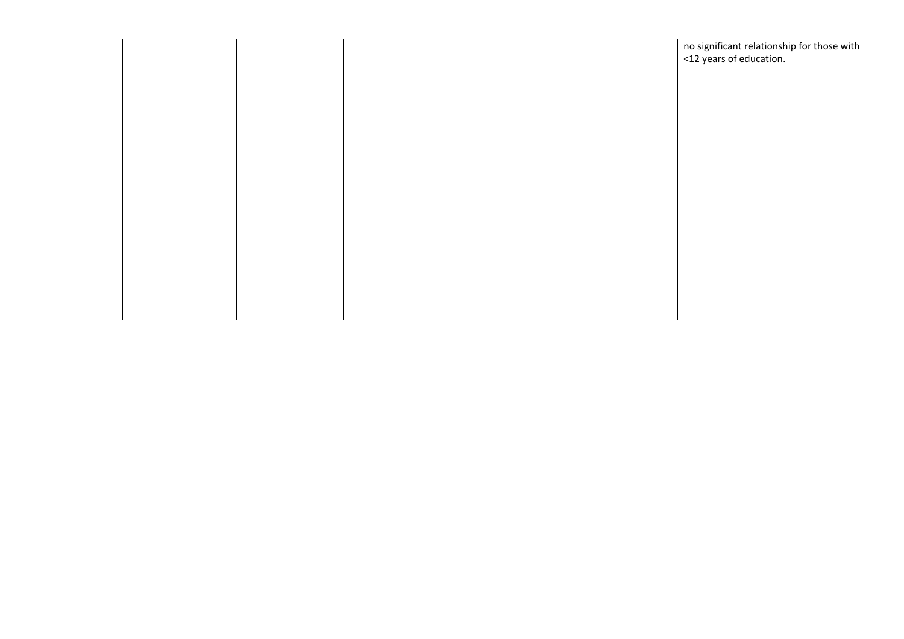| | | | | | | |
|---|---|---|---|---|---|---|
| | | | | | | no significant relationship for those with <12 years of education. |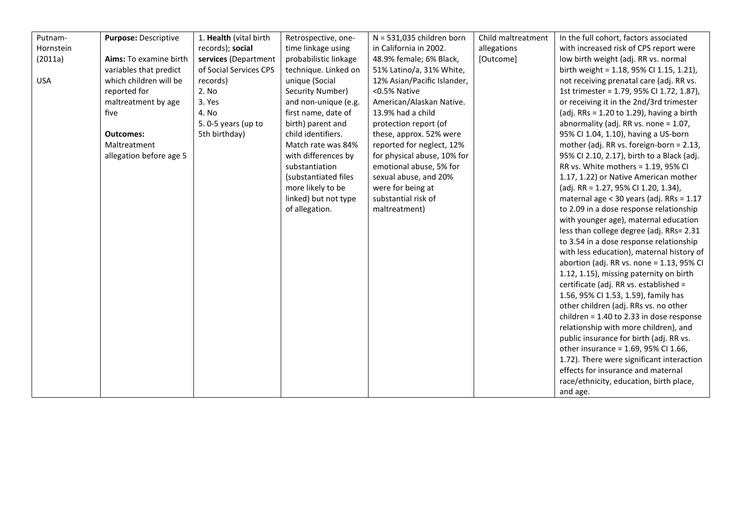| | | | | | | |
|---|---|---|---|---|---|---|
| Putnam-Hornstein (2011a)<br><br>USA | **Purpose:** Descriptive<br><br>**Aims:** To examine birth variables that predict which children will be reported for maltreatment by age five<br><br>**Outcomes:** Maltreatment allegation before age 5 | 1. **Health** (vital birth records); **social services** (Department of Social Services CPS records)<br>2. No<br>3. Yes<br>4. No<br>5. 0-5 years (up to 5th birthday) | Retrospective, one-time linkage using probabilistic linkage technique. Linked on unique (Social Security Number) and non-unique (e.g. first name, date of birth) parent and child identifiers. Match rate was 84% with differences by substantiation (substantiated files more likely to be linked) but not type of allegation. | N = 531,035 children born in California in 2002. 48.9% female; 6% Black, 51% Latino/a, 31% White, 12% Asian/Pacific Islander, <0.5% Native American/Alaskan Native. 13.9% had a child protection report (of these, approx. 52% were reported for neglect, 12% for physical abuse, 10% for emotional abuse, 5% for sexual abuse, and 20% were for being at substantial risk of maltreatment) | Child maltreatment allegations [Outcome] | In the full cohort, factors associated with increased risk of CPS report were low birth weight (adj. RR vs. normal birth weight = 1.18, 95% CI 1.15, 1.21), not receiving prenatal care (adj. RR vs. 1st trimester = 1.79, 95% CI 1.72, 1.87), or receiving it in the 2nd/3rd trimester (adj. RRs = 1.20 to 1.29), having a birth abnormality (adj. RR vs. none = 1.07, 95% CI 1.04, 1.10), having a US-born mother (adj. RR vs. foreign-born = 2.13, 95% CI 2.10, 2.17), birth to a Black (adj. RR vs. White mothers = 1.19, 95% CI 1.17, 1.22) or Native American mother (adj. RR = 1.27, 95% CI 1.20, 1.34), maternal age < 30 years (adj. RRs = 1.17 to 2.09 in a dose response relationship with younger age), maternal education less than college degree (adj. RRs= 2.31 to 3.54 in a dose response relationship with less education), maternal history of abortion (adj. RR vs. none = 1.13, 95% CI 1.12, 1.15), missing paternity on birth certificate (adj. RR vs. established = 1.56, 95% CI 1.53, 1.59), family has other children (adj. RRs vs. no other children = 1.40 to 2.33 in dose response relationship with more children), and public insurance for birth (adj. RR vs. other insurance = 1.69, 95% CI 1.66, 1.72). There were significant interaction effects for insurance and maternal race/ethnicity, education, birth place, and age. |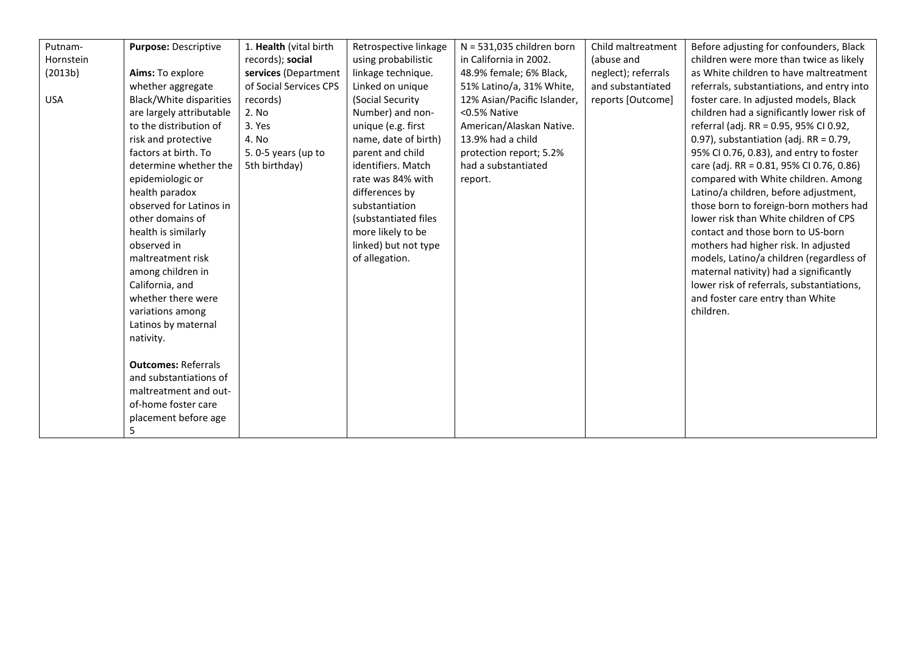| Putnam-Hornstein (2013b)<br><br>USA | **Purpose:** Descriptive<br><br>**Aims:** To explore whether aggregate Black/White disparities are largely attributable to the distribution of risk and protective factors at birth. To determine whether the epidemiologic or health paradox observed for Latinos in other domains of health is similarly observed in maltreatment risk among children in California, and whether there were variations among Latinos by maternal nativity.<br><br>**Outcomes:** Referrals and substantiations of maltreatment and out-of-home foster care placement before age 5 | 1. **Health** (vital birth records); **social services** (Department of Social Services CPS records)<br>2. No<br>3. Yes<br>4. No<br>5. 0-5 years (up to 5th birthday) | Retrospective linkage using probabilistic linkage technique. Linked on unique (Social Security Number) and non-unique (e.g. first name, date of birth) parent and child identifiers. Match rate was 84% with differences by substantiation (substantiated files more likely to be linked) but not type of allegation. | N = 531,035 children born in California in 2002. 48.9% female; 6% Black, 51% Latino/a, 31% White, 12% Asian/Pacific Islander, <0.5% Native American/Alaskan Native. 13.9% had a child protection report; 5.2% had a substantiated report. | Child maltreatment (abuse and neglect); referrals and substantiated reports [Outcome] | Before adjusting for confounders, Black children were more than twice as likely as White children to have maltreatment referrals, substantiations, and entry into foster care. In adjusted models, Black children had a significantly lower risk of referral (adj. RR = 0.95, 95% CI 0.92, 0.97), substantiation (adj. RR = 0.79, 95% CI 0.76, 0.83), and entry to foster care (adj. RR = 0.81, 95% CI 0.76, 0.86) compared with White children. Among Latino/a children, before adjustment, those born to foreign-born mothers had lower risk than White children of CPS contact and those born to US-born mothers had higher risk. In adjusted models, Latino/a children (regardless of maternal nativity) had a significantly lower risk of referrals, substantiations, and foster care entry than White children. |
|---|---|---|---|---|---|---|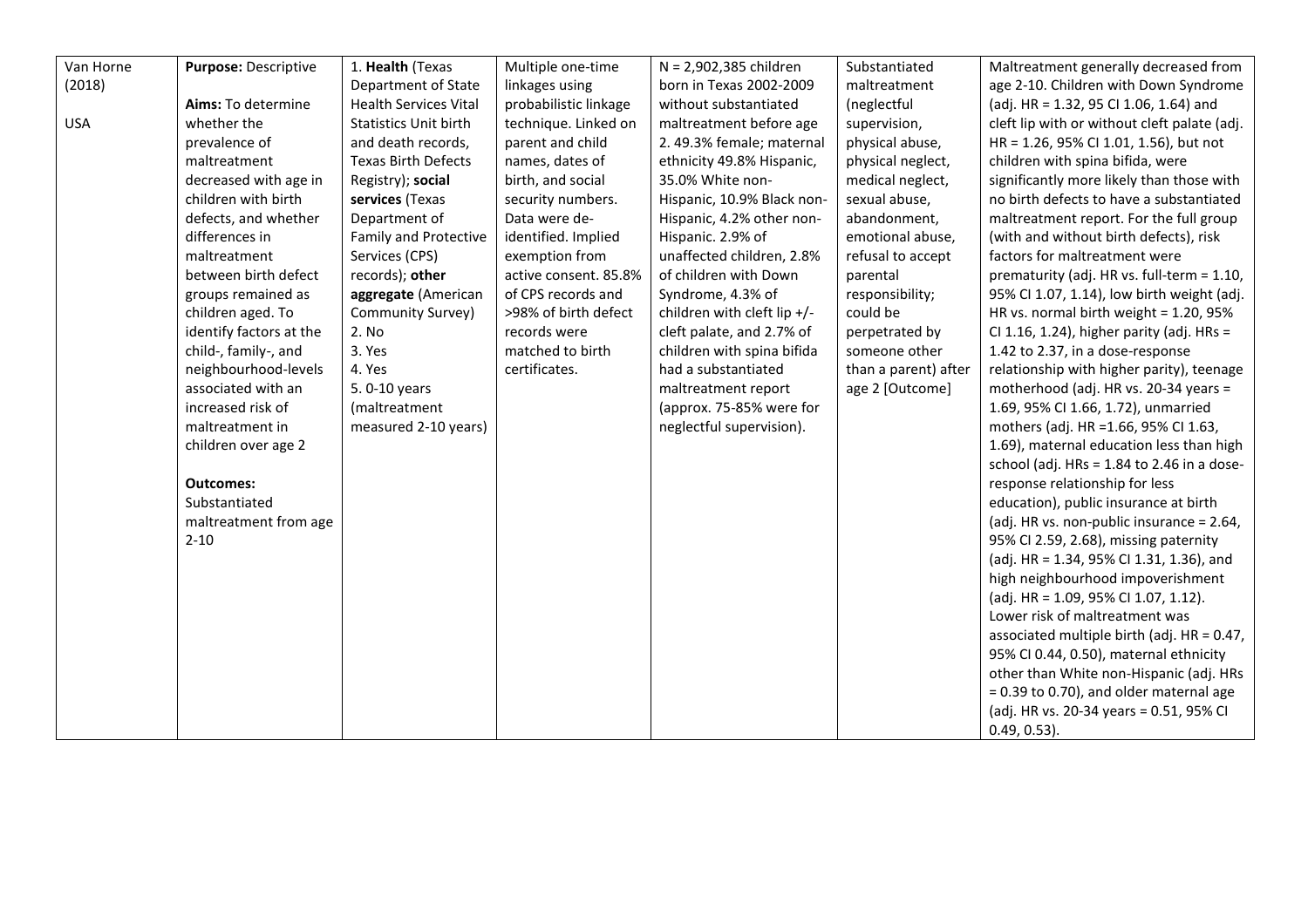| Van Horne (2018)<br><br>USA | **Purpose:** Descriptive<br><br>**Aims:** To determine whether the prevalence of maltreatment decreased with age in children with birth defects, and whether differences in maltreatment between birth defect groups remained as children aged. To identify factors at the child-, family-, and neighbourhood-levels associated with an increased risk of maltreatment in children over age 2<br><br>**Outcomes:** Substantiated maltreatment from age 2-10 | 1. **Health** (Texas Department of State Health Services Vital Statistics Unit birth and death records, Texas Birth Defects Registry); **social services** (Texas Department of Family and Protective Services (CPS) records); **other aggregate** (American Community Survey)<br>2. No<br>3. Yes<br>4. Yes<br>5. 0-10 years (maltreatment measured 2-10 years) | Multiple one-time linkages using probabilistic linkage technique. Linked on parent and child names, dates of birth, and social security numbers. Data were de-identified. Implied exemption from active consent. 85.8% of CPS records and >98% of birth defect records were matched to birth certificates. | N = 2,902,385 children born in Texas 2002-2009 without substantiated maltreatment before age 2. 49.3% female; maternal ethnicity 49.8% Hispanic, 35.0% White non-Hispanic, 10.9% Black non-Hispanic, 4.2% other non-Hispanic. 2.9% of unaffected children, 2.8% of children with Down Syndrome, 4.3% of children with cleft lip +/- cleft palate, and 2.7% of children with spina bifida had a substantiated maltreatment report (approx. 75-85% were for neglectful supervision). | Substantiated maltreatment (neglectful supervision, physical abuse, physical neglect, medical neglect, abandonment, emotional abuse, sexual abuse, refusal to accept parental responsibility; could be perpetrated by someone other than a parent) after age 2 [Outcome] | Maltreatment generally decreased from age 2-10. Children with Down Syndrome (adj. HR = 1.32, 95 CI 1.06, 1.64) and cleft lip with or without cleft palate (adj. HR = 1.26, 95% CI 1.01, 1.56), but not children with spina bifida, were significantly more likely than those with no birth defects to have a substantiated maltreatment report. For the full group (with and without birth defects), risk factors for maltreatment were prematurity (adj. HR vs. full-term = 1.10, 95% CI 1.07, 1.14), low birth weight (adj. HR vs. normal birth weight = 1.20, 95% CI 1.16, 1.24), higher parity (adj. HRs = 1.42 to 2.37, in a dose-response relationship with higher parity), teenage motherhood (adj. HR vs. 20-34 years = 1.69, 95% CI 1.66, 1.72), unmarried mothers (adj. HR =1.66, 95% CI 1.63, 1.69), maternal education less than high school (adj. HRs = 1.84 to 2.46 in a dose-response relationship for less education), public insurance at birth (adj. HR vs. non-public insurance = 2.64, 95% CI 2.59, 2.68), missing paternity (adj. HR = 1.34, 95% CI 1.31, 1.36), and high neighbourhood impoverishment (adj. HR = 1.09, 95% CI 1.07, 1.12). Lower risk of maltreatment was associated multiple birth (adj. HR = 0.47, 95% CI 0.44, 0.50), maternal ethnicity other than White non-Hispanic (adj. HRs = 0.39 to 0.70), and older maternal age (adj. HR vs. 20-34 years = 0.51, 95% CI 0.49, 0.53). |
|---|---|---|---|---|---|---|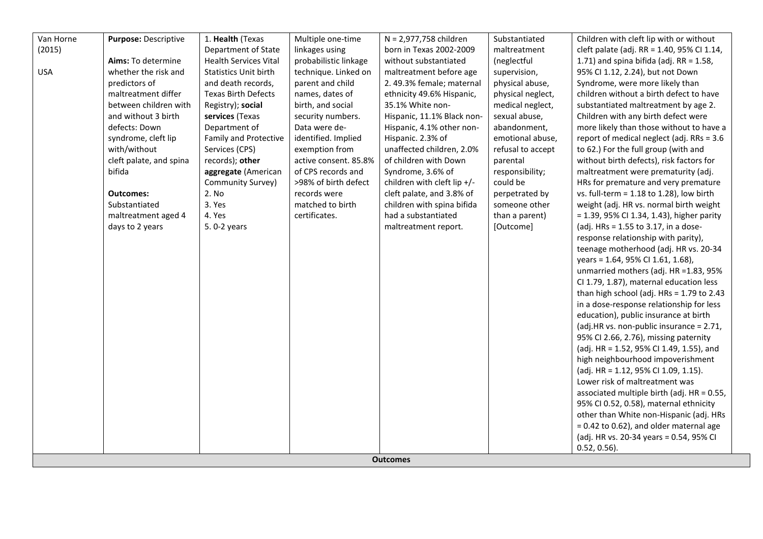| | | | | | | |
|---|---|---|---|---|---|---|
| Van Horne (2015)<br><br>USA | **Purpose:** Descriptive<br><br>**Aims:** To determine whether the risk and predictors of maltreatment differ between children with and without 3 birth defects: Down syndrome, cleft lip with/without cleft palate, and spina bifida<br><br>**Outcomes:** Substantiated maltreatment aged 4 days to 2 years | 1. **Health** (Texas Department of State Health Services Vital Statistics Unit birth and death records, Texas Birth Defects Registry); **social services** (Texas Department of Family and Protective Services (CPS) records); **other aggregate** (American Community Survey)<br>2. No<br>3. Yes<br>4. Yes<br>5. 0-2 years | Multiple one-time linkages using probabilistic linkage technique. Linked on parent and child names, dates of birth, and social security numbers. Data were de-identified. Implied exemption from active consent. 85.8% of CPS records and >98% of birth defect records were matched to birth certificates. | N = 2,977,758 children born in Texas 2002-2009 without substantiated maltreatment before age 2. 49.3% female; maternal ethnicity 49.6% Hispanic, 35.1% White non-Hispanic, 11.1% Black non-Hispanic, 4.1% other non-Hispanic. 2.3% of unaffected children, 2.0% of children with Down Syndrome, 3.6% of children with cleft lip +/- cleft palate, and 3.8% of children with spina bifida had a substantiated maltreatment report. | Substantiated maltreatment (neglectful supervision, physical abuse, physical neglect, medical neglect, sexual abuse, abandonment, emotional abuse, refusal to accept parental responsibility; could be perpetrated by someone other than a parent) [Outcome] | Children with cleft lip with or without cleft palate (adj. RR = 1.40, 95% CI 1.14, 1.71) and spina bifida (adj. RR = 1.58, 95% CI 1.12, 2.24), but not Down Syndrome, were more likely than children without a birth defect to have substantiated maltreatment by age 2. Children with any birth defect were more likely than those without to have a report of medical neglect (adj. RRs = 3.6 to 62.) For the full group (with and without birth defects), risk factors for maltreatment were prematurity (adj. HRs for premature and very premature vs. full-term = 1.18 to 1.28), low birth weight (adj. HR vs. normal birth weight = 1.39, 95% CI 1.34, 1.43), higher parity (adj. HRs = 1.55 to 3.17, in a dose-response relationship with parity), teenage motherhood (adj. HR vs. 20-34 years = 1.64, 95% CI 1.61, 1.68), unmarried mothers (adj. HR =1.83, 95% CI 1.79, 1.87), maternal education less than high school (adj. HRs = 1.79 to 2.43 in a dose-response relationship for less education), public insurance at birth (adj.HR vs. non-public insurance = 2.71, 95% CI 2.66, 2.76), missing paternity (adj. HR = 1.52, 95% CI 1.49, 1.55), and high neighbourhood impoverishment (adj. HR = 1.12, 95% CI 1.09, 1.15). Lower risk of maltreatment was associated multiple birth (adj. HR = 0.55, 95% CI 0.52, 0.58), maternal ethnicity other than White non-Hispanic (adj. HRs = 0.42 to 0.62), and older maternal age (adj. HR vs. 20-34 years = 0.54, 95% CI 0.52, 0.56). |
| **Outcomes** | | | | | | |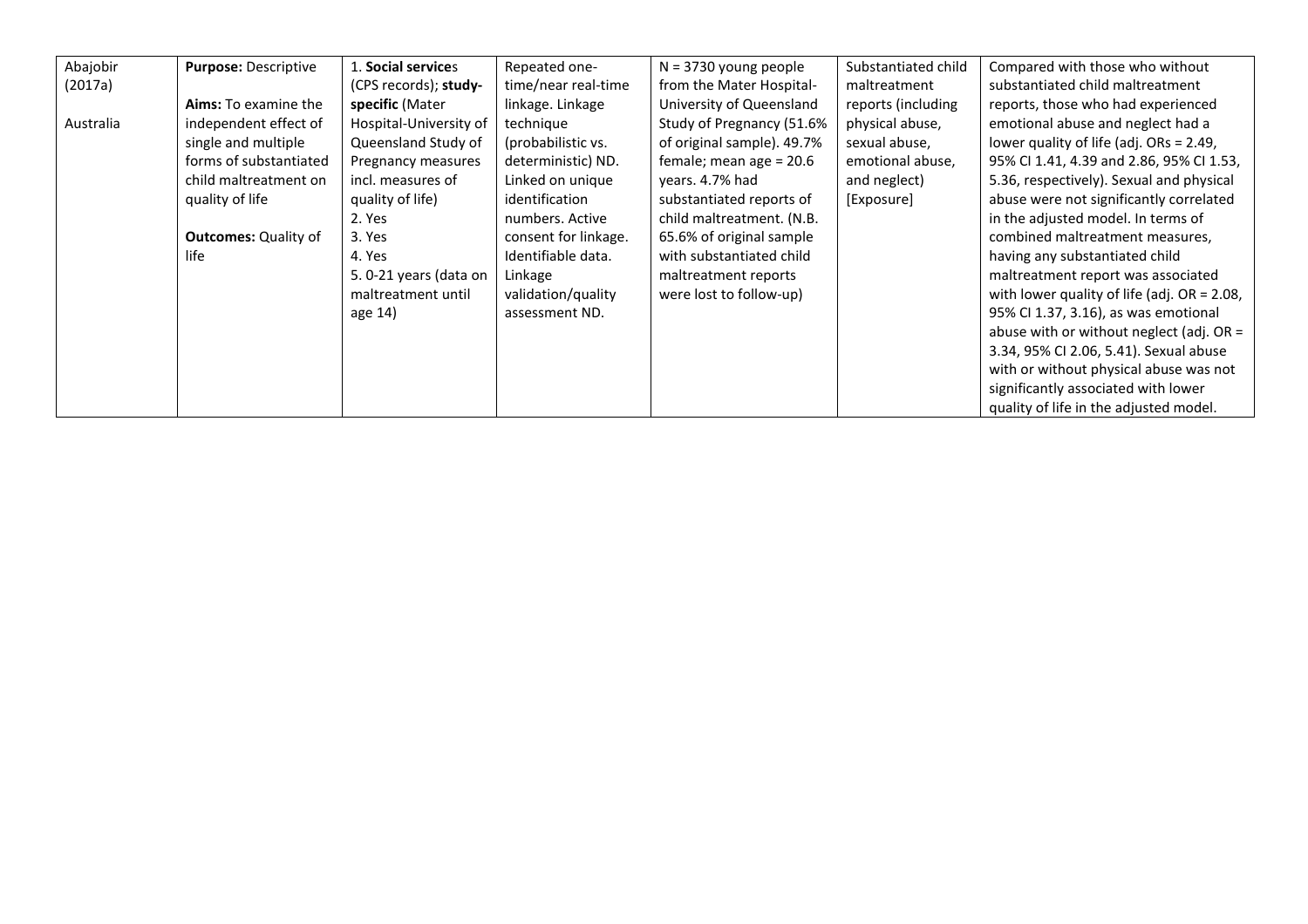| | | | | | | |
|---|---|---|---|---|---|---|
| Abajobir (2017a)<br><br>Australia | **Purpose:** Descriptive<br><br>**Aims:** To examine the independent effect of single and multiple forms of substantiated child maltreatment on quality of life<br><br>**Outcomes:** Quality of life | 1. **Social service**s (CPS records); **study-specific** (Mater Hospital-University of Queensland Study of Pregnancy measures incl. measures of quality of life)<br>2. Yes<br>3. Yes<br>4. Yes<br>5. 0-21 years (data on maltreatment until age 14) | Repeated one-time/near real-time linkage. Linkage technique (probabilistic vs. deterministic) ND. Linked on unique identification numbers. Active consent for linkage. Identifiable data. Linkage validation/quality assessment ND. | N = 3730 young people from the Mater Hospital-University of Queensland Study of Pregnancy (51.6% of original sample). 49.7% female; mean age = 20.6 years. 4.7% had substantiated reports of child maltreatment. (N.B. 65.6% of original sample with substantiated child maltreatment reports were lost to follow-up) | Substantiated child maltreatment reports (including physical abuse, sexual abuse, emotional abuse, and neglect) [Exposure] | Compared with those who without substantiated child maltreatment reports, those who had experienced emotional abuse and neglect had a lower quality of life (adj. ORs = 2.49, 95% CI 1.41, 4.39 and 2.86, 95% CI 1.53, 5.36, respectively). Sexual and physical abuse were not significantly correlated in the adjusted model. In terms of combined maltreatment measures, having any substantiated child maltreatment report was associated with lower quality of life (adj. OR = 2.08, 95% CI 1.37, 3.16), as was emotional abuse with or without neglect (adj. OR = 3.34, 95% CI 2.06, 5.41). Sexual abuse with or without physical abuse was not significantly associated with lower quality of life in the adjusted model. |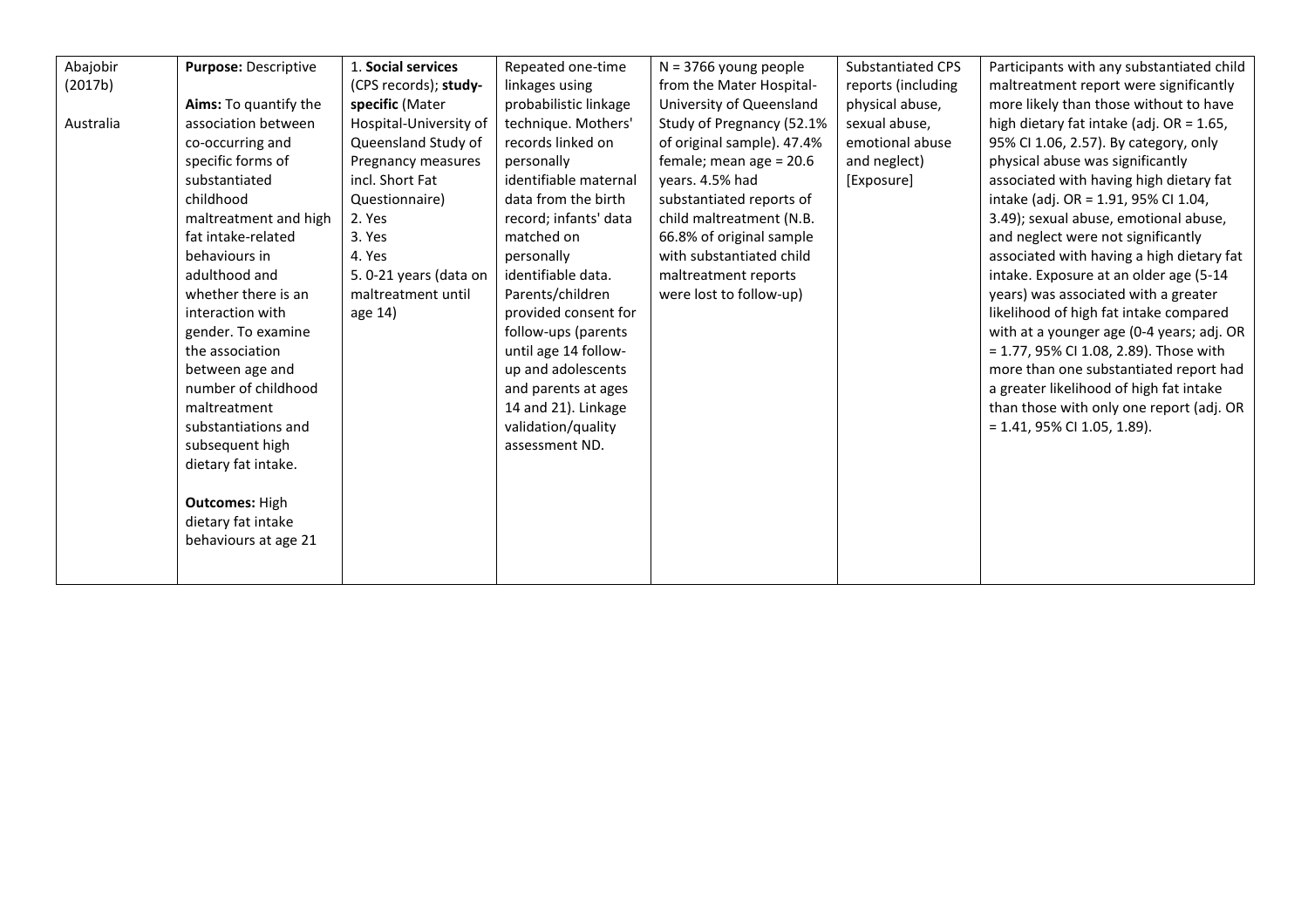| | | | | | | |
|---|---|---|---|---|---|---|
| Abajobir (2017b)<br><br>Australia | **Purpose:** Descriptive<br><br>**Aims:** To quantify the association between co-occurring and specific forms of substantiated childhood maltreatment and high fat intake-related behaviours in adulthood and whether there is an interaction with gender. To examine the association between age and number of childhood maltreatment substantiations and subsequent high dietary fat intake.<br><br>**Outcomes:** High dietary fat intake behaviours at age 21 | 1. **Social services** (CPS records); **study-specific** (Mater Hospital-University of Queensland Study of Pregnancy measures incl. Short Fat Questionnaire)<br>2. Yes<br>3. Yes<br>4. Yes<br>5. 0-21 years (data on maltreatment until age 14) | Repeated one-time linkages using probabilistic linkage technique. Mothers' records linked on personally identifiable maternal data from the birth record; infants' data matched on personally identifiable data. Parents/children provided consent for follow-ups (parents until age 14 follow-up and adolescents and parents at ages 14 and 21). Linkage validation/quality assessment ND. | N = 3766 young people from the Mater Hospital-University of Queensland Study of Pregnancy (52.1% of original sample). 47.4% female; mean age = 20.6 years. 4.5% had substantiated reports of child maltreatment (N.B. 66.8% of original sample with substantiated child maltreatment reports were lost to follow-up) | Substantiated CPS reports (including physical abuse, sexual abuse, emotional abuse and neglect) [Exposure] | Participants with any substantiated child maltreatment report were significantly more likely than those without to have high dietary fat intake (adj. OR = 1.65, 95% CI 1.06, 2.57). By category, only physical abuse was significantly associated with having high dietary fat intake (adj. OR = 1.91, 95% CI 1.04, 3.49); sexual abuse, emotional abuse, and neglect were not significantly associated with having a high dietary fat intake. Exposure at an older age (5-14 years) was associated with a greater likelihood of high fat intake compared with at a younger age (0-4 years; adj. OR = 1.77, 95% CI 1.08, 2.89). Those with more than one substantiated report had a greater likelihood of high fat intake than those with only one report (adj. OR = 1.41, 95% CI 1.05, 1.89). |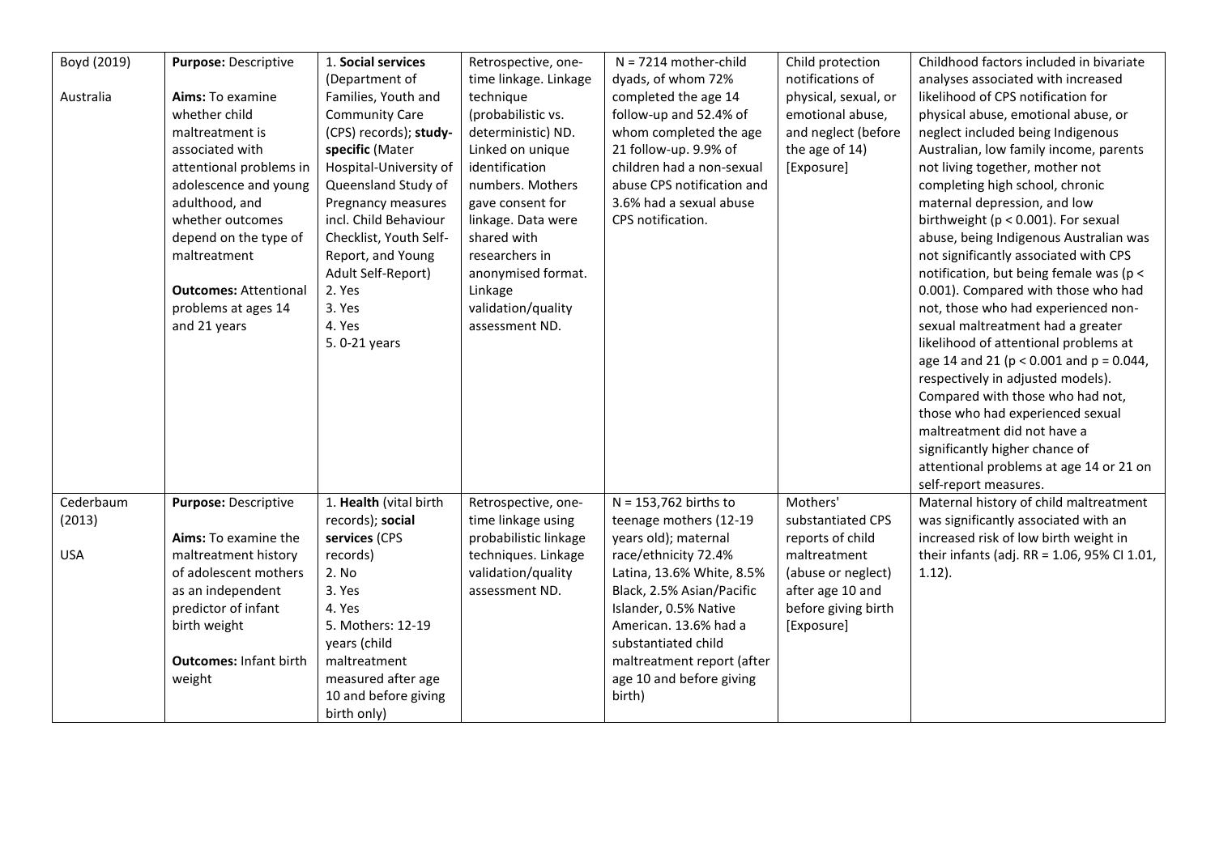| | | | | | | |
|---|---|---|---|---|---|---|
| Boyd (2019)<br><br>Australia | **Purpose:** Descriptive<br><br>**Aims:** To examine whether child maltreatment is associated with attentional problems in adolescence and young adulthood, and whether outcomes depend on the type of maltreatment<br><br>**Outcomes:** Attentional problems at ages 14 and 21 years | 1. **Social services** (Department of Families, Youth and Community Care (CPS) records); **study-specific** (Mater Hospital-University of Queensland Study of Pregnancy measures incl. Child Behaviour Checklist, Youth Self-Report, and Young Adult Self-Report)<br>2. Yes<br>3. Yes<br>4. Yes<br>5. 0-21 years | Retrospective, one-time linkage. Linkage technique (probabilistic vs. deterministic) ND. Linked on unique identification numbers. Mothers gave consent for linkage. Data were shared with researchers in anonymised format. Linkage validation/quality assessment ND. | N = 7214 mother-child dyads, of whom 72% completed the age 14 follow-up and 52.4% of whom completed the age 21 follow-up. 9.9% of children had a non-sexual abuse CPS notification and 3.6% had a sexual abuse CPS notification. | Child protection notifications of physical, sexual, or emotional abuse, and neglect (before the age of 14) [Exposure] | Childhood factors included in bivariate analyses associated with increased likelihood of CPS notification for physical abuse, emotional abuse, or neglect included being Indigenous Australian, low family income, parents not living together, mother not completing high school, chronic maternal depression, and low birthweight ($p < 0.001$). For sexual abuse, being Indigenous Australian was not significantly associated with CPS notification, but being female was ($p < 0.001$). Compared with those who had not, those who had experienced non-sexual maltreatment had a greater likelihood of attentional problems at age 14 and 21 ($p < 0.001$ and $p = 0.044$, respectively in adjusted models). Compared with those who had not, those who had experienced sexual maltreatment did not have a significantly higher chance of attentional problems at age 14 or 21 on self-report measures. |
| Cederbaum (2013)<br><br>USA | **Purpose:** Descriptive<br><br>**Aims:** To examine the maltreatment history of adolescent mothers as an independent predictor of infant birth weight<br><br>**Outcomes:** Infant birth weight | 1. **Health** (vital birth records); **social services** (CPS records)<br>2. No<br>3. Yes<br>4. Yes<br>5. Mothers: 12-19 years (child maltreatment measured after age 10 and before giving birth only) | Retrospective, one-time linkage using probabilistic linkage techniques. Linkage validation/quality assessment ND. | N = 153,762 births to teenage mothers (12-19 years old); maternal race/ethnicity 72.4% Latina, 13.6% White, 8.5% Black, 2.5% Asian/Pacific Islander, 0.5% Native American. 13.6% had a substantiated child maltreatment report (after age 10 and before giving birth) | Mothers' substantiated CPS reports of child maltreatment (abuse or neglect) after age 10 and before giving birth [Exposure] | Maternal history of child maltreatment was significantly associated with an increased risk of low birth weight in their infants (adj. RR = 1.06, 95% CI 1.01, 1.12). |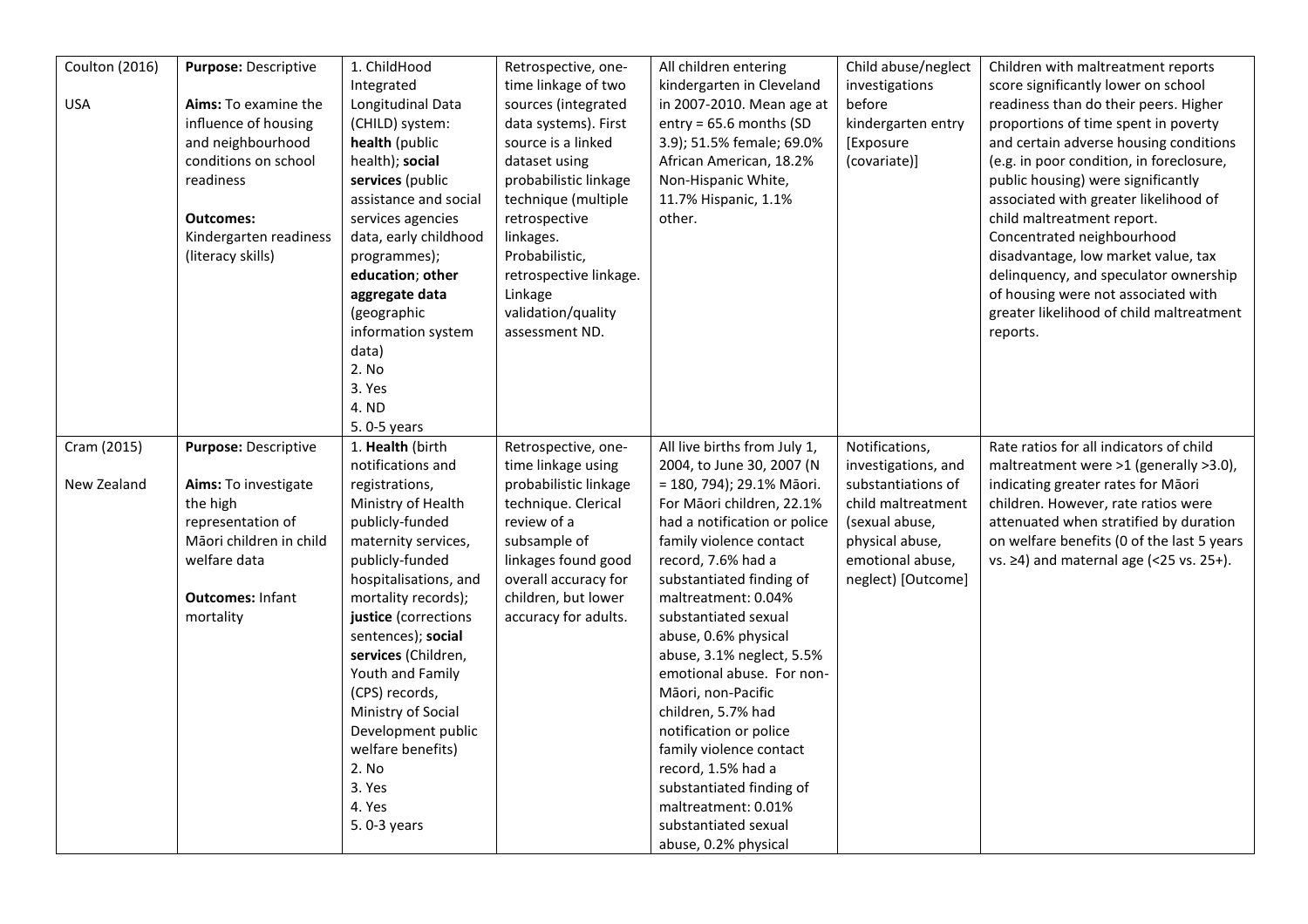| | | | | | | |
|---|---|---|---|---|---|---|
| Coulton (2016)<br><br>USA | **Purpose:** Descriptive<br><br>**Aims:** To examine the influence of housing and neighbourhood conditions on school readiness<br><br>**Outcomes:** Kindergarten readiness (literacy skills) | 1. ChildHood Integrated Longitudinal Data (CHILD) system: **health** (public health); **social services** (public assistance and social services agencies data, early childhood programmes); **education**; **other aggregate data** (geographic information system data)<br>2. No<br>3. Yes<br>4. ND<br>5. 0-5 years | Retrospective, one-time linkage of two sources (integrated data systems). First source is a linked dataset using probabilistic linkage technique (multiple retrospective linkages. Probabilistic, retrospective linkage. Linkage validation/quality assessment ND. | All children entering kindergarten in Cleveland in 2007-2010. Mean age at entry = 65.6 months (SD 3.9); 51.5% female; 69.0% African American, 18.2% Non-Hispanic White, 11.7% Hispanic, 1.1% other. | Child abuse/neglect investigations before kindergarten entry [Exposure (covariate)] | Children with maltreatment reports score significantly lower on school readiness than do their peers. Higher proportions of time spent in poverty and certain adverse housing conditions (e.g. in poor condition, in foreclosure, public housing) were significantly associated with greater likelihood of child maltreatment report. Concentrated neighbourhood disadvantage, low market value, tax delinquency, and speculator ownership of housing were not associated with greater likelihood of child maltreatment reports. |
| Cram (2015)<br><br>New Zealand | **Purpose:** Descriptive<br><br>**Aims:** To investigate the high representation of Māori children in child welfare data<br><br>**Outcomes:** Infant mortality | 1. **Health** (birth notifications and registrations, Ministry of Health publicly-funded maternity services, publicly-funded hospitalisations, and mortality records); **justice** (corrections sentences); **social services** (Children, Youth and Family (CPS) records, Ministry of Social Development public welfare benefits)<br>2. No<br>3. Yes<br>4. Yes<br>5. 0-3 years | Retrospective, one-time linkage using probabilistic linkage technique. Clerical review of a subsample of linkages found good overall accuracy for children, but lower accuracy for adults. | All live births from July 1, 2004, to June 30, 2007 (N = 180, 794); 29.1% Māori. For Māori children, 22.1% had a notification or police family violence contact record, 7.6% had a substantiated finding of maltreatment: 0.04% substantiated sexual abuse, 0.6% physical abuse, 3.1% neglect, 5.5% emotional abuse. For non-Māori, non-Pacific children, 5.7% had notification or police family violence contact record, 1.5% had a substantiated finding of maltreatment: 0.01% substantiated sexual abuse, 0.2% physical | Notifications, investigations, and substantiations of child maltreatment (sexual abuse, physical abuse, emotional abuse, neglect) [Outcome] | Rate ratios for all indicators of child maltreatment were >1 (generally >3.0), indicating greater rates for Māori children. However, rate ratios were attenuated when stratified by duration on welfare benefits (0 of the last 5 years vs. ≥4) and maternal age (<25 vs. 25+). |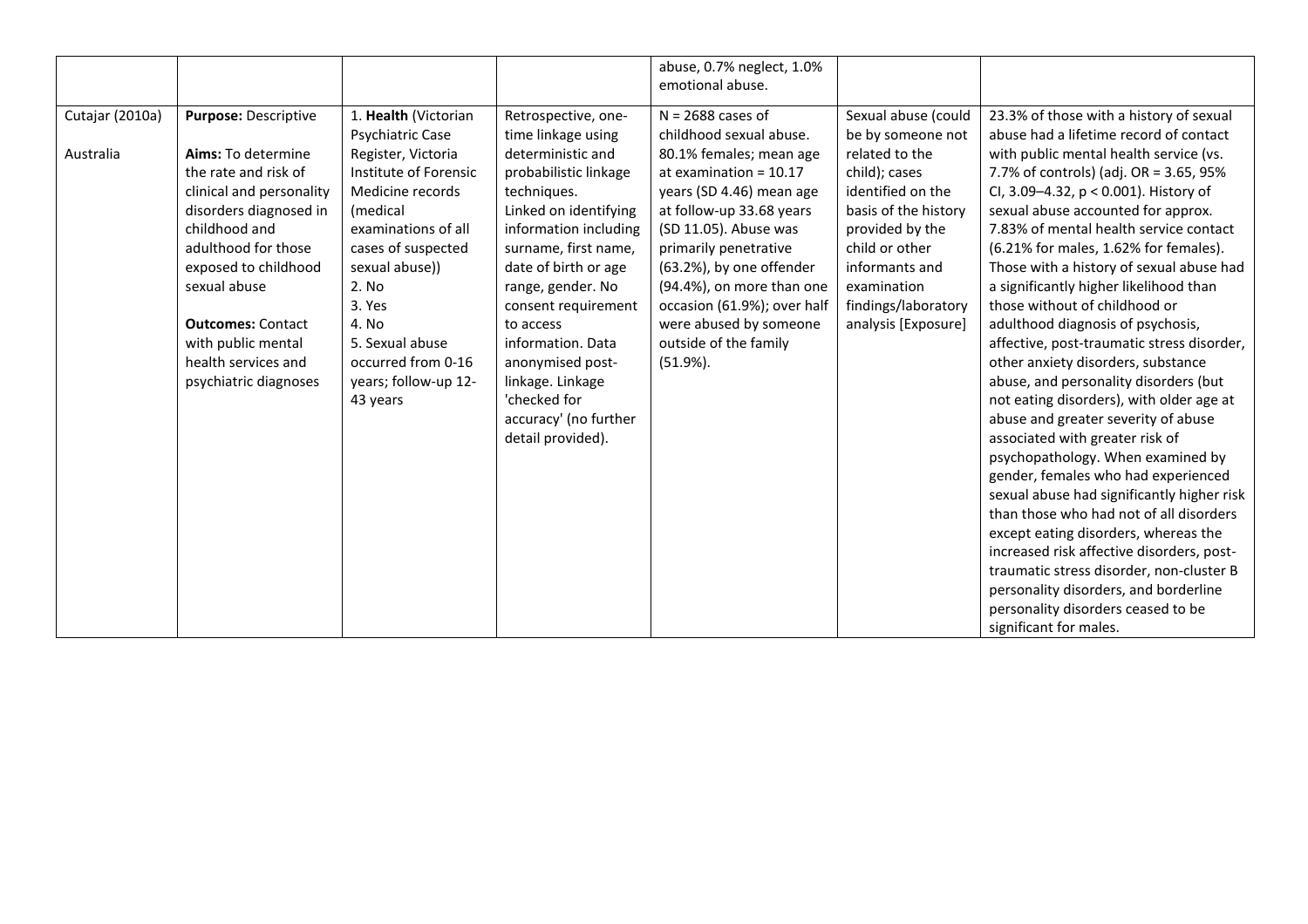| | | | | abuse, 0.7% neglect, 1.0% emotional abuse. | | |
|---|---|---|---|---|---|---|
| Cutajar (2010a)<br><br>Australia | **Purpose:** Descriptive<br><br>**Aims:** To determine the rate and risk of clinical and personality disorders diagnosed in childhood and adulthood for those exposed to childhood sexual abuse<br><br>**Outcomes:** Contact with public mental health services and psychiatric diagnoses | 1. **Health** (Victorian Psychiatric Case Register, Victoria Institute of Forensic Medicine records (medical examinations of all cases of suspected sexual abuse))<br>2. No<br>3. Yes<br>4. No<br>5. Sexual abuse occurred from 0-16 years; follow-up 12-43 years | Retrospective, one-time linkage using deterministic and probabilistic linkage techniques. Linked on identifying information including surname, first name, date of birth or age range, gender. No consent requirement to access information. Data anonymised post-linkage. Linkage 'checked for accuracy' (no further detail provided). | N = 2688 cases of childhood sexual abuse. 80.1% females; mean age at examination = 10.17 years (SD 4.46) mean age at follow-up 33.68 years (SD 11.05). Abuse was primarily penetrative (63.2%), by one offender (94.4%), on more than one occasion (61.9%); over half were abused by someone outside of the family (51.9%). | Sexual abuse (could be by someone not related to the child); cases identified on the basis of the history provided by the child or other informants and examination findings/laboratory analysis [Exposure] | 23.3% of those with a history of sexual abuse had a lifetime record of contact with public mental health service (vs. 7.7% of controls) (adj. OR = 3.65, 95% CI, 3.09–4.32, p < 0.001). History of sexual abuse accounted for approx. 7.83% of mental health service contact (6.21% for males, 1.62% for females). Those with a history of sexual abuse had a significantly higher likelihood than those without of childhood or adulthood diagnosis of psychosis, affective, post-traumatic stress disorder, other anxiety disorders, substance abuse, and personality disorders (but not eating disorders), with older age at abuse and greater severity of abuse associated with greater risk of psychopathology. When examined by gender, females who had experienced sexual abuse had significantly higher risk than those who had not of all disorders except eating disorders, whereas the increased risk affective disorders, post-traumatic stress disorder, non-cluster B personality disorders, and borderline personality disorders ceased to be significant for males. |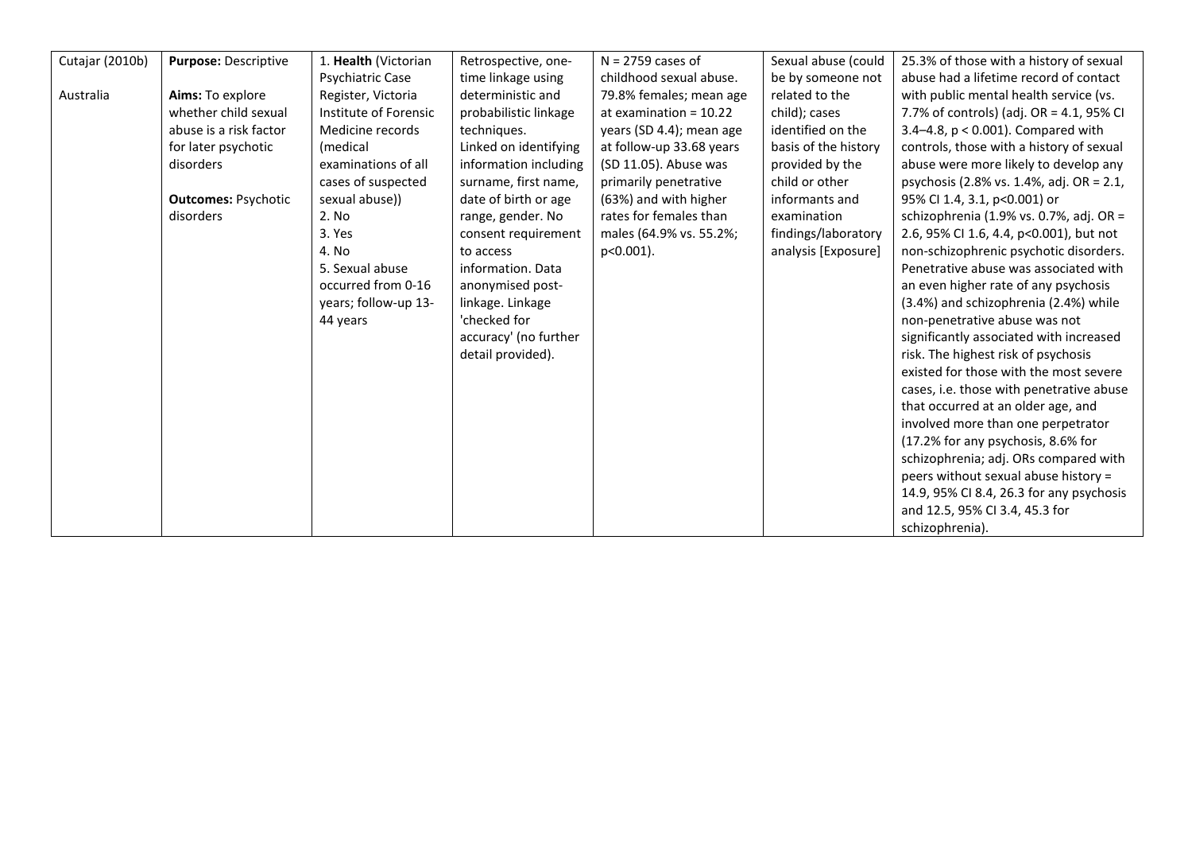| Cutajar (2010b)<br><br>Australia | **Purpose:** Descriptive<br><br>**Aims:** To explore whether child sexual abuse is a risk factor for later psychotic disorders<br><br>**Outcomes:** Psychotic disorders | 1. **Health** (Victorian Psychiatric Case Register, Victoria Institute of Forensic Medicine records (medical examinations of all cases of suspected sexual abuse))<br>2. No<br>3. Yes<br>4. No<br>5. Sexual abuse occurred from 0-16 years; follow-up 13-44 years | Retrospective, one-time linkage using deterministic and probabilistic linkage techniques.<br>Linked on identifying information including surname, first name, date of birth or age range, gender. No consent requirement to access information. Data anonymised post-linkage. Linkage 'checked for accuracy' (no further detail provided). | N = 2759 cases of childhood sexual abuse. 79.8% females; mean age at examination = 10.22 years (SD 4.4); mean age at follow-up 33.68 years (SD 11.05). Abuse was primarily penetrative (63%) and with higher rates for females than males (64.9% vs. 55.2%; p<0.001). | Sexual abuse (could be by someone not related to the child); cases identified on the basis of the history provided by the child or other informants and examination findings/laboratory analysis [Exposure] | 25.3% of those with a history of sexual abuse had a lifetime record of contact with public mental health service (vs. 7.7% of controls) (adj. OR = 4.1, 95% CI 3.4–4.8, p < 0.001). Compared with controls, those with a history of sexual abuse were more likely to develop any psychosis (2.8% vs. 1.4%, adj. OR = 2.1, 95% CI 1.4, 3.1, p<0.001) or schizophrenia (1.9% vs. 0.7%, adj. OR = 2.6, 95% CI 1.6, 4.4, p<0.001), but not non-schizophrenic psychotic disorders. Penetrative abuse was associated with an even higher rate of any psychosis (3.4%) and schizophrenia (2.4%) while non-penetrative abuse was not significantly associated with increased risk. The highest risk of psychosis existed for those with the most severe cases, i.e. those with penetrative abuse that occurred at an older age, and involved more than one perpetrator (17.2% for any psychosis, 8.6% for schizophrenia; adj. ORs compared with peers without sexual abuse history = 14.9, 95% CI 8.4, 26.3 for any psychosis and 12.5, 95% CI 3.4, 45.3 for schizophrenia). |
|---|---|---|---|---|---|---|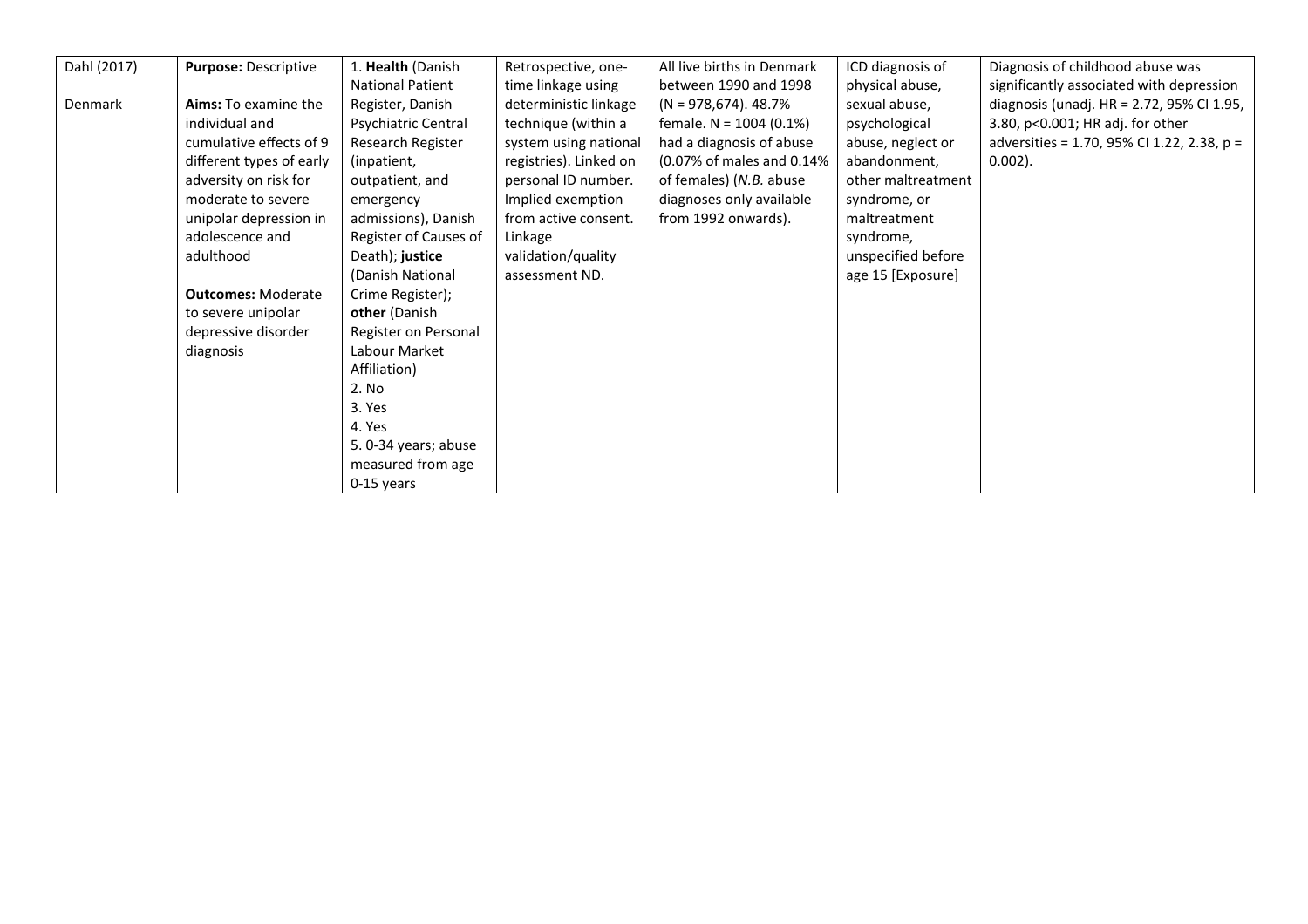| | | | | | | |
|---|---|---|---|---|---|---|
| Dahl (2017)<br><br>Denmark | **Purpose:** Descriptive<br><br>**Aims:** To examine the individual and cumulative effects of 9 different types of early adversity on risk for moderate to severe unipolar depression in adolescence and adulthood<br><br>**Outcomes:** Moderate to severe unipolar depressive disorder diagnosis | 1. **Health** (Danish National Patient Register, Danish Psychiatric Central Research Register (inpatient, outpatient, and emergency admissions), Danish Register of Causes of Death); **justice** (Danish National Crime Register); **other** (Danish Register on Personal Labour Market Affiliation)<br>2. No<br>3. Yes<br>4. Yes<br>5. 0-34 years; abuse measured from age 0-15 years | Retrospective, one-time linkage using deterministic linkage technique (within a system using national registries). Linked on personal ID number. Implied exemption from active consent. Linkage validation/quality assessment ND. | All live births in Denmark between 1990 and 1998 (N = 978,674). 48.7% female. N = 1004 (0.1%) had a diagnosis of abuse (0.07% of males and 0.14% of females) (*N.B.* abuse diagnoses only available from 1992 onwards). | ICD diagnosis of physical abuse, sexual abuse, psychological abuse, neglect or abandonment, other maltreatment syndrome, or maltreatment syndrome, unspecified before age 15 [Exposure] | Diagnosis of childhood abuse was significantly associated with depression diagnosis (unadj. HR = 2.72, 95% CI 1.95, 3.80, $p<0.001$; HR adj. for other adversities = 1.70, 95% CI 1.22, 2.38, $p = 0.002$). |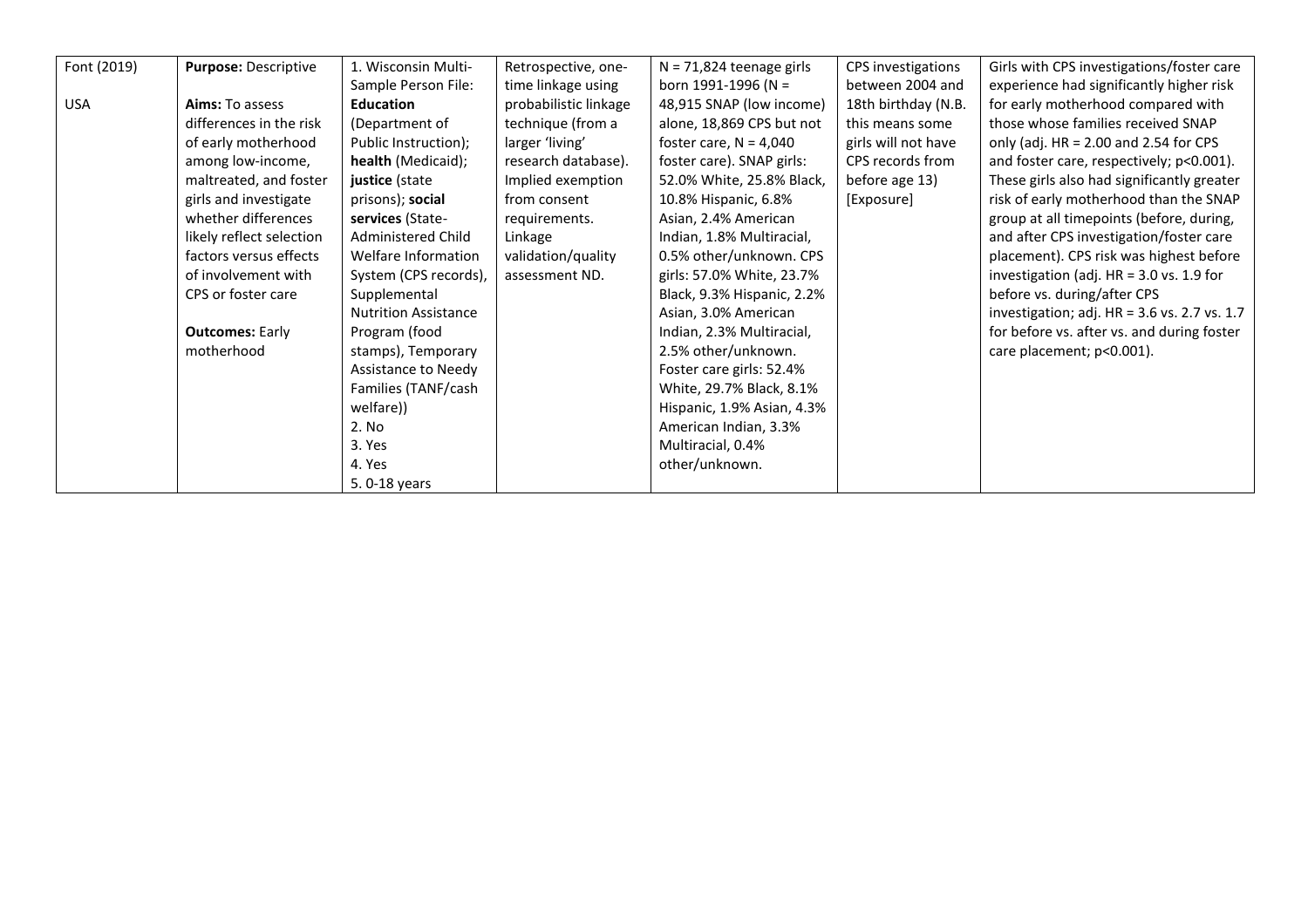| Font (2019)<br><br>USA | **Purpose:** Descriptive<br><br>**Aims:** To assess differences in the risk of early motherhood among low-income, maltreated, and foster girls and investigate whether differences likely reflect selection factors versus effects of involvement with CPS or foster care<br><br>**Outcomes:** Early motherhood | 1. Wisconsin Multi-Sample Person File: **Education** (Department of Public Instruction); **health** (Medicaid); **justice** (state prisons); **social services** (State-Administered Child Welfare Information System (CPS records), Supplemental Nutrition Assistance Program (food stamps), Temporary Assistance to Needy Families (TANF/cash welfare))<br>2. No<br>3. Yes<br>4. Yes<br>5. 0-18 years | Retrospective, one-time linkage using probabilistic linkage technique (from a larger 'living' research database). Implied exemption from consent requirements. Linkage validation/quality assessment ND. | N = 71,824 teenage girls born 1991-1996 (N = 48,915 SNAP (low income) alone, 18,869 CPS but not foster care, N = 4,040 foster care). SNAP girls: 52.0% White, 25.8% Black, 10.8% Hispanic, 6.8% Asian, 2.4% American Indian, 1.8% Multiracial, 0.5% other/unknown. CPS girls: 57.0% White, 23.7% Black, 9.3% Hispanic, 2.2% Asian, 3.0% American Indian, 2.3% Multiracial, 2.5% other/unknown. Foster care girls: 52.4% White, 29.7% Black, 8.1% Hispanic, 1.9% Asian, 4.3% American Indian, 3.3% Multiracial, 0.4% other/unknown. | CPS investigations between 2004 and 18th birthday (N.B. this means some girls will not have CPS records from before age 13) [Exposure] | Girls with CPS investigations/foster care experience had significantly higher risk for early motherhood compared with those whose families received SNAP only (adj. HR = 2.00 and 2.54 for CPS and foster care, respectively; $p<0.001$). These girls also had significantly greater risk of early motherhood than the SNAP group at all timepoints (before, during, and after CPS investigation/foster care placement). CPS risk was highest before investigation (adj. HR = 3.0 vs. 1.9 for before vs. during/after CPS investigation; adj. HR = 3.6 vs. 2.7 vs. 1.7 for before vs. after vs. and during foster care placement; $p<0.001$). |
|---|---|---|---|---|---|---|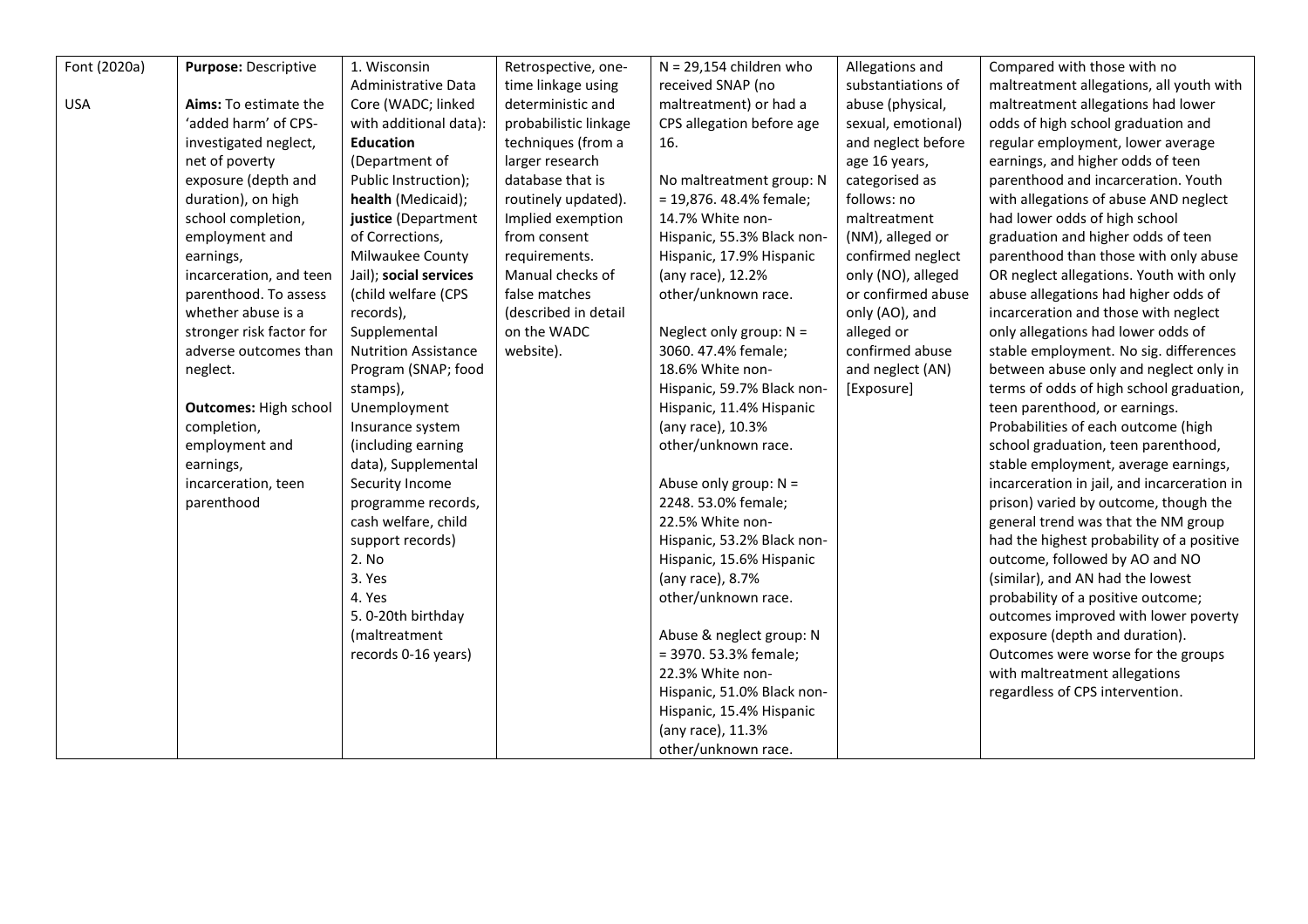| Font (2020a)<br><br>USA | **Purpose:** Descriptive<br><br>**Aims:** To estimate the 'added harm' of CPS-investigated neglect, net of poverty exposure (depth and duration), on high school completion, employment and earnings, incarceration, and teen parenthood. To assess whether abuse is a stronger risk factor for adverse outcomes than neglect.<br><br>**Outcomes:** High school completion, employment and earnings, incarceration, teen parenthood | 1. Wisconsin Administrative Data Core (WADC; linked with additional data): **Education** (Department of Public Instruction); **health** (Medicaid); **justice** (Department of Corrections, Milwaukee County Jail); **social services** (child welfare (CPS records), Supplemental Nutrition Assistance Program (SNAP; food stamps), Unemployment Insurance system (including earning data), Supplemental Security Income programme records, cash welfare, child support records)<br>2. No<br>3. Yes<br>4. Yes<br>5. 0-20th birthday (maltreatment records 0-16 years) | Retrospective, one-time linkage using deterministic and probabilistic linkage techniques (from a larger research database that is routinely updated). Implied exemption from consent requirements. Manual checks of false matches (described in detail on the WADC website). | N = 29,154 children who received SNAP (no maltreatment) or had a CPS allegation before age 16.<br><br>No maltreatment group: N = 19,876. 48.4% female; 14.7% White non-Hispanic, 55.3% Black non-Hispanic, 17.9% Hispanic (any race), 12.2% other/unknown race.<br><br>Neglect only group: N = 3060. 47.4% female; 18.6% White non-Hispanic, 59.7% Black non-Hispanic, 11.4% Hispanic (any race), 10.3% other/unknown race.<br><br>Abuse only group: N = 2248. 53.0% female; 22.5% White non-Hispanic, 53.2% Black non-Hispanic, 15.6% Hispanic (any race), 8.7% other/unknown race.<br><br>Abuse & neglect group: N = 3970. 53.3% female; 22.3% White non-Hispanic, 51.0% Black non-Hispanic, 15.4% Hispanic (any race), 11.3% other/unknown race. | Allegations and substantiations of abuse (physical, sexual, emotional) and neglect before age 16 years, categorised as follows: no maltreatment (NM), alleged or confirmed neglect only (NO), alleged or confirmed abuse only (AO), and alleged or confirmed abuse and neglect (AN) [Exposure] | Compared with those with no maltreatment allegations, all youth with maltreatment allegations had lower odds of high school graduation and regular employment, lower average earnings, and higher odds of teen parenthood and incarceration. Youth with allegations of abuse AND neglect had lower odds of high school graduation and higher odds of teen parenthood than those with only abuse OR neglect allegations. Youth with only abuse allegations had higher odds of incarceration and those with neglect only allegations had lower odds of stable employment. No sig. differences between abuse only and neglect only in terms of odds of high school graduation, teen parenthood, or earnings. Probabilities of each outcome (high school graduation, teen parenthood, stable employment, average earnings, incarceration in jail, and incarceration in prison) varied by outcome, though the general trend was that the NM group had the highest probability of a positive outcome, followed by AO and NO (similar), and AN had the lowest probability of a positive outcome; outcomes improved with lower poverty exposure (depth and duration). Outcomes were worse for the groups with maltreatment allegations regardless of CPS intervention. |
|---|---|---|---|---|---|---|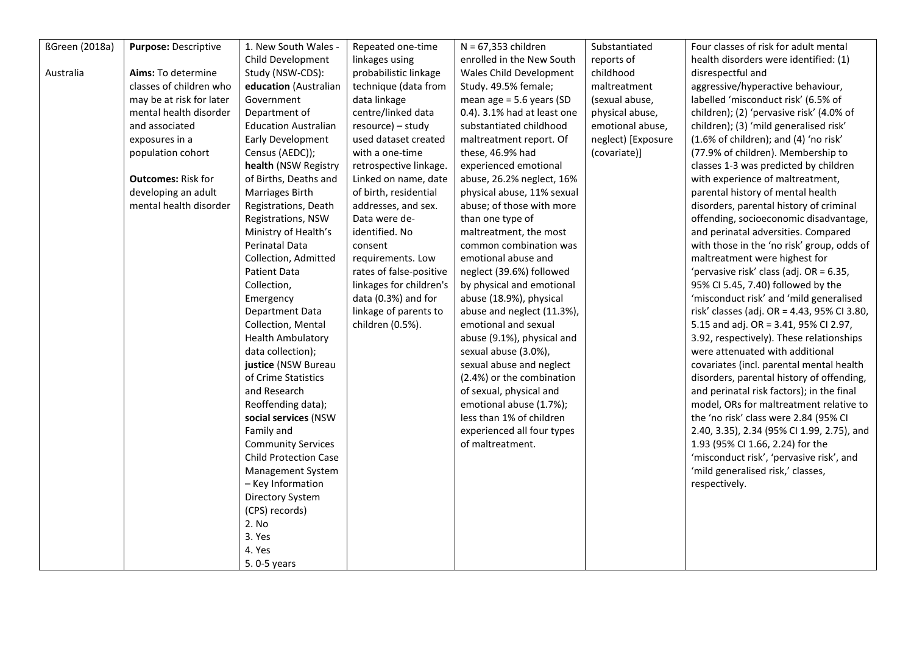| ßGreen (2018a)<br><br>Australia | **Purpose:** Descriptive<br><br>**Aims:** To determine classes of children who may be at risk for later mental health disorder and associated exposures in a population cohort<br><br>**Outcomes:** Risk for developing an adult mental health disorder | 1. New South Wales - Child Development Study (NSW-CDS): **education** (Australian Government Department of Education Australian Early Development Census (AEDC)); **health** (NSW Registry of Births, Deaths and Marriages Birth Registrations, Death Registrations, NSW Ministry of Health's Perinatal Data Collection, Admitted Patient Data Collection, Emergency Department Data Collection, Mental Health Ambulatory data collection); **justice** (NSW Bureau of Crime Statistics and Research Reoffending data); **social services** (NSW Family and Community Services Child Protection Case Management System – Key Information Directory System (CPS) records)<br>2. No<br>3. Yes<br>4. Yes<br>5. 0-5 years | Repeated one-time linkages using probabilistic linkage technique (data from data linkage centre/linked data resource) – study used dataset created with a one-time retrospective linkage. Linked on name, date of birth, residential addresses, and sex. Data were de-identified. No consent requirements. Low rates of false-positive linkages for children's data (0.3%) and for linkage of parents to children (0.5%). | N = 67,353 children enrolled in the New South Wales Child Development Study. 49.5% female; mean age = 5.6 years (SD 0.4). 3.1% had at least one substantiated childhood maltreatment report. Of these, 46.9% had experienced emotional abuse, 26.2% neglect, 16% physical abuse, 11% sexual abuse; of those with more than one type of maltreatment, the most common combination was emotional abuse and neglect (39.6%) followed by physical and emotional abuse (18.9%), physical abuse and neglect (11.3%), emotional and sexual abuse (9.1%), physical and sexual abuse (3.0%), sexual abuse and neglect (2.4%) or the combination of sexual, physical and emotional abuse (1.7%); less than 1% of children experienced all four types of maltreatment. | Substantiated reports of childhood maltreatment (sexual abuse, physical abuse, emotional abuse, neglect) [Exposure (covariate)] | Four classes of risk for adult mental health disorders were identified: (1) disrespectful and aggressive/hyperactive behaviour, labelled 'misconduct risk' (6.5% of children); (2) 'pervasive risk' (4.0% of children); (3) 'mild generalised risk' (1.6% of children); and (4) 'no risk' (77.9% of children). Membership to classes 1-3 was predicted by children with experience of maltreatment, parental history of mental health disorders, parental history of criminal offending, socioeconomic disadvantage, and perinatal adversities. Compared with those in the 'no risk' group, odds of maltreatment were highest for 'pervasive risk' class (adj. OR = 6.35, 95% CI 5.45, 7.40) followed by the 'misconduct risk' and 'mild generalised risk' classes (adj. OR = 4.43, 95% CI 3.80, 5.15 and adj. OR = 3.41, 95% CI 2.97, 3.92, respectively). These relationships were attenuated with additional covariates (incl. parental mental health disorders, parental history of offending, and perinatal risk factors); in the final model, ORs for maltreatment relative to the 'no risk' class were 2.84 (95% CI 2.40, 3.35), 2.34 (95% CI 1.99, 2.75), and 1.93 (95% CI 1.66, 2.24) for the 'misconduct risk', 'pervasive risk', and 'mild generalised risk,' classes, respectively. |
|---|---|---|---|---|---|---|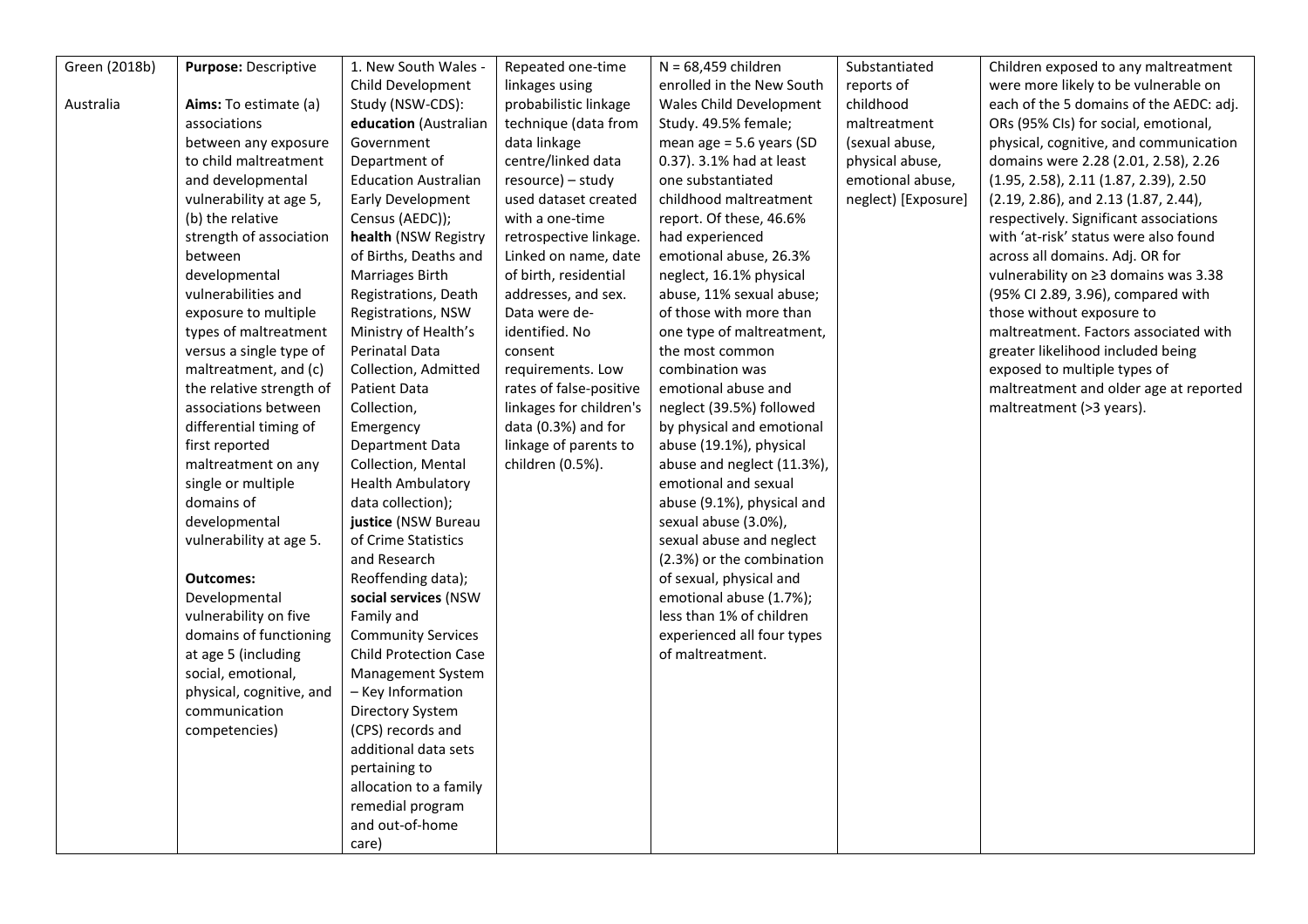| Green (2018b)<br><br>Australia | **Purpose:** Descriptive<br><br>**Aims:** To estimate (a) associations between any exposure to child maltreatment and developmental vulnerability at age 5, (b) the relative strength of association between developmental vulnerabilities and exposure to multiple types of maltreatment versus a single type of maltreatment, and (c) the relative strength of associations between differential timing of first reported maltreatment on any single or multiple domains of developmental vulnerability at age 5.<br><br>**Outcomes:** Developmental vulnerability on five domains of functioning at age 5 (including social, emotional, physical, cognitive, and communication competencies) | 1. New South Wales - Child Development Study (NSW-CDS): **education** (Australian Government Department of Education Australian Early Development Census (AEDC)); **health** (NSW Registry of Births, Deaths and Marriages Birth Registrations, Death Registrations, NSW Ministry of Health's Perinatal Data Collection, Admitted Patient Data Collection, Emergency Department Data Collection, Mental Health Ambulatory data collection); **justice** (NSW Bureau of Crime Statistics and Research Reoffending data); **social services** (NSW Family and Community Services Child Protection Case Management System – Key Information Directory System (CPS) records and additional data sets pertaining to allocation to a family remedial program and out-of-home care) | Repeated one-time linkages using probabilistic linkage technique (data from data linkage centre/linked data resource) – study used dataset created with a one-time retrospective linkage. Linked on name, date of birth, residential addresses, and sex. Data were de-identified. No consent requirements. Low rates of false-positive linkages for children's data (0.3%) and for linkage of parents to children (0.5%). | N = 68,459 children enrolled in the New South Wales Child Development Study. 49.5% female; mean age = 5.6 years (SD 0.37). 3.1% had at least one substantiated childhood maltreatment report. Of these, 46.6% had experienced emotional abuse, 26.3% neglect, 16.1% physical abuse, 11% sexual abuse; of those with more than one type of maltreatment, the most common combination was emotional abuse and neglect (39.5%) followed by physical and emotional abuse (19.1%), physical abuse and neglect (11.3%), emotional and sexual abuse (9.1%), physical and sexual abuse (3.0%), sexual abuse and neglect (2.3%) or the combination of sexual, physical and emotional abuse (1.7%); less than 1% of children experienced all four types of maltreatment. | Substantiated reports of childhood maltreatment (sexual abuse, physical abuse, emotional abuse, neglect) [Exposure] | Children exposed to any maltreatment were more likely to be vulnerable on each of the 5 domains of the AEDC: adj. ORs (95% CIs) for social, emotional, physical, cognitive, and communication domains were 2.28 (2.01, 2.58), 2.26 (1.95, 2.58), 2.11 (1.87, 2.39), 2.50 (2.19, 2.86), and 2.13 (1.87, 2.44), respectively. Significant associations with 'at-risk' status were also found across all domains. Adj. OR for vulnerability on ≥3 domains was 3.38 (95% CI 2.89, 3.96), compared with those without exposure to maltreatment. Factors associated with greater likelihood included being exposed to multiple types of maltreatment and older age at reported maltreatment (>3 years). |
|---|---|---|---|---|---|---|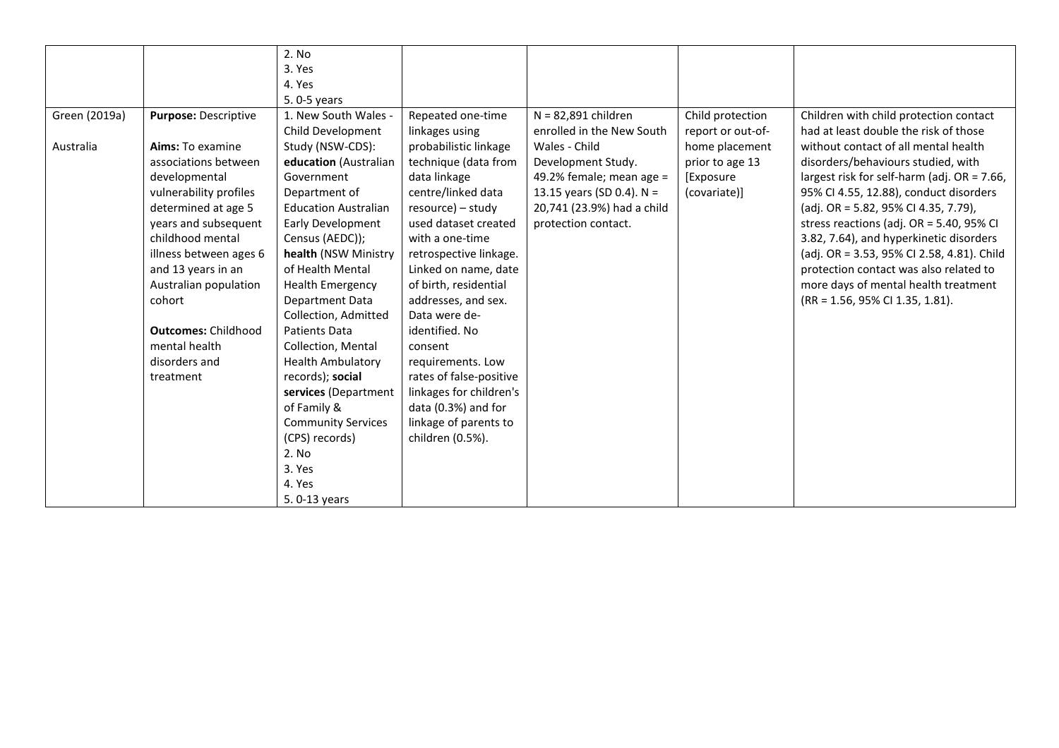| | | | | | | |
|---|---|---|---|---|---|---|
| | | 2. No<br>3. Yes<br>4. Yes<br>5. 0-5 years | | | | |
| Green (2019a)<br><br>Australia | **Purpose:** Descriptive<br><br>**Aims:** To examine associations between developmental vulnerability profiles determined at age 5 years and subsequent childhood mental illness between ages 6 and 13 years in an Australian population cohort<br><br>**Outcomes:** Childhood mental health disorders and treatment | 1. New South Wales - Child Development Study (NSW-CDS): **education** (Australian Government Department of Education Australian Early Development Census (AEDC)); **health** (NSW Ministry of Health Mental Health Emergency Department Data Collection, Admitted Patients Data Collection, Mental Health Ambulatory records); **social services** (Department of Family & Community Services (CPS) records)<br>2. No<br>3. Yes<br>4. Yes<br>5. 0-13 years | Repeated one-time linkages using probabilistic linkage technique (data from data linkage centre/linked data resource) – study used dataset created with a one-time retrospective linkage. Linked on name, date of birth, residential addresses, and sex. Data were de-identified. No consent requirements. Low rates of false-positive linkages for children's data (0.3%) and for linkage of parents to children (0.5%). | N = 82,891 children enrolled in the New South Wales - Child Development Study. 49.2% female; mean age = 13.15 years (SD 0.4). N = 20,741 (23.9%) had a child protection contact. | Child protection report or out-of-home placement prior to age 13 [Exposure (covariate)] | Children with child protection contact had at least double the risk of those without contact of all mental health disorders/behaviours studied, with largest risk for self-harm (adj. OR = 7.66, 95% CI 4.55, 12.88), conduct disorders (adj. OR = 5.82, 95% CI 4.35, 7.79), stress reactions (adj. OR = 5.40, 95% CI 3.82, 7.64), and hyperkinetic disorders (adj. OR = 3.53, 95% CI 2.58, 4.81). Child protection contact was also related to more days of mental health treatment (RR = 1.56, 95% CI 1.35, 1.81). |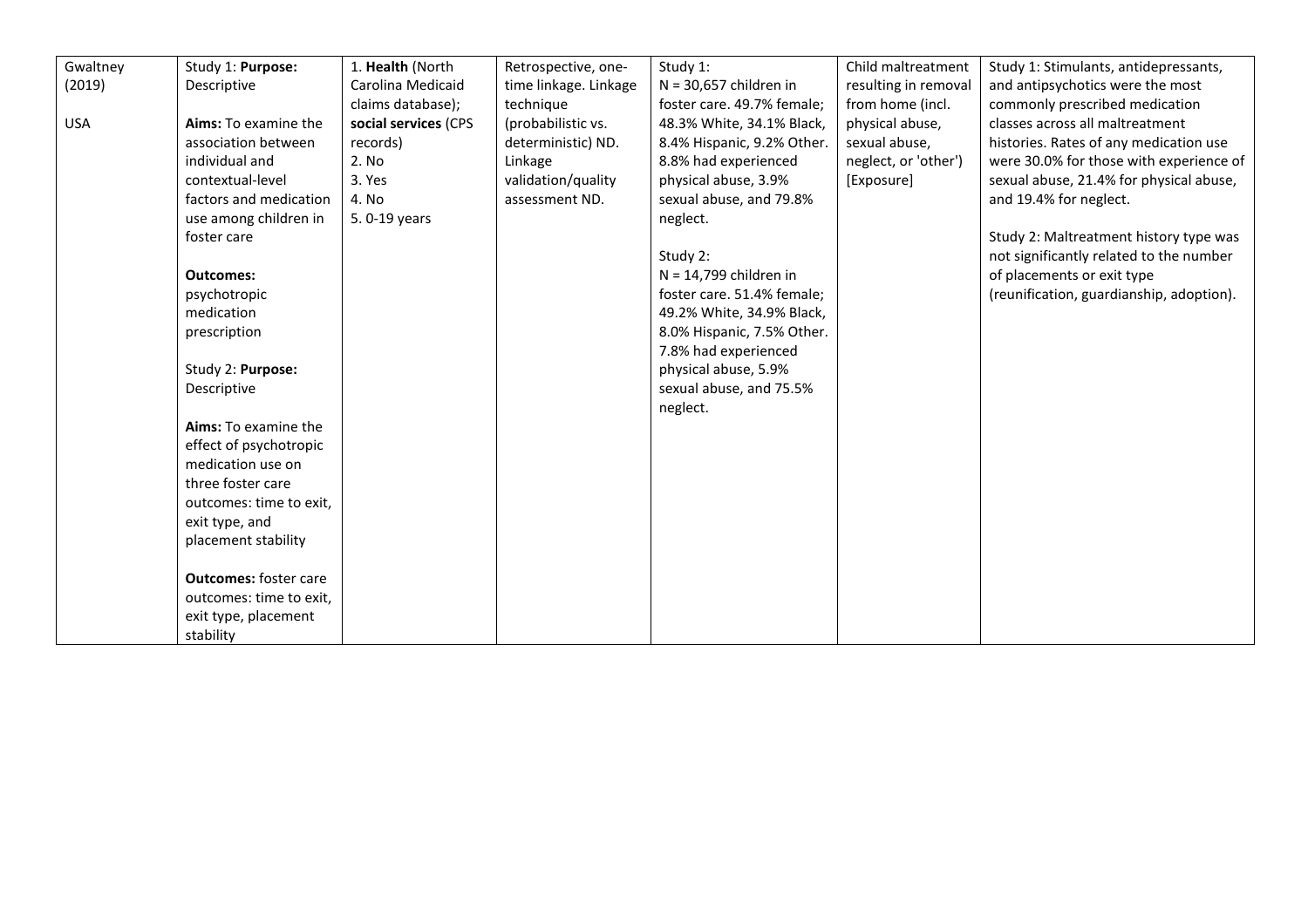| Gwaltney (2019)<br><br>USA | Study 1: **Purpose:** Descriptive<br><br>**Aims:** To examine the association between individual and contextual-level factors and medication use among children in foster care<br><br>**Outcomes:** psychotropic medication prescription<br><br>Study 2: **Purpose:** Descriptive<br><br>**Aims:** To examine the effect of psychotropic medication use on three foster care outcomes: time to exit, exit type, and placement stability<br><br>**Outcomes:** foster care outcomes: time to exit, exit type, placement stability | 1. **Health** (North Carolina Medicaid claims database); **social services** (CPS records)<br>2. No<br>3. Yes<br>4. No<br>5. 0-19 years | Retrospective, one-time linkage. Linkage technique (probabilistic vs. deterministic) ND. Linkage validation/quality assessment ND. | Study 1:<br>N = 30,657 children in foster care. 49.7% female; 48.3% White, 34.1% Black, 8.4% Hispanic, 9.2% Other. 8.8% had experienced physical abuse, 3.9% sexual abuse, and 79.8% neglect.<br><br>Study 2:<br>N = 14,799 children in foster care. 51.4% female; 49.2% White, 34.9% Black, 8.0% Hispanic, 7.5% Other. 7.8% had experienced physical abuse, 5.9% sexual abuse, and 75.5% neglect. | Child maltreatment resulting in removal from home (incl. physical abuse, sexual abuse, neglect, or 'other') [Exposure] | Study 1: Stimulants, antidepressants, and antipsychotics were the most commonly prescribed medication classes across all maltreatment histories. Rates of any medication use were 30.0% for those with experience of sexual abuse, 21.4% for physical abuse, and 19.4% for neglect.<br><br>Study 2: Maltreatment history type was not significantly related to the number of placements or exit type (reunification, guardianship, adoption). |
|---|---|---|---|---|---|---|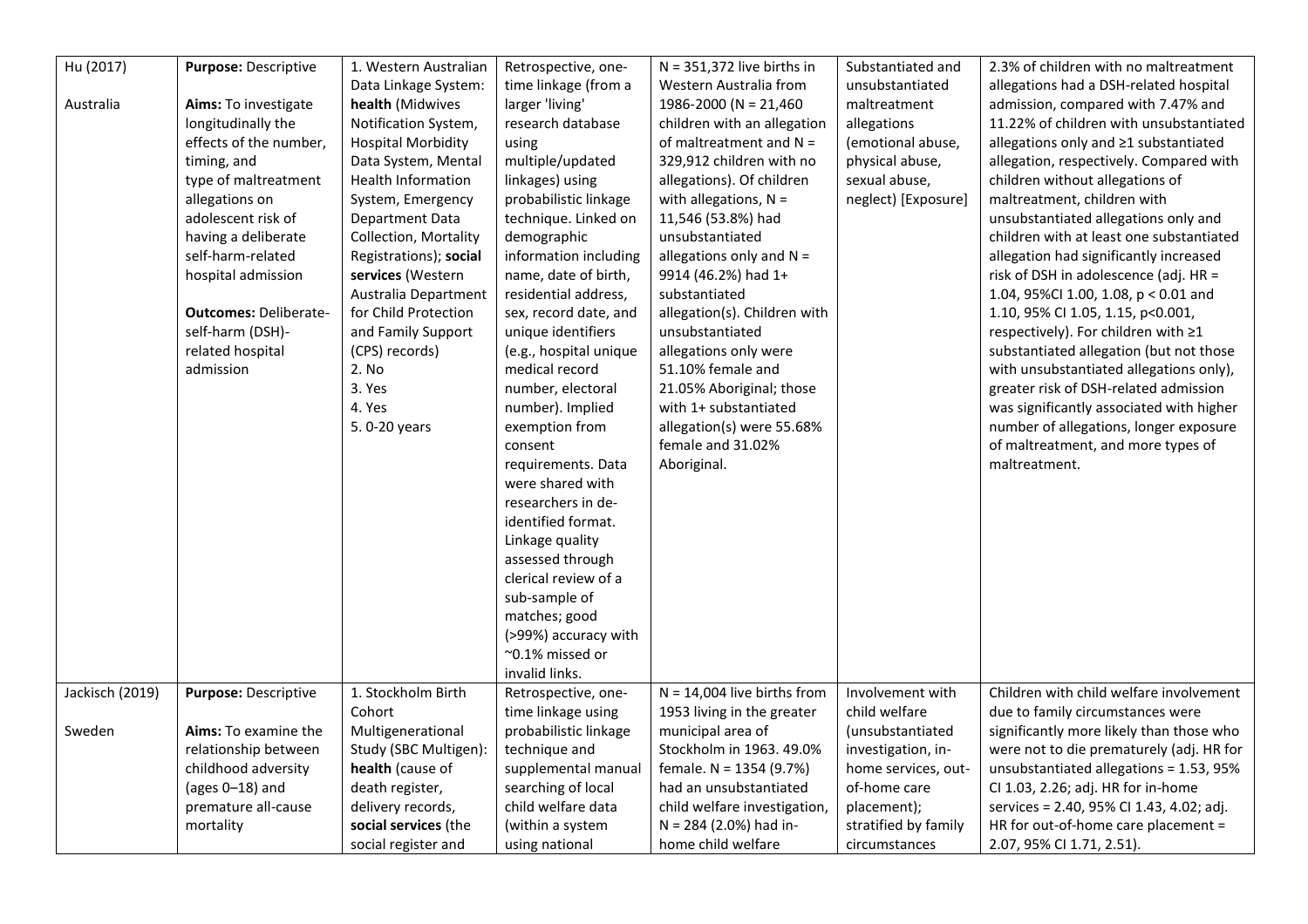| Hu (2017)<br><br>Australia | **Purpose:** Descriptive<br><br>**Aims:** To investigate longitudinally the effects of the number, timing, and type of maltreatment allegations on adolescent risk of having a deliberate self-harm-related hospital admission<br><br>**Outcomes:** Deliberate-self-harm (DSH)-related hospital admission | 1. Western Australian Data Linkage System: **health** (Midwives Notification System, Hospital Morbidity Data System, Mental Health Information System, Emergency Department Data Collection, Mortality Registrations); **social services** (Western Australia Department for Child Protection and Family Support (CPS) records)<br>2. No<br>3. Yes<br>4. Yes<br>5. 0-20 years | Retrospective, one-time linkage (from a larger 'living' research database using multiple/updated linkages) using probabilistic linkage technique. Linked on demographic information including name, date of birth, residential address, sex, record date, and unique identifiers (e.g., hospital unique medical record number, electoral number). Implied exemption from consent requirements. Data were shared with researchers in de-identified format. Linkage quality assessed through clerical review of a sub-sample of matches; good (>99%) accuracy with ~0.1% missed or invalid links. | N = 351,372 live births in Western Australia from 1986-2000 (N = 21,460 children with an allegation of maltreatment and N = 329,912 children with no allegations). Of children with allegations, N = 11,546 (53.8%) had unsubstantiated allegations only and N = 9914 (46.2%) had 1+ substantiated allegation(s). Children with unsubstantiated allegations only were 51.10% female and 21.05% Aboriginal; those with 1+ substantiated allegation(s) were 55.68% female and 31.02% Aboriginal. | Substantiated and unsubstantiated maltreatment allegations (emotional abuse, physical abuse, sexual abuse, neglect) [Exposure] | 2.3% of children with no maltreatment allegations had a DSH-related hospital admission, compared with 7.47% and 11.22% of children with unsubstantiated allegations only and ≥1 substantiated allegation, respectively. Compared with children without allegations of maltreatment, children with unsubstantiated allegations only and children with at least one substantiated allegation had significantly increased risk of DSH in adolescence (adj. HR = 1.04, 95%CI 1.00, 1.08, p < 0.01 and 1.10, 95% CI 1.05, 1.15, p<0.001, respectively). For children with ≥1 substantiated allegation (but not those with unsubstantiated allegations only), greater risk of DSH-related admission was significantly associated with higher number of allegations, longer exposure of maltreatment, and more types of maltreatment. |
|---|---|---|---|---|---|---|
| Jackisch (2019)<br><br>Sweden | **Purpose:** Descriptive<br><br>**Aims:** To examine the relationship between childhood adversity (ages 0–18) and premature all-cause mortality | 1. Stockholm Birth Cohort Multigenerational Study (SBC Multigen): **health** (cause of death register, delivery records, **social services** (the social register and | Retrospective, one-time linkage using probabilistic linkage technique and supplemental manual searching of local child welfare data (within a system using national | N = 14,004 live births from 1953 living in the greater municipal area of Stockholm in 1963. 49.0% female. N = 1354 (9.7%) had an unsubstantiated child welfare investigation, N = 284 (2.0%) had in-home child welfare | Involvement with child welfare (unsubstantiated investigation, in-home services, out-of-home care placement); stratified by family circumstances | Children with child welfare involvement due to family circumstances were significantly more likely than those who were not to die prematurely (adj. HR for unsubstantiated allegations = 1.53, 95% CI 1.03, 2.26; adj. HR for in-home services = 2.40, 95% CI 1.43, 4.02; adj. HR for out-of-home care placement = 2.07, 95% CI 1.71, 2.51). |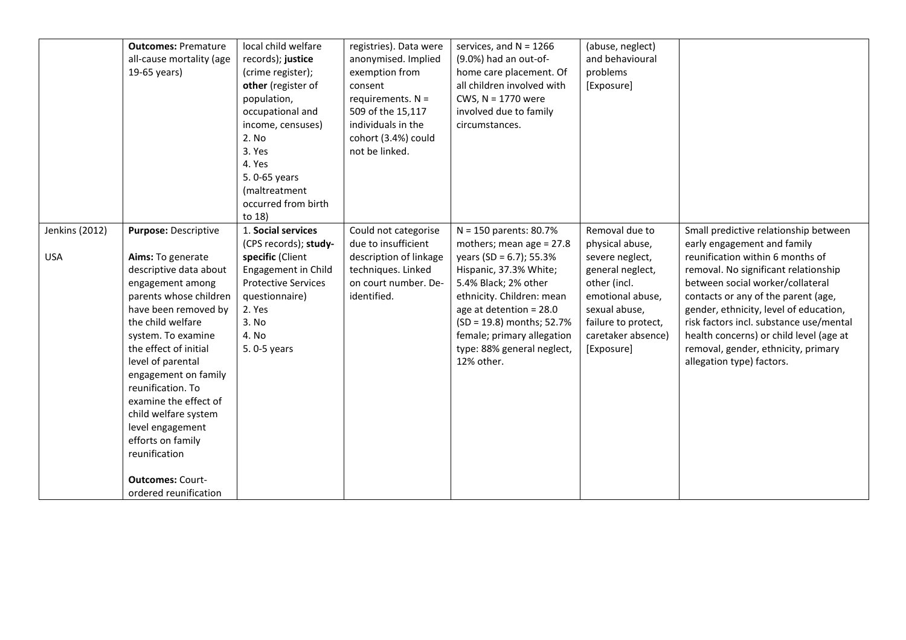| | | | | | | |
|---|---|---|---|---|---|---|
| | **Outcomes:** Premature all-cause mortality (age 19-65 years) | local child welfare records); **justice** (crime register); **other** (register of population, occupational and income, censuses)<br>2. No<br>3. Yes<br>4. Yes<br>5. 0-65 years (maltreatment occurred from birth to 18) | registries). Data were anonymised. Implied exemption from consent requirements. N = 509 of the 15,117 individuals in the cohort (3.4%) could not be linked. | services, and N = 1266 (9.0%) had an out-of-home care placement. Of all children involved with CWS, N = 1770 were involved due to family circumstances. | (abuse, neglect) and behavioural problems [Exposure] | |
| Jenkins (2012)<br><br>USA | **Purpose:** Descriptive<br><br>**Aims:** To generate descriptive data about engagement among parents whose children have been removed by the child welfare system. To examine the effect of initial level of parental engagement on family reunification. To examine the effect of child welfare system level engagement efforts on family reunification<br><br>**Outcomes:** Court-ordered reunification | 1. **Social services** (CPS records); **study-specific** (Client Engagement in Child Protective Services questionnaire)<br>2. Yes<br>3. No<br>4. No<br>5. 0-5 years | Could not categorise due to insufficient description of linkage techniques. Linked on court number. De-identified. | N = 150 parents: 80.7% mothers; mean age = 27.8 years (SD = 6.7); 55.3% Hispanic, 37.3% White; 5.4% Black; 2% other ethnicity. Children: mean age at detention = 28.0 (SD = 19.8) months; 52.7% female; primary allegation type: 88% general neglect, 12% other. | Removal due to physical abuse, severe neglect, general neglect, other (incl. emotional abuse, sexual abuse, failure to protect, caretaker absence) [Exposure] | Small predictive relationship between early engagement and family reunification within 6 months of removal. No significant relationship between social worker/collateral contacts or any of the parent (age, gender, ethnicity, level of education, risk factors incl. substance use/mental health concerns) or child level (age at removal, gender, ethnicity, primary allegation type) factors. |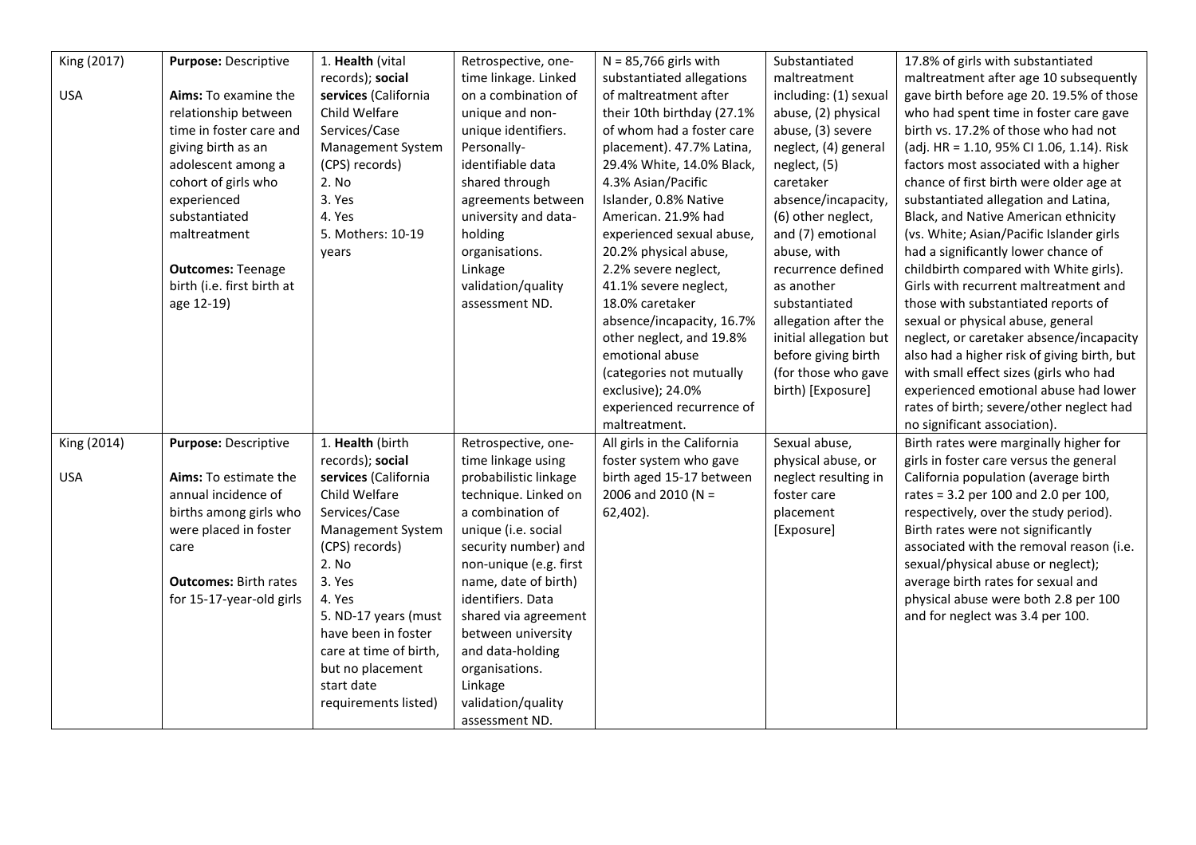| | | | | | | |
|---|---|---|---|---|---|---|
| King (2017)<br><br>USA | **Purpose:** Descriptive<br><br>**Aims:** To examine the relationship between time in foster care and giving birth as an adolescent among a cohort of girls who experienced substantiated maltreatment<br><br>**Outcomes:** Teenage birth (i.e. first birth at age 12-19) | 1. **Health** (vital records); **social services** (California Child Welfare Services/Case Management System (CPS) records)<br>2. No<br>3. Yes<br>4. Yes<br>5. Mothers: 10-19 years | Retrospective, one-time linkage. Linked on a combination of unique and non-unique identifiers. Personally-identifiable data shared through agreements between university and data-holding organisations. Linkage validation/quality assessment ND. | N = 85,766 girls with substantiated allegations of maltreatment after their 10th birthday (27.1% of whom had a foster care placement). 47.7% Latina, 29.4% White, 14.0% Black, 4.3% Asian/Pacific Islander, 0.8% Native American. 21.9% had experienced sexual abuse, 20.2% physical abuse, 2.2% severe neglect, 41.1% severe neglect, 18.0% caretaker absence/incapacity, 16.7% other neglect, and 19.8% emotional abuse (categories not mutually exclusive); 24.0% experienced recurrence of maltreatment. | Substantiated maltreatment including: (1) sexual abuse, (2) physical abuse, (3) severe neglect, (4) general neglect, (5) caretaker absence/incapacity, (6) other neglect, and (7) emotional abuse, with recurrence defined as another substantiated allegation after the initial allegation but before giving birth (for those who gave birth) [Exposure] | 17.8% of girls with substantiated maltreatment after age 10 subsequently gave birth before age 20. 19.5% of those who had spent time in foster care gave birth vs. 17.2% of those who had not (adj. HR = 1.10, 95% CI 1.06, 1.14). Risk factors most associated with a higher chance of first birth were older age at substantiated allegation and Latina, Black, and Native American ethnicity (vs. White; Asian/Pacific Islander girls had a significantly lower chance of childbirth compared with White girls). Girls with recurrent maltreatment and those with substantiated reports of sexual or physical abuse, general neglect, or caretaker absence/incapacity also had a higher risk of giving birth, but with small effect sizes (girls who had experienced emotional abuse had lower rates of birth; severe/other neglect had no significant association). |
| King (2014)<br><br>USA | **Purpose:** Descriptive<br><br>**Aims:** To estimate the annual incidence of births among girls who were placed in foster care<br><br>**Outcomes:** Birth rates for 15-17-year-old girls | 1. **Health** (birth records); **social services** (California Child Welfare Services/Case Management System (CPS) records)<br>2. No<br>3. Yes<br>4. Yes<br>5. ND-17 years (must have been in foster care at time of birth, but no placement start date requirements listed) | Retrospective, one-time linkage using probabilistic linkage technique. Linked on a combination of unique (i.e. social security number) and non-unique (e.g. first name, date of birth) identifiers. Data shared via agreement between university and data-holding organisations. Linkage validation/quality assessment ND. | All girls in the California foster system who gave birth aged 15-17 between 2006 and 2010 (N = 62,402). | Sexual abuse, physical abuse, or neglect resulting in foster care placement [Exposure] | Birth rates were marginally higher for girls in foster care versus the general California population (average birth rates = 3.2 per 100 and 2.0 per 100, respectively, over the study period). Birth rates were not significantly associated with the removal reason (i.e. sexual/physical abuse or neglect); average birth rates for sexual and physical abuse were both 2.8 per 100 and for neglect was 3.4 per 100. |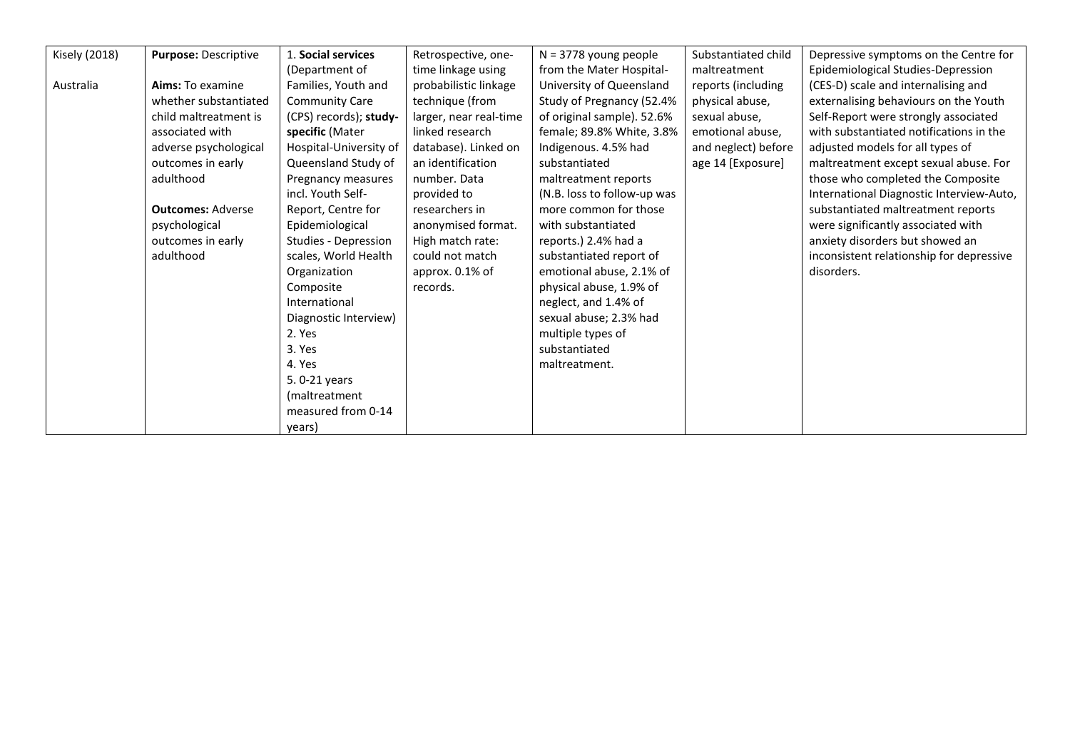| Kisely (2018)<br><br>Australia | **Purpose:** Descriptive<br><br>**Aims:** To examine whether substantiated child maltreatment is associated with adverse psychological outcomes in early adulthood<br><br>**Outcomes:** Adverse psychological outcomes in early adulthood | 1. **Social services** (Department of Families, Youth and Community Care (CPS) records); **study-specific** (Mater Hospital-University of Queensland Study of Pregnancy measures incl. Youth Self-Report, Centre for Epidemiological Studies - Depression scales, World Health Organization Composite International Diagnostic Interview)<br>2. Yes<br>3. Yes<br>4. Yes<br>5. 0-21 years (maltreatment measured from 0-14 years) | Retrospective, one-time linkage using probabilistic linkage technique (from larger, near real-time linked research database). Linked on an identification number. Data provided to researchers in anonymised format. High match rate: could not match approx. 0.1% of records. | N = 3778 young people from the Mater Hospital-University of Queensland Study of Pregnancy (52.4% of original sample). 52.6% female; 89.8% White, 3.8% Indigenous. 4.5% had substantiated maltreatment reports (N.B. loss to follow-up was more common for those with substantiated reports.) 2.4% had a substantiated report of emotional abuse, 2.1% of physical abuse, 1.9% of neglect, and 1.4% of sexual abuse; 2.3% had multiple types of substantiated maltreatment. | Substantiated child maltreatment reports (including physical abuse, sexual abuse, emotional abuse, and neglect) before age 14 [Exposure] | Depressive symptoms on the Centre for Epidemiological Studies-Depression (CES-D) scale and internalising and externalising behaviours on the Youth Self-Report were strongly associated with substantiated notifications in the adjusted models for all types of maltreatment except sexual abuse. For those who completed the Composite International Diagnostic Interview-Auto, substantiated maltreatment reports were significantly associated with anxiety disorders but showed an inconsistent relationship for depressive disorders. |
|---|---|---|---|---|---|---|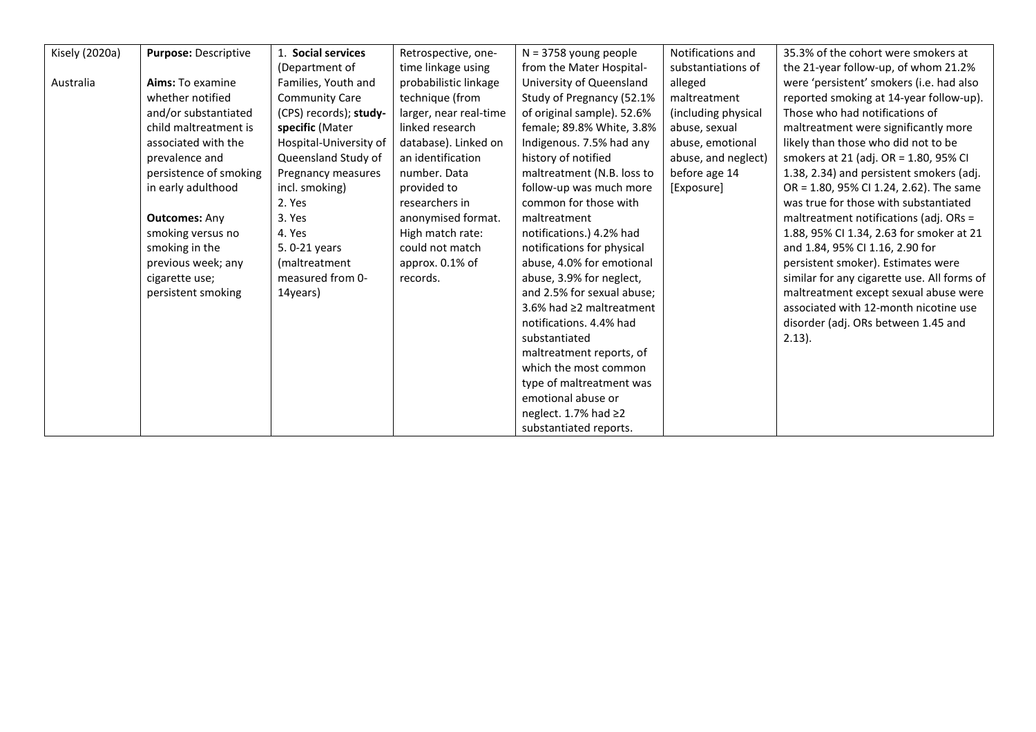| Kisely (2020a)<br><br>Australia | **Purpose:** Descriptive<br><br>**Aims:** To examine whether notified and/or substantiated child maltreatment is associated with the prevalence and persistence of smoking in early adulthood<br><br>**Outcomes:** Any smoking versus no smoking in the previous week; any cigarette use; persistent smoking | 1. **Social services** (Department of Families, Youth and Community Care (CPS) records); **study-specific** (Mater Hospital-University of Queensland Study of Pregnancy measures incl. smoking)<br>2. Yes<br>3. Yes<br>4. Yes<br>5. 0-21 years (maltreatment measured from 0-14years) | Retrospective, one-time linkage using probabilistic linkage technique (from larger, near real-time linked research database). Linked on an identification number. Data provided to researchers in anonymised format. High match rate: could not match approx. 0.1% of records. | N = 3758 young people from the Mater Hospital-University of Queensland Study of Pregnancy (52.1% of original sample). 52.6% female; 89.8% White, 3.8% Indigenous. 7.5% had any history of notified maltreatment (N.B. loss to follow-up was much more common for those with maltreatment notifications.) 4.2% had notifications for physical abuse, 4.0% for emotional abuse, 3.9% for neglect, and 2.5% for sexual abuse; 3.6% had ≥2 maltreatment notifications. 4.4% had substantiated maltreatment reports, of which the most common type of maltreatment was emotional abuse or neglect. 1.7% had ≥2 substantiated reports. | Notifications and substantiations of alleged maltreatment (including physical abuse, sexual abuse, emotional abuse, and neglect) before age 14 [Exposure] | 35.3% of the cohort were smokers at the 21-year follow-up, of whom 21.2% were 'persistent' smokers (i.e. had also reported smoking at 14-year follow-up). Those who had notifications of maltreatment were significantly more likely than those who did not to be smokers at 21 (adj. OR = 1.80, 95% CI 1.38, 2.34) and persistent smokers (adj. OR = 1.80, 95% CI 1.24, 2.62). The same was true for those with substantiated maltreatment notifications (adj. ORs = 1.88, 95% CI 1.34, 2.63 for smoker at 21 and 1.84, 95% CI 1.16, 2.90 for persistent smoker). Estimates were similar for any cigarette use. All forms of maltreatment except sexual abuse were associated with 12-month nicotine use disorder (adj. ORs between 1.45 and 2.13). |
|---|---|---|---|---|---|---|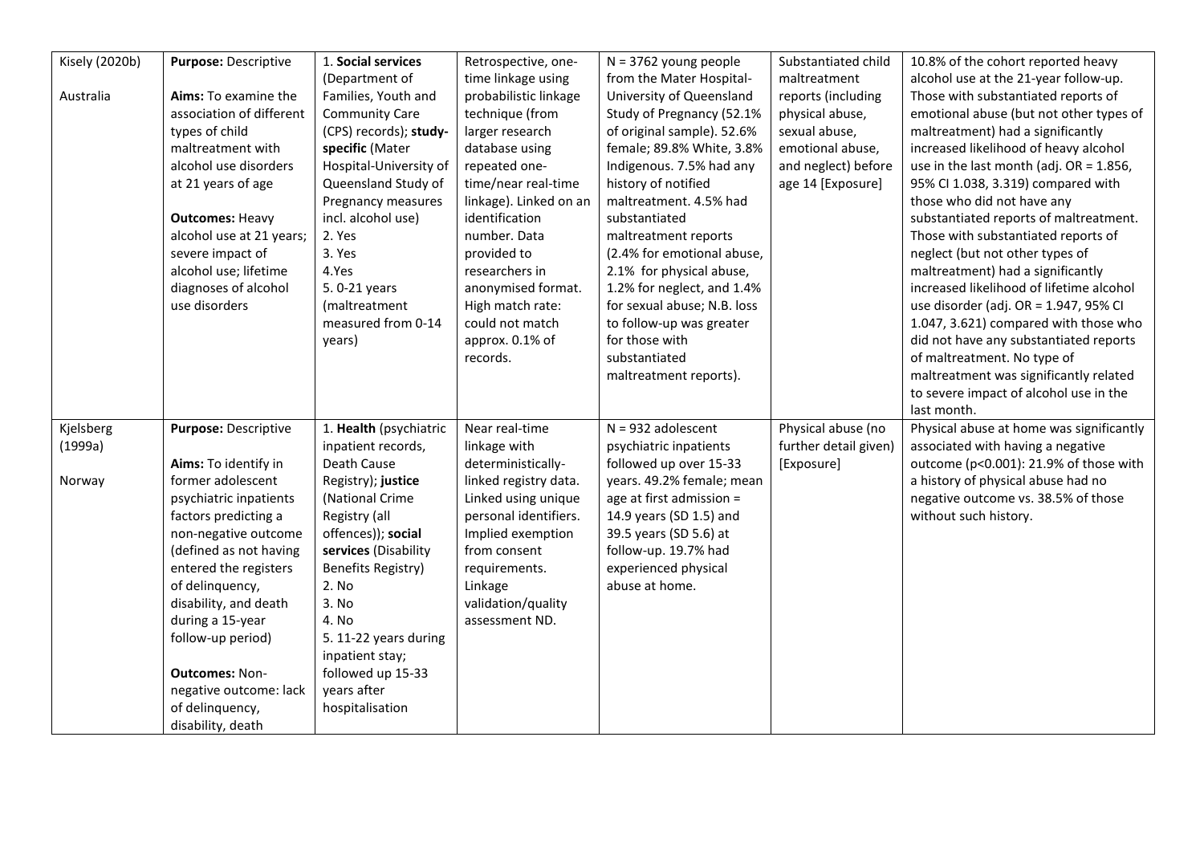| | | | | | | |
|---|---|---|---|---|---|---|
| Kisely (2020b)<br><br>Australia | **Purpose:** Descriptive<br><br>**Aims:** To examine the association of different types of child maltreatment with alcohol use disorders at 21 years of age<br><br>**Outcomes:** Heavy alcohol use at 21 years; severe impact of alcohol use; lifetime diagnoses of alcohol use disorders | 1. **Social services** (Department of Families, Youth and Community Care (CPS) records); **study-specific** (Mater Hospital-University of Queensland Study of Pregnancy measures incl. alcohol use)<br>2. Yes<br>3. Yes<br>4.Yes<br>5. 0-21 years (maltreatment measured from 0-14 years) | Retrospective, one-time linkage using probabilistic linkage technique (from larger research database using repeated one-time/near real-time linkage). Linked on an identification number. Data provided to researchers in anonymised format. High match rate: could not match approx. 0.1% of records. | N = 3762 young people from the Mater Hospital-University of Queensland Study of Pregnancy (52.1% of original sample). 52.6% female; 89.8% White, 3.8% Indigenous. 7.5% had any history of notified maltreatment. 4.5% had substantiated maltreatment reports (2.4% for emotional abuse, 2.1% for physical abuse, 1.2% for neglect, and 1.4% for sexual abuse; N.B. loss to follow-up was greater for those with substantiated maltreatment reports). | Substantiated child maltreatment reports (including physical abuse, sexual abuse, emotional abuse, and neglect) before age 14 [Exposure] | 10.8% of the cohort reported heavy alcohol use at the 21-year follow-up. Those with substantiated reports of emotional abuse (but not other types of maltreatment) had a significantly increased likelihood of heavy alcohol use in the last month (adj. OR = 1.856, 95% CI 1.038, 3.319) compared with those who did not have any substantiated reports of maltreatment. Those with substantiated reports of neglect (but not other types of maltreatment) had a significantly increased likelihood of lifetime alcohol use disorder (adj. OR = 1.947, 95% CI 1.047, 3.621) compared with those who did not have any substantiated reports of maltreatment. No type of maltreatment was significantly related to severe impact of alcohol use in the last month. |
| Kjelsberg (1999a)<br><br>Norway | **Purpose:** Descriptive<br><br>**Aims:** To identify in former adolescent psychiatric inpatients factors predicting a non-negative outcome (defined as not having entered the registers of delinquency, disability, and death during a 15-year follow-up period)<br><br>**Outcomes:** Non-negative outcome: lack of delinquency, disability, death | 1. **Health** (psychiatric inpatient records, Death Cause Registry); **justice** (National Crime Registry (all offences)); **social services** (Disability Benefits Registry)<br>2. No<br>3. No<br>4. No<br>5. 11-22 years during inpatient stay; followed up 15-33 years after hospitalisation | Near real-time linkage with deterministically-linked registry data. Linked using unique personal identifiers. Implied exemption from consent requirements. Linkage validation/quality assessment ND. | N = 932 adolescent psychiatric inpatients followed up over 15-33 years. 49.2% female; mean age at first admission = 14.9 years (SD 1.5) and 39.5 years (SD 5.6) at follow-up. 19.7% had experienced physical abuse at home. | Physical abuse (no further detail given) [Exposure] | Physical abuse at home was significantly associated with having a negative outcome ($p<0.001$): 21.9% of those with a history of physical abuse had no negative outcome vs. 38.5% of those without such history. |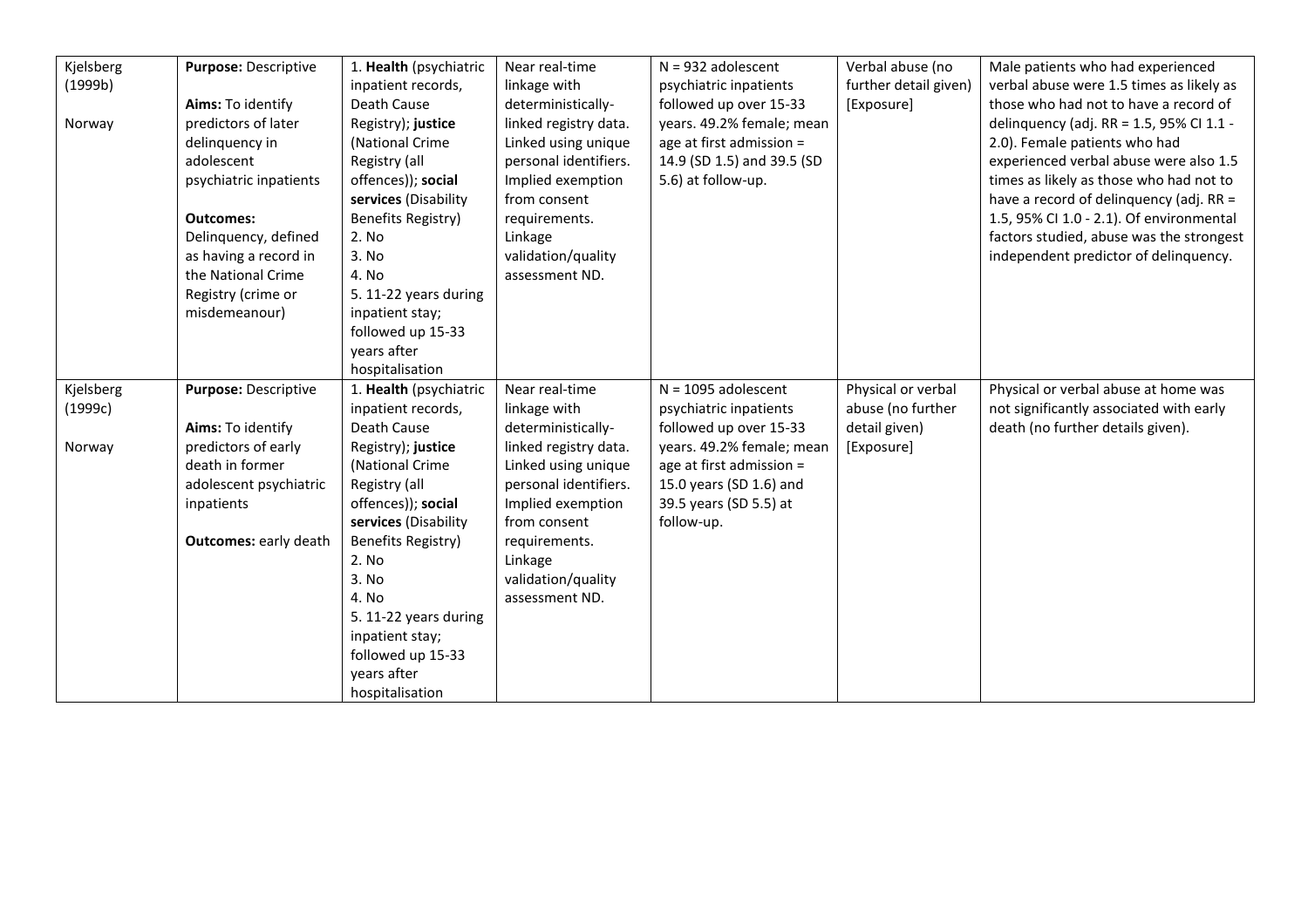| | | | | | | |
|---|---|---|---|---|---|---|
| Kjelsberg (1999b)<br><br>Norway | **Purpose:** Descriptive<br><br>**Aims:** To identify predictors of later delinquency in adolescent psychiatric inpatients<br><br>**Outcomes:** Delinquency, defined as having a record in the National Crime Registry (crime or misdemeanour) | 1. **Health** (psychiatric inpatient records, Death Cause Registry); **justice** (National Crime Registry (all offences)); **social services** (Disability Benefits Registry)<br>2. No<br>3. No<br>4. No<br>5. 11-22 years during inpatient stay; followed up 15-33 years after hospitalisation | Near real-time linkage with deterministically-linked registry data. Linked using unique personal identifiers. Implied exemption from consent requirements. Linkage validation/quality assessment ND. | N = 932 adolescent psychiatric inpatients followed up over 15-33 years. 49.2% female; mean age at first admission = 14.9 (SD 1.5) and 39.5 (SD 5.6) at follow-up. | Verbal abuse (no further detail given) [Exposure] | Male patients who had experienced verbal abuse were 1.5 times as likely as those who had not to have a record of delinquency (adj. RR = 1.5, 95% CI 1.1 - 2.0). Female patients who had experienced verbal abuse were also 1.5 times as likely as those who had not to have a record of delinquency (adj. RR = 1.5, 95% CI 1.0 - 2.1). Of environmental factors studied, abuse was the strongest independent predictor of delinquency. |
| Kjelsberg (1999c)<br><br>Norway | **Purpose:** Descriptive<br><br>**Aims:** To identify predictors of early death in former adolescent psychiatric inpatients<br><br>**Outcomes:** early death | 1. **Health** (psychiatric inpatient records, Death Cause Registry); **justice** (National Crime Registry (all offences)); **social services** (Disability Benefits Registry)<br>2. No<br>3. No<br>4. No<br>5. 11-22 years during inpatient stay; followed up 15-33 years after hospitalisation | Near real-time linkage with deterministically-linked registry data. Linked using unique personal identifiers. Implied exemption from consent requirements. Linkage validation/quality assessment ND. | N = 1095 adolescent psychiatric inpatients followed up over 15-33 years. 49.2% female; mean age at first admission = 15.0 years (SD 1.6) and 39.5 years (SD 5.5) at follow-up. | Physical or verbal abuse (no further detail given) [Exposure] | Physical or verbal abuse at home was not significantly associated with early death (no further details given). |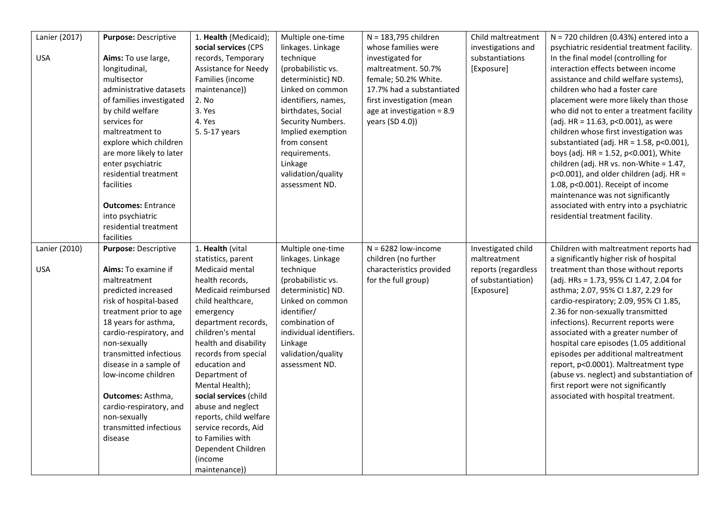| Lanier (2017)<br><br>USA | **Purpose:** Descriptive<br><br>**Aims:** To use large, longitudinal, multisector administrative datasets of families investigated by child welfare services for maltreatment to explore which children are more likely to later enter psychiatric residential treatment facilities<br><br>**Outcomes:** Entrance into psychiatric residential treatment facilities | 1. **Health** (Medicaid); **social services** (CPS records, Temporary Assistance for Needy Families (income maintenance))<br>2. No<br>3. Yes<br>4. Yes<br>5. 5-17 years | Multiple one-time linkages. Linkage technique (probabilistic vs. deterministic) ND. Linked on common identifiers, names, birthdates, Social Security Numbers. Implied exemption from consent requirements. Linkage validation/quality assessment ND. | N = 183,795 children whose families were investigated for maltreatment. 50.7% female; 50.2% White. 17.7% had a substantiated first investigation (mean age at investigation = 8.9 years (SD 4.0)) | Child maltreatment investigations and substantiations [Exposure] | N = 720 children (0.43%) entered into a psychiatric residential treatment facility. In the final model (controlling for interaction effects between income assistance and child welfare systems), children who had a foster care placement were more likely than those who did not to enter a treatment facility (adj. HR = 11.63, $p<0.001$), as were children whose first investigation was substantiated (adj. HR = 1.58, $p<0.001$), boys (adj. HR = 1.52, $p<0.001$), White children (adj. HR vs. non-White = 1.47, $p<0.001$), and older children (adj. HR = 1.08, $p<0.001$). Receipt of income maintenance was not significantly associated with entry into a psychiatric residential treatment facility. |
|---|---|---|---|---|---|---|
| Lanier (2010)<br><br>USA | **Purpose:** Descriptive<br><br>**Aims:** To examine if maltreatment predicted increased risk of hospital-based treatment prior to age 18 years for asthma, cardio-respiratory, and non-sexually transmitted infectious disease in a sample of low-income children<br><br>**Outcomes:** Asthma, cardio-respiratory, and non-sexually transmitted infectious disease | 1. **Health** (vital statistics, parent Medicaid mental health records, Medicaid reimbursed child healthcare, emergency department records, children's mental health and disability records from special education and Department of Mental Health); **social services** (child abuse and neglect reports, child welfare service records, Aid to Families with Dependent Children (income maintenance)) | Multiple one-time linkages. Linkage technique (probabilistic vs. deterministic) ND. Linked on common identifier/ combination of individual identifiers. Linkage validation/quality assessment ND. | N = 6282 low-income children (no further characteristics provided for the full group) | Investigated child maltreatment reports (regardless of substantiation) [Exposure] | Children with maltreatment reports had a significantly higher risk of hospital treatment than those without reports (adj. HRs = 1.73, 95% CI 1.47, 2.04 for asthma; 2.07, 95% CI 1.87, 2.29 for cardio-respiratory; 2.09, 95% CI 1.85, 2.36 for non-sexually transmitted infections). Recurrent reports were associated with a greater number of hospital care episodes (1.05 additional episodes per additional maltreatment report, $p<0.0001$). Maltreatment type (abuse vs. neglect) and substantiation of first report were not significantly associated with hospital treatment. |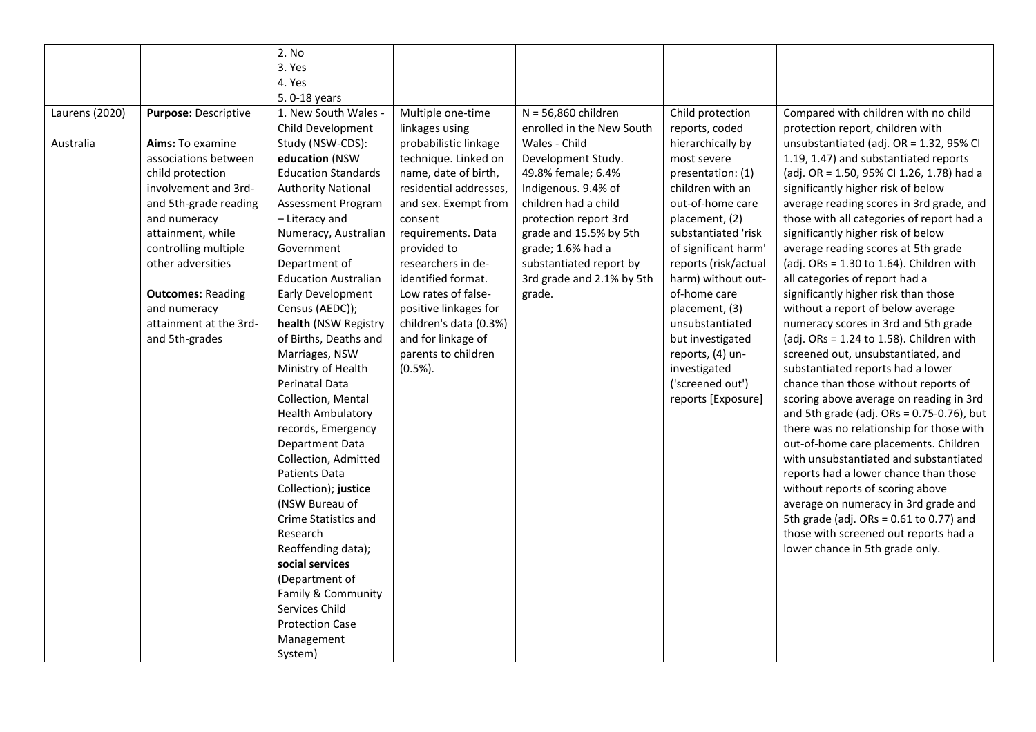| | | | | | | |
|---|---|---|---|---|---|---|
| | | 2. No<br>3. Yes<br>4. Yes<br>5. 0-18 years | | | | |
| Laurens (2020)<br><br>Australia | **Purpose:** Descriptive<br><br>**Aims:** To examine associations between child protection involvement and 3rd- and 5th-grade reading and numeracy attainment, while controlling multiple other adversities<br><br>**Outcomes:** Reading and numeracy attainment at the 3rd- and 5th-grades | 1. New South Wales - Child Development Study (NSW-CDS): **education** (NSW Education Standards Authority National Assessment Program – Literacy and Numeracy, Australian Government Department of Education Australian Early Development Census (AEDC)); **health** (NSW Registry of Births, Deaths and Marriages, NSW Ministry of Health Perinatal Data Collection, Mental Health Ambulatory records, Emergency Department Data Collection, Admitted Patients Data Collection); **justice** (NSW Bureau of Crime Statistics and Research Reoffending data); **social services** (Department of Family & Community Services Child Protection Case Management System) | Multiple one-time linkages using probabilistic linkage technique. Linked on name, date of birth, residential addresses, and sex. Exempt from consent requirements. Data provided to researchers in de-identified format. Low rates of false-positive linkages for children's data (0.3%) and for linkage of parents to children (0.5%). | N = 56,860 children enrolled in the New South Wales - Child Development Study. 49.8% female; 6.4% Indigenous. 9.4% of children had a child protection report 3rd grade and 15.5% by 5th grade; 1.6% had a substantiated report by 3rd grade and 2.1% by 5th grade. | Child protection reports, coded hierarchically by most severe presentation: (1) children with an out-of-home care placement, (2) substantiated 'risk of significant harm' reports (risk/actual harm) without out-of-home care placement, (3) unsubstantiated but investigated reports, (4) un-investigated ('screened out') reports [Exposure] | Compared with children with no child protection report, children with unsubstantiated (adj. OR = 1.32, 95% CI 1.19, 1.47) and substantiated reports (adj. OR = 1.50, 95% CI 1.26, 1.78) had a significantly higher risk of below average reading scores in 3rd grade, and those with all categories of report had a significantly higher risk of below average reading scores at 5th grade (adj. ORs = 1.30 to 1.64). Children with all categories of report had a significantly higher risk than those without a report of below average numeracy scores in 3rd and 5th grade (adj. ORs = 1.24 to 1.58). Children with screened out, unsubstantiated, and substantiated reports had a lower chance than those without reports of scoring above average on reading in 3rd and 5th grade (adj. ORs = 0.75-0.76), but there was no relationship for those with out-of-home care placements. Children with unsubstantiated and substantiated reports had a lower chance than those without reports of scoring above average on numeracy in 3rd grade and 5th grade (adj. ORs = 0.61 to 0.77) and those with screened out reports had a lower chance in 5th grade only. |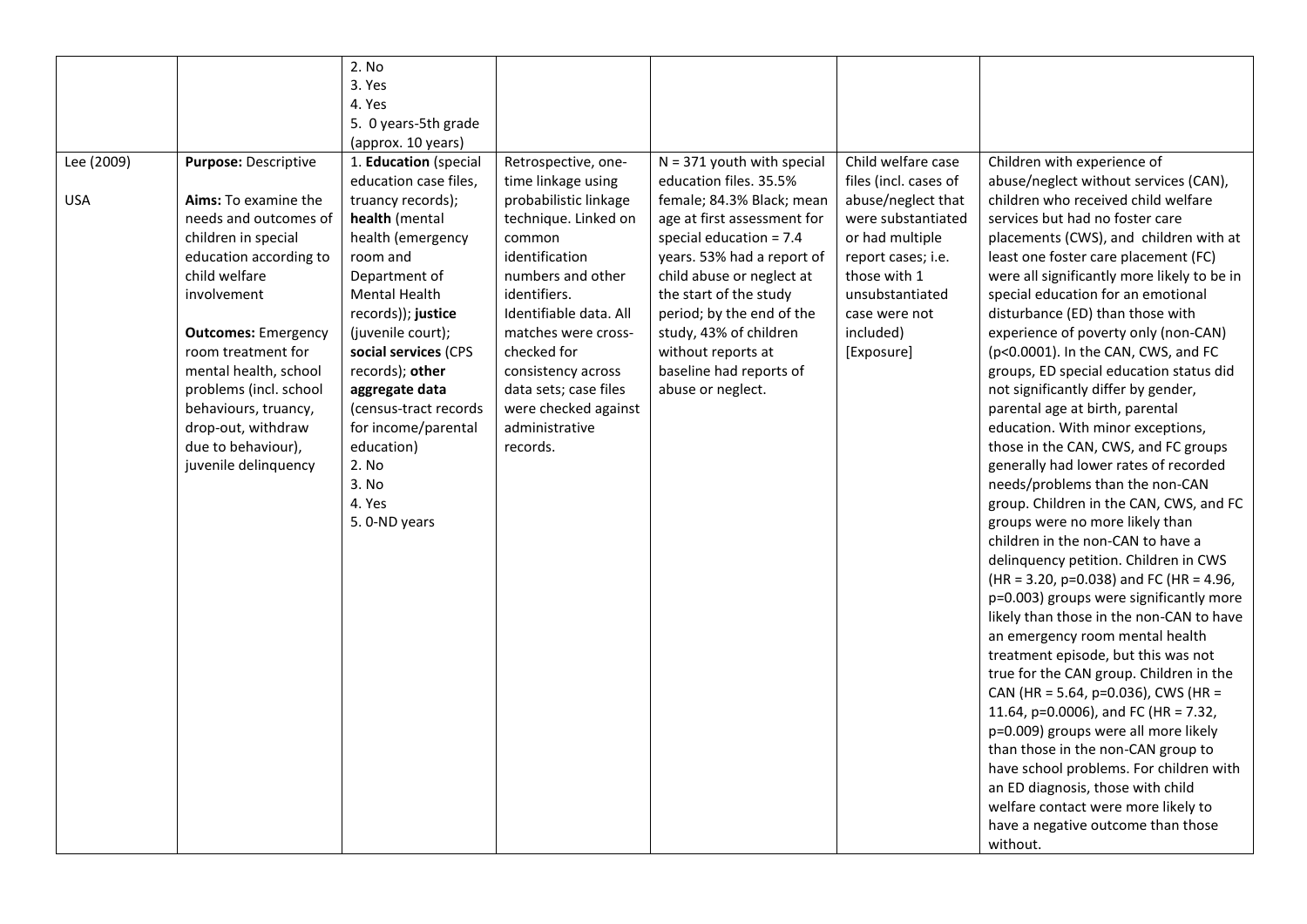| | | | | | | |
|---|---|---|---|---|---|---|
| | | 2. No<br>3. Yes<br>4. Yes<br>5. 0 years-5th grade (approx. 10 years) | | | | |
| Lee (2009)<br><br>USA | **Purpose:** Descriptive<br><br>**Aims:** To examine the needs and outcomes of children in special education according to child welfare involvement<br><br>**Outcomes:** Emergency room treatment for mental health, school problems (incl. school behaviours, truancy, drop-out, withdraw due to behaviour), juvenile delinquency | 1. **Education** (special education case files, truancy records); **health** (mental health (emergency room and Department of Mental Health records)); **justice** (juvenile court); **social services** (CPS records); **other aggregate data** (census-tract records for income/parental education)<br>2. No<br>3. No<br>4. Yes<br>5. 0-ND years | Retrospective, one-time linkage using probabilistic linkage technique. Linked on common identification numbers and other identifiers. Identifiable data. All matches were cross-checked for consistency across data sets; case files were checked against administrative records. | N = 371 youth with special education files. 35.5% female; 84.3% Black; mean age at first assessment for special education = 7.4 years. 53% had a report of child abuse or neglect at the start of the study period; by the end of the study, 43% of children without reports at baseline had reports of abuse or neglect. | Child welfare case files (incl. cases of abuse/neglect that were substantiated or had multiple report cases; i.e. those with 1 unsubstantiated case were not included)<br>[Exposure] | Children with experience of abuse/neglect without services (CAN), children who received child welfare services but had no foster care placements (CWS), and children with at least one foster care placement (FC) were all significantly more likely to be in special education for an emotional disturbance (ED) than those with experience of poverty only (non-CAN) ($p<0.0001$). In the CAN, CWS, and FC groups, ED special education status did not significantly differ by gender, parental age at birth, parental education. With minor exceptions, those in the CAN, CWS, and FC groups generally had lower rates of recorded needs/problems than the non-CAN group. Children in the CAN, CWS, and FC groups were no more likely than children in the non-CAN to have a delinquency petition. Children in CWS (HR = 3.20, $p=0.038$) and FC (HR = 4.96, $p=0.003$) groups were significantly more likely than those in the non-CAN to have an emergency room mental health treatment episode, but this was not true for the CAN group. Children in the CAN (HR = 5.64, $p=0.036$), CWS (HR = 11.64, $p=0.0006$), and FC (HR = 7.32, $p=0.009$) groups were all more likely than those in the non-CAN group to have school problems. For children with an ED diagnosis, those with child welfare contact were more likely to have a negative outcome than those without. |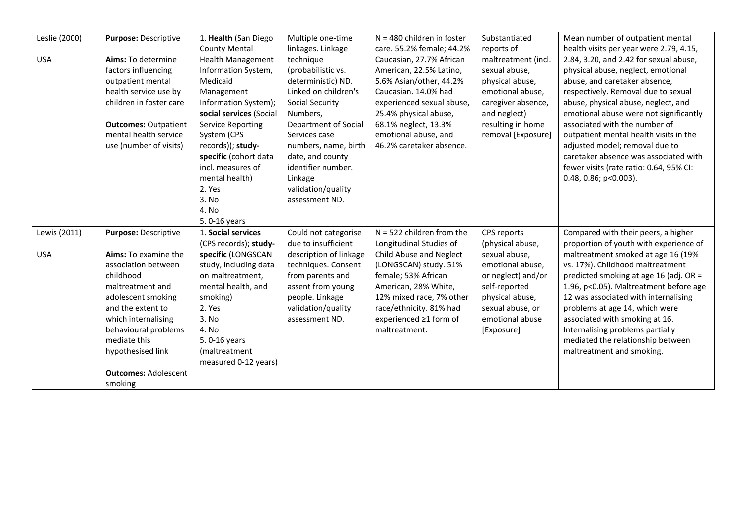| | | | | | | |
|---|---|---|---|---|---|---|
| Leslie (2000)<br><br>USA | **Purpose:** Descriptive<br><br>**Aims:** To determine factors influencing outpatient mental health service use by children in foster care<br><br>**Outcomes:** Outpatient mental health service use (number of visits) | 1. **Health** (San Diego County Mental Health Management Information System, Medicaid Management Information System); **social services** (Social Service Reporting System (CPS records)); **study-specific** (cohort data incl. measures of mental health)<br>2. Yes<br>3. No<br>4. No<br>5. 0-16 years | Multiple one-time linkages. Linkage technique (probabilistic vs. deterministic) ND. Linked on children's Social Security Numbers, Department of Social Services case numbers, name, birth date, and county identifier number. Linkage validation/quality assessment ND. | N = 480 children in foster care. 55.2% female; 44.2% Caucasian, 27.7% African American, 22.5% Latino, 5.6% Asian/other, 44.2% Caucasian. 14.0% had experienced sexual abuse, 25.4% physical abuse, 68.1% neglect, 13.3% emotional abuse, and 46.2% caretaker absence. | Substantiated reports of maltreatment (incl. sexual abuse, physical abuse, emotional abuse, caregiver absence, and neglect) resulting in home removal [Exposure] | Mean number of outpatient mental health visits per year were 2.79, 4.15, 2.84, 3.20, and 2.42 for sexual abuse, physical abuse, neglect, emotional abuse, and caretaker absence, respectively. Removal due to sexual abuse, physical abuse, neglect, and emotional abuse were not significantly associated with the number of outpatient mental health visits in the adjusted model; removal due to caretaker absence was associated with fewer visits (rate ratio: 0.64, 95% CI: 0.48, 0.86; $p<0.003$). |
| Lewis (2011)<br><br>USA | **Purpose:** Descriptive<br><br>**Aims:** To examine the association between childhood maltreatment and adolescent smoking and the extent to which internalising behavioural problems mediate this hypothesised link<br><br>**Outcomes:** Adolescent smoking | 1. **Social services** (CPS records); **study-specific** (LONGSCAN study, including data on maltreatment, mental health, and smoking)<br>2. Yes<br>3. No<br>4. No<br>5. 0-16 years (maltreatment measured 0-12 years) | Could not categorise due to insufficient description of linkage techniques. Consent from parents and assent from young people. Linkage validation/quality assessment ND. | N = 522 children from the Longitudinal Studies of Child Abuse and Neglect (LONGSCAN) study. 51% female; 53% African American, 28% White, 12% mixed race, 7% other race/ethnicity. 81% had experienced ≥1 form of maltreatment. | CPS reports (physical abuse, sexual abuse, emotional abuse, or neglect) and/or self-reported physical abuse, sexual abuse, or emotional abuse [Exposure] | Compared with their peers, a higher proportion of youth with experience of maltreatment smoked at age 16 (19% vs. 17%). Childhood maltreatment predicted smoking at age 16 (adj. OR = 1.96, $p<0.05$). Maltreatment before age 12 was associated with internalising problems at age 14, which were associated with smoking at 16. Internalising problems partially mediated the relationship between maltreatment and smoking. |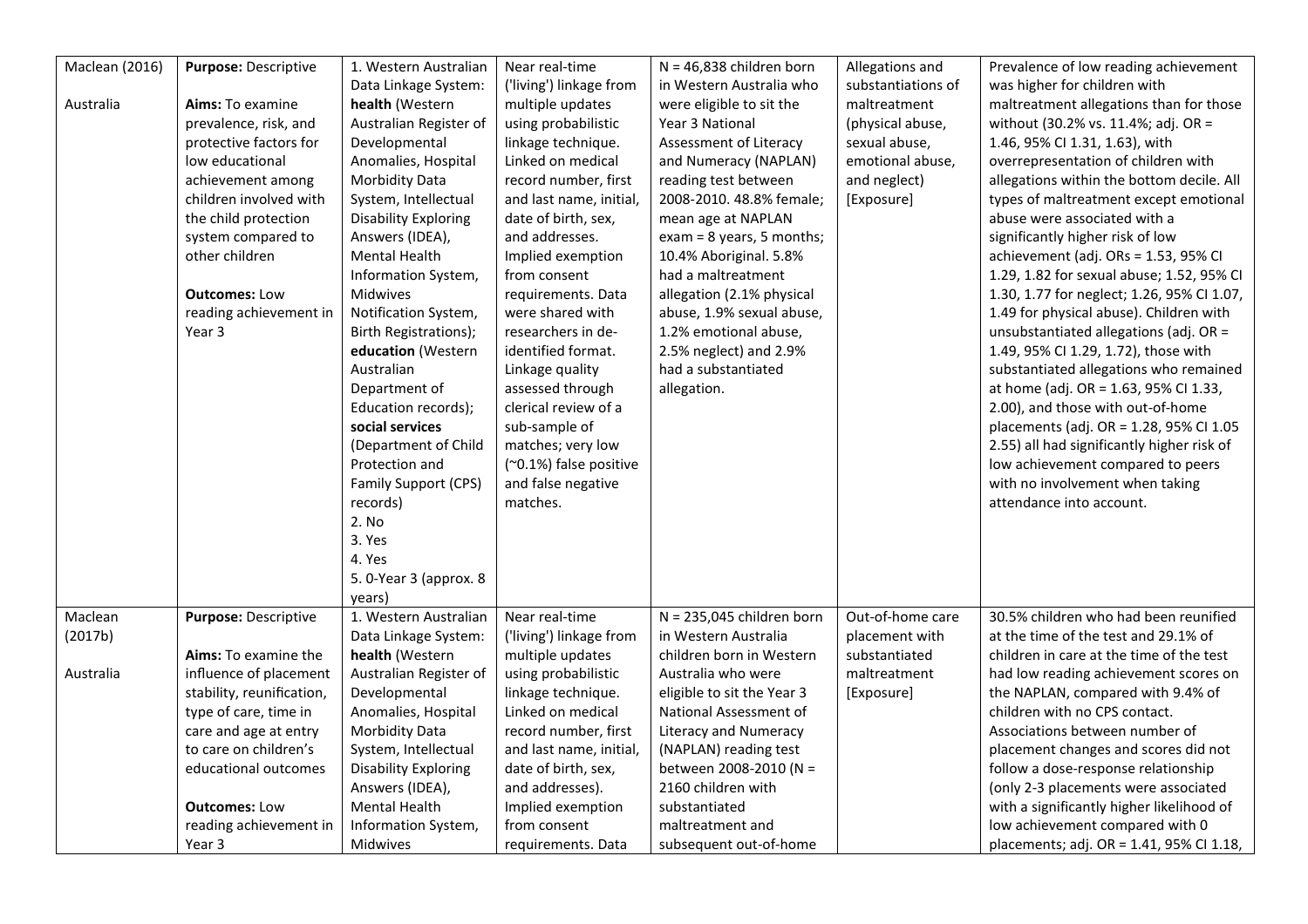| | | | | | | |
|---|---|---|---|---|---|---|
| Maclean (2016)<br><br>Australia | **Purpose:** Descriptive<br><br>**Aims:** To examine prevalence, risk, and protective factors for low educational achievement among children involved with the child protection system compared to other children<br><br>**Outcomes:** Low reading achievement in Year 3 | 1. Western Australian Data Linkage System: **health** (Western Australian Register of Developmental Anomalies, Hospital Morbidity Data System, Intellectual Disability Exploring Answers (IDEA), Mental Health Information System, Midwives Notification System, Birth Registrations); **education** (Western Australian Department of Education records); **social services** (Department of Child Protection and Family Support (CPS) records)<br>2. No<br>3. Yes<br>4. Yes<br>5. 0-Year 3 (approx. 8 years) | Near real-time ('living') linkage from multiple updates using probabilistic linkage technique. Linked on medical record number, first and last name, initial, date of birth, sex, and addresses. Implied exemption from consent requirements. Data were shared with researchers in de-identified format. Linkage quality assessed through clerical review of a sub-sample of matches; very low (~0.1%) false positive and false negative matches. | N = 46,838 children born in Western Australia who were eligible to sit the Year 3 National Assessment of Literacy and Numeracy (NAPLAN) reading test between 2008-2010. 48.8% female; mean age at NAPLAN exam = 8 years, 5 months; 10.4% Aboriginal. 5.8% had a maltreatment allegation (2.1% physical abuse, 1.9% sexual abuse, 1.2% emotional abuse, 2.5% neglect) and 2.9% had a substantiated allegation. | Allegations and substantiations of maltreatment (physical abuse, sexual abuse, emotional abuse, and neglect) [Exposure] | Prevalence of low reading achievement was higher for children with maltreatment allegations than for those without (30.2% vs. 11.4%; adj. OR = 1.46, 95% CI 1.31, 1.63), with overrepresentation of children with allegations within the bottom decile. All types of maltreatment except emotional abuse were associated with a significantly higher risk of low achievement (adj. ORs = 1.53, 95% CI 1.29, 1.82 for sexual abuse; 1.52, 95% CI 1.30, 1.77 for neglect; 1.26, 95% CI 1.07, 1.49 for physical abuse). Children with unsubstantiated allegations (adj. OR = 1.49, 95% CI 1.29, 1.72), those with substantiated allegations who remained at home (adj. OR = 1.63, 95% CI 1.33, 2.00), and those with out-of-home placements (adj. OR = 1.28, 95% CI 1.05 2.55) all had significantly higher risk of low achievement compared to peers with no involvement when taking attendance into account. |
| Maclean (2017b)<br><br>Australia | **Purpose:** Descriptive<br><br>**Aims:** To examine the influence of placement stability, reunification, type of care, time in care and age at entry to care on children's educational outcomes<br><br>**Outcomes:** Low reading achievement in Year 3 | 1. Western Australian Data Linkage System: **health** (Western Australian Register of Developmental Anomalies, Hospital Morbidity Data System, Intellectual Disability Exploring Answers (IDEA), Mental Health Information System, Midwives | Near real-time ('living') linkage from multiple updates using probabilistic linkage technique. Linked on medical record number, first and last name, initial, date of birth, sex, and addresses). Implied exemption from consent requirements. Data | N = 235,045 children born in Western Australia children born in Western Australia who were eligible to sit the Year 3 National Assessment of Literacy and Numeracy (NAPLAN) reading test between 2008-2010 (N = 2160 children with substantiated maltreatment and subsequent out-of-home | Out-of-home care placement with substantiated maltreatment [Exposure] | 30.5% children who had been reunified at the time of the test and 29.1% of children in care at the time of the test had low reading achievement scores on the NAPLAN, compared with 9.4% of children with no CPS contact. Associations between number of placement changes and scores did not follow a dose-response relationship (only 2-3 placements were associated with a significantly higher likelihood of low achievement compared with 0 placements; adj. OR = 1.41, 95% CI 1.18, |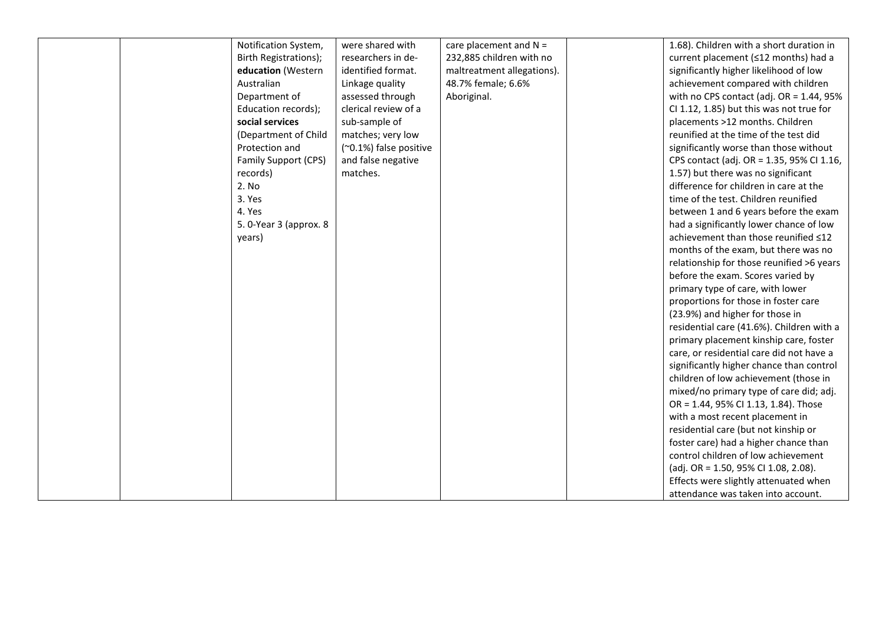|  |  |  |  |  |  |  |
|---|---|---|---|---|---|---|
|  |  | Notification System, Birth Registrations); **education** (Western Australian Department of Education records); **social services** (Department of Child Protection and Family Support (CPS) records)<br>2. No<br>3. Yes<br>4. Yes<br>5. 0-Year 3 (approx. 8 years) | were shared with researchers in de-identified format. Linkage quality assessed through clerical review of a sub-sample of matches; very low (~0.1%) false positive and false negative matches. | care placement and N = 232,885 children with no maltreatment allegations). 48.7% female; 6.6% Aboriginal. |  | 1.68). Children with a short duration in current placement (≤12 months) had a significantly higher likelihood of low achievement compared with children with no CPS contact (adj. OR = 1.44, 95% CI 1.12, 1.85) but this was not true for placements >12 months. Children reunified at the time of the test did significantly worse than those without CPS contact (adj. OR = 1.35, 95% CI 1.16, 1.57) but there was no significant difference for children in care at the time of the test. Children reunified between 1 and 6 years before the exam had a significantly lower chance of low achievement than those reunified ≤12 months of the exam, but there was no relationship for those reunified >6 years before the exam. Scores varied by primary type of care, with lower proportions for those in foster care (23.9%) and higher for those in residential care (41.6%). Children with a primary placement kinship care, foster care, or residential care did not have a significantly higher chance than control children of low achievement (those in mixed/no primary type of care did; adj. OR = 1.44, 95% CI 1.13, 1.84). Those with a most recent placement in residential care (but not kinship or foster care) had a higher chance than control children of low achievement (adj. OR = 1.50, 95% CI 1.08, 2.08). Effects were slightly attenuated when attendance was taken into account. |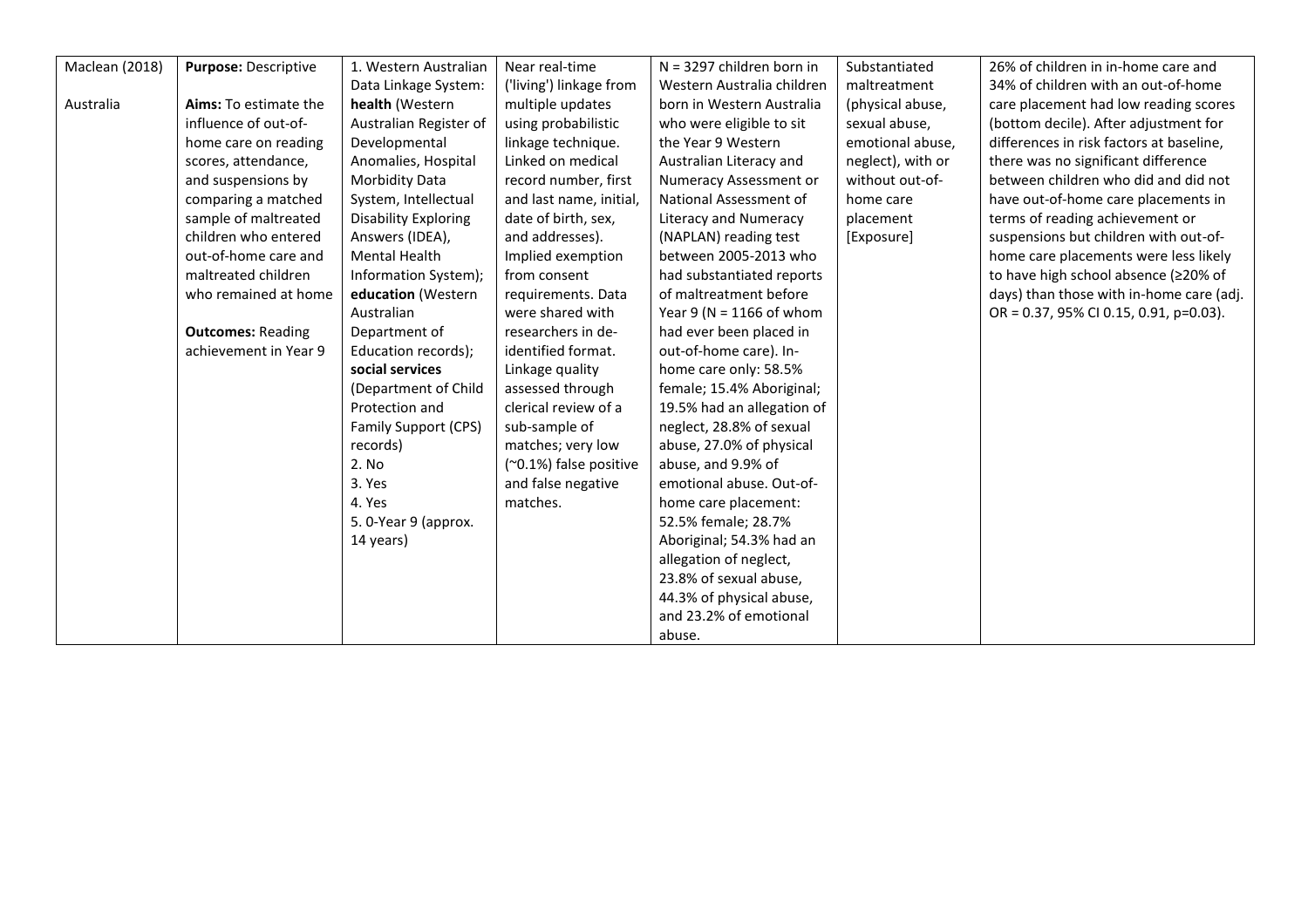| | | | | | | |
|---|---|---|---|---|---|---|
| Maclean (2018)<br><br>Australia | **Purpose:** Descriptive<br><br>**Aims:** To estimate the influence of out-of-home care on reading scores, attendance, and suspensions by comparing a matched sample of maltreated children who entered out-of-home care and maltreated children who remained at home<br><br>**Outcomes:** Reading achievement in Year 9 | 1. Western Australian Data Linkage System: **health** (Western Australian Register of Developmental Anomalies, Hospital Morbidity Data System, Intellectual Disability Exploring Answers (IDEA), Mental Health Information System); **education** (Western Australian Department of Education records); **social services** (Department of Child Protection and Family Support (CPS) records)<br>2. No<br>3. Yes<br>4. Yes<br>5. 0-Year 9 (approx. 14 years) | Near real-time ('living') linkage from multiple updates using probabilistic linkage technique. Linked on medical record number, first and last name, initial, date of birth, sex, and addresses). Implied exemption from consent requirements. Data were shared with researchers in de-identified format. Linkage quality assessed through clerical review of a sub-sample of matches; very low (~0.1%) false positive and false negative matches. | N = 3297 children born in Western Australia children born in Western Australia who were eligible to sit the Year 9 Western Australian Literacy and Numeracy Assessment or National Assessment of Literacy and Numeracy (NAPLAN) reading test between 2005-2013 who had substantiated reports of maltreatment before Year 9 (N = 1166 of whom had ever been placed in out-of-home care). In-home care only: 58.5% female; 15.4% Aboriginal; 19.5% had an allegation of neglect, 28.8% of sexual abuse, 27.0% of physical abuse, and 9.9% of emotional abuse. Out-of-home care placement: 52.5% female; 28.7% Aboriginal; 54.3% had an allegation of neglect, 23.8% of sexual abuse, 44.3% of physical abuse, and 23.2% of emotional abuse. | Substantiated maltreatment (physical abuse, sexual abuse, emotional abuse, neglect), with or without out-of-home care placement [Exposure] | 26% of children in in-home care and 34% of children with an out-of-home care placement had low reading scores (bottom decile). After adjustment for differences in risk factors at baseline, there was no significant difference between children who did and did not have out-of-home care placements in terms of reading achievement or suspensions but children with out-of-home care placements were less likely to have high school absence (≥20% of days) than those with in-home care (adj. OR = 0.37, 95% CI 0.15, 0.91, p=0.03). |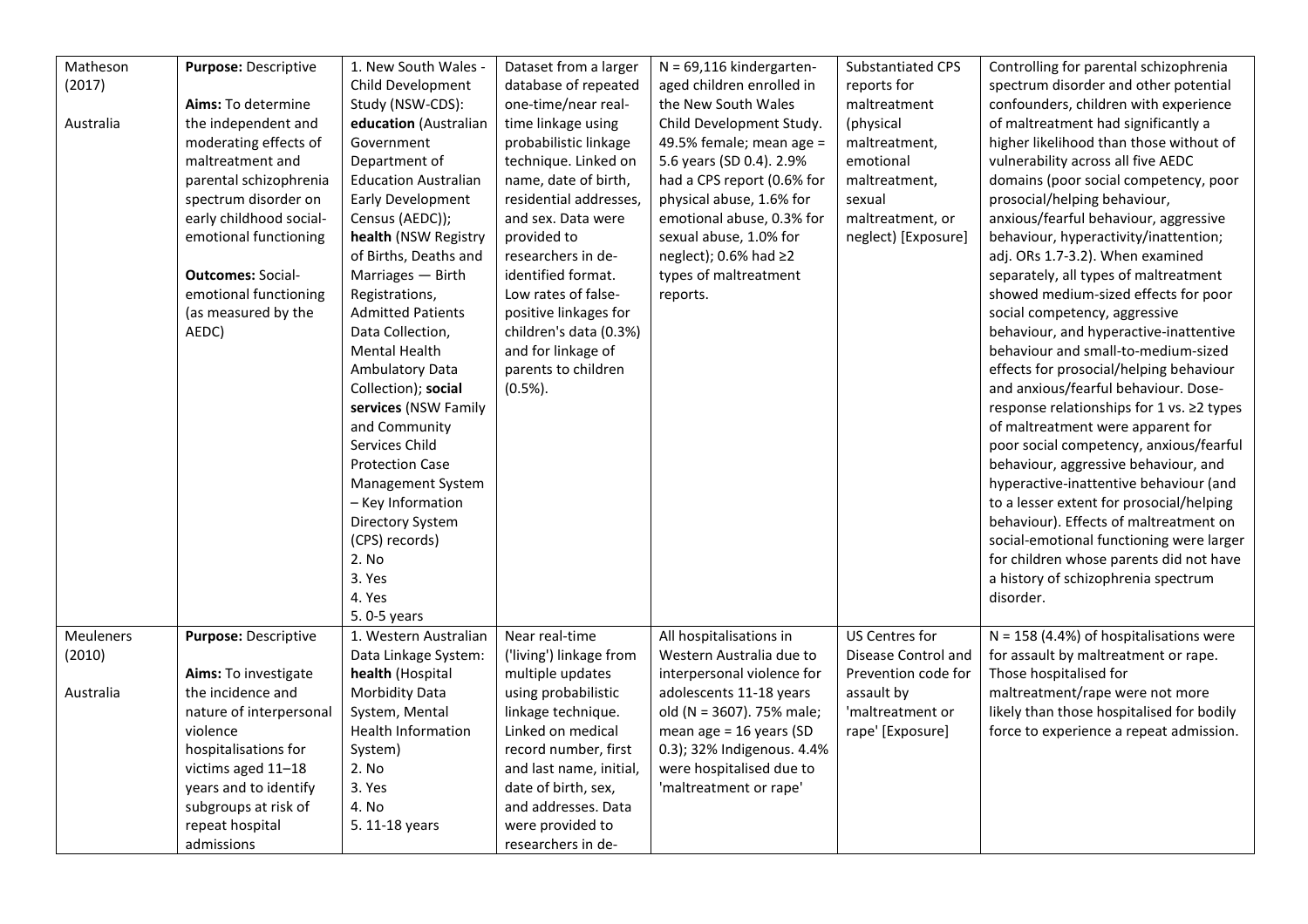| | | | | | | |
|---|---|---|---|---|---|---|
| Matheson (2017)<br><br>Australia | **Purpose:** Descriptive<br><br>**Aims:** To determine the independent and moderating effects of maltreatment and parental schizophrenia spectrum disorder on early childhood social-emotional functioning<br><br>**Outcomes:** Social-emotional functioning (as measured by the AEDC) | 1. New South Wales - Child Development Study (NSW-CDS): **education** (Australian Government Department of Education Australian Early Development Census (AEDC)); **health** (NSW Registry of Births, Deaths and Marriages — Birth Registrations, Admitted Patients Data Collection, Mental Health Ambulatory Data Collection); **social services** (NSW Family and Community Services Child Protection Case Management System – Key Information Directory System (CPS) records)<br>2. No<br>3. Yes<br>4. Yes<br>5. 0-5 years | Dataset from a larger database of repeated one-time/near real-time linkage using probabilistic linkage technique. Linked on name, date of birth, residential addresses, and sex. Data were provided to researchers in de-identified format. Low rates of false-positive linkages for children's data (0.3%) and for linkage of parents to children (0.5%). | N = 69,116 kindergarten-aged children enrolled in the New South Wales Child Development Study. 49.5% female; mean age = 5.6 years (SD 0.4). 2.9% had a CPS report (0.6% for physical abuse, 1.6% for emotional abuse, 0.3% for sexual abuse, 1.0% for neglect); 0.6% had ≥2 types of maltreatment reports. | Substantiated CPS reports for maltreatment (physical maltreatment, emotional maltreatment, sexual maltreatment, or neglect) [Exposure] | Controlling for parental schizophrenia spectrum disorder and other potential confounders, children with experience of maltreatment had significantly a higher likelihood than those without of vulnerability across all five AEDC domains (poor social competency, poor prosocial/helping behaviour, anxious/fearful behaviour, aggressive behaviour, hyperactivity/inattention; adj. ORs 1.7-3.2). When examined separately, all types of maltreatment showed medium-sized effects for poor social competency, aggressive behaviour, and hyperactive-inattentive behaviour and small-to-medium-sized effects for prosocial/helping behaviour and anxious/fearful behaviour. Dose-response relationships for 1 vs. ≥2 types of maltreatment were apparent for poor social competency, anxious/fearful behaviour, aggressive behaviour, and hyperactive-inattentive behaviour (and to a lesser extent for prosocial/helping behaviour). Effects of maltreatment on social-emotional functioning were larger for children whose parents did not have a history of schizophrenia spectrum disorder. |
| Meuleners (2010)<br><br>Australia | **Purpose:** Descriptive<br><br>**Aims:** To investigate the incidence and nature of interpersonal violence hospitalisations for victims aged 11–18 years and to identify subgroups at risk of repeat hospital admissions | 1. Western Australian Data Linkage System: **health** (Hospital Morbidity Data System, Mental Health Information System)<br>2. No<br>3. Yes<br>4. No<br>5. 11-18 years | Near real-time ('living') linkage from multiple updates using probabilistic linkage technique. Linked on medical record number, first and last name, initial, date of birth, sex, and addresses. Data were provided to researchers in de- | All hospitalisations in Western Australia due to interpersonal violence for adolescents 11-18 years old (N = 3607). 75% male; mean age = 16 years (SD 0.3); 32% Indigenous. 4.4% were hospitalised due to 'maltreatment or rape' | US Centres for Disease Control and Prevention code for assault by 'maltreatment or rape' [Exposure] | N = 158 (4.4%) of hospitalisations were for assault by maltreatment or rape. Those hospitalised for maltreatment/rape were not more likely than those hospitalised for bodily force to experience a repeat admission. |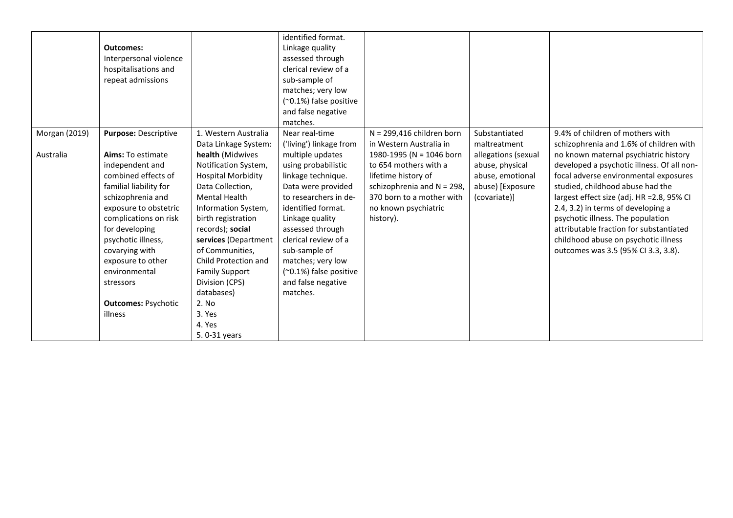| | | | | | | |
|---|---|---|---|---|---|---|
| | **Outcomes:** Interpersonal violence hospitalisations and repeat admissions | | identified format. Linkage quality assessed through clerical review of a sub-sample of matches; very low (~0.1%) false positive and false negative matches. | | | |
| Morgan (2019)<br><br>Australia | **Purpose:** Descriptive<br><br>**Aims:** To estimate independent and combined effects of familial liability for schizophrenia and exposure to obstetric complications on risk for developing psychotic illness, covarying with exposure to other environmental stressors<br><br>**Outcomes:** Psychotic illness | 1. Western Australia Data Linkage System: **health** (Midwives Notification System, Hospital Morbidity Data Collection, Mental Health Information System, birth registration records); **social services** (Department of Communities, Child Protection and Family Support Division (CPS) databases)<br>2. No<br>3. Yes<br>4. Yes<br>5. 0-31 years | Near real-time ('living') linkage from multiple updates using probabilistic linkage technique. Data were provided to researchers in de-identified format. Linkage quality assessed through clerical review of a sub-sample of matches; very low (~0.1%) false positive and false negative matches. | N = 299,416 children born in Western Australia in 1980-1995 (N = 1046 born to 654 mothers with a lifetime history of schizophrenia and N = 298, 370 born to a mother with no known psychiatric history). | Substantiated maltreatment allegations (sexual abuse, physical abuse, emotional abuse) [Exposure (covariate)] | 9.4% of children of mothers with schizophrenia and 1.6% of children with no known maternal psychiatric history developed a psychotic illness. Of all non-focal adverse environmental exposures studied, childhood abuse had the largest effect size (adj. HR =2.8, 95% CI 2.4, 3.2) in terms of developing a psychotic illness. The population attributable fraction for substantiated childhood abuse on psychotic illness outcomes was 3.5 (95% CI 3.3, 3.8). |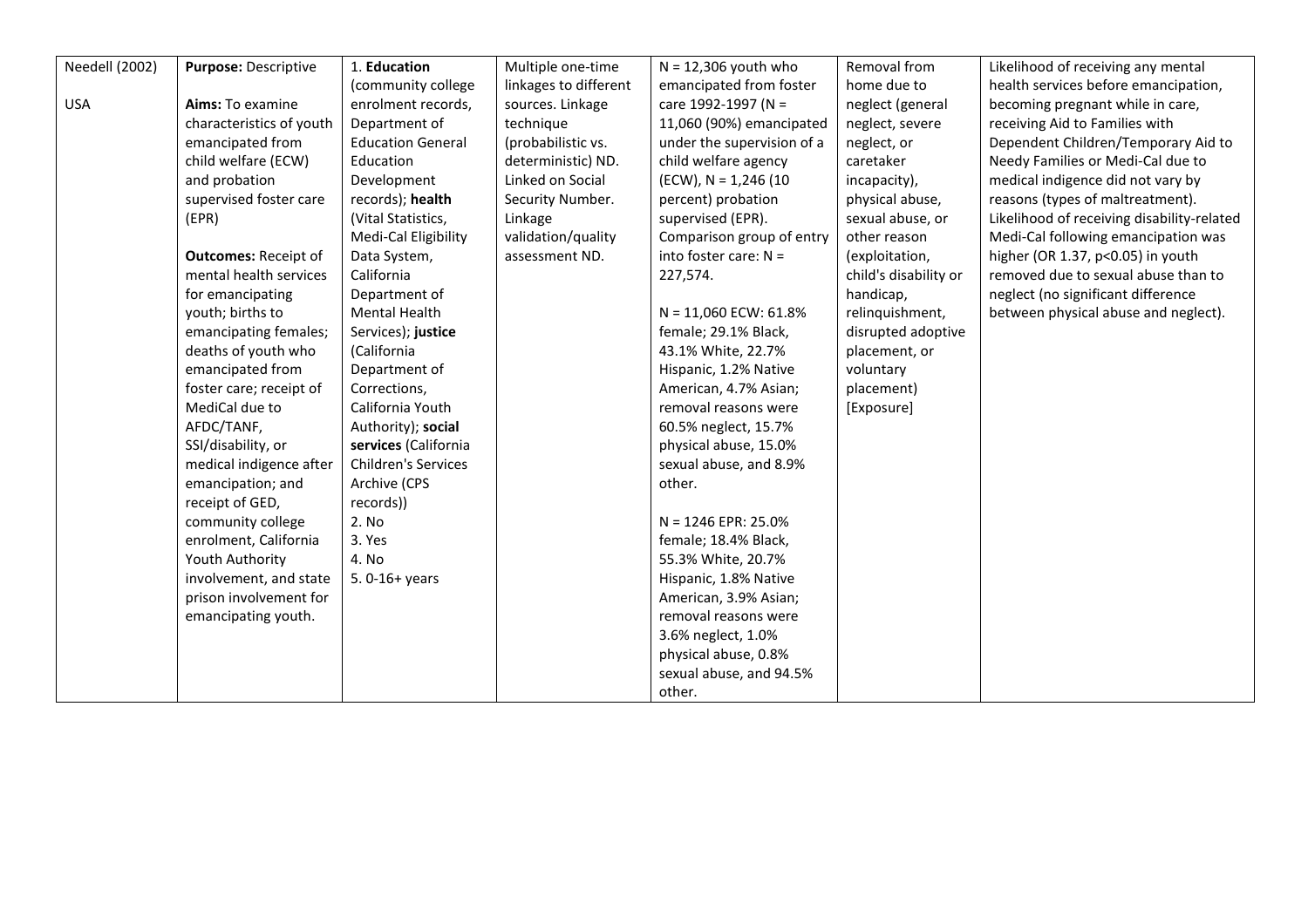| Needell (2002)<br><br>USA | **Purpose:** Descriptive<br><br>**Aims:** To examine characteristics of youth emancipated from child welfare (ECW) and probation supervised foster care (EPR)<br><br>**Outcomes:** Receipt of mental health services for emancipating youth; births to emancipating females; deaths of youth who emancipated from foster care; receipt of MediCal due to AFDC/TANF, SSI/disability, or medical indigence after emancipation; and receipt of GED, community college enrolment, California Youth Authority involvement, and state prison involvement for emancipating youth. | 1. **Education** (community college enrolment records, Department of Education General Education Development records); **health** (Vital Statistics, Medi-Cal Eligibility Data System, California Department of Mental Health Services); **justice** (California Department of Corrections, California Youth Authority); **social services** (California Children's Services Archive (CPS records))<br>2. No<br>3. Yes<br>4. No<br>5. 0-16+ years | Multiple one-time linkages to different sources. Linkage technique (probabilistic vs. deterministic) ND. Linked on Social Security Number. Linkage validation/quality assessment ND. | N = 12,306 youth who emancipated from foster care 1992-1997 (N = 11,060 (90%) emancipated under the supervision of a child welfare agency (ECW), N = 1,246 (10 percent) probation supervised (EPR). Comparison group of entry into foster care: N = 227,574.<br><br>N = 11,060 ECW: 61.8% female; 29.1% Black, 43.1% White, 22.7% Hispanic, 1.2% Native American, 4.7% Asian; removal reasons were 60.5% neglect, 15.7% physical abuse, 15.0% sexual abuse, and 8.9% other.<br><br>N = 1246 EPR: 25.0% female; 18.4% Black, 55.3% White, 20.7% Hispanic, 1.8% Native American, 3.9% Asian; removal reasons were 3.6% neglect, 1.0% physical abuse, 0.8% sexual abuse, and 94.5% other. | Removal from home due to neglect (general neglect, severe neglect, or caretaker incapacity), physical abuse, sexual abuse, or other reason (exploitation, child's disability or handicap, relinquishment, disrupted adoptive placement, or voluntary placement) [Exposure] | Likelihood of receiving any mental health services before emancipation, becoming pregnant while in care, receiving Aid to Families with Dependent Children/Temporary Aid to Needy Families or Medi-Cal due to medical indigence did not vary by reasons (types of maltreatment). Likelihood of receiving disability-related Medi-Cal following emancipation was higher (OR 1.37, $p<0.05$) in youth removed due to sexual abuse than to neglect (no significant difference between physical abuse and neglect). |
|---|---|---|---|---|---|---|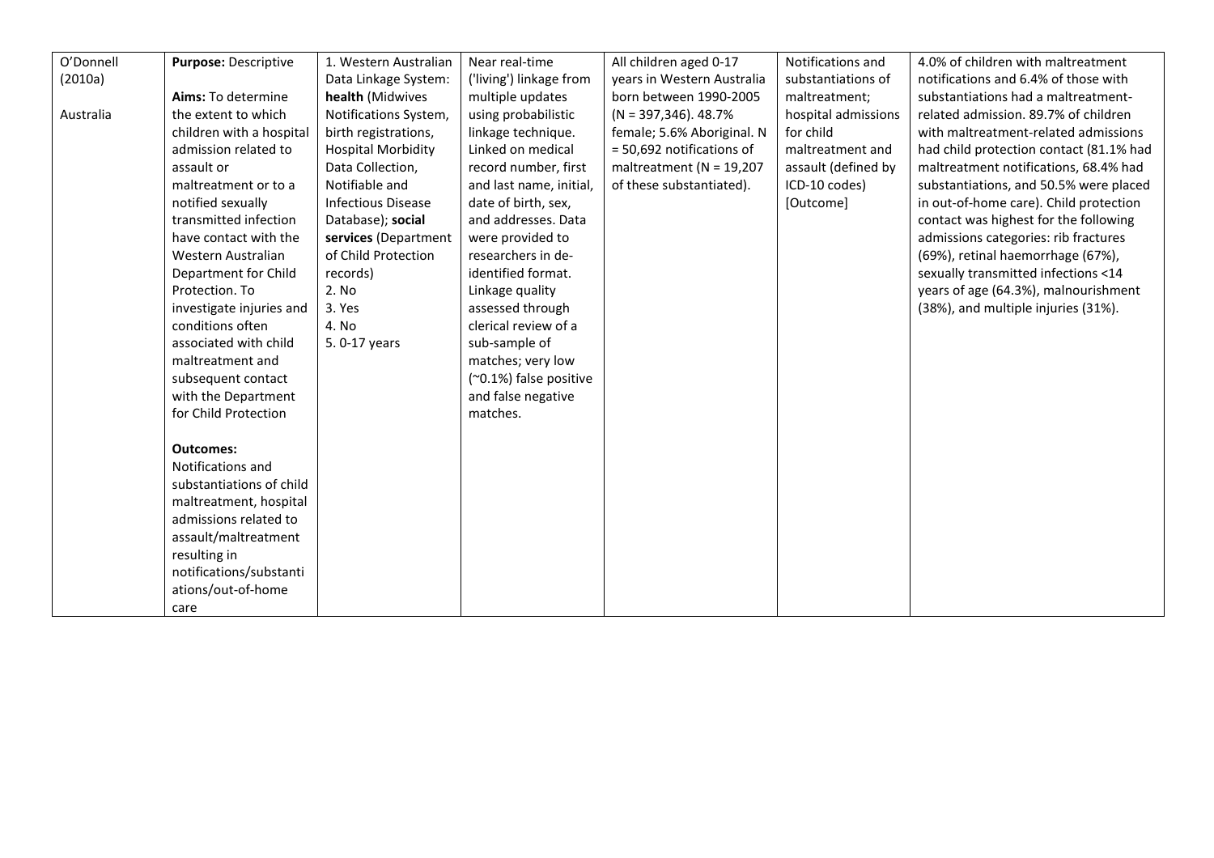| | | | | | | |
|---|---|---|---|---|---|---|
| O'Donnell (2010a)<br><br>Australia | **Purpose:** Descriptive<br><br>**Aims:** To determine the extent to which children with a hospital admission related to assault or maltreatment or to a notified sexually transmitted infection have contact with the Western Australian Department for Child Protection. To investigate injuries and conditions often associated with child maltreatment and subsequent contact with the Department for Child Protection<br><br>**Outcomes:** Notifications and substantiations of child maltreatment, hospital admissions related to assault/maltreatment resulting in notifications/substantiations/out-of-home care | 1. Western Australian Data Linkage System: **health** (Midwives Notifications System, birth registrations, Hospital Morbidity Data Collection, Notifiable and Infectious Disease Database); **social services** (Department of Child Protection records)<br>2. No<br>3. Yes<br>4. No<br>5. 0-17 years | Near real-time ('living') linkage from multiple updates using probabilistic linkage technique. Linked on medical record number, first and last name, initial, date of birth, sex, and addresses. Data were provided to researchers in de-identified format. Linkage quality assessed through clerical review of a sub-sample of matches; very low (~0.1%) false positive and false negative matches. | All children aged 0-17 years in Western Australia born between 1990-2005 (N = 397,346). 48.7% female; 5.6% Aboriginal. N = 50,692 notifications of maltreatment (N = 19,207 of these substantiated). | Notifications and substantiations of maltreatment; hospital admissions for child maltreatment and assault (defined by ICD-10 codes) [Outcome] | 4.0% of children with maltreatment notifications and 6.4% of those with substantiations had a maltreatment-related admission. 89.7% of children with maltreatment-related admissions had child protection contact (81.1% had maltreatment notifications, 68.4% had substantiations, and 50.5% were placed in out-of-home care). Child protection contact was highest for the following admissions categories: rib fractures (69%), retinal haemorrhage (67%), sexually transmitted infections <14 years of age (64.3%), malnourishment (38%), and multiple injuries (31%). |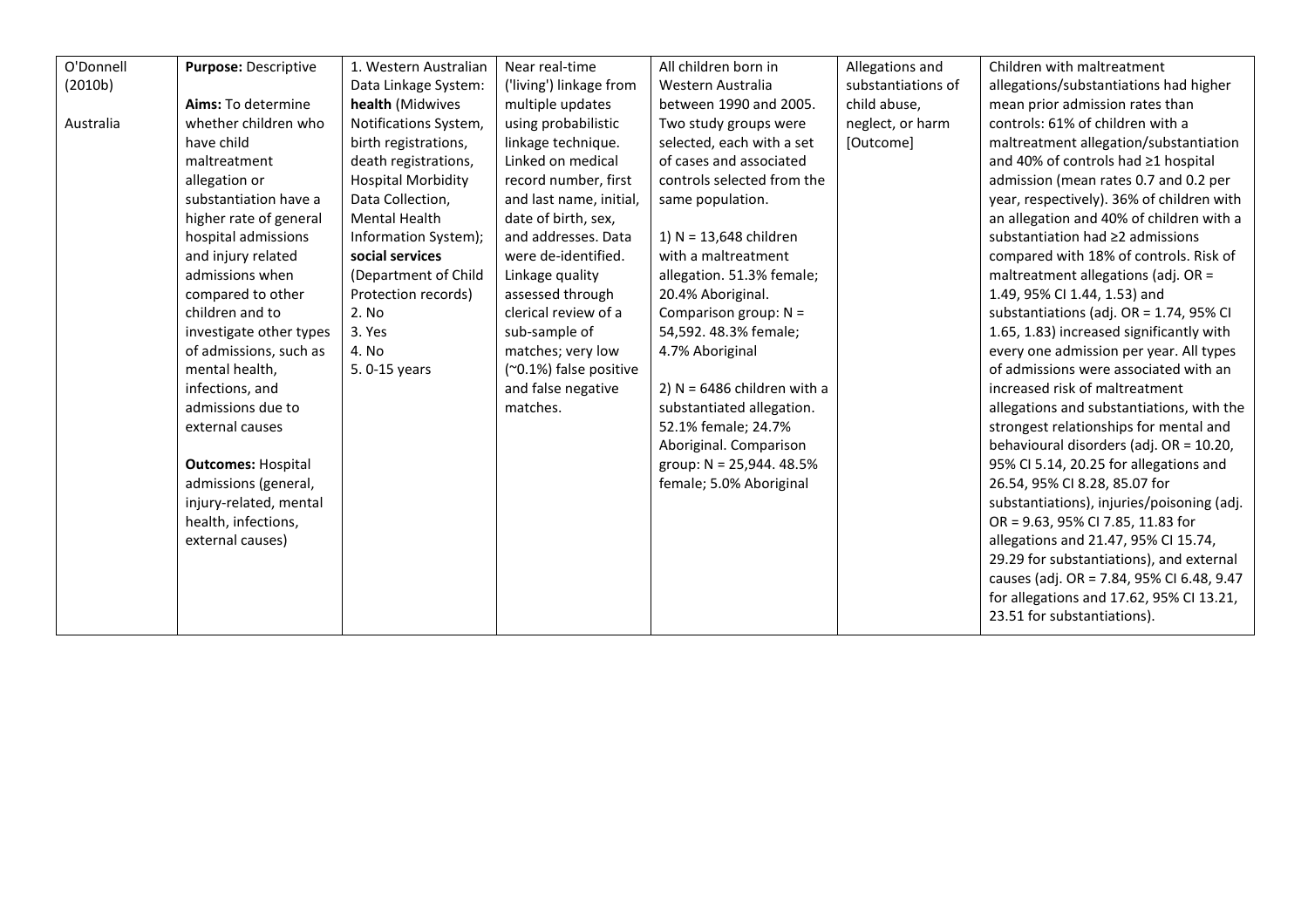| | | | | | | |
|---|---|---|---|---|---|---|
| O'Donnell (2010b)<br><br>Australia | **Purpose:** Descriptive<br><br>**Aims:** To determine whether children who have child maltreatment allegation or substantiation have a higher rate of general hospital admissions and injury related admissions when compared to other children and to investigate other types of admissions, such as mental health, infections, and admissions due to external causes<br><br>**Outcomes:** Hospital admissions (general, injury-related, mental health, infections, external causes) | 1. Western Australian Data Linkage System: **health** (Midwives Notifications System, birth registrations, death registrations, Hospital Morbidity Data Collection, Mental Health Information System); **social services** (Department of Child Protection records)<br>2. No<br>3. Yes<br>4. No<br>5. 0-15 years | Near real-time ('living') linkage from multiple updates using probabilistic linkage technique. Linked on medical record number, first and last name, initial, date of birth, sex, and addresses. Data were de-identified. Linkage quality assessed through clerical review of a sub-sample of matches; very low (~0.1%) false positive and false negative matches. | All children born in Western Australia between 1990 and 2005. Two study groups were selected, each with a set of cases and associated controls selected from the same population.<br><br>1) N = 13,648 children with a maltreatment allegation. 51.3% female; 20.4% Aboriginal. Comparison group: N = 54,592. 48.3% female; 4.7% Aboriginal<br><br>2) N = 6486 children with a substantiated allegation. 52.1% female; 24.7% Aboriginal. Comparison group: N = 25,944. 48.5% female; 5.0% Aboriginal | Allegations and substantiations of child abuse, neglect, or harm [Outcome] | Children with maltreatment allegations/substantiations had higher mean prior admission rates than controls: 61% of children with a maltreatment allegation/substantiation and 40% of controls had ≥1 hospital admission (mean rates 0.7 and 0.2 per year, respectively). 36% of children with an allegation and 40% of children with a substantiation had ≥2 admissions compared with 18% of controls. Risk of maltreatment allegations (adj. OR = 1.49, 95% CI 1.44, 1.53) and substantiations (adj. OR = 1.74, 95% CI 1.65, 1.83) increased significantly with every one admission per year. All types of admissions were associated with an increased risk of maltreatment allegations and substantiations, with the strongest relationships for mental and behavioural disorders (adj. OR = 10.20, 95% CI 5.14, 20.25 for allegations and 26.54, 95% CI 8.28, 85.07 for substantiations), injuries/poisoning (adj. OR = 9.63, 95% CI 7.85, 11.83 for allegations and 21.47, 95% CI 15.74, 29.29 for substantiations), and external causes (adj. OR = 7.84, 95% CI 6.48, 9.47 for allegations and 17.62, 95% CI 13.21, 23.51 for substantiations). |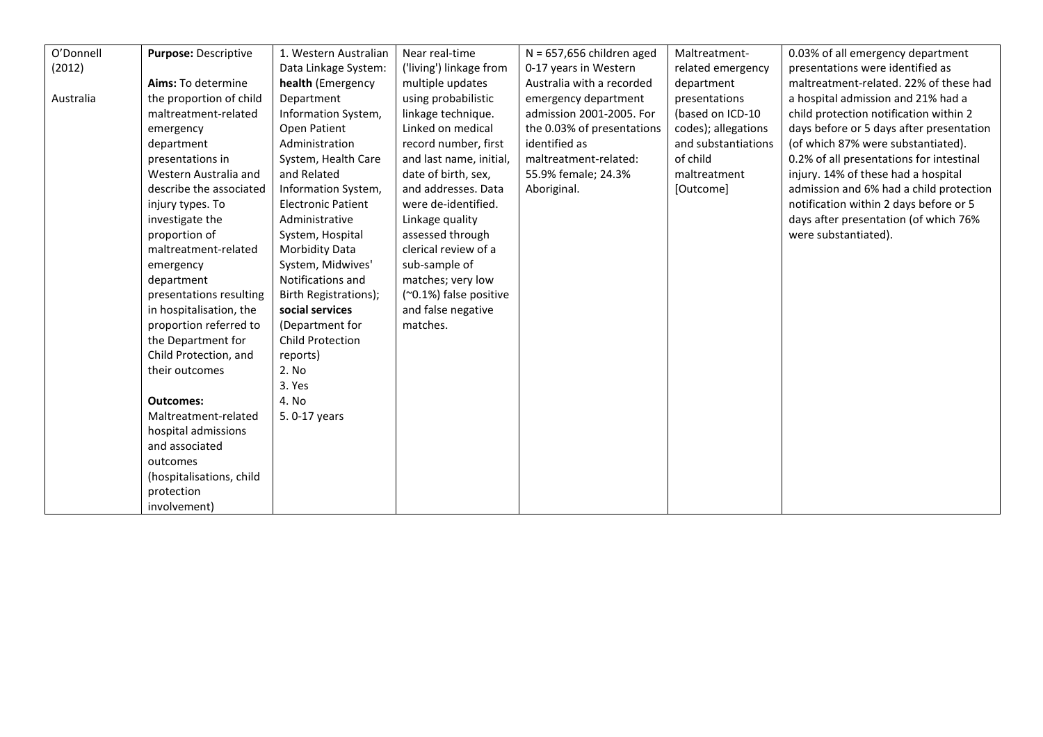| O'Donnell (2012)<br><br>Australia | **Purpose:** Descriptive<br><br>**Aims:** To determine the proportion of child maltreatment-related emergency department presentations in Western Australia and describe the associated injury types. To investigate the proportion of maltreatment-related emergency department presentations resulting in hospitalisation, the proportion referred to the Department for Child Protection, and their outcomes<br><br>**Outcomes:** Maltreatment-related hospital admissions and associated outcomes (hospitalisations, child protection involvement) | 1. Western Australian Data Linkage System: **health** (Emergency Department Information System, Open Patient Administration System, Health Care and Related Information System, Electronic Patient Administrative System, Hospital Morbidity Data System, Midwives' Notifications and Birth Registrations); **social services** (Department for Child Protection reports)<br>2. No<br>3. Yes<br>4. No<br>5. 0-17 years | Near real-time ('living') linkage from multiple updates using probabilistic linkage technique. Linked on medical record number, first and last name, initial, date of birth, sex, and addresses. Data were de-identified. Linkage quality assessed through clerical review of a sub-sample of matches; very low (~0.1%) false positive and false negative matches. | N = 657,656 children aged 0-17 years in Western Australia with a recorded emergency department admission 2001-2005. For the 0.03% of presentations identified as maltreatment-related: 55.9% female; 24.3% Aboriginal. | Maltreatment-related emergency department presentations (based on ICD-10 codes); allegations and substantiations of child maltreatment [Outcome] | 0.03% of all emergency department presentations were identified as maltreatment-related. 22% of these had a hospital admission and 21% had a child protection notification within 2 days before or 5 days after presentation (of which 87% were substantiated). 0.2% of all presentations for intestinal injury. 14% of these had a hospital admission and 6% had a child protection notification within 2 days before or 5 days after presentation (of which 76% were substantiated). |
|---|---|---|---|---|---|---|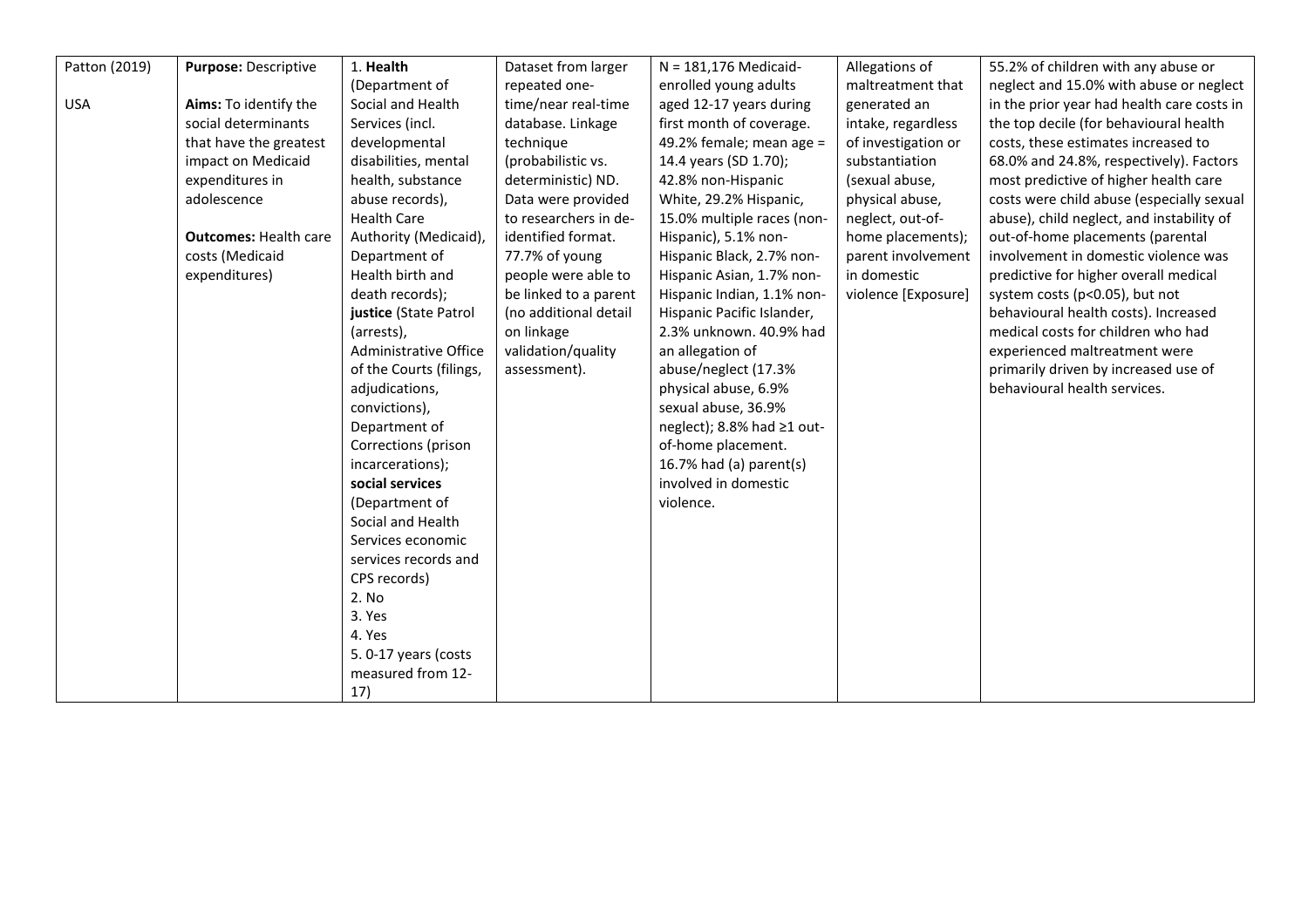| Patton (2019)<br><br>USA | **Purpose:** Descriptive<br><br>**Aims:** To identify the social determinants that have the greatest impact on Medicaid expenditures in adolescence<br><br>**Outcomes:** Health care costs (Medicaid expenditures) | 1. **Health** (Department of Social and Health Services (incl. developmental disabilities, mental health, substance abuse records), Health Care Authority (Medicaid), Department of Health birth and death records); **justice** (State Patrol (arrests), Administrative Office of the Courts (filings, adjudications, convictions), Department of Corrections (prison incarcerations); **social services** (Department of Social and Health Services economic services records and CPS records)<br>2. No<br>3. Yes<br>4. Yes<br>5. 0-17 years (costs measured from 12-17) | Dataset from larger repeated one-time/near real-time database. Linkage technique (probabilistic vs. deterministic) ND. Data were provided to researchers in de-identified format. 77.7% of young people were able to be linked to a parent (no additional detail on linkage validation/quality assessment). | N = 181,176 Medicaid-enrolled young adults aged 12-17 years during first month of coverage. 49.2% female; mean age = 14.4 years (SD 1.70); 42.8% non-Hispanic White, 29.2% Hispanic, 15.0% multiple races (non-Hispanic), 5.1% non-Hispanic Black, 2.7% non-Hispanic Asian, 1.7% non-Hispanic Indian, 1.1% non-Hispanic Pacific Islander, 2.3% unknown. 40.9% had an allegation of abuse/neglect (17.3% physical abuse, 6.9% sexual abuse, 36.9% neglect); 8.8% had ≥1 out-of-home placement. 16.7% had (a) parent(s) involved in domestic violence. | Allegations of maltreatment that generated an intake, regardless of investigation or substantiation (sexual abuse, physical abuse, neglect, out-of-home placements); parent involvement in domestic violence [Exposure] | 55.2% of children with any abuse or neglect and 15.0% with abuse or neglect in the prior year had health care costs in the top decile (for behavioural health costs, these estimates increased to 68.0% and 24.8%, respectively). Factors most predictive of higher health care costs were child abuse (especially sexual abuse), child neglect, and instability of out-of-home placements (parental involvement in domestic violence was predictive for higher overall medical system costs ($p<0.05$), but not behavioural health costs). Increased medical costs for children who had experienced maltreatment were primarily driven by increased use of behavioural health services. |
|---|---|---|---|---|---|---|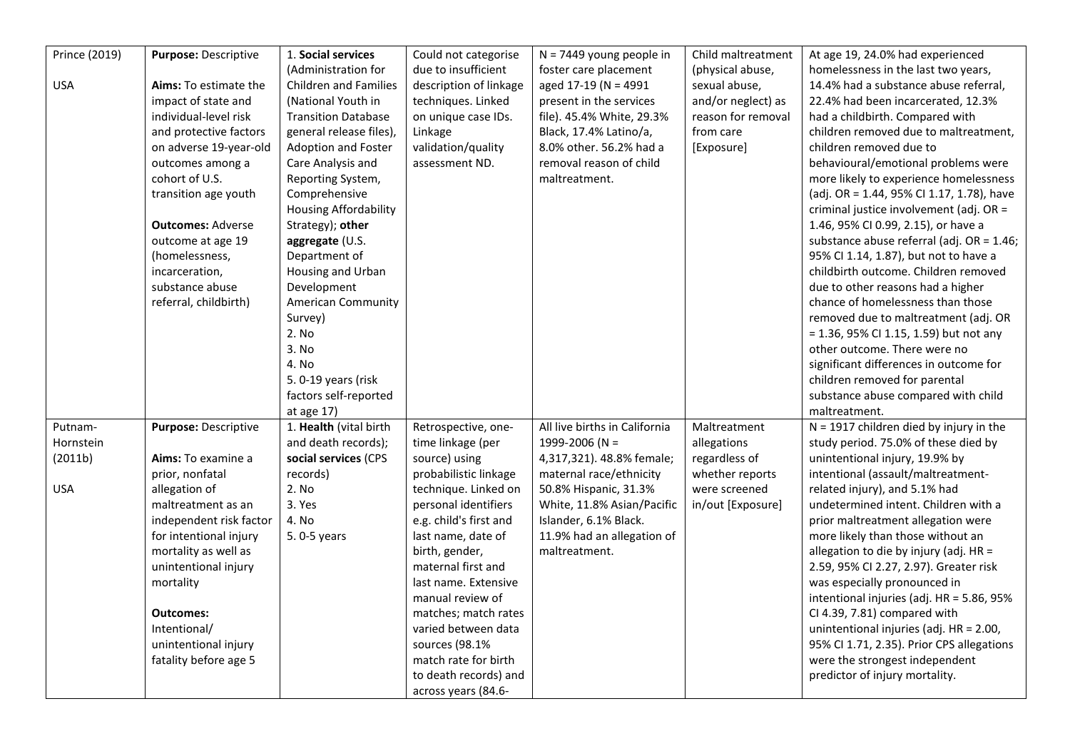| | | | | | | |
|---|---|---|---|---|---|---|
| Prince (2019)<br><br>USA | **Purpose:** Descriptive<br><br>**Aims:** To estimate the impact of state and individual-level risk and protective factors on adverse 19-year-old outcomes among a cohort of U.S. transition age youth<br><br>**Outcomes:** Adverse outcome at age 19 (homelessness, incarceration, substance abuse referral, childbirth) | 1. **Social services** (Administration for Children and Families (National Youth in Transition Database general release files), Adoption and Foster Care Analysis and Reporting System, Comprehensive Housing Affordability Strategy); **other aggregate** (U.S. Department of Housing and Urban Development American Community Survey)<br>2. No<br>3. No<br>4. No<br>5. 0-19 years (risk factors self-reported at age 17) | Could not categorise due to insufficient description of linkage techniques. Linked on unique case IDs. Linkage validation/quality assessment ND. | N = 7449 young people in foster care placement aged 17-19 (N = 4991 present in the services file). 45.4% White, 29.3% Black, 17.4% Latino/a, 8.0% other. 56.2% had a removal reason of child maltreatment. | Child maltreatment (physical abuse, sexual abuse, and/or neglect) as reason for removal from care [Exposure] | At age 19, 24.0% had experienced homelessness in the last two years, 14.4% had a substance abuse referral, 22.4% had been incarcerated, 12.3% had a childbirth. Compared with children removed due to maltreatment, children removed due to behavioural/emotional problems were more likely to experience homelessness (adj. OR = 1.44, 95% CI 1.17, 1.78), have criminal justice involvement (adj. OR = 1.46, 95% CI 0.99, 2.15), or have a substance abuse referral (adj. OR = 1.46; 95% CI 1.14, 1.87), but not to have a childbirth outcome. Children removed due to other reasons had a higher chance of homelessness than those removed due to maltreatment (adj. OR = 1.36, 95% CI 1.15, 1.59) but not any other outcome. There were no significant differences in outcome for children removed for parental substance abuse compared with child maltreatment. |
| Putnam-Hornstein (2011b)<br><br>USA | **Purpose:** Descriptive<br><br>**Aims:** To examine a prior, nonfatal allegation of maltreatment as an independent risk factor for intentional injury mortality as well as unintentional injury mortality<br><br>**Outcomes:** Intentional/ unintentional injury fatality before age 5 | 1. **Health** (vital birth and death records); **social services** (CPS records)<br>2. No<br>3. Yes<br>4. No<br>5. 0-5 years | Retrospective, one-time linkage (per source) using probabilistic linkage technique. Linked on personal identifiers e.g. child's first and last name, date of birth, gender, maternal first and last name. Extensive manual review of matches; match rates varied between data sources (98.1% match rate for birth to death records) and across years (84.6- | All live births in California 1999-2006 (N = 4,317,321). 48.8% female; maternal race/ethnicity 50.8% Hispanic, 31.3% White, 11.8% Asian/Pacific Islander, 6.1% Black. 11.9% had an allegation of maltreatment. | Maltreatment allegations regardless of whether reports were screened in/out [Exposure] | N = 1917 children died by injury in the study period. 75.0% of these died by unintentional injury, 19.9% by intentional (assault/maltreatment-related injury), and 5.1% had undetermined intent. Children with a prior maltreatment allegation were more likely than those without an allegation to die by injury (adj. HR = 2.59, 95% CI 2.27, 2.97). Greater risk was especially pronounced in intentional injuries (adj. HR = 5.86, 95% CI 4.39, 7.81) compared with unintentional injuries (adj. HR = 2.00, 95% CI 1.71, 2.35). Prior CPS allegations were the strongest independent predictor of injury mortality. |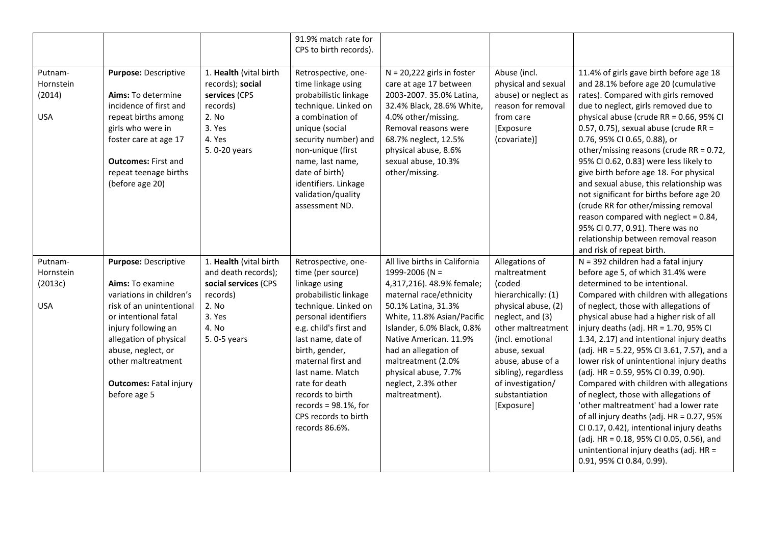| | | | | | | |
|---|---|---|---|---|---|---|
| | | | 91.9% match rate for CPS to birth records). | | | |
| Putnam-Hornstein (2014)<br><br>USA | **Purpose:** Descriptive<br><br>**Aims:** To determine incidence of first and repeat births among girls who were in foster care at age 17<br><br>**Outcomes:** First and repeat teenage births (before age 20) | 1. **Health** (vital birth records); **social services** (CPS records)<br>2. No<br>3. Yes<br>4. Yes<br>5. 0-20 years | Retrospective, one-time linkage using probabilistic linkage technique. Linked on a combination of unique (social security number) and non-unique (first name, last name, date of birth) identifiers. Linkage validation/quality assessment ND. | N = 20,222 girls in foster care at age 17 between 2003-2007. 35.0% Latina, 32.4% Black, 28.6% White, 4.0% other/missing. Removal reasons were 68.7% neglect, 12.5% physical abuse, 8.6% sexual abuse, 10.3% other/missing. | Abuse (incl. physical and sexual abuse) or neglect as reason for removal from care [Exposure (covariate)] | 11.4% of girls gave birth before age 18 and 28.1% before age 20 (cumulative rates). Compared with girls removed due to neglect, girls removed due to physical abuse (crude RR = 0.66, 95% CI 0.57, 0.75), sexual abuse (crude RR = 0.76, 95% CI 0.65, 0.88), or other/missing reasons (crude RR = 0.72, 95% CI 0.62, 0.83) were less likely to give birth before age 18. For physical and sexual abuse, this relationship was not significant for births before age 20 (crude RR for other/missing removal reason compared with neglect = 0.84, 95% CI 0.77, 0.91). There was no relationship between removal reason and risk of repeat birth. |
| Putnam-Hornstein (2013c)<br><br>USA | **Purpose:** Descriptive<br><br>**Aims:** To examine variations in children's risk of an unintentional or intentional fatal injury following an allegation of physical abuse, neglect, or other maltreatment<br><br>**Outcomes:** Fatal injury before age 5 | 1. **Health** (vital birth and death records); **social services** (CPS records)<br>2. No<br>3. Yes<br>4. No<br>5. 0-5 years | Retrospective, one-time (per source) linkage using probabilistic linkage technique. Linked on personal identifiers e.g. child's first and last name, date of birth, gender, maternal first and last name. Match rate for death records to birth records = 98.1%, for CPS records to birth records 86.6%. | All live births in California 1999-2006 (N = 4,317,216). 48.9% female; maternal race/ethnicity 50.1% Latina, 31.3% White, 11.8% Asian/Pacific Islander, 6.0% Black, 0.8% Native American. 11.9% had an allegation of maltreatment (2.0% physical abuse, 7.7% neglect, 2.3% other maltreatment). | Allegations of maltreatment (coded hierarchically: (1) physical abuse, (2) neglect, and (3) other maltreatment (incl. emotional abuse, sexual abuse, abuse of a sibling), regardless of investigation/ substantiation [Exposure] | N = 392 children had a fatal injury before age 5, of which 31.4% were determined to be intentional. Compared with children with allegations of neglect, those with allegations of physical abuse had a higher risk of all injury deaths (adj. HR = 1.70, 95% CI 1.34, 2.17) and intentional injury deaths (adj. HR = 5.22, 95% CI 3.61, 7.57), and a lower risk of unintentional injury deaths (adj. HR = 0.59, 95% CI 0.39, 0.90). Compared with children with allegations of neglect, those with allegations of 'other maltreatment' had a lower rate of all injury deaths (adj. HR = 0.27, 95% CI 0.17, 0.42), intentional injury deaths (adj. HR = 0.18, 95% CI 0.05, 0.56), and unintentional injury deaths (adj. HR = 0.91, 95% CI 0.84, 0.99). |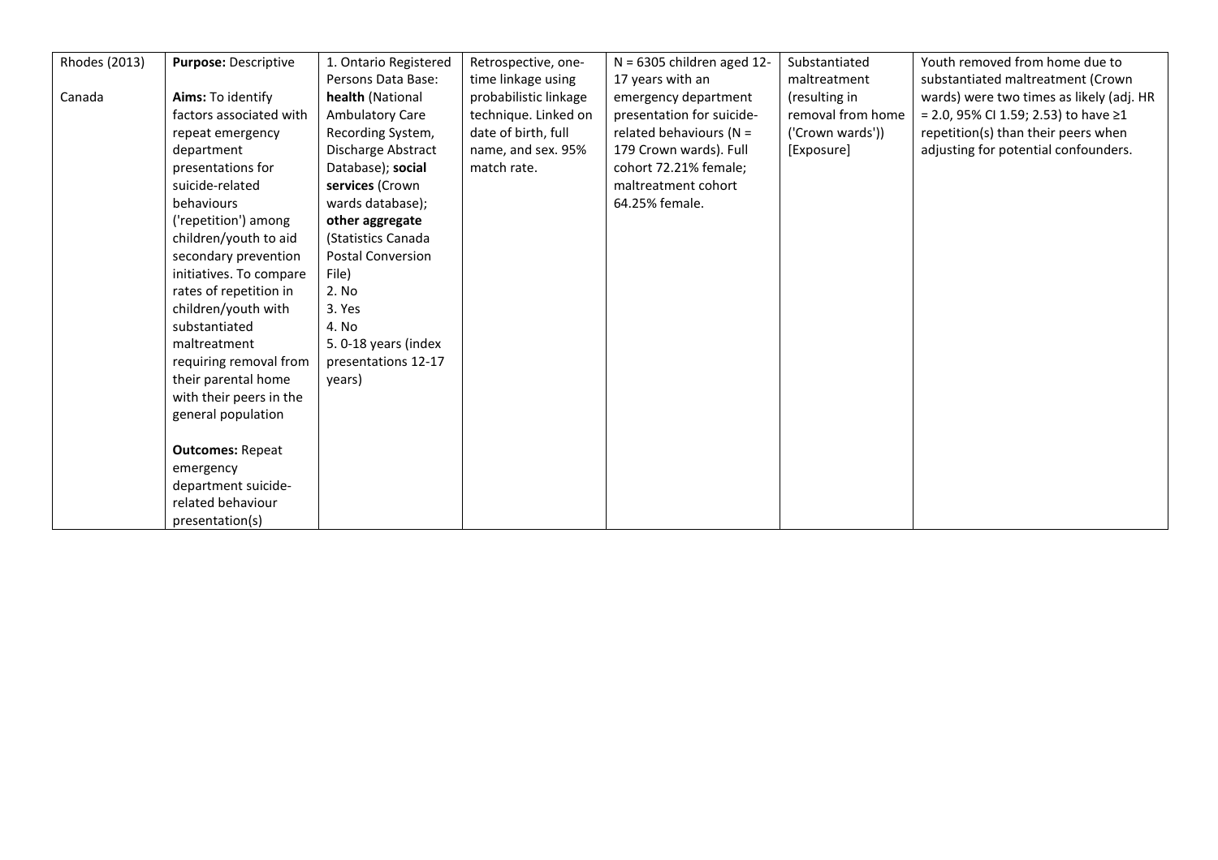| | | | | | | |
|---|---|---|---|---|---|---|
| Rhodes (2013)<br><br>Canada | **Purpose:** Descriptive<br><br>**Aims:** To identify factors associated with repeat emergency department presentations for suicide-related behaviours ('repetition') among children/youth to aid secondary prevention initiatives. To compare rates of repetition in children/youth with substantiated maltreatment requiring removal from their parental home with their peers in the general population<br><br>**Outcomes:** Repeat emergency department suicide-related behaviour presentation(s) | 1. Ontario Registered Persons Data Base: **health** (National Ambulatory Care Recording System, Discharge Abstract Database); **social services** (Crown wards database); **other aggregate** (Statistics Canada Postal Conversion File)<br>2. No<br>3. Yes<br>4. No<br>5. 0-18 years (index presentations 12-17 years) | Retrospective, one-time linkage using probabilistic linkage technique. Linked on date of birth, full name, and sex. 95% match rate. | N = 6305 children aged 12-17 years with an emergency department presentation for suicide-related behaviours (N = 179 Crown wards). Full cohort 72.21% female; maltreatment cohort 64.25% female. | Substantiated maltreatment (resulting in removal from home ('Crown wards')) [Exposure] | Youth removed from home due to substantiated maltreatment (Crown wards) were two times as likely (adj. HR = 2.0, 95% CI 1.59; 2.53) to have ≥1 repetition(s) than their peers when adjusting for potential confounders. |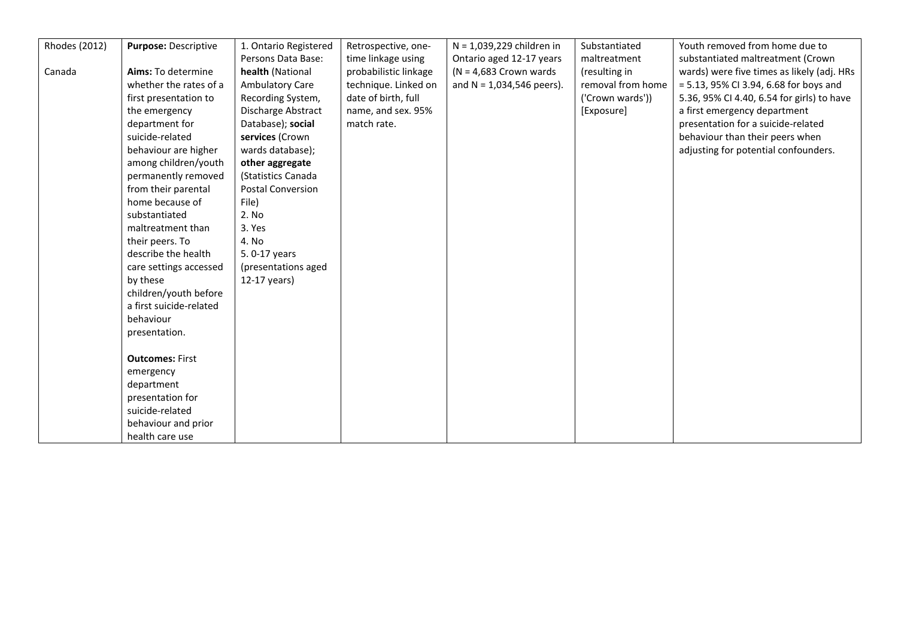| Rhodes (2012)<br><br>Canada | **Purpose:** Descriptive<br><br>**Aims:** To determine whether the rates of a first presentation to the emergency department for suicide-related behaviour are higher among children/youth permanently removed from their parental home because of substantiated maltreatment than their peers. To describe the health care settings accessed by these children/youth before a first suicide-related behaviour presentation.<br><br>**Outcomes:** First emergency department presentation for suicide-related behaviour and prior health care use | 1. Ontario Registered Persons Data Base: **health** (National Ambulatory Care Recording System, Discharge Abstract Database); **social services** (Crown wards database); **other aggregate** (Statistics Canada Postal Conversion File)<br>2. No<br>3. Yes<br>4. No<br>5. 0-17 years (presentations aged 12-17 years) | Retrospective, one-time linkage using probabilistic linkage technique. Linked on date of birth, full name, and sex. 95% match rate. | N = 1,039,229 children in Ontario aged 12-17 years (N = 4,683 Crown wards and N = 1,034,546 peers). | Substantiated maltreatment (resulting in removal from home ('Crown wards')) [Exposure] | Youth removed from home due to substantiated maltreatment (Crown wards) were five times as likely (adj. HRs = 5.13, 95% CI 3.94, 6.68 for boys and 5.36, 95% CI 4.40, 6.54 for girls) to have a first emergency department presentation for a suicide-related behaviour than their peers when adjusting for potential confounders. |
|---|---|---|---|---|---|---|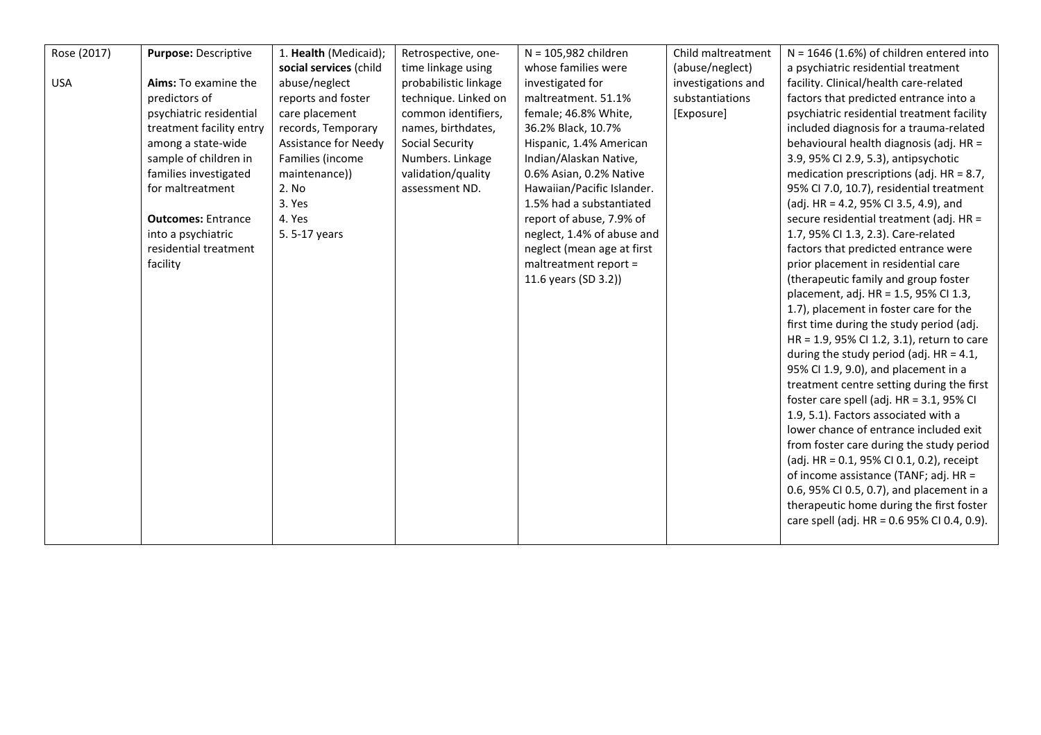| | | | | | | |
|---|---|---|---|---|---|---|
| Rose (2017)<br><br>USA | **Purpose:** Descriptive<br><br>**Aims:** To examine the predictors of psychiatric residential treatment facility entry among a state-wide sample of children in families investigated for maltreatment<br><br>**Outcomes:** Entrance into a psychiatric residential treatment facility | 1. **Health** (Medicaid); **social services** (child abuse/neglect reports and foster care placement records, Temporary Assistance for Needy Families (income maintenance))<br>2. No<br>3. Yes<br>4. Yes<br>5. 5-17 years | Retrospective, one-time linkage using probabilistic linkage technique. Linked on common identifiers, names, birthdates, Social Security Numbers. Linkage validation/quality assessment ND. | N = 105,982 children whose families were investigated for maltreatment. 51.1% female; 46.8% White, 36.2% Black, 10.7% Hispanic, 1.4% American Indian/Alaskan Native, 0.6% Asian, 0.2% Native Hawaiian/Pacific Islander. 1.5% had a substantiated report of abuse, 7.9% of neglect, 1.4% of abuse and neglect (mean age at first maltreatment report = 11.6 years (SD 3.2)) | Child maltreatment (abuse/neglect) investigations and substantiations [Exposure] | N = 1646 (1.6%) of children entered into a psychiatric residential treatment facility. Clinical/health care-related factors that predicted entrance into a psychiatric residential treatment facility included diagnosis for a trauma-related behavioural health diagnosis (adj. HR = 3.9, 95% CI 2.9, 5.3), antipsychotic medication prescriptions (adj. HR = 8.7, 95% CI 7.0, 10.7), residential treatment (adj. HR = 4.2, 95% CI 3.5, 4.9), and secure residential treatment (adj. HR = 1.7, 95% CI 1.3, 2.3). Care-related factors that predicted entrance were prior placement in residential care (therapeutic family and group foster placement, adj. HR = 1.5, 95% CI 1.3, 1.7), placement in foster care for the first time during the study period (adj. HR = 1.9, 95% CI 1.2, 3.1), return to care during the study period (adj. HR = 4.1, 95% CI 1.9, 9.0), and placement in a treatment centre setting during the first foster care spell (adj. HR = 3.1, 95% CI 1.9, 5.1). Factors associated with a lower chance of entrance included exit from foster care during the study period (adj. HR = 0.1, 95% CI 0.1, 0.2), receipt of income assistance (TANF; adj. HR = 0.6, 95% CI 0.5, 0.7), and placement in a therapeutic home during the first foster care spell (adj. HR = 0.6 95% CI 0.4, 0.9). |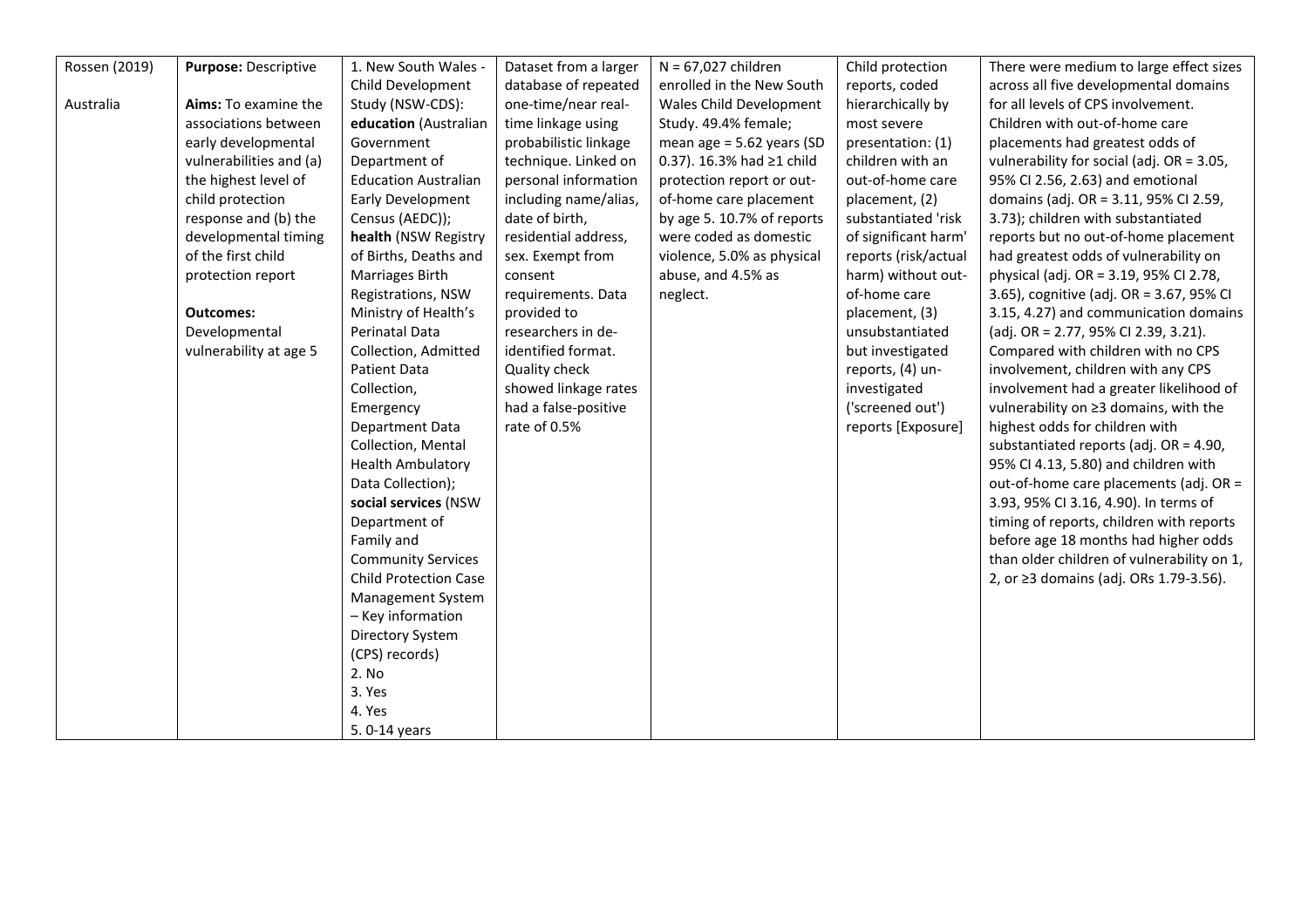| Rossen (2019)<br><br>Australia | **Purpose:** Descriptive<br><br>**Aims:** To examine the associations between early developmental vulnerabilities and (a) the highest level of child protection response and (b) the developmental timing of the first child protection report<br><br>**Outcomes:** Developmental vulnerability at age 5 | 1. New South Wales - Child Development Study (NSW-CDS): **education** (Australian Government Department of Education Australian Early Development Census (AEDC)); **health** (NSW Registry of Births, Deaths and Marriages Birth Registrations, NSW Ministry of Health's Perinatal Data Collection, Admitted Patient Data Collection, Emergency Department Data Collection, Mental Health Ambulatory Data Collection); **social services** (NSW Department of Family and Community Services Child Protection Case Management System – Key information Directory System (CPS) records)<br>2. No<br>3. Yes<br>4. Yes<br>5. 0-14 years | Dataset from a larger database of repeated one-time/near real-time linkage using probabilistic linkage technique. Linked on personal information including name/alias, date of birth, residential address, sex. Exempt from consent requirements. Data provided to researchers in de-identified format. Quality check showed linkage rates had a false-positive rate of 0.5% | N = 67,027 children enrolled in the New South Wales Child Development Study. 49.4% female; mean age = 5.62 years (SD 0.37). 16.3% had ≥1 child protection report or out-of-home care placement by age 5. 10.7% of reports were coded as domestic violence, 5.0% as physical abuse, and 4.5% as neglect. | Child protection reports, coded hierarchically by most severe presentation: (1) children with an out-of-home care placement, (2) substantiated 'risk of significant harm' reports (risk/actual harm) without out-of-home care placement, (3) unsubstantiated but investigated reports, (4) un-investigated ('screened out') reports [Exposure] | There were medium to large effect sizes across all five developmental domains for all levels of CPS involvement. Children with out-of-home care placements had greatest odds of vulnerability for social (adj. OR = 3.05, 95% CI 2.56, 2.63) and emotional domains (adj. OR = 3.11, 95% CI 2.59, 3.73); children with substantiated reports but no out-of-home placement had greatest odds of vulnerability on physical (adj. OR = 3.19, 95% CI 2.78, 3.65), cognitive (adj. OR = 3.67, 95% CI 3.15, 4.27) and communication domains (adj. OR = 2.77, 95% CI 2.39, 3.21). Compared with children with no CPS involvement, children with any CPS involvement had a greater likelihood of vulnerability on ≥3 domains, with the highest odds for children with substantiated reports (adj. OR = 4.90, 95% CI 4.13, 5.80) and children with out-of-home care placements (adj. OR = 3.93, 95% CI 3.16, 4.90). In terms of timing of reports, children with reports before age 18 months had higher odds than older children of vulnerability on 1, 2, or ≥3 domains (adj. ORs 1.79-3.56). |
|---|---|---|---|---|---|---|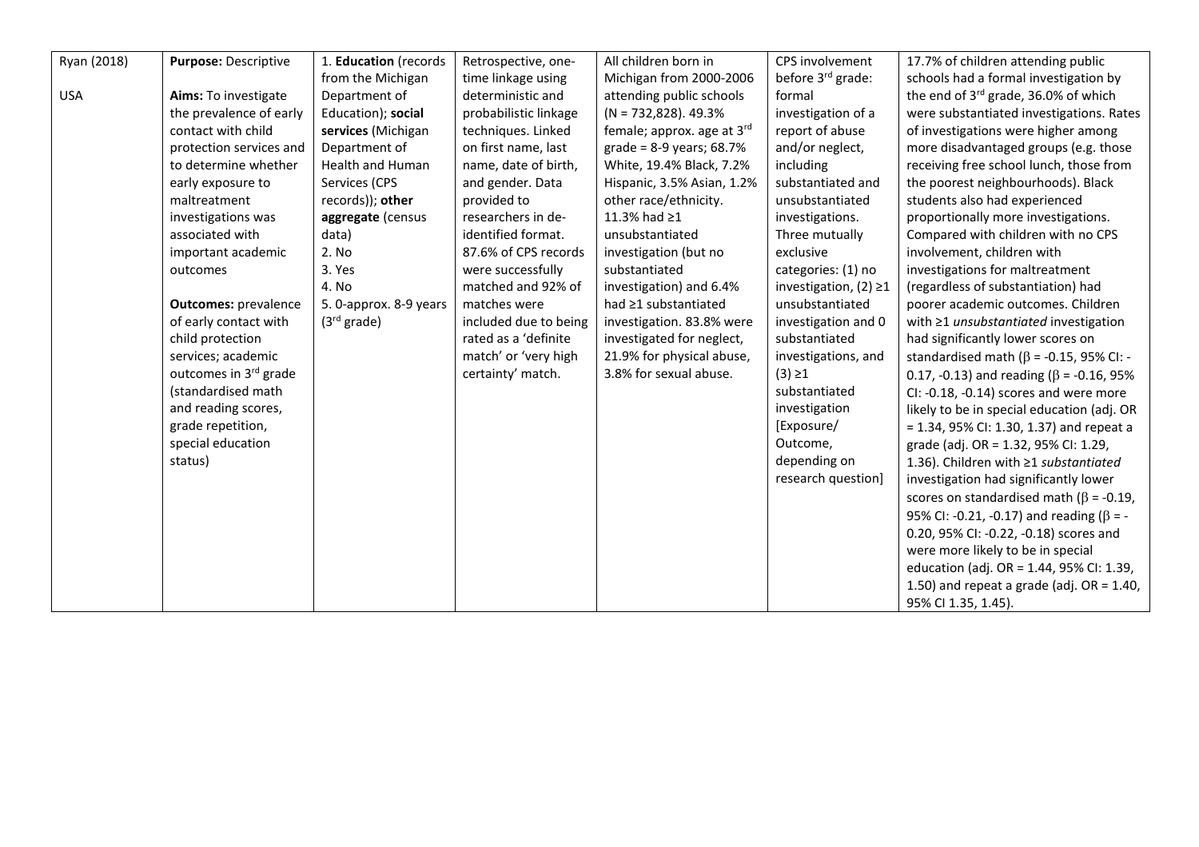| | | | | | | |
|---|---|---|---|---|---|---|
| Ryan (2018)<br><br>USA | **Purpose:** Descriptive<br><br>**Aims:** To investigate the prevalence of early contact with child protection services and to determine whether early exposure to maltreatment investigations was associated with important academic outcomes<br><br>**Outcomes:** prevalence of early contact with child protection services; academic outcomes in 3rd grade (standardised math and reading scores, grade repetition, special education status) | 1. **Education** (records from the Michigan Department of Education); **social services** (Michigan Department of Health and Human Services (CPS records)); **other aggregate** (census data)<br>2. No<br>3. Yes<br>4. No<br>5. 0-approx. 8-9 years (3rd grade) | Retrospective, one-time linkage using deterministic and probabilistic linkage techniques. Linked on first name, last name, date of birth, and gender. Data provided to researchers in de-identified format. 87.6% of CPS records were successfully matched and 92% of matches were included due to being rated as a 'definite match' or 'very high certainty' match. | All children born in Michigan from 2000-2006 attending public schools (N = 732,828). 49.3% female; approx. age at 3rd grade = 8-9 years; 68.7% White, 19.4% Black, 7.2% Hispanic, 3.5% Asian, 1.2% other race/ethnicity. 11.3% had ≥1 unsubstantiated investigation (but no substantiated investigation) and 6.4% had ≥1 substantiated investigation. 83.8% were investigated for neglect, 21.9% for physical abuse, 3.8% for sexual abuse. | CPS involvement before 3rd grade: formal investigation of a report of abuse and/or neglect, including substantiated and unsubstantiated investigations. Three mutually exclusive categories: (1) no investigation, (2) ≥1 unsubstantiated investigation and 0 substantiated investigations, and (3) ≥1 substantiated investigation [Exposure/ Outcome, depending on research question] | 17.7% of children attending public schools had a formal investigation by the end of 3rd grade, 36.0% of which were substantiated investigations. Rates of investigations were higher among more disadvantaged groups (e.g. those receiving free school lunch, those from the poorest neighbourhoods). Black students also had experienced proportionally more investigations. Compared with children with no CPS involvement, children with investigations for maltreatment (regardless of substantiation) had poorer academic outcomes. Children with ≥1 *unsubstantiated* investigation had significantly lower scores on standardised math ($\beta$ = -0.15, 95% CI: -0.17, -0.13) and reading ($\beta$ = -0.16, 95% CI: -0.18, -0.14) scores and were more likely to be in special education (adj. OR = 1.34, 95% CI: 1.30, 1.37) and repeat a grade (adj. OR = 1.32, 95% CI: 1.29, 1.36). Children with ≥1 *substantiated* investigation had significantly lower scores on standardised math ($\beta$ = -0.19, 95% CI: -0.21, -0.17) and reading ($\beta$ = -0.20, 95% CI: -0.22, -0.18) scores and were more likely to be in special education (adj. OR = 1.44, 95% CI: 1.39, 1.50) and repeat a grade (adj. OR = 1.40, 95% CI 1.35, 1.45). |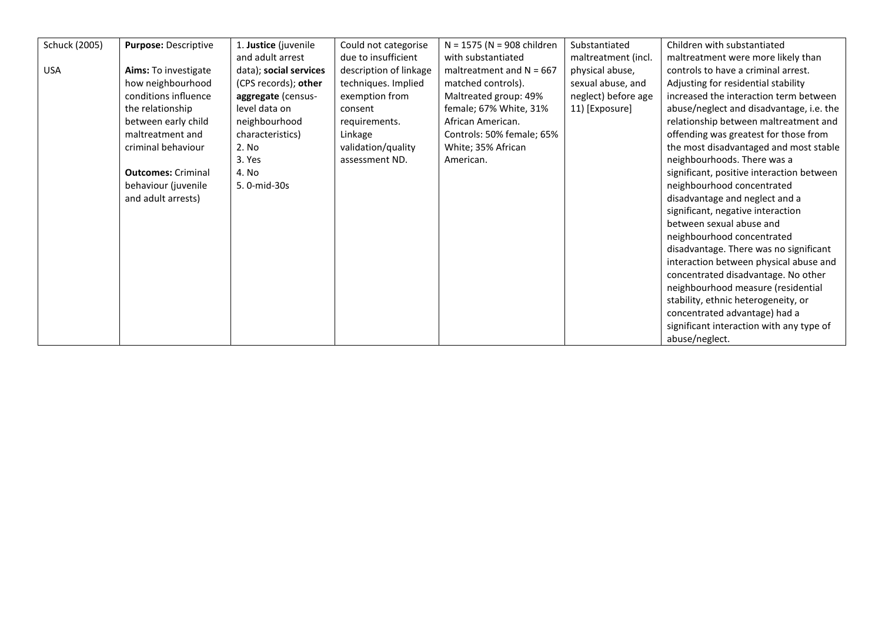| | | | | | | |
|---|---|---|---|---|---|---|
| Schuck (2005)<br><br>USA | **Purpose:** Descriptive<br><br>**Aims:** To investigate how neighbourhood conditions influence the relationship between early child maltreatment and criminal behaviour<br><br>**Outcomes:** Criminal behaviour (juvenile and adult arrests) | 1. **Justice** (juvenile and adult arrest data); **social services** (CPS records); **other aggregate** (census-level data on neighbourhood characteristics)<br>2. No<br>3. Yes<br>4. No<br>5. 0-mid-30s | Could not categorise due to insufficient description of linkage techniques. Implied exemption from consent requirements. Linkage validation/quality assessment ND. | N = 1575 (N = 908 children with substantiated maltreatment and N = 667 matched controls).<br>Maltreated group: 49% female; 67% White, 31% African American.<br>Controls: 50% female; 65% White; 35% African American. | Substantiated maltreatment (incl. physical abuse, sexual abuse, and neglect) before age 11) [Exposure] | Children with substantiated maltreatment were more likely than controls to have a criminal arrest. Adjusting for residential stability increased the interaction term between abuse/neglect and disadvantage, i.e. the relationship between maltreatment and offending was greatest for those from the most disadvantaged and most stable neighbourhoods. There was a significant, positive interaction between neighbourhood concentrated disadvantage and neglect and a significant, negative interaction between sexual abuse and neighbourhood concentrated disadvantage. There was no significant interaction between physical abuse and concentrated disadvantage. No other neighbourhood measure (residential stability, ethnic heterogeneity, or concentrated advantage) had a significant interaction with any type of abuse/neglect. |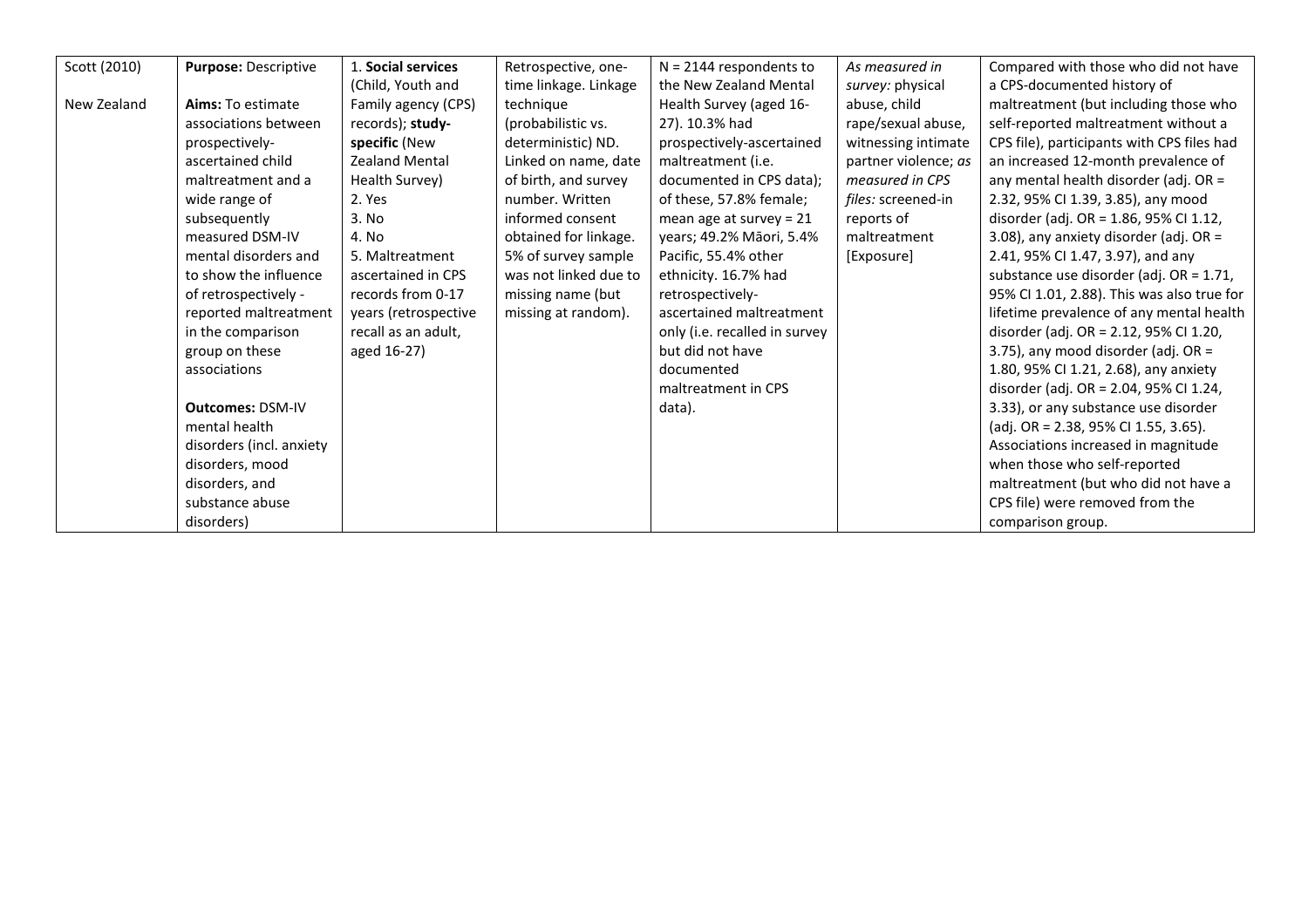| | | | | | | |
|---|---|---|---|---|---|---|
| Scott (2010)<br><br>New Zealand | **Purpose:** Descriptive<br><br>**Aims:** To estimate associations between prospectively-ascertained child maltreatment and a wide range of subsequently measured DSM-IV mental disorders and to show the influence of retrospectively - reported maltreatment in the comparison group on these associations<br><br>**Outcomes:** DSM-IV mental health disorders (incl. anxiety disorders, mood disorders, and substance abuse disorders) | 1. **Social services** (Child, Youth and Family agency (CPS) records); **study-specific** (New Zealand Mental Health Survey)<br>2. Yes<br>3. No<br>4. No<br>5. Maltreatment ascertained in CPS records from 0-17 years (retrospective recall as an adult, aged 16-27) | Retrospective, one-time linkage. Linkage technique (probabilistic vs. deterministic) ND. Linked on name, date of birth, and survey number. Written informed consent obtained for linkage. 5% of survey sample was not linked due to missing name (but missing at random). | N = 2144 respondents to the New Zealand Mental Health Survey (aged 16-27). 10.3% had prospectively-ascertained maltreatment (i.e. documented in CPS data); of these, 57.8% female; mean age at survey = 21 years; 49.2% Māori, 5.4% Pacific, 55.4% other ethnicity. 16.7% had retrospectively-ascertained maltreatment only (i.e. recalled in survey but did not have documented maltreatment in CPS data). | *As measured in survey:* physical abuse, child rape/sexual abuse, witnessing intimate partner violence; *as measured in CPS files:* screened-in reports of maltreatment [Exposure] | Compared with those who did not have a CPS-documented history of maltreatment (but including those who self-reported maltreatment without a CPS file), participants with CPS files had an increased 12-month prevalence of any mental health disorder (adj. OR = 2.32, 95% CI 1.39, 3.85), any mood disorder (adj. OR = 1.86, 95% CI 1.12, 3.08), any anxiety disorder (adj. OR = 2.41, 95% CI 1.47, 3.97), and any substance use disorder (adj. OR = 1.71, 95% CI 1.01, 2.88). This was also true for lifetime prevalence of any mental health disorder (adj. OR = 2.12, 95% CI 1.20, 3.75), any mood disorder (adj. OR = 1.80, 95% CI 1.21, 2.68), any anxiety disorder (adj. OR = 2.04, 95% CI 1.24, 3.33), or any substance use disorder (adj. OR = 2.38, 95% CI 1.55, 3.65). Associations increased in magnitude when those who self-reported maltreatment (but who did not have a CPS file) were removed from the comparison group. |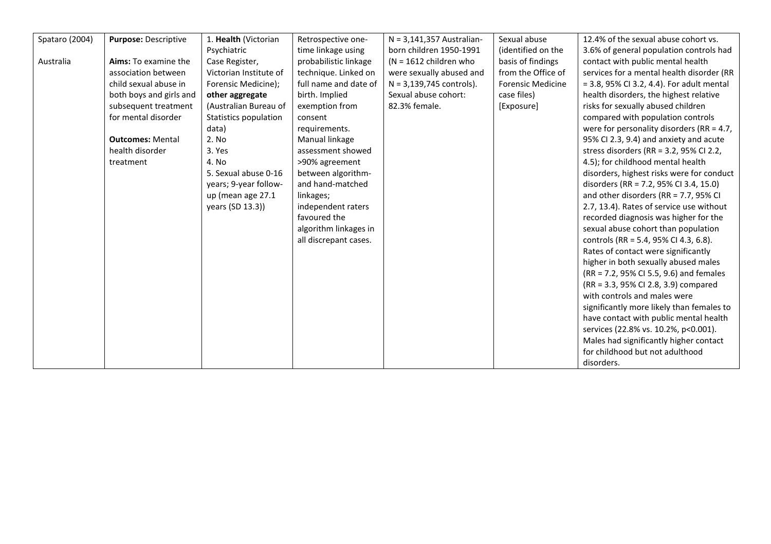| Spataro (2004)<br><br>Australia | **Purpose:** Descriptive<br><br>**Aims:** To examine the association between child sexual abuse in both boys and girls and subsequent treatment for mental disorder<br><br>**Outcomes:** Mental health disorder treatment | 1. **Health** (Victorian Psychiatric Case Register, Victorian Institute of Forensic Medicine); **other aggregate** (Australian Bureau of Statistics population data)<br>2. No<br>3. Yes<br>4. No<br>5. Sexual abuse 0-16 years; 9-year follow-up (mean age 27.1 years (SD 13.3)) | Retrospective one-time linkage using probabilistic linkage technique. Linked on full name and date of birth. Implied exemption from consent requirements. Manual linkage assessment showed >90% agreement between algorithm- and hand-matched linkages; independent raters favoured the algorithm linkages in all discrepant cases. | N = 3,141,357 Australian-born children 1950-1991 (N = 1612 children who were sexually abused and N = 3,139,745 controls). Sexual abuse cohort: 82.3% female. | Sexual abuse (identified on the basis of findings from the Office of Forensic Medicine case files) [Exposure] | 12.4% of the sexual abuse cohort vs. 3.6% of general population controls had contact with public mental health services for a mental health disorder (RR = 3.8, 95% CI 3.2, 4.4). For adult mental health disorders, the highest relative risks for sexually abused children compared with population controls were for personality disorders (RR = 4.7, 95% CI 2.3, 9.4) and anxiety and acute stress disorders (RR = 3.2, 95% CI 2.2, 4.5); for childhood mental health disorders, highest risks were for conduct disorders (RR = 7.2, 95% CI 3.4, 15.0) and other disorders (RR = 7.7, 95% CI 2.7, 13.4). Rates of service use without recorded diagnosis was higher for the sexual abuse cohort than population controls (RR = 5.4, 95% CI 4.3, 6.8). Rates of contact were significantly higher in both sexually abused males (RR = 7.2, 95% CI 5.5, 9.6) and females (RR = 3.3, 95% CI 2.8, 3.9) compared with controls and males were significantly more likely than females to have contact with public mental health services (22.8% vs. 10.2%, $p<0.001$). Males had significantly higher contact for childhood but not adulthood disorders. |
|---|---|---|---|---|---|---|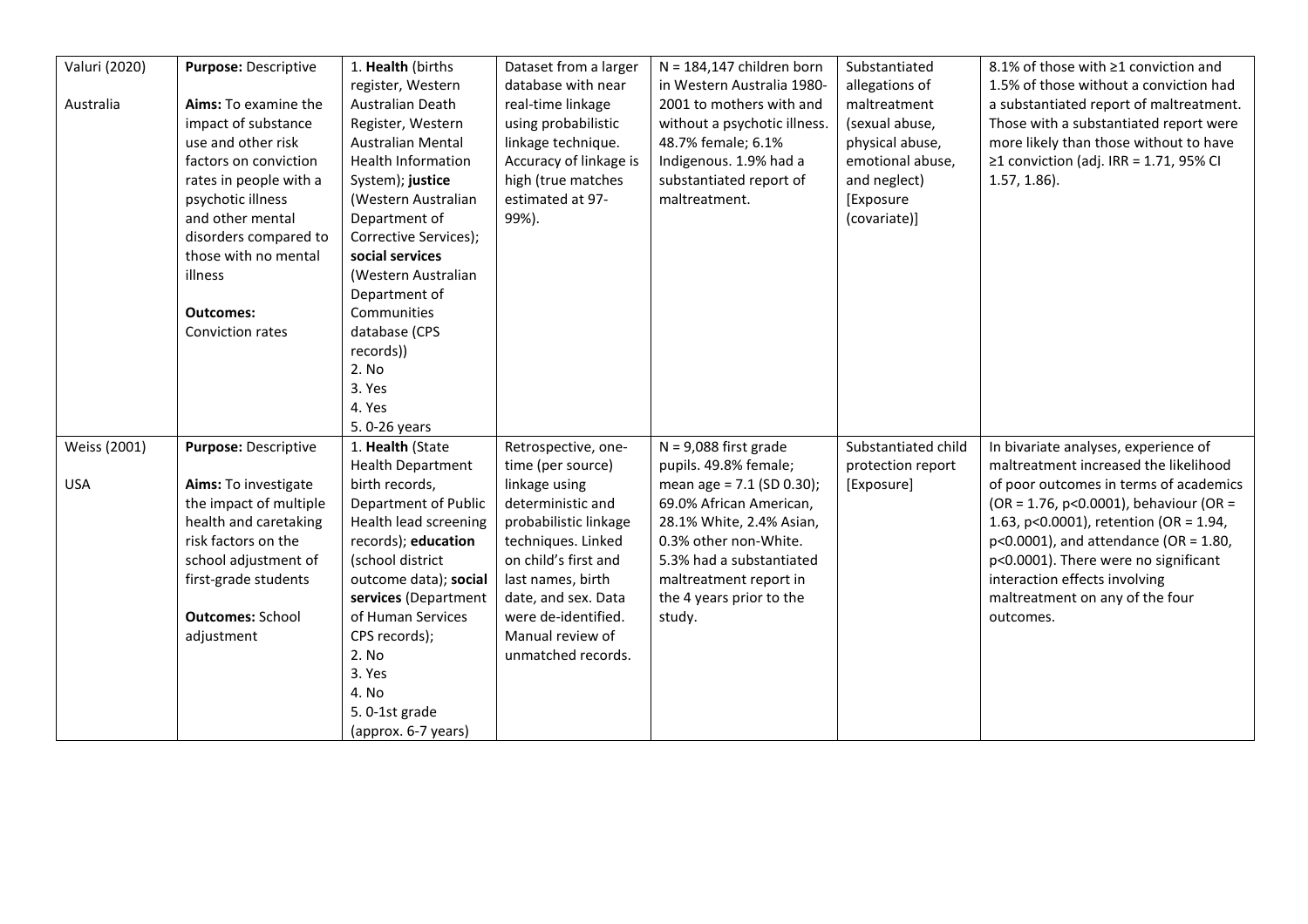| Valuri (2020)<br><br>Australia | **Purpose:** Descriptive<br><br>**Aims:** To examine the impact of substance use and other risk factors on conviction rates in people with a psychotic illness and other mental disorders compared to those with no mental illness<br><br>**Outcomes:** Conviction rates | 1. **Health** (births register, Western Australian Death Register, Western Australian Mental Health Information System); **justice** (Western Australian Department of Corrective Services); **social services** (Western Australian Department of Communities database (CPS records))<br>2. No<br>3. Yes<br>4. Yes<br>5. 0-26 years | Dataset from a larger database with near real-time linkage using probabilistic linkage technique. Accuracy of linkage is high (true matches estimated at 97-99%). | N = 184,147 children born in Western Australia 1980-2001 to mothers with and without a psychotic illness. 48.7% female; 6.1% Indigenous. 1.9% had a substantiated report of maltreatment. | Substantiated allegations of maltreatment (sexual abuse, physical abuse, emotional abuse, and neglect) [Exposure (covariate)] | 8.1% of those with ≥1 conviction and 1.5% of those without a conviction had a substantiated report of maltreatment. Those with a substantiated report were more likely than those without to have ≥1 conviction (adj. IRR = 1.71, 95% CI 1.57, 1.86). |
|---|---|---|---|---|---|---|
| Weiss (2001)<br><br>USA | **Purpose:** Descriptive<br><br>**Aims:** To investigate the impact of multiple health and caretaking risk factors on the school adjustment of first-grade students<br><br>**Outcomes:** School adjustment | 1. **Health** (State Health Department birth records, Department of Public Health lead screening records); **education** (school district outcome data); **social services** (Department of Human Services CPS records);<br>2. No<br>3. Yes<br>4. No<br>5. 0-1st grade (approx. 6-7 years) | Retrospective, one-time (per source) linkage using deterministic and probabilistic linkage techniques. Linked on child's first and last names, birth date, and sex. Data were de-identified. Manual review of unmatched records. | N = 9,088 first grade pupils. 49.8% female; mean age = 7.1 (SD 0.30); 69.0% African American, 28.1% White, 2.4% Asian, 0.3% other non-White. 5.3% had a substantiated maltreatment report in the 4 years prior to the study. | Substantiated child protection report [Exposure] | In bivariate analyses, experience of maltreatment increased the likelihood of poor outcomes in terms of academics (OR = 1.76, $p<0.0001$), behaviour (OR = 1.63, $p<0.0001$), retention (OR = 1.94, $p<0.0001$), and attendance (OR = 1.80, $p<0.0001$). There were no significant interaction effects involving maltreatment on any of the four outcomes. |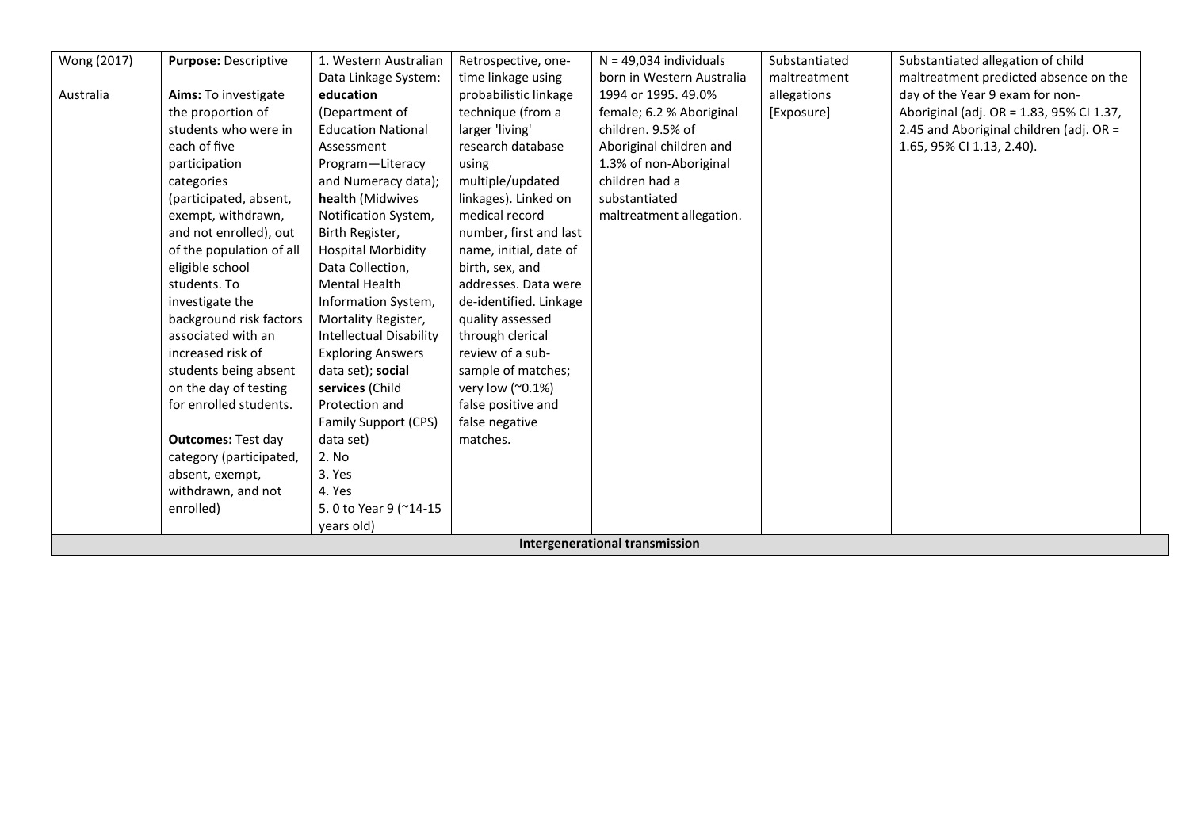| | | | | | | |
|---|---|---|---|---|---|---|
| Wong (2017)<br><br>Australia | **Purpose:** Descriptive<br><br>**Aims:** To investigate the proportion of students who were in each of five participation categories (participated, absent, exempt, withdrawn, and not enrolled), out of the population of all eligible school students. To investigate the background risk factors associated with an increased risk of students being absent on the day of testing for enrolled students.<br><br>**Outcomes:** Test day category (participated, absent, exempt, withdrawn, and not enrolled) | 1. Western Australian Data Linkage System: **education** (Department of Education National Assessment Program—Literacy and Numeracy data); **health** (Midwives Notification System, Birth Register, Hospital Morbidity Data Collection, Mental Health Information System, Mortality Register, Intellectual Disability Exploring Answers data set); **social services** (Child Protection and Family Support (CPS) data set)<br>2. No<br>3. Yes<br>4. Yes<br>5. 0 to Year 9 (~14-15 years old) | Retrospective, one-time linkage using probabilistic linkage technique (from a larger 'living' research database using multiple/updated linkages). Linked on medical record number, first and last name, initial, date of birth, sex, and addresses. Data were de-identified. Linkage quality assessed through clerical review of a sub-sample of matches; very low (~0.1%) false positive and false negative matches. | N = 49,034 individuals born in Western Australia 1994 or 1995. 49.0% female; 6.2 % Aboriginal children. 9.5% of Aboriginal children and 1.3% of non-Aboriginal children had a substantiated maltreatment allegation. | Substantiated maltreatment allegations [Exposure] | Substantiated allegation of child maltreatment predicted absence on the day of the Year 9 exam for non-Aboriginal (adj. OR = 1.83, 95% CI 1.37, 2.45 and Aboriginal children (adj. OR = 1.65, 95% CI 1.13, 2.40). |
| **Intergenerational transmission** | | | | | | |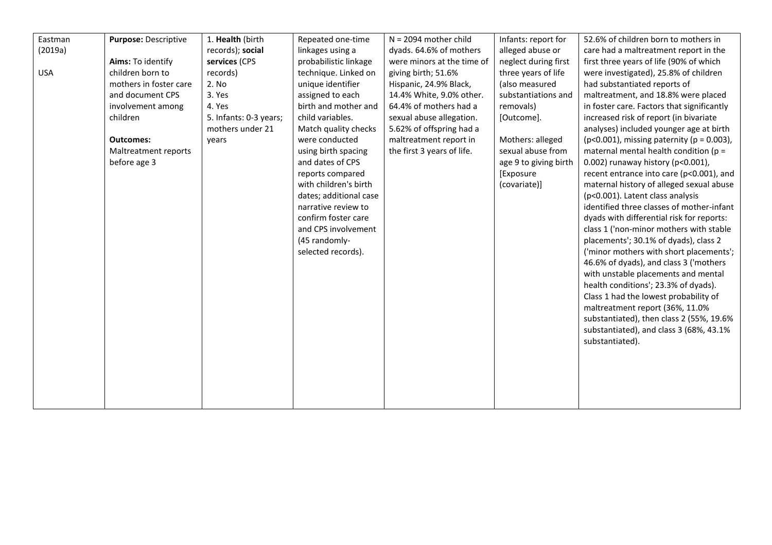| | | | | | | |
|---|---|---|---|---|---|---|
| Eastman (2019a)<br><br>USA | **Purpose:** Descriptive<br><br>**Aims:** To identify children born to mothers in foster care and document CPS involvement among children<br><br>**Outcomes:** Maltreatment reports before age 3 | 1. **Health** (birth records); **social services** (CPS records)<br>2. No<br>3. Yes<br>4. Yes<br>5. Infants: 0-3 years; mothers under 21 years | Repeated one-time linkages using a probabilistic linkage technique. Linked on unique identifier assigned to each birth and mother and child variables. Match quality checks were conducted using birth spacing and dates of CPS reports compared with children's birth dates; additional case narrative review to confirm foster care and CPS involvement (45 randomly-selected records). | N = 2094 mother child dyads. 64.6% of mothers were minors at the time of giving birth; 51.6% Hispanic, 24.9% Black, 14.4% White, 9.0% other. 64.4% of mothers had a sexual abuse allegation. 5.62% of offspring had a maltreatment report in the first 3 years of life. | Infants: report for alleged abuse or neglect during first three years of life (also measured substantiations and removals) [Outcome].<br><br>Mothers: alleged sexual abuse from age 9 to giving birth [Exposure (covariate)] | 52.6% of children born to mothers in care had a maltreatment report in the first three years of life (90% of which were investigated), 25.8% of children had substantiated reports of maltreatment, and 18.8% were placed in foster care. Factors that significantly increased risk of report (in bivariate analyses) included younger age at birth ($p<0.001$), missing paternity ($p = 0.003$), maternal mental health condition ($p = 0.002$) runaway history ($p<0.001$), recent entrance into care ($p<0.001$), and maternal history of alleged sexual abuse ($p<0.001$). Latent class analysis identified three classes of mother-infant dyads with differential risk for reports: class 1 ('non-minor mothers with stable placements'; 30.1% of dyads), class 2 ('minor mothers with short placements'; 46.6% of dyads), and class 3 ('mothers with unstable placements and mental health conditions'; 23.3% of dyads). Class 1 had the lowest probability of maltreatment report (36%, 11.0% substantiated), then class 2 (55%, 19.6% substantiated), and class 3 (68%, 43.1% substantiated). |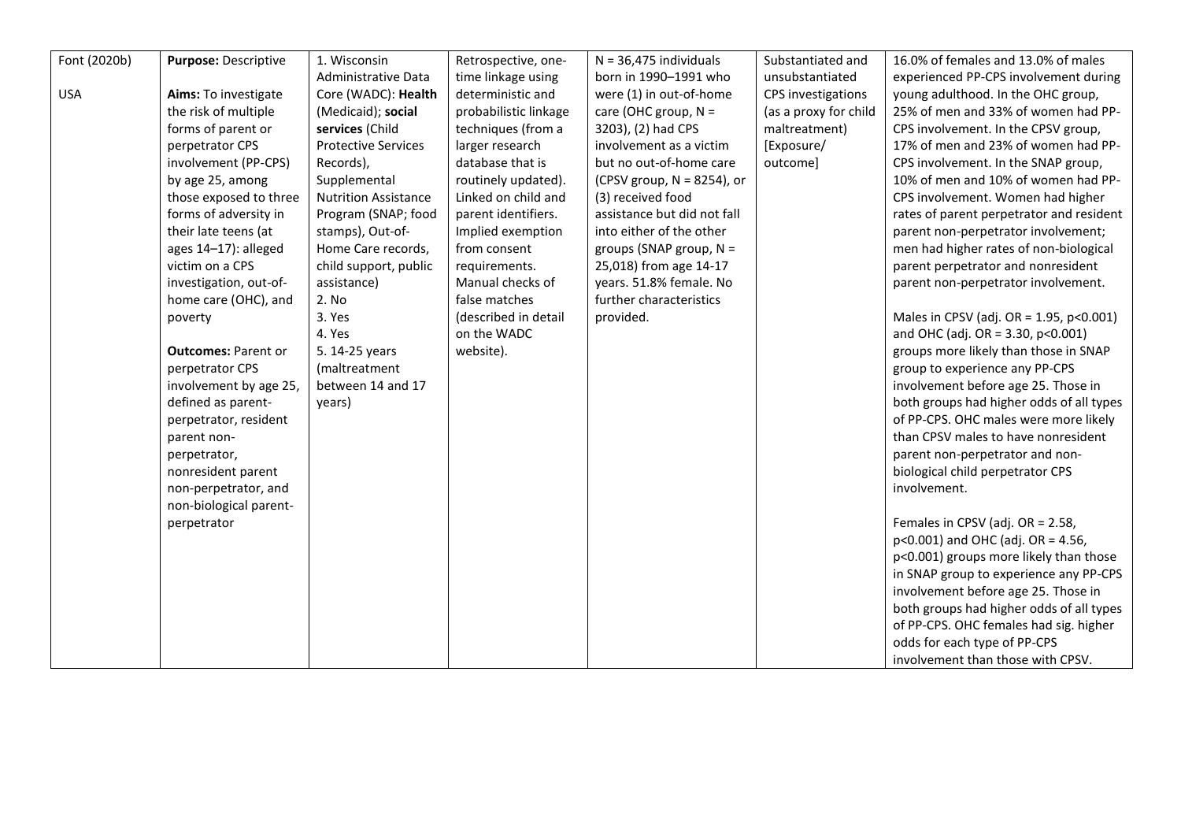| | | | | | | |
|---|---|---|---|---|---|---|
| Font (2020b)<br><br>USA | **Purpose:** Descriptive<br><br>**Aims:** To investigate the risk of multiple forms of parent or perpetrator CPS involvement (PP-CPS) by age 25, among those exposed to three forms of adversity in their late teens (at ages 14–17): alleged victim on a CPS investigation, out-of-home care (OHC), and poverty<br><br>**Outcomes:** Parent or perpetrator CPS involvement by age 25, defined as parent-perpetrator, resident parent non-perpetrator, nonresident parent non-perpetrator, and non-biological parent-perpetrator | 1. Wisconsin Administrative Data Core (WADC): **Health** (Medicaid); **social services** (Child Protective Services Records), Supplemental Nutrition Assistance Program (SNAP; food stamps), Out-of-Home Care records, child support, public assistance)<br>2. No<br>3. Yes<br>4. Yes<br>5. 14-25 years (maltreatment between 14 and 17 years) | Retrospective, one-time linkage using deterministic and probabilistic linkage techniques (from a larger research database that is routinely updated). Linked on child and parent identifiers. Implied exemption from consent requirements. Manual checks of false matches (described in detail on the WADC website). | N = 36,475 individuals born in 1990–1991 who were (1) in out-of-home care (OHC group, N = 3203), (2) had CPS involvement as a victim but no out-of-home care (CPSV group, N = 8254), or (3) received food assistance but did not fall into either of the other groups (SNAP group, N = 25,018) from age 14-17 years. 51.8% female. No further characteristics provided. | Substantiated and unsubstantiated CPS investigations (as a proxy for child maltreatment) [Exposure/ outcome] | 16.0% of females and 13.0% of males experienced PP-CPS involvement during young adulthood. In the OHC group, 25% of men and 33% of women had PP-CPS involvement. In the CPSV group, 17% of men and 23% of women had PP-CPS involvement. In the SNAP group, 10% of men and 10% of women had PP-CPS involvement. Women had higher rates of parent perpetrator and resident parent non-perpetrator involvement; men had higher rates of non-biological parent perpetrator and nonresident parent non-perpetrator involvement.<br><br>Males in CPSV (adj. OR = 1.95, $p<0.001$) and OHC (adj. OR = 3.30, $p<0.001$) groups more likely than those in SNAP group to experience any PP-CPS involvement before age 25. Those in both groups had higher odds of all types of PP-CPS. OHC males were more likely than CPSV males to have nonresident parent non-perpetrator and non-biological child perpetrator CPS involvement.<br><br>Females in CPSV (adj. OR = 2.58, $p<0.001$) and OHC (adj. OR = 4.56, $p<0.001$) groups more likely than those in SNAP group to experience any PP-CPS involvement before age 25. Those in both groups had higher odds of all types of PP-CPS. OHC females had sig. higher odds for each type of PP-CPS involvement than those with CPSV. |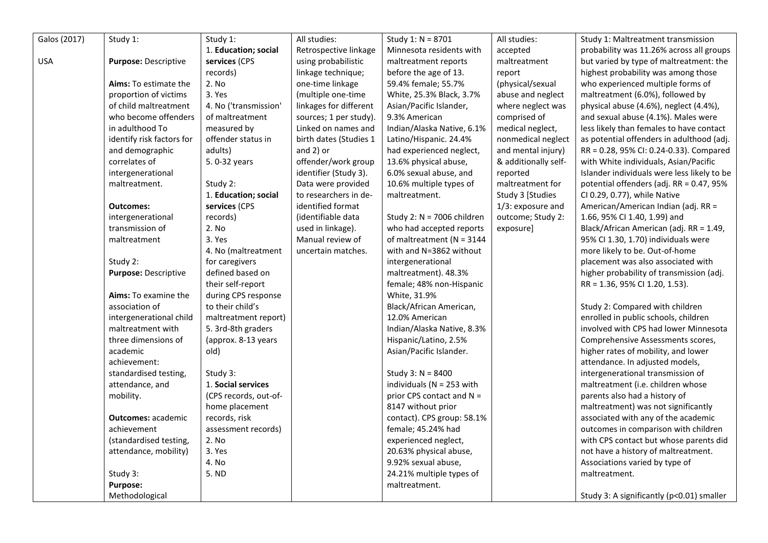| Galos (2017)<br><br>USA | Study 1:<br><br>**Purpose:** Descriptive<br><br>**Aims:** To estimate the proportion of victims of child maltreatment who become offenders in adulthood To identify risk factors for and demographic correlates of intergenerational maltreatment.<br><br>**Outcomes:** intergenerational transmission of maltreatment<br><br>Study 2:<br>**Purpose:** Descriptive<br><br>**Aims:** To examine the association of intergenerational child maltreatment with three dimensions of academic achievement: standardised testing, attendance, and mobility.<br><br>**Outcomes:** academic achievement (standardised testing, attendance, mobility)<br><br>Study 3:<br>**Purpose:** Methodological | Study 1:<br>1. **Education; social services** (CPS records)<br>2. No<br>3. Yes<br>4. No ('transmission' of maltreatment measured by offender status in adults)<br>5. 0-32 years<br><br>Study 2:<br>1. **Education; social services** (CPS records)<br>2. No<br>3. Yes<br>4. No (maltreatment for caregivers defined based on their self-report during CPS response to their child's maltreatment report)<br>5. 3rd-8th graders (approx. 8-13 years old)<br><br>Study 3:<br>1. **Social services** (CPS records, out-of-home placement records, risk assessment records)<br>2. No<br>3. Yes<br>4. No<br>5. ND | All studies:<br>Retrospective linkage using probabilistic linkage technique; one-time linkage (multiple one-time linkages for different sources; 1 per study). Linked on names and birth dates (Studies 1 and 2) or offender/work group identifier (Study 3). Data were provided to researchers in de-identified format (identifiable data used in linkage). Manual review of uncertain matches. | Study 1: N = 8701 Minnesota residents with maltreatment reports before the age of 13. 59.4% female; 55.7% White, 25.3% Black, 3.7% Asian/Pacific Islander, 9.3% American Indian/Alaska Native, 6.1% Latino/Hispanic. 24.4% had experienced neglect, 13.6% physical abuse, 6.0% sexual abuse, and 10.6% multiple types of maltreatment.<br><br>Study 2: N = 7006 children who had accepted reports of maltreatment (N = 3144 with and N=3862 without intergenerational maltreatment). 48.3% female; 48% non-Hispanic White, 31.9% Black/African American, 12.0% American Indian/Alaska Native, 8.3% Hispanic/Latino, 2.5% Asian/Pacific Islander.<br><br>Study 3: N = 8400 individuals (N = 253 with prior CPS contact and N = 8147 without prior contact). CPS group: 58.1% female; 45.24% had experienced neglect, 20.63% physical abuse, 9.92% sexual abuse, 24.21% multiple types of maltreatment. | All studies: accepted maltreatment report (physical/sexual abuse and neglect where neglect was comprised of medical neglect, nonmedical neglect and mental injury) & additionally self-reported maltreatment for Study 3 [Studies 1/3: exposure and outcome; Study 2: exposure] | Study 1: Maltreatment transmission probability was 11.26% across all groups but varied by type of maltreatment: the highest probability was among those who experienced multiple forms of maltreatment (6.0%), followed by physical abuse (4.6%), neglect (4.4%), and sexual abuse (4.1%). Males were less likely than females to have contact as potential offenders in adulthood (adj. RR = 0.28, 95% CI: 0.24-0.33). Compared with White individuals, Asian/Pacific Islander individuals were less likely to be potential offenders (adj. RR = 0.47, 95% CI 0.29, 0.77), while Native American/American Indian (adj. RR = 1.66, 95% CI 1.40, 1.99) and Black/African American (adj. RR = 1.49, 95% CI 1.30, 1.70) individuals were more likely to be. Out-of-home placement was also associated with higher probability of transmission (adj. RR = 1.36, 95% CI 1.20, 1.53).<br><br>Study 2: Compared with children enrolled in public schools, children involved with CPS had lower Minnesota Comprehensive Assessments scores, higher rates of mobility, and lower attendance. In adjusted models, intergenerational transmission of maltreatment (i.e. children whose parents also had a history of maltreatment) was not significantly associated with any of the academic outcomes in comparison with children with CPS contact but whose parents did not have a history of maltreatment. Associations varied by type of maltreatment.<br><br>Study 3: A significantly ($p<0.01$) smaller |
|---|---|---|---|---|---|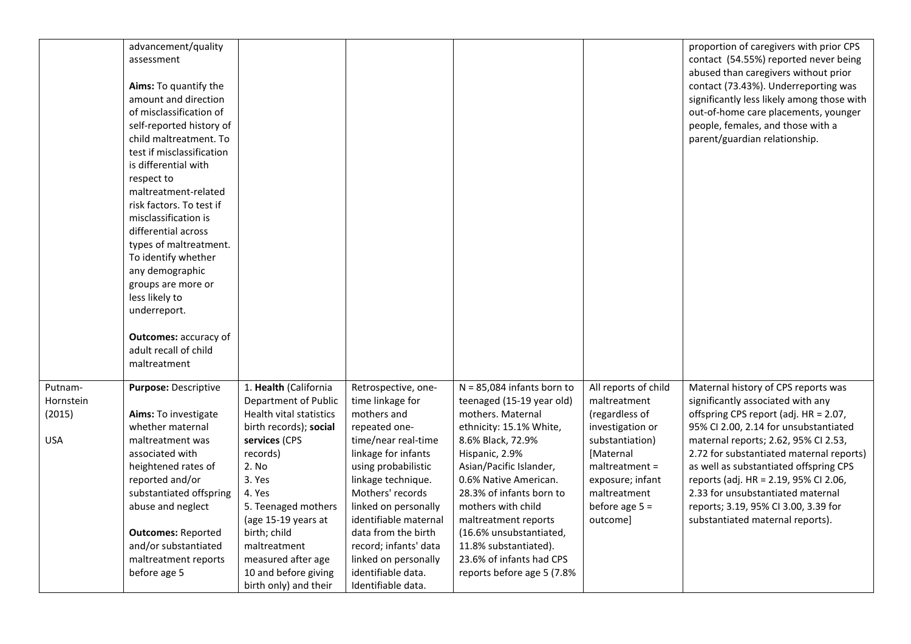| | | | | | | |
|---|---|---|---|---|---|---|
| | advancement/quality assessment<br><br>**Aims:** To quantify the amount and direction of misclassification of self-reported history of child maltreatment. To test if misclassification is differential with respect to maltreatment-related risk factors. To test if misclassification is differential across types of maltreatment. To identify whether any demographic groups are more or less likely to underreport.<br><br>**Outcomes:** accuracy of adult recall of child maltreatment | | | | | proportion of caregivers with prior CPS contact (54.55%) reported never being abused than caregivers without prior contact (73.43%). Underreporting was significantly less likely among those with out-of-home care placements, younger people, females, and those with a parent/guardian relationship. |
| Putnam-Hornstein (2015)<br><br>USA | **Purpose:** Descriptive<br><br>**Aims:** To investigate whether maternal maltreatment was associated with heightened rates of reported and/or substantiated offspring abuse and neglect<br><br>**Outcomes:** Reported and/or substantiated maltreatment reports before age 5 | 1. **Health** (California Department of Public Health vital statistics birth records); **social services** (CPS records)<br>2. No<br>3. Yes<br>4. Yes<br>5. Teenaged mothers (age 15-19 years at birth; child maltreatment measured after age 10 and before giving birth only) and their | Retrospective, one-time linkage for mothers and repeated one-time/near real-time linkage for infants using probabilistic linkage technique. Mothers' records linked on personally identifiable maternal data from the birth record; infants' data linked on personally identifiable data. Identifiable data. | N = 85,084 infants born to teenaged (15-19 year old) mothers. Maternal ethnicity: 15.1% White, 8.6% Black, 72.9% Hispanic, 2.9% Asian/Pacific Islander, 0.6% Native American. 28.3% of infants born to mothers with child maltreatment reports (16.6% unsubstantiated, 11.8% substantiated). 23.6% of infants had CPS reports before age 5 (7.8% | All reports of child maltreatment (regardless of investigation or substantiation) [Maternal maltreatment = exposure; infant maltreatment before age 5 = outcome] | Maternal history of CPS reports was significantly associated with any offspring CPS report (adj. HR = 2.07, 95% CI 2.00, 2.14 for unsubstantiated maternal reports; 2.62, 95% CI 2.53, 2.72 for substantiated maternal reports) as well as substantiated offspring CPS reports (adj. HR = 2.19, 95% CI 2.06, 2.33 for unsubstantiated maternal reports; 3.19, 95% CI 3.00, 3.39 for substantiated maternal reports). |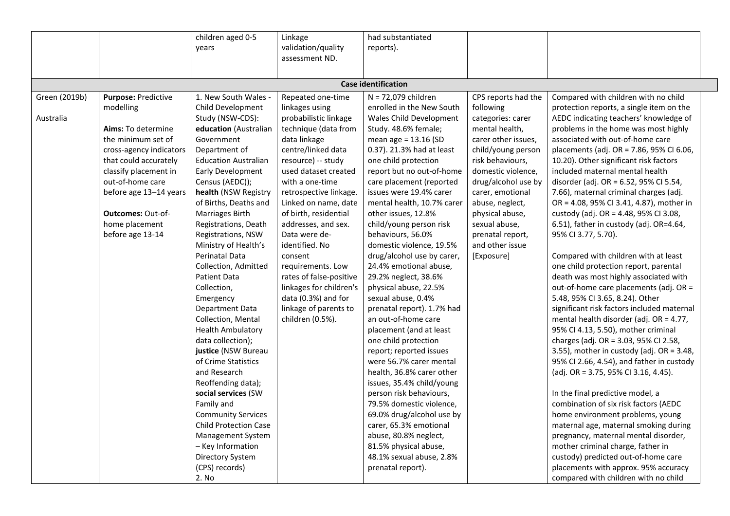|  |  |  |  |  |  |  |
|---|---|---|---|---|---|---|
|  |  | children aged 0-5 years | Linkage validation/quality assessment ND. | had substantiated reports). |  |  |
| **Case identification** | | | | | | |
| Green (2019b)<br><br>Australia | **Purpose:** Predictive modelling<br><br>**Aims:** To determine the minimum set of cross-agency indicators that could accurately classify placement in out-of-home care before age 13–14 years<br><br>**Outcomes:** Out-of-home placement before age 13-14 | 1. New South Wales - Child Development Study (NSW-CDS): **education** (Australian Government Department of Education Australian Early Development Census (AEDC)); **health** (NSW Registry of Births, Deaths and Marriages Birth Registrations, Death Registrations, NSW Ministry of Health's Perinatal Data Collection, Admitted Patient Data Collection, Emergency Department Data Collection, Mental Health Ambulatory data collection); **justice** (NSW Bureau of Crime Statistics and Research Reoffending data); **social services** (SW Family and Community Services Child Protection Case Management System – Key Information Directory System (CPS) records)<br>2. No | Repeated one-time linkages using probabilistic linkage technique (data from data linkage centre/linked data resource) -- study used dataset created with a one-time retrospective linkage. Linked on name, date of birth, residential addresses, and sex. Data were de-identified. No consent requirements. Low rates of false-positive linkages for children's data (0.3%) and for linkage of parents to children (0.5%). | N = 72,079 children enrolled in the New South Wales Child Development Study. 48.6% female; mean age = 13.16 (SD 0.37). 21.3% had at least one child protection report but no out-of-home care placement (reported issues were 19.4% carer mental health, 10.7% carer other issues, 12.8% child/young person risk behaviours, 56.0% domestic violence, 19.5% drug/alcohol use by carer, 24.4% emotional abuse, 29.2% neglect, 38.6% physical abuse, 22.5% sexual abuse, 0.4% prenatal report). 1.7% had an out-of-home care placement (and at least one child protection report; reported issues were 56.7% carer mental health, 36.8% carer other issues, 35.4% child/young person risk behaviours, 79.5% domestic violence, 69.0% drug/alcohol use by carer, 65.3% emotional abuse, 80.8% neglect, 81.5% physical abuse, 48.1% sexual abuse, 2.8% prenatal report). | CPS reports had the following categories: carer mental health, carer other issues, child/young person risk behaviours, domestic violence, drug/alcohol use by carer, emotional abuse, neglect, physical abuse, sexual abuse, prenatal report, and other issue [Exposure] | Compared with children with no child protection reports, a single item on the AEDC indicating teachers' knowledge of problems in the home was most highly associated with out-of-home care placements (adj. OR = 7.86, 95% CI 6.06, 10.20). Other significant risk factors included maternal mental health disorder (adj. OR = 6.52, 95% CI 5.54, 7.66), maternal criminal charges (adj. OR = 4.08, 95% CI 3.41, 4.87), mother in custody (adj. OR = 4.48, 95% CI 3.08, 6.51), father in custody (adj. OR=4.64, 95% CI 3.77, 5.70).<br><br>Compared with children with at least one child protection report, parental death was most highly associated with out-of-home care placements (adj. OR = 5.48, 95% CI 3.65, 8.24). Other significant risk factors included maternal mental health disorder (adj. OR = 4.77, 95% CI 4.13, 5.50), mother criminal charges (adj. OR = 3.03, 95% CI 2.58, 3.55), mother in custody (adj. OR = 3.48, 95% CI 2.66, 4.54), and father in custody (adj. OR = 3.75, 95% CI 3.16, 4.45).<br><br>In the final predictive model, a combination of six risk factors (AEDC home environment problems, young maternal age, maternal smoking during pregnancy, maternal mental disorder, mother criminal charge, father in custody) predicted out-of-home care placements with approx. 95% accuracy compared with children with no child |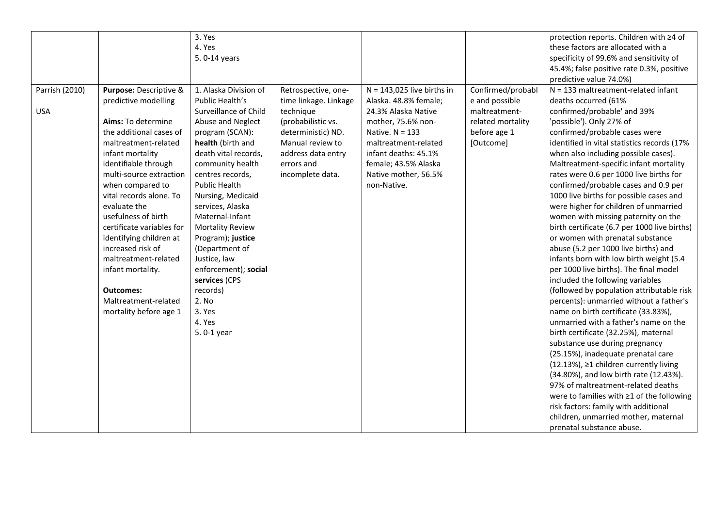| | | | | | | |
|---|---|---|---|---|---|---|
| | | 3. Yes<br>4. Yes<br>5. 0-14 years | | | | protection reports. Children with ≥4 of these factors are allocated with a specificity of 99.6% and sensitivity of 45.4%; false positive rate 0.3%, positive predictive value 74.0%) |
| Parrish (2010)<br><br>USA | **Purpose:** Descriptive & predictive modelling<br><br>**Aims:** To determine the additional cases of maltreatment-related infant mortality identifiable through multi-source extraction when compared to vital records alone. To evaluate the usefulness of birth certificate variables for identifying children at increased risk of maltreatment-related infant mortality.<br><br>**Outcomes:** Maltreatment-related mortality before age 1 | 1. Alaska Division of Public Health's Surveillance of Child Abuse and Neglect program (SCAN): **health** (birth and death vital records, community health centres records, Public Health Nursing, Medicaid services, Alaska Maternal-Infant Mortality Review Program); **justice** (Department of Justice, law enforcement); **social services** (CPS records)<br>2. No<br>3. Yes<br>4. Yes<br>5. 0-1 year | Retrospective, one-time linkage. Linkage technique (probabilistic vs. deterministic) ND. Manual review to address data entry errors and incomplete data. | N = 143,025 live births in Alaska. 48.8% female; 24.3% Alaska Native mother, 75.6% non-Native. N = 133 maltreatment-related infant deaths: 45.1% female; 43.5% Alaska Native mother, 56.5% non-Native. | Confirmed/probable and possible maltreatment-related mortality before age 1 [Outcome] | N = 133 maltreatment-related infant deaths occurred (61% confirmed/probable' and 39% 'possible'). Only 27% of confirmed/probable cases were identified in vital statistics records (17% when also including possible cases). Maltreatment-specific infant mortality rates were 0.6 per 1000 live births for confirmed/probable cases and 0.9 per 1000 live births for possible cases and were higher for children of unmarried women with missing paternity on the birth certificate (6.7 per 1000 live births) or women with prenatal substance abuse (5.2 per 1000 live births) and infants born with low birth weight (5.4 per 1000 live births). The final model included the following variables (followed by population attributable risk percents): unmarried without a father's name on birth certificate (33.83%), unmarried with a father's name on the birth certificate (32.25%), maternal substance use during pregnancy (25.15%), inadequate prenatal care (12.13%), ≥1 children currently living (34.80%), and low birth rate (12.43%). 97% of maltreatment-related deaths were to families with ≥1 of the following risk factors: family with additional children, unmarried mother, maternal prenatal substance abuse. |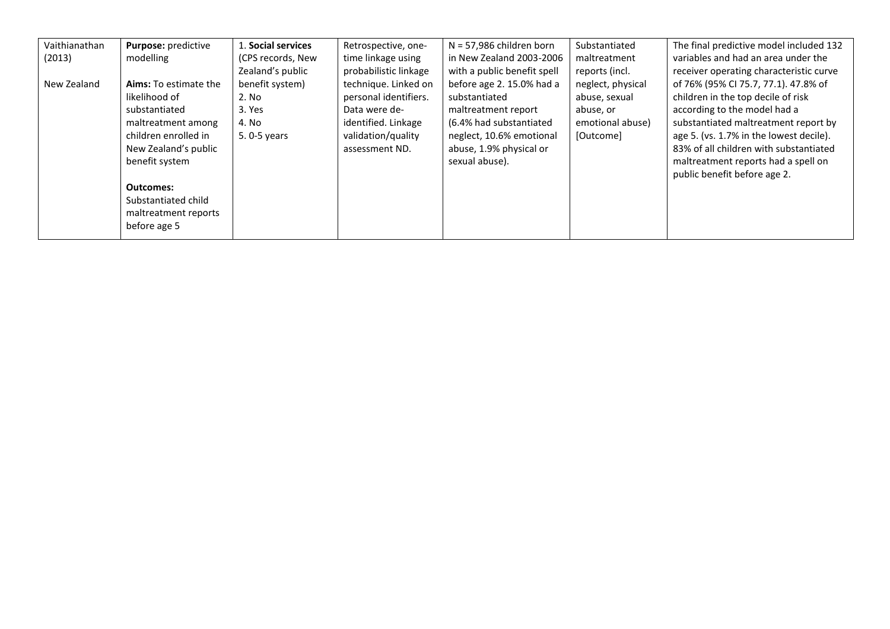| | | | | | | |
|---|---|---|---|---|---|---|
| Vaithianathan (2013)<br><br>New Zealand | **Purpose:** predictive modelling<br><br>**Aims:** To estimate the likelihood of substantiated maltreatment among children enrolled in New Zealand's public benefit system<br><br>**Outcomes:** Substantiated child maltreatment reports before age 5 | 1. **Social services** (CPS records, New Zealand's public benefit system)<br>2. No<br>3. Yes<br>4. No<br>5. 0-5 years | Retrospective, one-time linkage using probabilistic linkage technique. Linked on personal identifiers. Data were de-identified. Linkage validation/quality assessment ND. | N = 57,986 children born in New Zealand 2003-2006 with a public benefit spell before age 2. 15.0% had a substantiated maltreatment report (6.4% had substantiated neglect, 10.6% emotional abuse, 1.9% physical or sexual abuse). | Substantiated maltreatment reports (incl. neglect, physical abuse, sexual abuse, or emotional abuse) [Outcome] | The final predictive model included 132 variables and had an area under the receiver operating characteristic curve of 76% (95% CI 75.7, 77.1). 47.8% of children in the top decile of risk according to the model had a substantiated maltreatment report by age 5. (vs. 1.7% in the lowest decile). 83% of all children with substantiated maltreatment reports had a spell on public benefit before age 2. |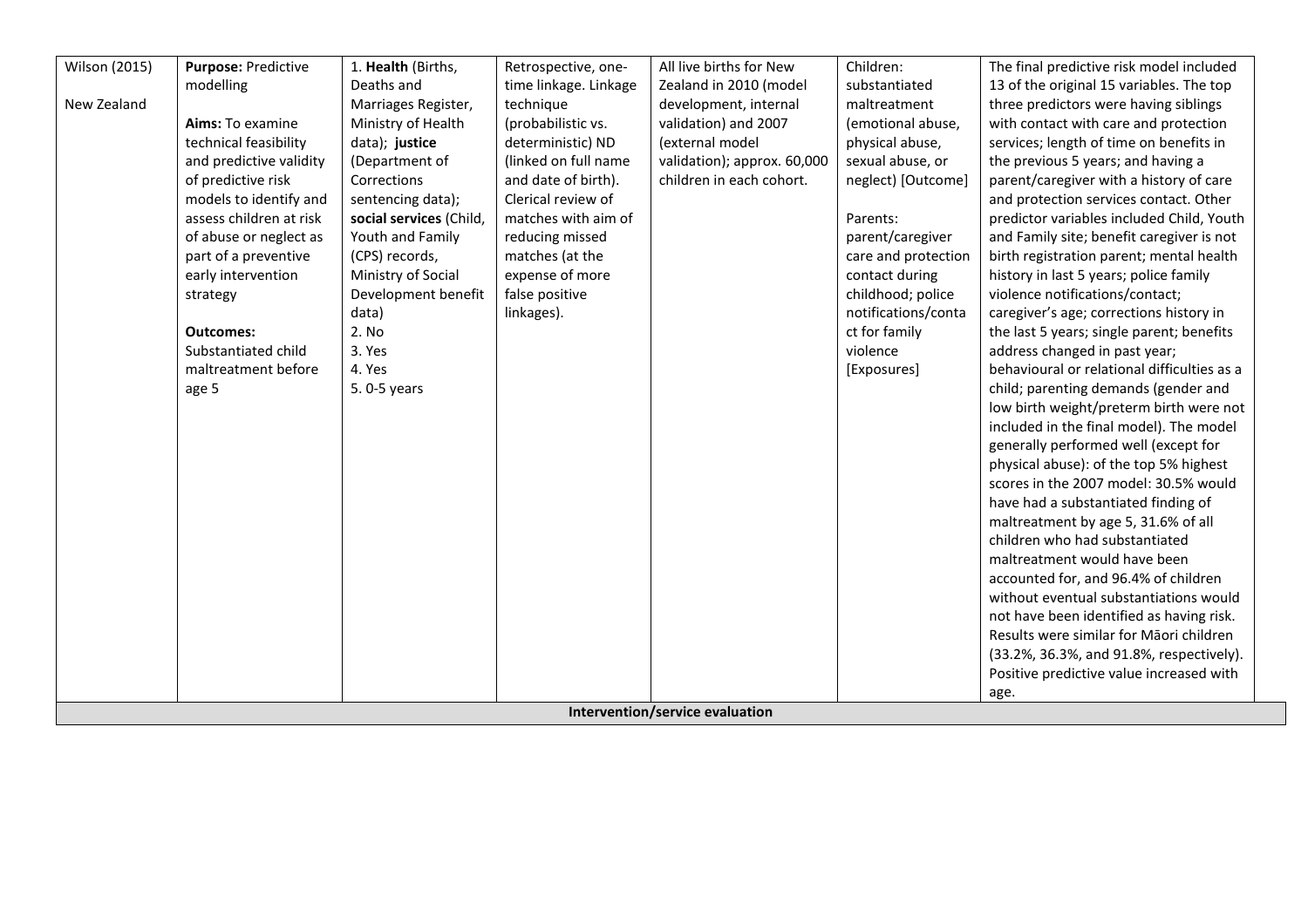| | | | | | | |
|---|---|---|---|---|---|---|
| Wilson (2015)<br><br>New Zealand | **Purpose:** Predictive modelling<br><br>**Aims:** To examine technical feasibility and predictive validity of predictive risk models to identify and assess children at risk of abuse or neglect as part of a preventive early intervention strategy<br><br>**Outcomes:** Substantiated child maltreatment before age 5 | 1. **Health** (Births, Deaths and Marriages Register, Ministry of Health data); **justice** (Department of Corrections sentencing data); **social services** (Child, Youth and Family (CPS) records, Ministry of Social Development benefit data)<br>2. No<br>3. Yes<br>4. Yes<br>5. 0-5 years | Retrospective, one-time linkage. Linkage technique (probabilistic vs. deterministic) ND (linked on full name and date of birth). Clerical review of matches with aim of reducing missed matches (at the expense of more false positive linkages). | All live births for New Zealand in 2010 (model development, internal validation) and 2007 (external model validation); approx. 60,000 children in each cohort. | Children: substantiated maltreatment (emotional abuse, physical abuse, sexual abuse, or neglect) [Outcome]<br><br>Parents: parent/caregiver care and protection contact during childhood; police notifications/contact for family violence [Exposures] | The final predictive risk model included 13 of the original 15 variables. The top three predictors were having siblings with contact with care and protection services; length of time on benefits in the previous 5 years; and having a parent/caregiver with a history of care and protection services contact. Other predictor variables included Child, Youth and Family site; benefit caregiver is not birth registration parent; mental health history in last 5 years; police family violence notifications/contact; caregiver's age; corrections history in the last 5 years; single parent; benefits address changed in past year; behavioural or relational difficulties as a child; parenting demands (gender and low birth weight/preterm birth were not included in the final model). The model generally performed well (except for physical abuse): of the top 5% highest scores in the 2007 model: 30.5% would have had a substantiated finding of maltreatment by age 5, 31.6% of all children who had substantiated maltreatment would have been accounted for, and 96.4% of children without eventual substantiations would not have been identified as having risk. Results were similar for Māori children (33.2%, 36.3%, and 91.8%, respectively). Positive predictive value increased with age. |
| **Intervention/service evaluation** | | | | | | |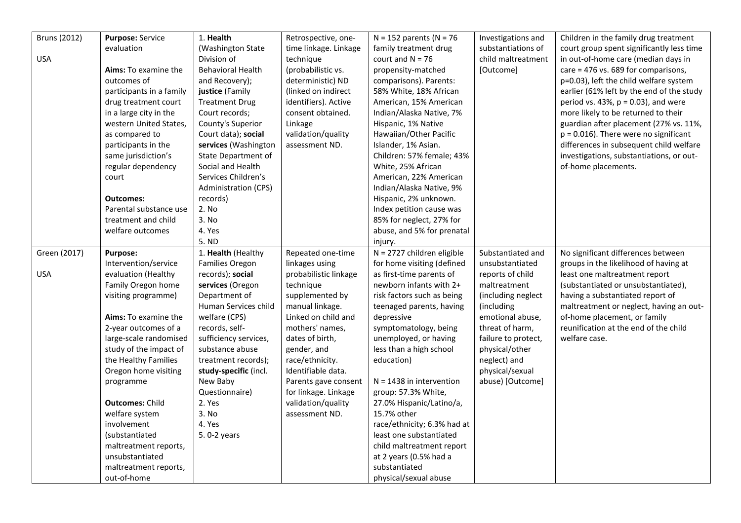| | | | | | | |
|---|---|---|---|---|---|---|
| Bruns (2012)<br><br>USA | **Purpose:** Service evaluation<br><br>**Aims:** To examine the outcomes of participants in a family drug treatment court in a large city in the western United States, as compared to participants in the same jurisdiction's regular dependency court<br><br>**Outcomes:** Parental substance use treatment and child welfare outcomes | 1. **Health** (Washington State Division of Behavioral Health and Recovery); **justice** (Family Treatment Drug Court records; County's Superior Court data); **social services** (Washington State Department of Social and Health Services Children's Administration (CPS) records)<br>2. No<br>3. No<br>4. Yes<br>5. ND | Retrospective, one-time linkage. Linkage technique (probabilistic vs. deterministic) ND (linked on indirect identifiers). Active consent obtained. Linkage validation/quality assessment ND. | N = 152 parents (N = 76 family treatment drug court and N = 76 propensity-matched comparisons). Parents: 58% White, 18% African American, 15% American Indian/Alaska Native, 7% Hispanic, 1% Native Hawaiian/Other Pacific Islander, 1% Asian. Children: 57% female; 43% White, 25% African American, 22% American Indian/Alaska Native, 9% Hispanic, 2% unknown. Index petition cause was 85% for neglect, 27% for abuse, and 5% for prenatal injury. | Investigations and substantiations of child maltreatment [Outcome] | Children in the family drug treatment court group spent significantly less time in out-of-home care (median days in care = 476 vs. 689 for comparisons, p=0.03), left the child welfare system earlier (61% left by the end of the study period vs. 43%, p = 0.03), and were more likely to be returned to their guardian after placement (27% vs. 11%, p = 0.016). There were no significant differences in subsequent child welfare investigations, substantiations, or out-of-home placements. |
| Green (2017)<br><br>USA | **Purpose:** Intervention/service evaluation (Healthy Family Oregon home visiting programme)<br><br>**Aims:** To examine the 2-year outcomes of a large-scale randomised study of the impact of the Healthy Families Oregon home visiting programme<br><br>**Outcomes:** Child welfare system involvement (substantiated maltreatment reports, unsubstantiated maltreatment reports, out-of-home | 1. **Health** (Healthy Families Oregon records); **social services** (Oregon Department of Human Services child welfare (CPS) records, self-sufficiency services, substance abuse treatment records); **study-specific** (incl. New Baby Questionnaire)<br>2. Yes<br>3. No<br>4. Yes<br>5. 0-2 years | Repeated one-time linkages using probabilistic linkage technique supplemented by manual linkage. Linked on child and mothers' names, dates of birth, gender, and race/ethnicity. Identifiable data. Parents gave consent for linkage. Linkage validation/quality assessment ND. | N = 2727 children eligible for home visiting (defined as first-time parents of newborn infants with 2+ risk factors such as being teenaged parents, having depressive symptomatology, being unemployed, or having less than a high school education)<br><br>N = 1438 in intervention group: 57.3% White, 27.0% Hispanic/Latino/a, 15.7% other race/ethnicity; 6.3% had at least one substantiated child maltreatment report at 2 years (0.5% had a substantiated physical/sexual abuse | Substantiated and unsubstantiated reports of child maltreatment (including neglect (including emotional abuse, threat of harm, failure to protect, physical/other neglect) and physical/sexual abuse) [Outcome] | No significant differences between groups in the likelihood of having at least one maltreatment report (substantiated or unsubstantiated), having a substantiated report of maltreatment or neglect, having an out-of-home placement, or family reunification at the end of the child welfare case. |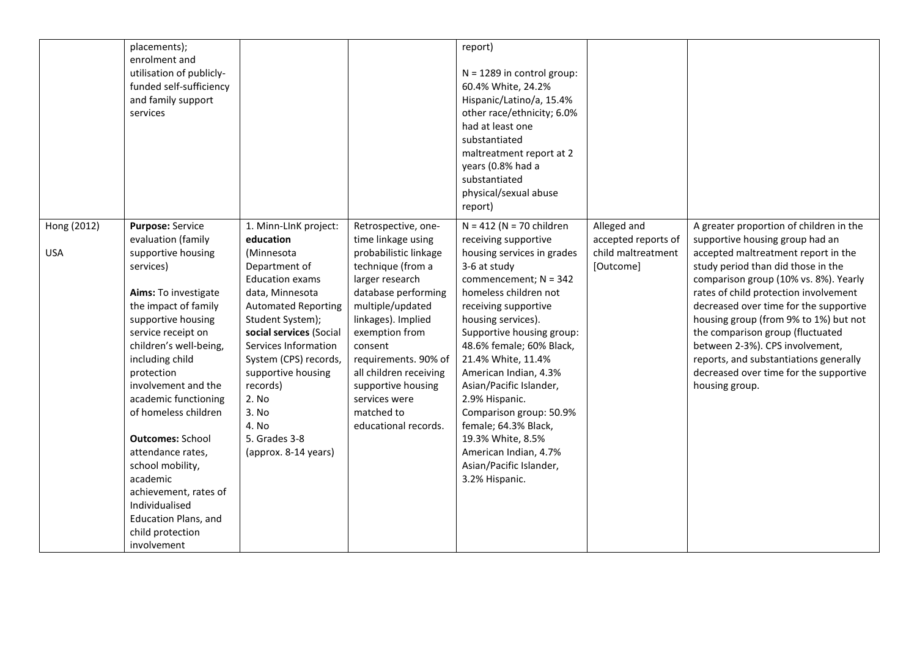| | | | | | | |
|---|---|---|---|---|---|---|
| | placements); enrolment and utilisation of publicly-funded self-sufficiency and family support services | | | report)<br><br>N = 1289 in control group: 60.4% White, 24.2% Hispanic/Latino/a, 15.4% other race/ethnicity; 6.0% had at least one substantiated maltreatment report at 2 years (0.8% had a substantiated physical/sexual abuse report) | | |
| Hong (2012)<br><br>USA | **Purpose:** Service evaluation (family supportive housing services)<br><br>**Aims:** To investigate the impact of family supportive housing service receipt on children's well-being, including child protection involvement and the academic functioning of homeless children<br><br>**Outcomes:** School attendance rates, school mobility, academic achievement, rates of Individualised Education Plans, and child protection involvement | 1. Minn-LInK project: **education** (Minnesota Department of Education exams data, Minnesota Automated Reporting Student System); **social services** (Social Services Information System (CPS) records, supportive housing records)<br>2. No<br>3. No<br>4. No<br>5. Grades 3-8 (approx. 8-14 years) | Retrospective, one-time linkage using probabilistic linkage technique (from a larger research database performing multiple/updated linkages). Implied exemption from consent requirements. 90% of all children receiving supportive housing services were matched to educational records. | N = 412 (N = 70 children receiving supportive housing services in grades 3-6 at study commencement; N = 342 homeless children not receiving supportive housing services). Supportive housing group: 48.6% female; 60% Black, 21.4% White, 11.4% American Indian, 4.3% Asian/Pacific Islander, 2.9% Hispanic. Comparison group: 50.9% female; 64.3% Black, 19.3% White, 8.5% American Indian, 4.7% Asian/Pacific Islander, 3.2% Hispanic. | Alleged and accepted reports of child maltreatment [Outcome] | A greater proportion of children in the supportive housing group had an accepted maltreatment report in the study period than did those in the comparison group (10% vs. 8%). Yearly rates of child protection involvement decreased over time for the supportive housing group (from 9% to 1%) but not the comparison group (fluctuated between 2-3%). CPS involvement, reports, and substantiations generally decreased over time for the supportive housing group. |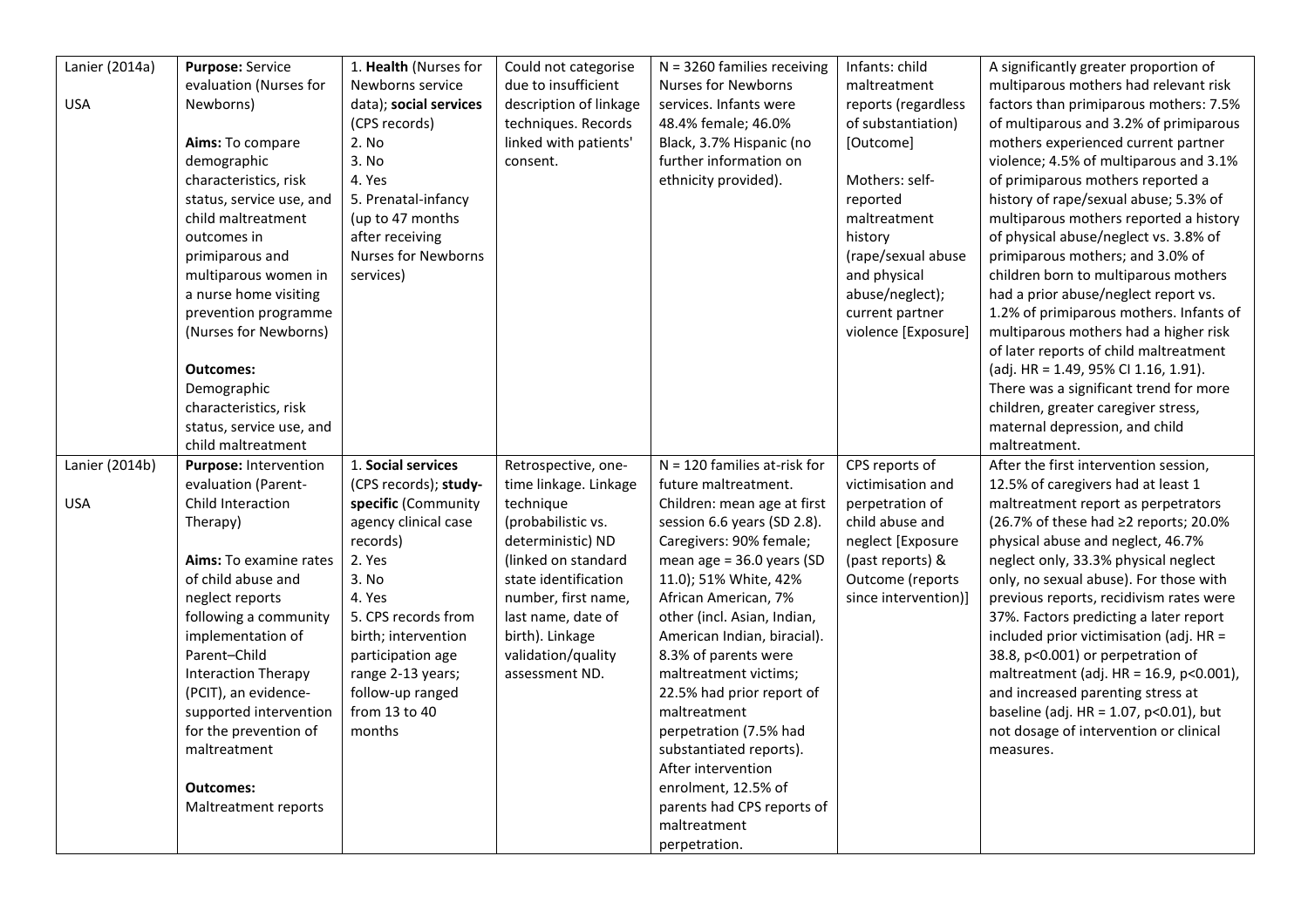| | | | | | | |
|---|---|---|---|---|---|---|
| Lanier (2014a)<br><br>USA | **Purpose:** Service evaluation (Nurses for Newborns)<br><br>**Aims:** To compare demographic characteristics, risk status, service use, and child maltreatment outcomes in primiparous and multiparous women in a nurse home visiting prevention programme (Nurses for Newborns)<br><br>**Outcomes:** Demographic characteristics, risk status, service use, and child maltreatment | 1. **Health** (Nurses for Newborns service data); **social services** (CPS records)<br>2. No<br>3. No<br>4. Yes<br>5. Prenatal-infancy (up to 47 months after receiving Nurses for Newborns services) | Could not categorise due to insufficient description of linkage techniques. Records linked with patients' consent. | N = 3260 families receiving Nurses for Newborns services. Infants were 48.4% female; 46.0% Black, 3.7% Hispanic (no further information on ethnicity provided). | Infants: child maltreatment reports (regardless of substantiation) [Outcome]<br><br>Mothers: self-reported maltreatment history (rape/sexual abuse and physical abuse/neglect); current partner violence [Exposure] | A significantly greater proportion of multiparous mothers had relevant risk factors than primiparous mothers: 7.5% of multiparous and 3.2% of primiparous mothers experienced current partner violence; 4.5% of multiparous and 3.1% of primiparous mothers reported a history of rape/sexual abuse; 5.3% of multiparous mothers reported a history of physical abuse/neglect vs. 3.8% of primiparous mothers; and 3.0% of children born to multiparous mothers had a prior abuse/neglect report vs. 1.2% of primiparous mothers. Infants of multiparous mothers had a higher risk of later reports of child maltreatment (adj. HR = 1.49, 95% CI 1.16, 1.91). There was a significant trend for more children, greater caregiver stress, maternal depression, and child maltreatment. |
| Lanier (2014b)<br><br>USA | **Purpose:** Intervention evaluation (Parent-Child Interaction Therapy)<br><br>**Aims:** To examine rates of child abuse and neglect reports following a community implementation of Parent–Child Interaction Therapy (PCIT), an evidence-supported intervention for the prevention of maltreatment<br><br>**Outcomes:** Maltreatment reports | 1. **Social services** (CPS records); **study-specific** (Community agency clinical case records)<br>2. Yes<br>3. No<br>4. Yes<br>5. CPS records from birth; intervention participation age range 2-13 years; follow-up ranged from 13 to 40 months | Retrospective, one-time linkage. Linkage technique (probabilistic vs. deterministic) ND (linked on standard state identification number, first name, last name, date of birth). Linkage validation/quality assessment ND. | N = 120 families at-risk for future maltreatment. Children: mean age at first session 6.6 years (SD 2.8). Caregivers: 90% female; mean age = 36.0 years (SD 11.0); 51% White, 42% African American, 7% other (incl. Asian, Indian, American Indian, biracial). 8.3% of parents were maltreatment victims; 22.5% had prior report of maltreatment perpetration (7.5% had substantiated reports). After intervention enrolment, 12.5% of parents had CPS reports of maltreatment perpetration. | CPS reports of victimisation and perpetration of child abuse and neglect [Exposure (past reports) & Outcome (reports since intervention)] | After the first intervention session, 12.5% of caregivers had at least 1 maltreatment report as perpetrators (26.7% of these had ≥2 reports; 20.0% physical abuse and neglect, 46.7% neglect only, 33.3% physical neglect only, no sexual abuse). For those with previous reports, recidivism rates were 37%. Factors predicting a later report included prior victimisation (adj. HR = 38.8, $p<0.001$) or perpetration of maltreatment (adj. HR = 16.9, $p<0.001$), and increased parenting stress at baseline (adj. HR = 1.07, $p<0.01$), but not dosage of intervention or clinical measures. |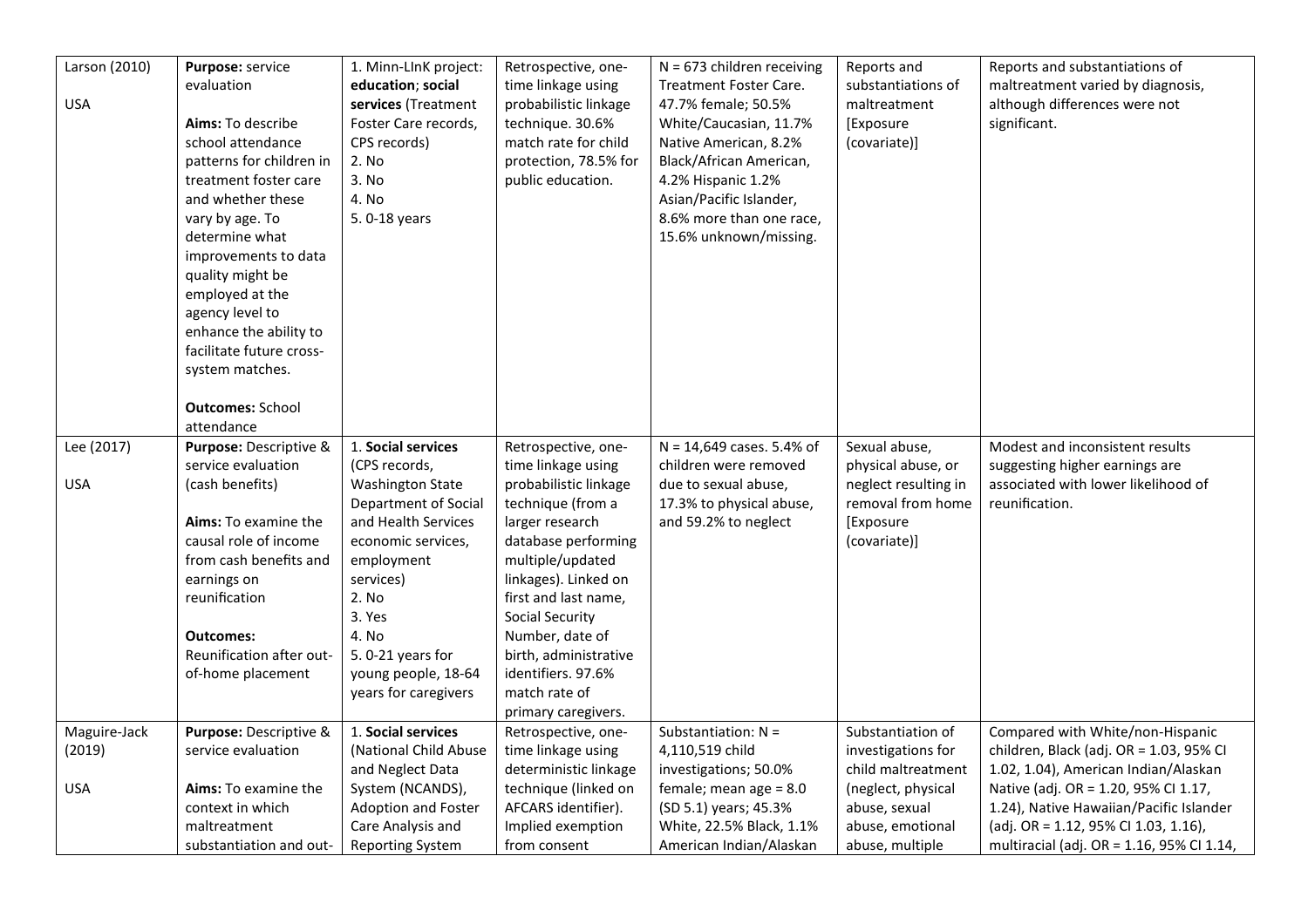| | | | | | | |
|---|---|---|---|---|---|---|
| Larson (2010)<br><br>USA | **Purpose:** service evaluation<br><br>**Aims:** To describe school attendance patterns for children in treatment foster care and whether these vary by age. To determine what improvements to data quality might be employed at the agency level to enhance the ability to facilitate future cross-system matches.<br><br>**Outcomes:** School attendance | 1. Minn-LInK project: **education**; **social services** (Treatment Foster Care records, CPS records)<br>2. No<br>3. No<br>4. No<br>5. 0-18 years | Retrospective, one-time linkage using probabilistic linkage technique. 30.6% match rate for child protection, 78.5% for public education. | N = 673 children receiving Treatment Foster Care. 47.7% female; 50.5% White/Caucasian, 11.7% Native American, 8.2% Black/African American, 4.2% Hispanic 1.2% Asian/Pacific Islander, 8.6% more than one race, 15.6% unknown/missing. | Reports and substantiations of maltreatment [Exposure (covariate)] | Reports and substantiations of maltreatment varied by diagnosis, although differences were not significant. |
| Lee (2017)<br><br>USA | **Purpose:** Descriptive & service evaluation (cash benefits)<br><br>**Aims:** To examine the causal role of income from cash benefits and earnings on reunification<br><br>**Outcomes:** Reunification after out-of-home placement | 1. **Social services** (CPS records, Washington State Department of Social and Health Services economic services, employment services)<br>2. No<br>3. Yes<br>4. No<br>5. 0-21 years for young people, 18-64 years for caregivers | Retrospective, one-time linkage using probabilistic linkage technique (from a larger research database performing multiple/updated linkages). Linked on first and last name, Social Security Number, date of birth, administrative identifiers. 97.6% match rate of primary caregivers. | N = 14,649 cases. 5.4% of children were removed due to sexual abuse, 17.3% to physical abuse, and 59.2% to neglect | Sexual abuse, physical abuse, or neglect resulting in removal from home [Exposure (covariate)] | Modest and inconsistent results suggesting higher earnings are associated with lower likelihood of reunification. |
| Maguire-Jack (2019)<br><br>USA | **Purpose:** Descriptive & service evaluation<br><br>**Aims:** To examine the context in which maltreatment substantiation and out- | 1. **Social services** (National Child Abuse and Neglect Data System (NCANDS), Adoption and Foster Care Analysis and Reporting System | Retrospective, one-time linkage using deterministic linkage technique (linked on AFCARS identifier). Implied exemption from consent | Substantiation: N = 4,110,519 child investigations; 50.0% female; mean age = 8.0 (SD 5.1) years; 45.3% White, 22.5% Black, 1.1% American Indian/Alaskan | Substantiation of investigations for child maltreatment (neglect, physical abuse, sexual abuse, emotional abuse, multiple | Compared with White/non-Hispanic children, Black (adj. OR = 1.03, 95% CI 1.02, 1.04), American Indian/Alaskan Native (adj. OR = 1.20, 95% CI 1.17, 1.24), Native Hawaiian/Pacific Islander (adj. OR = 1.12, 95% CI 1.03, 1.16), multiracial (adj. OR = 1.16, 95% CI 1.14, |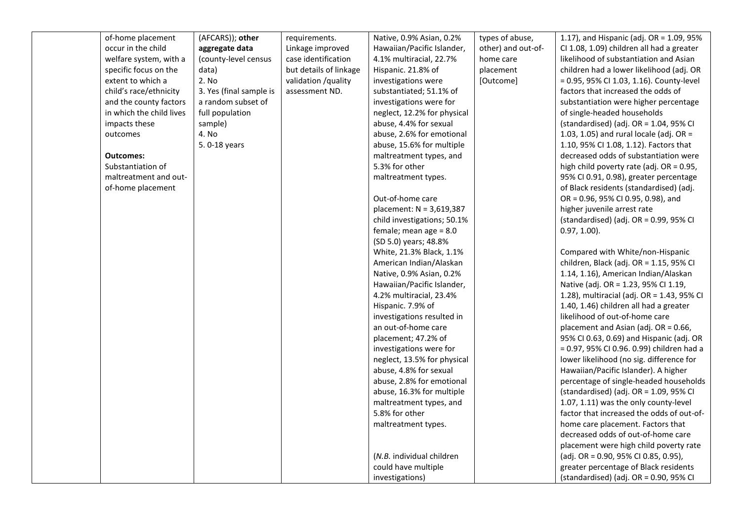| | | | | | | |
|---|---|---|---|---|---|---|
| | of-home placement occur in the child welfare system, with a specific focus on the extent to which a child's race/ethnicity and the county factors in which the child lives impacts these outcomes<br><br>**Outcomes:**<br>Substantiation of maltreatment and out-of-home placement | (AFCARS)); **other aggregate data** (county-level census data)<br>2. No<br>3. Yes (final sample is a random subset of full population sample)<br>4. No<br>5. 0-18 years | requirements. Linkage improved case identification but details of linkage validation /quality assessment ND. | Native, 0.9% Asian, 0.2% Hawaiian/Pacific Islander, 4.1% multiracial, 22.7% Hispanic. 21.8% of investigations were substantiated; 51.1% of investigations were for neglect, 12.2% for physical abuse, 4.4% for sexual abuse, 2.6% for emotional abuse, 15.6% for multiple maltreatment types, and 5.3% for other maltreatment types.<br><br>Out-of-home care placement: N = 3,619,387 child investigations; 50.1% female; mean age = 8.0 (SD 5.0) years; 48.8% White, 21.3% Black, 1.1% American Indian/Alaskan Native, 0.9% Asian, 0.2% Hawaiian/Pacific Islander, 4.2% multiracial, 23.4% Hispanic. 7.9% of investigations resulted in an out-of-home care placement; 47.2% of investigations were for neglect, 13.5% for physical abuse, 4.8% for sexual abuse, 2.8% for emotional abuse, 16.3% for multiple maltreatment types, and 5.8% for other maltreatment types.<br><br>(*N.B.* individual children could have multiple investigations) | types of abuse, other) and out-of-home care placement [Outcome] | 1.17), and Hispanic (adj. OR = 1.09, 95% CI 1.08, 1.09) children all had a greater likelihood of substantiation and Asian children had a lower likelihood (adj. OR = 0.95, 95% CI 1.03, 1.16). County-level factors that increased the odds of substantiation were higher percentage of single-headed households (standardised) (adj. OR = 1.04, 95% CI 1.03, 1.05) and rural locale (adj. OR = 1.10, 95% CI 1.08, 1.12). Factors that decreased odds of substantiation were high child poverty rate (adj. OR = 0.95, 95% CI 0.91, 0.98), greater percentage of Black residents (standardised) (adj. OR = 0.96, 95% CI 0.95, 0.98), and higher juvenile arrest rate (standardised) (adj. OR = 0.99, 95% CI 0.97, 1.00).<br><br>Compared with White/non-Hispanic children, Black (adj. OR = 1.15, 95% CI 1.14, 1.16), American Indian/Alaskan Native (adj. OR = 1.23, 95% CI 1.19, 1.28), multiracial (adj. OR = 1.43, 95% CI 1.40, 1.46) children all had a greater likelihood of out-of-home care placement and Asian (adj. OR = 0.66, 95% CI 0.63, 0.69) and Hispanic (adj. OR = 0.97, 95% CI 0.96. 0.99) children had a lower likelihood (no sig. difference for Hawaiian/Pacific Islander). A higher percentage of single-headed households (standardised) (adj. OR = 1.09, 95% CI 1.07, 1.11) was the only county-level factor that increased the odds of out-of-home care placement. Factors that decreased odds of out-of-home care placement were high child poverty rate (adj. OR = 0.90, 95% CI 0.85, 0.95), greater percentage of Black residents (standardised) (adj. OR = 0.90, 95% CI |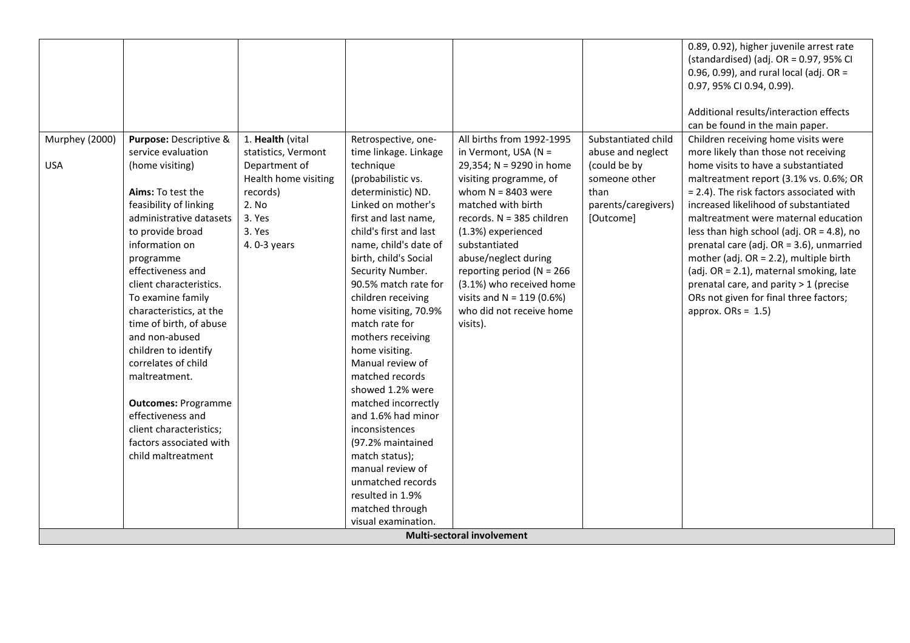| | | | | | | |
|---|---|---|---|---|---|---|
| | | | | | | 0.89, 0.92), higher juvenile arrest rate (standardised) (adj. OR = 0.97, 95% CI 0.96, 0.99), and rural local (adj. OR = 0.97, 95% CI 0.94, 0.99).<br><br>Additional results/interaction effects can be found in the main paper. |
| Murphey (2000)<br><br>USA | **Purpose:** Descriptive & service evaluation (home visiting)<br><br>**Aims:** To test the feasibility of linking administrative datasets to provide broad information on programme effectiveness and client characteristics. To examine family characteristics, at the time of birth, of abuse and non-abused children to identify correlates of child maltreatment.<br><br>**Outcomes:** Programme effectiveness and client characteristics; factors associated with child maltreatment | 1. **Health** (vital statistics, Vermont Department of Health home visiting records)<br>2. No<br>3. Yes<br>3. Yes<br>4. 0-3 years | Retrospective, one-time linkage. Linkage technique (probabilistic vs. deterministic) ND. Linked on mother's first and last name, child's first and last name, child's date of birth, child's Social Security Number. 90.5% match rate for children receiving home visiting, 70.9% match rate for mothers receiving home visiting. Manual review of matched records showed 1.2% were matched incorrectly and 1.6% had minor inconsistences (97.2% maintained match status); manual review of unmatched records resulted in 1.9% matched through visual examination. | All births from 1992-1995 in Vermont, USA (N = 29,354; N = 9290 in home visiting programme, of whom N = 8403 were matched with birth records. N = 385 children (1.3%) experienced substantiated abuse/neglect during reporting period (N = 266 (3.1%) who received home visits and N = 119 (0.6%) who did not receive home visits). | Substantiated child abuse and neglect (could be by someone other than parents/caregivers) [Outcome] | Children receiving home visits were more likely than those not receiving home visits to have a substantiated maltreatment report (3.1% vs. 0.6%; OR = 2.4). The risk factors associated with increased likelihood of substantiated maltreatment were maternal education less than high school (adj. OR = 4.8), no prenatal care (adj. OR = 3.6), unmarried mother (adj. OR = 2.2), multiple birth (adj. OR = 2.1), maternal smoking, late prenatal care, and parity > 1 (precise ORs not given for final three factors; approx. ORs = 1.5) |
| **Multi-sectoral involvement** | | | | | | |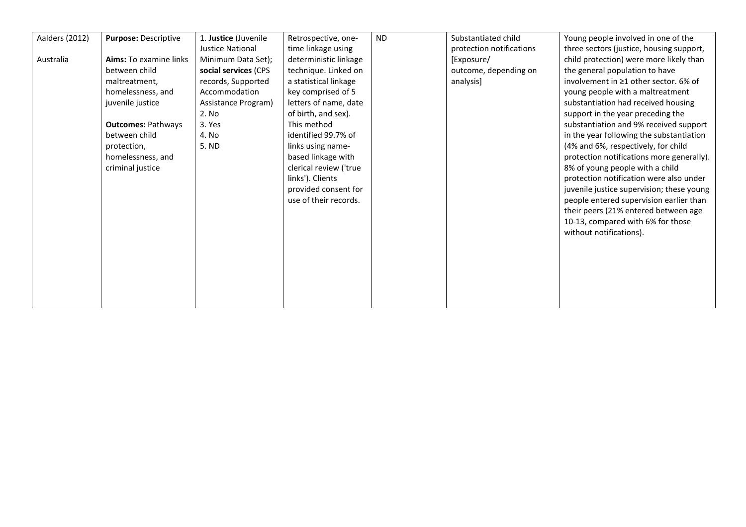| | | | | | | |
|---|---|---|---|---|---|---|
| Aalders (2012)<br><br>Australia | **Purpose:** Descriptive<br><br>**Aims:** To examine links between child maltreatment, homelessness, and juvenile justice<br><br>**Outcomes:** Pathways between child protection, homelessness, and criminal justice | 1. **Justice** (Juvenile Justice National Minimum Data Set); **social services** (CPS records, Supported Accommodation Assistance Program)<br>2. No<br>3. Yes<br>4. No<br>5. ND | Retrospective, one-time linkage using deterministic linkage technique. Linked on a statistical linkage key comprised of 5 letters of name, date of birth, and sex). This method identified 99.7% of links using name-based linkage with clerical review ('true links'). Clients provided consent for use of their records. | ND | Substantiated child protection notifications [Exposure/ outcome, depending on analysis] | Young people involved in one of the three sectors (justice, housing support, child protection) were more likely than the general population to have involvement in ≥1 other sector. 6% of young people with a maltreatment substantiation had received housing support in the year preceding the substantiation and 9% received support in the year following the substantiation (4% and 6%, respectively, for child protection notifications more generally). 8% of young people with a child protection notification were also under juvenile justice supervision; these young people entered supervision earlier than their peers (21% entered between age 10-13, compared with 6% for those without notifications). |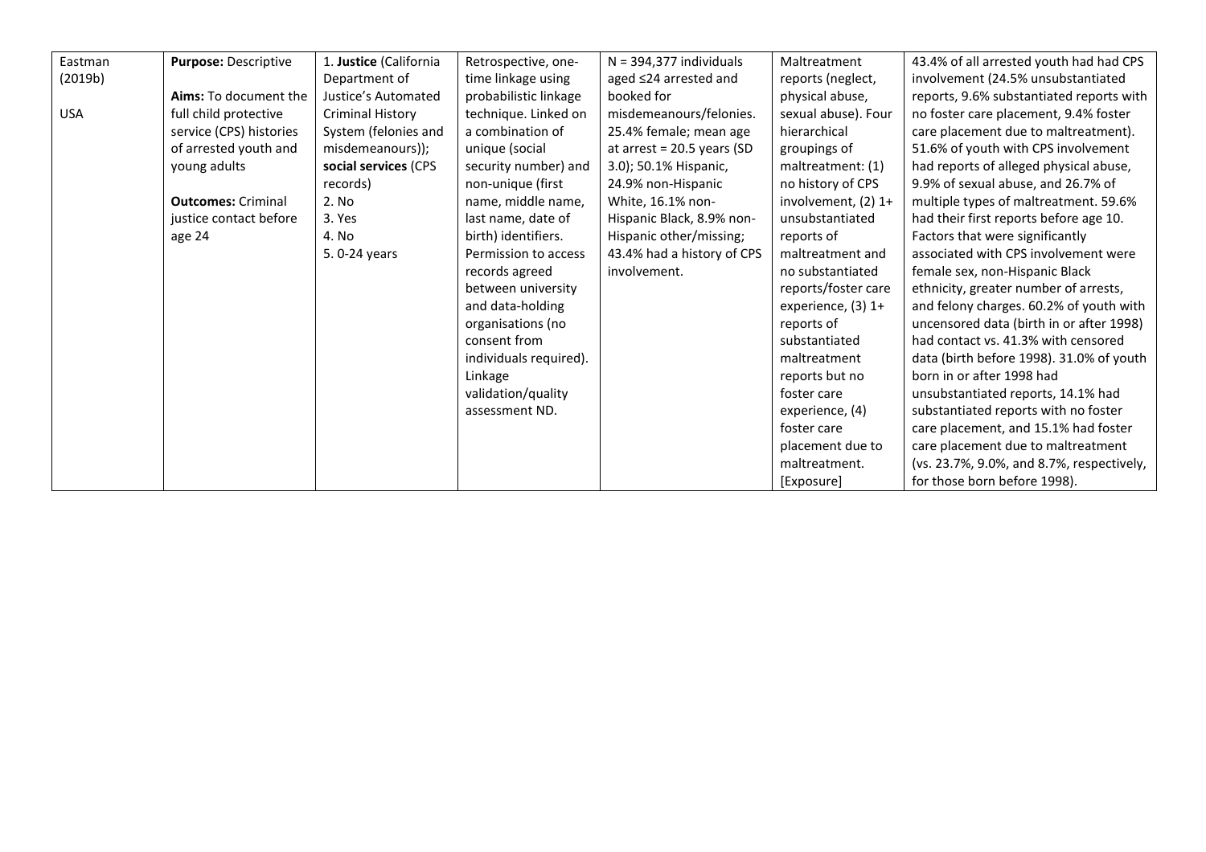| Eastman (2019b)<br><br>USA | **Purpose:** Descriptive<br><br>**Aims:** To document the full child protective service (CPS) histories of arrested youth and young adults<br><br>**Outcomes:** Criminal justice contact before age 24 | 1. **Justice** (California Department of Justice's Automated Criminal History System (felonies and misdemeanours)); **social services** (CPS records)<br>2. No<br>3. Yes<br>4. No<br>5. 0-24 years | Retrospective, one-time linkage using probabilistic linkage technique. Linked on a combination of unique (social security number) and non-unique (first name, middle name, last name, date of birth) identifiers. Permission to access records agreed between university and data-holding organisations (no consent from individuals required). Linkage validation/quality assessment ND. | N = 394,377 individuals aged ≤24 arrested and booked for misdemeanours/felonies. 25.4% female; mean age at arrest = 20.5 years (SD 3.0); 50.1% Hispanic, 24.9% non-Hispanic White, 16.1% non-Hispanic Black, 8.9% non-Hispanic other/missing; 43.4% had a history of CPS involvement. | Maltreatment reports (neglect, physical abuse, sexual abuse). Four hierarchical groupings of maltreatment: (1) no history of CPS involvement, (2) 1+ unsubstantiated reports of maltreatment and no substantiated reports/foster care experience, (3) 1+ reports of substantiated maltreatment reports but no foster care experience, (4) foster care placement due to maltreatment. [Exposure] | 43.4% of all arrested youth had had CPS involvement (24.5% unsubstantiated reports, 9.6% substantiated reports with no foster care placement, 9.4% foster care placement due to maltreatment). 51.6% of youth with CPS involvement had reports of alleged physical abuse, 9.9% of sexual abuse, and 26.7% of multiple types of maltreatment. 59.6% had their first reports before age 10. Factors that were significantly associated with CPS involvement were female sex, non-Hispanic Black ethnicity, greater number of arrests, and felony charges. 60.2% of youth with uncensored data (birth in or after 1998) had contact vs. 41.3% with censored data (birth before 1998). 31.0% of youth born in or after 1998 had unsubstantiated reports, 14.1% had substantiated reports with no foster care placement, and 15.1% had foster care placement due to maltreatment (vs. 23.7%, 9.0%, and 8.7%, respectively, for those born before 1998). |
|---|---|---|---|---|---|---|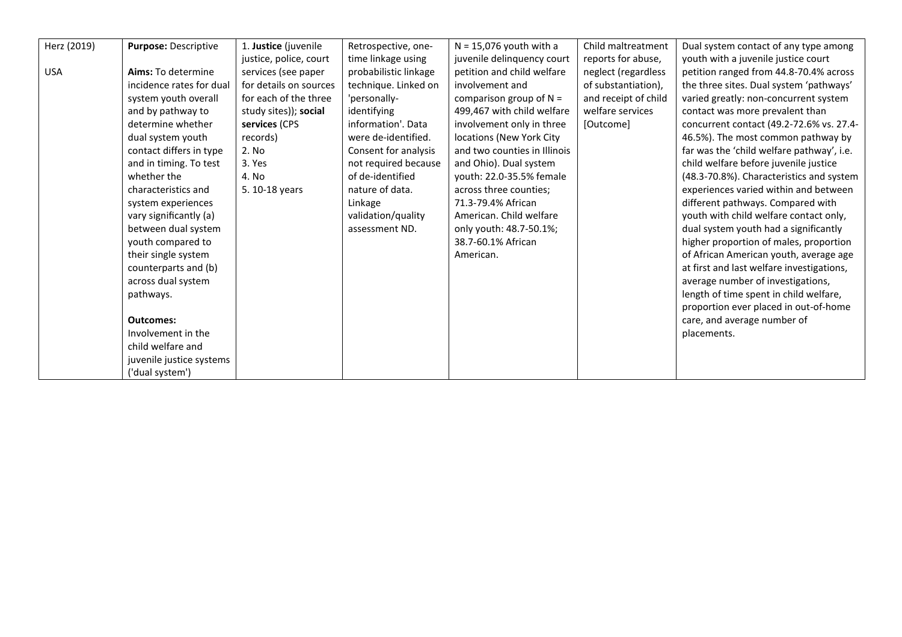| Herz (2019)<br><br>USA | **Purpose:** Descriptive<br><br>**Aims:** To determine incidence rates for dual system youth overall and by pathway to determine whether dual system youth contact differs in type and in timing. To test whether the characteristics and system experiences vary significantly (a) between dual system youth compared to their single system counterparts and (b) across dual system pathways.<br><br>**Outcomes:** Involvement in the child welfare and juvenile justice systems ('dual system') | 1. **Justice** (juvenile justice, police, court services (see paper for details on sources for each of the three study sites)); **social services** (CPS records)<br>2. No<br>3. Yes<br>4. No<br>5. 10-18 years | Retrospective, one-time linkage using probabilistic linkage technique. Linked on 'personally-identifying information'. Data were de-identified. Consent for analysis not required because of de-identified nature of data. Linkage validation/quality assessment ND. | N = 15,076 youth with a juvenile delinquency court petition and child welfare involvement and comparison group of N = 499,467 with child welfare involvement only in three locations (New York City and two counties in Illinois and Ohio). Dual system youth: 22.0-35.5% female across three counties; 71.3-79.4% African American. Child welfare only youth: 48.7-50.1%; 38.7-60.1% African American. | Child maltreatment reports for abuse, neglect (regardless of substantiation), and receipt of child welfare services [Outcome] | Dual system contact of any type among youth with a juvenile justice court petition ranged from 44.8-70.4% across the three sites. Dual system 'pathways' varied greatly: non-concurrent system contact was more prevalent than concurrent contact (49.2-72.6% vs. 27.4-46.5%). The most common pathway by far was the 'child welfare pathway', i.e. child welfare before juvenile justice (48.3-70.8%). Characteristics and system experiences varied within and between different pathways. Compared with youth with child welfare contact only, dual system youth had a significantly higher proportion of males, proportion of African American youth, average age at first and last welfare investigations, average number of investigations, length of time spent in child welfare, proportion ever placed in out-of-home care, and average number of placements. |
|---|---|---|---|---|---|---|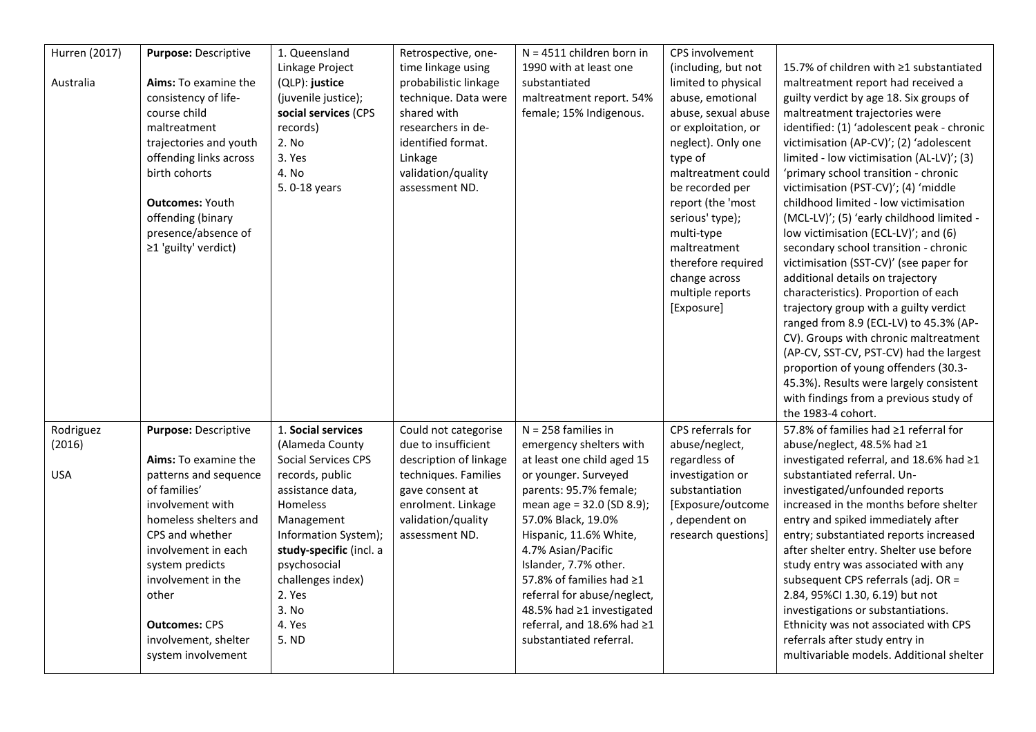| | | | | | | |
|---|---|---|---|---|---|---|
| Hurren (2017)<br><br>Australia | **Purpose:** Descriptive<br><br>**Aims:** To examine the consistency of life-course child maltreatment trajectories and youth offending links across birth cohorts<br><br>**Outcomes:** Youth offending (binary presence/absence of ≥1 'guilty' verdict) | 1. Queensland Linkage Project (QLP): **justice** (juvenile justice); **social services** (CPS records)<br>2. No<br>3. Yes<br>4. No<br>5. 0-18 years | Retrospective, one-time linkage using probabilistic linkage technique. Data were shared with researchers in de-identified format. Linkage validation/quality assessment ND. | N = 4511 children born in 1990 with at least one substantiated maltreatment report. 54% female; 15% Indigenous. | CPS involvement (including, but not limited to physical abuse, emotional abuse, sexual abuse or exploitation, or neglect). Only one type of maltreatment could be recorded per report (the 'most serious' type); multi-type maltreatment therefore required change across multiple reports [Exposure] | 15.7% of children with ≥1 substantiated maltreatment report had received a guilty verdict by age 18. Six groups of maltreatment trajectories were identified: (1) 'adolescent peak - chronic victimisation (AP-CV)'; (2) 'adolescent limited - low victimisation (AL-LV)'; (3) 'primary school transition - chronic victimisation (PST-CV)'; (4) 'middle childhood limited - low victimisation (MCL-LV)'; (5) 'early childhood limited - low victimisation (ECL-LV)'; and (6) secondary school transition - chronic victimisation (SST-CV)' (see paper for additional details on trajectory characteristics). Proportion of each trajectory group with a guilty verdict ranged from 8.9 (ECL-LV) to 45.3% (AP-CV). Groups with chronic maltreatment (AP-CV, SST-CV, PST-CV) had the largest proportion of young offenders (30.3-45.3%). Results were largely consistent with findings from a previous study of the 1983-4 cohort. |
| Rodriguez (2016)<br><br>USA | **Purpose:** Descriptive<br><br>**Aims:** To examine the patterns and sequence of families' involvement with homeless shelters and CPS and whether involvement in each system predicts involvement in the other<br><br>**Outcomes:** CPS involvement, shelter system involvement | 1. **Social services** (Alameda County Social Services CPS records, public assistance data, Homeless Management Information System); **study-specific** (incl. a psychosocial challenges index)<br>2. Yes<br>3. No<br>4. Yes<br>5. ND | Could not categorise due to insufficient description of linkage techniques. Families gave consent at enrolment. Linkage validation/quality assessment ND. | N = 258 families in emergency shelters with at least one child aged 15 or younger. Surveyed parents: 95.7% female; mean age = 32.0 (SD 8.9); 57.0% Black, 19.0% Hispanic, 11.6% White, 4.7% Asian/Pacific Islander, 7.7% other. 57.8% of families had ≥1 referral for abuse/neglect, 48.5% had ≥1 investigated referral, and 18.6% had ≥1 substantiated referral. | CPS referrals for abuse/neglect, regardless of investigation or substantiation [Exposure/outcome, dependent on research questions] | 57.8% of families had ≥1 referral for abuse/neglect, 48.5% had ≥1 investigated referral, and 18.6% had ≥1 substantiated referral. Un-investigated/unfounded reports increased in the months before shelter entry and spiked immediately after entry; substantiated reports increased after shelter entry. Shelter use before study entry was associated with any subsequent CPS referrals (adj. OR = 2.84, 95%CI 1.30, 6.19) but not investigations or substantiations. Ethnicity was not associated with CPS referrals after study entry in multivariable models. Additional shelter |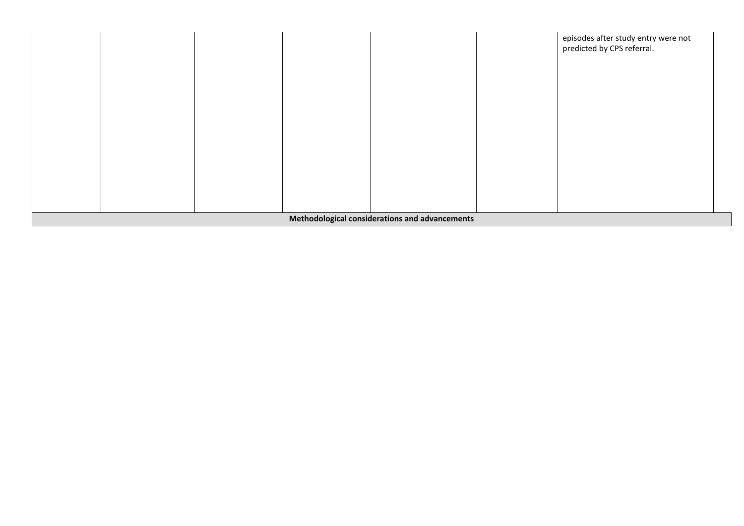| | | | | | | |
|---|---|---|---|---|---|---|
| | | | | | | episodes after study entry were not predicted by CPS referral. |
| **Methodological considerations and advancements** | | | | | | |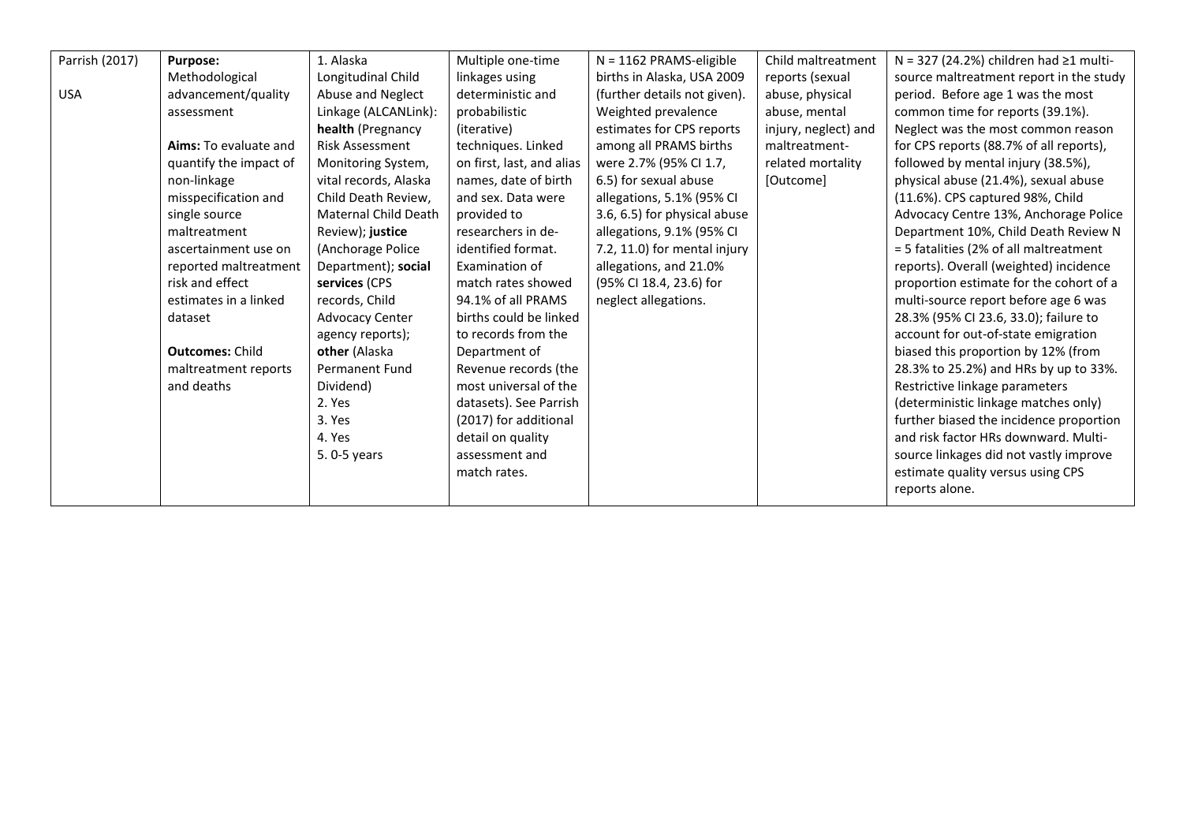| | | | | | | |
|---|---|---|---|---|---|---|
| Parrish (2017)<br><br>USA | **Purpose:** Methodological advancement/quality assessment<br><br>**Aims:** To evaluate and quantify the impact of non-linkage misspecification and single source maltreatment ascertainment use on reported maltreatment risk and effect estimates in a linked dataset<br><br>**Outcomes:** Child maltreatment reports and deaths | 1. Alaska Longitudinal Child Abuse and Neglect Linkage (ALCANLink): **health** (Pregnancy Risk Assessment Monitoring System, vital records, Alaska Child Death Review, Maternal Child Death Review); **justice** (Anchorage Police Department); **social services** (CPS records, Child Advocacy Center agency reports); **other** (Alaska Permanent Fund Dividend)<br>2. Yes<br>3. Yes<br>4. Yes<br>5. 0-5 years | Multiple one-time linkages using deterministic and probabilistic (iterative) techniques. Linked on first, last, and alias names, date of birth and sex. Data were provided to researchers in de-identified format. Examination of match rates showed 94.1% of all PRAMS births could be linked to records from the Department of Revenue records (the most universal of the datasets). See Parrish (2017) for additional detail on quality assessment and match rates. | N = 1162 PRAMS-eligible births in Alaska, USA 2009 (further details not given). Weighted prevalence estimates for CPS reports among all PRAMS births were 2.7% (95% CI 1.7, 6.5) for sexual abuse allegations, 5.1% (95% CI 3.6, 6.5) for physical abuse allegations, 9.1% (95% CI 7.2, 11.0) for mental injury allegations, and 21.0% (95% CI 18.4, 23.6) for neglect allegations. | Child maltreatment reports (sexual abuse, physical abuse, mental injury, neglect) and maltreatment-related mortality [Outcome] | N = 327 (24.2%) children had ≥1 multi-source maltreatment report in the study period. Before age 1 was the most common time for reports (39.1%). Neglect was the most common reason for CPS reports (88.7% of all reports), followed by mental injury (38.5%), physical abuse (21.4%), sexual abuse (11.6%). CPS captured 98%, Child Advocacy Centre 13%, Anchorage Police Department 10%, Child Death Review N = 5 fatalities (2% of all maltreatment reports). Overall (weighted) incidence proportion estimate for the cohort of a multi-source report before age 6 was 28.3% (95% CI 23.6, 33.0); failure to account for out-of-state emigration biased this proportion by 12% (from 28.3% to 25.2%) and HRs by up to 33%. Restrictive linkage parameters (deterministic linkage matches only) further biased the incidence proportion and risk factor HRs downward. Multi-source linkages did not vastly improve estimate quality versus using CPS reports alone. |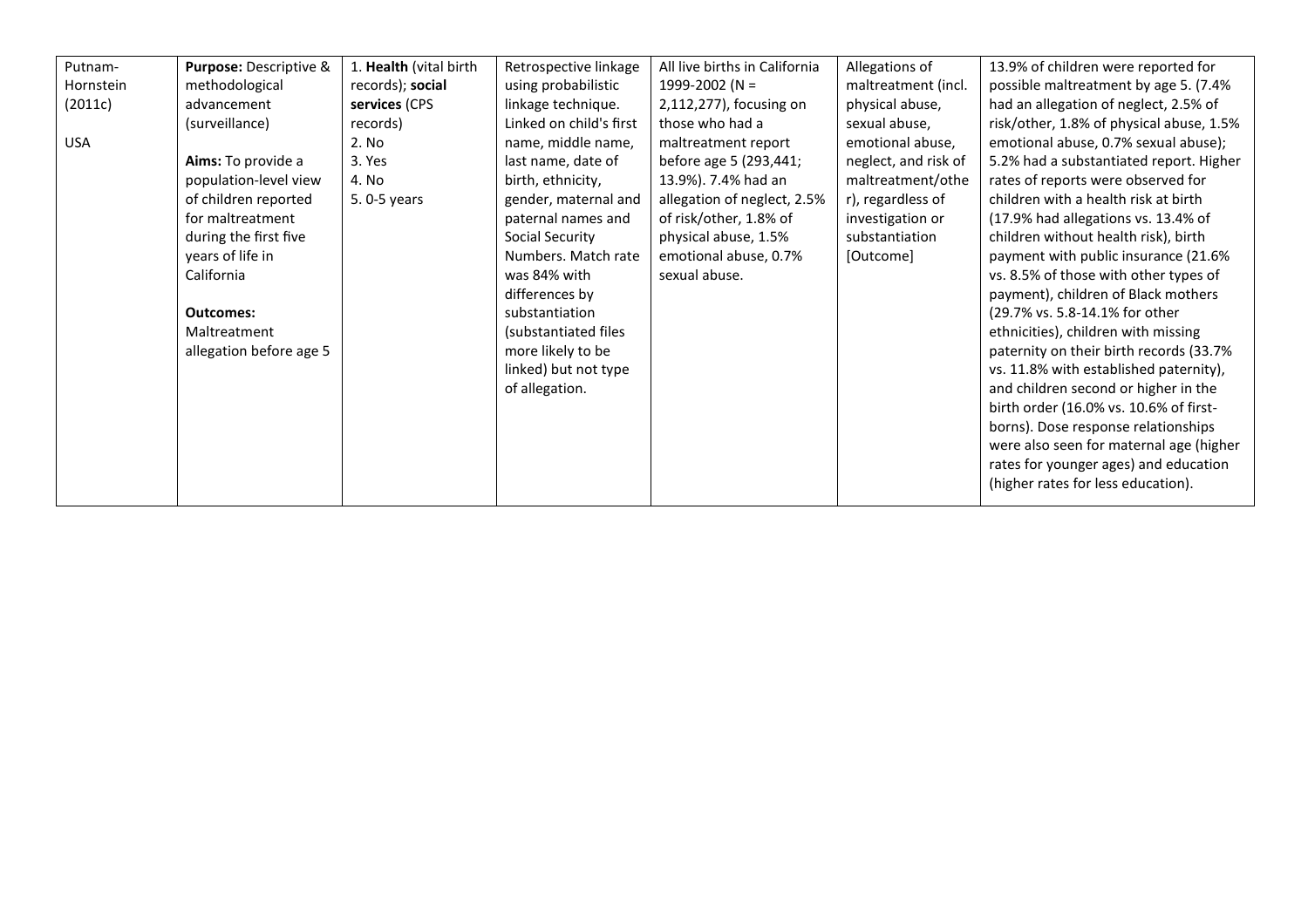| | | | | | | |
|---|---|---|---|---|---|---|
| Putnam-Hornstein (2011c)<br><br>USA | **Purpose:** Descriptive & methodological advancement (surveillance)<br><br>**Aims:** To provide a population-level view of children reported for maltreatment during the first five years of life in California<br><br>**Outcomes:** Maltreatment allegation before age 5 | 1. **Health** (vital birth records); **social services** (CPS records)<br>2. No<br>3. Yes<br>4. No<br>5. 0-5 years | Retrospective linkage using probabilistic linkage technique. Linked on child's first name, middle name, last name, date of birth, ethnicity, gender, maternal and paternal names and Social Security Numbers. Match rate was 84% with differences by substantiation (substantiated files more likely to be linked) but not type of allegation. | All live births in California 1999-2002 (N = 2,112,277), focusing on those who had a maltreatment report before age 5 (293,441; 13.9%). 7.4% had an allegation of neglect, 2.5% of risk/other, 1.8% of physical abuse, 1.5% emotional abuse, 0.7% sexual abuse. | Allegations of maltreatment (incl. physical abuse, sexual abuse, emotional abuse, neglect, and risk of maltreatment/other), regardless of investigation or substantiation [Outcome] | 13.9% of children were reported for possible maltreatment by age 5. (7.4% had an allegation of neglect, 2.5% of risk/other, 1.8% of physical abuse, 1.5% emotional abuse, 0.7% sexual abuse); 5.2% had a substantiated report. Higher rates of reports were observed for children with a health risk at birth (17.9% had allegations vs. 13.4% of children without health risk), birth payment with public insurance (21.6% vs. 8.5% of those with other types of payment), children of Black mothers (29.7% vs. 5.8-14.1% for other ethnicities), children with missing paternity on their birth records (33.7% vs. 11.8% with established paternity), and children second or higher in the birth order (16.0% vs. 10.6% of first-borns). Dose response relationships were also seen for maternal age (higher rates for younger ages) and education (higher rates for less education). |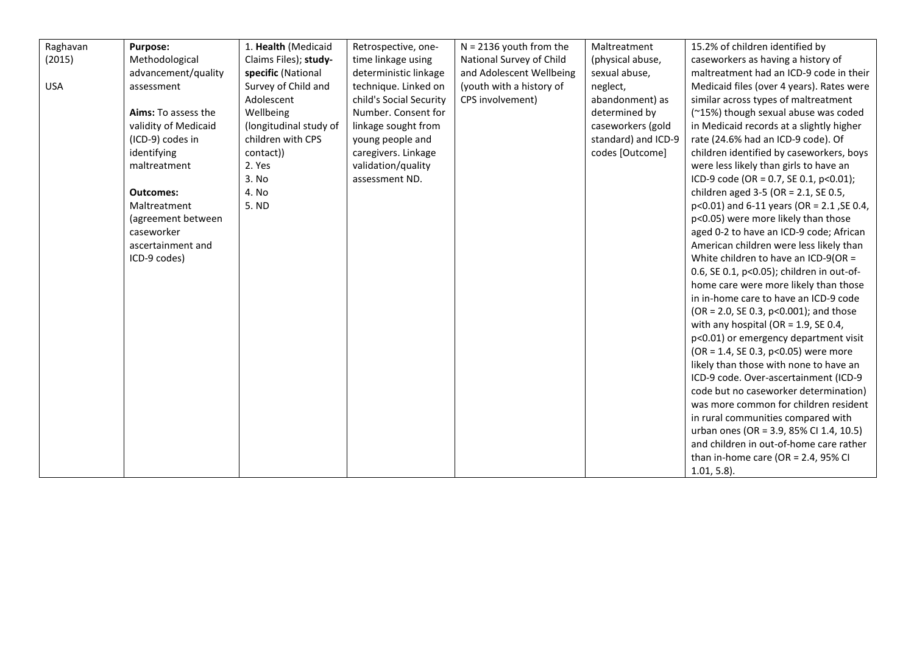| | | | | | | |
|---|---|---|---|---|---|---|
| Raghavan (2015)<br><br>USA | **Purpose:** Methodological advancement/quality assessment<br><br>**Aims:** To assess the validity of Medicaid (ICD-9) codes in identifying maltreatment<br><br>**Outcomes:** Maltreatment (agreement between caseworker ascertainment and ICD-9 codes) | 1. **Health** (Medicaid Claims Files); **study-specific** (National Survey of Child and Adolescent Wellbeing (longitudinal study of children with CPS contact))<br>2. Yes<br>3. No<br>4. No<br>5. ND | Retrospective, one-time linkage using deterministic linkage technique. Linked on child's Social Security Number. Consent for linkage sought from young people and caregivers. Linkage validation/quality assessment ND. | N = 2136 youth from the National Survey of Child and Adolescent Wellbeing (youth with a history of CPS involvement) | Maltreatment (physical abuse, sexual abuse, neglect, abandonment) as determined by caseworkers (gold standard) and ICD-9 codes [Outcome] | 15.2% of children identified by caseworkers as having a history of maltreatment had an ICD-9 code in their Medicaid files (over 4 years). Rates were similar across types of maltreatment (~15%) though sexual abuse was coded in Medicaid records at a slightly higher rate (24.6% had an ICD-9 code). Of children identified by caseworkers, boys were less likely than girls to have an ICD-9 code (OR = 0.7, SE 0.1, $p<0.01$); children aged 3-5 (OR = 2.1, SE 0.5, $p<0.01$) and 6-11 years (OR = 2.1 ,SE 0.4, $p<0.05$) were more likely than those aged 0-2 to have an ICD-9 code; African American children were less likely than White children to have an ICD-9(OR = 0.6, SE 0.1, $p<0.05$); children in out-of-home care were more likely than those in in-home care to have an ICD-9 code (OR = 2.0, SE 0.3, $p<0.001$); and those with any hospital (OR = 1.9, SE 0.4, $p<0.01$) or emergency department visit (OR = 1.4, SE 0.3, $p<0.05$) were more likely than those with none to have an ICD-9 code. Over-ascertainment (ICD-9 code but no caseworker determination) was more common for children resident in rural communities compared with urban ones (OR = 3.9, 85% CI 1.4, 10.5) and children in out-of-home care rather than in-home care (OR = 2.4, 95% CI 1.01, 5.8). |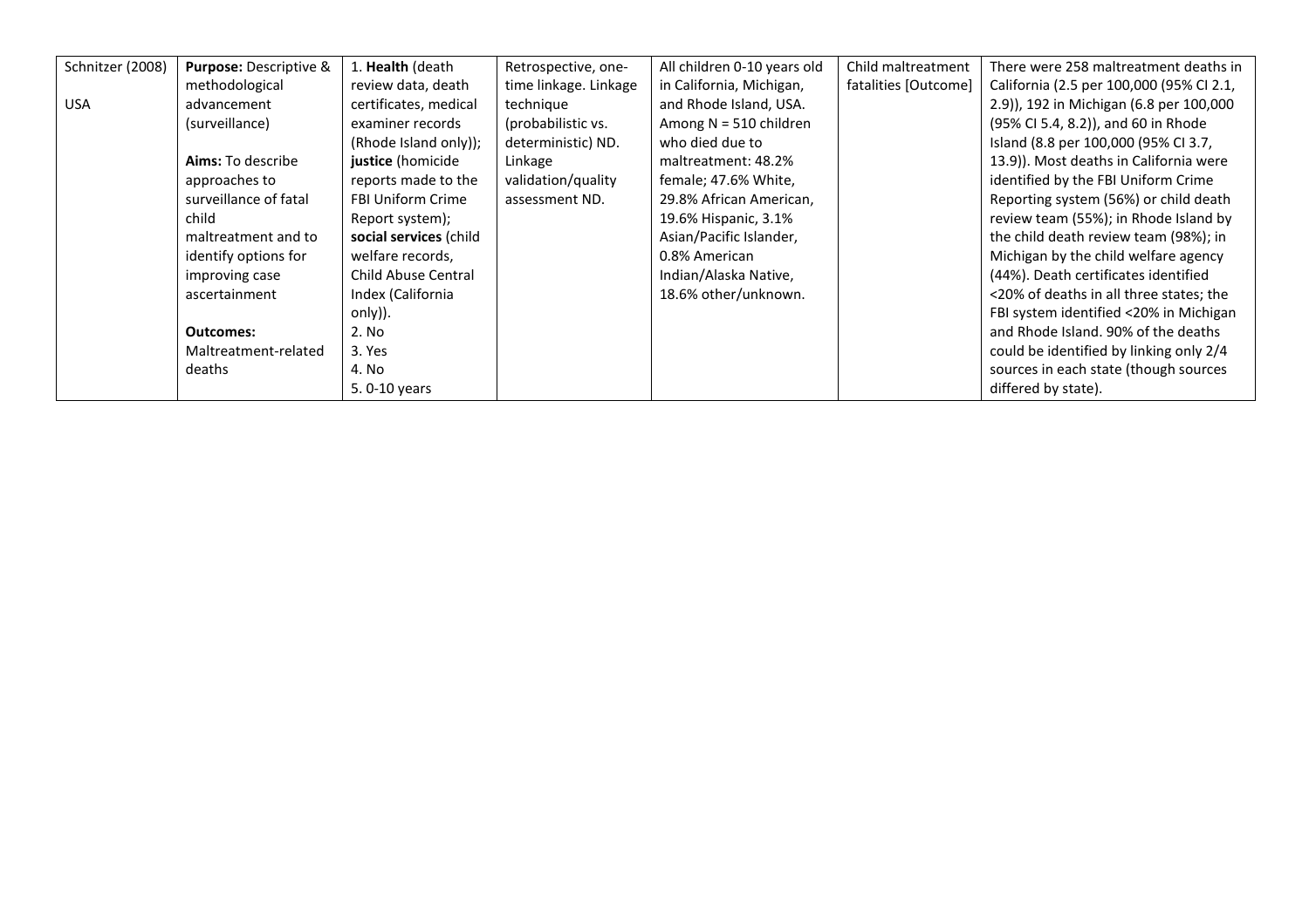| | | | | | | |
|---|---|---|---|---|---|---|
| Schnitzer (2008)<br><br>USA | **Purpose:** Descriptive & methodological advancement (surveillance)<br><br>**Aims:** To describe approaches to surveillance of fatal child maltreatment and to identify options for improving case ascertainment<br><br>**Outcomes:** Maltreatment-related deaths | 1. **Health** (death review data, death certificates, medical examiner records (Rhode Island only)); **justice** (homicide reports made to the FBI Uniform Crime Report system); **social services** (child welfare records, Child Abuse Central Index (California only)).<br>2. No<br>3. Yes<br>4. No<br>5. 0-10 years | Retrospective, one-time linkage. Linkage technique (probabilistic vs. deterministic) ND. Linkage validation/quality assessment ND. | All children 0-10 years old in California, Michigan, and Rhode Island, USA. Among N = 510 children who died due to maltreatment: 48.2% female; 47.6% White, 29.8% African American, 19.6% Hispanic, 3.1% Asian/Pacific Islander, 0.8% American Indian/Alaska Native, 18.6% other/unknown. | Child maltreatment fatalities [Outcome] | There were 258 maltreatment deaths in California (2.5 per 100,000 (95% CI 2.1, 2.9)), 192 in Michigan (6.8 per 100,000 (95% CI 5.4, 8.2)), and 60 in Rhode Island (8.8 per 100,000 (95% CI 3.7, 13.9)). Most deaths in California were identified by the FBI Uniform Crime Reporting system (56%) or child death review team (55%); in Rhode Island by the child death review team (98%); in Michigan by the child welfare agency (44%). Death certificates identified <20% of deaths in all three states; the FBI system identified <20% in Michigan and Rhode Island. 90% of the deaths could be identified by linking only 2/4 sources in each state (though sources differed by state). |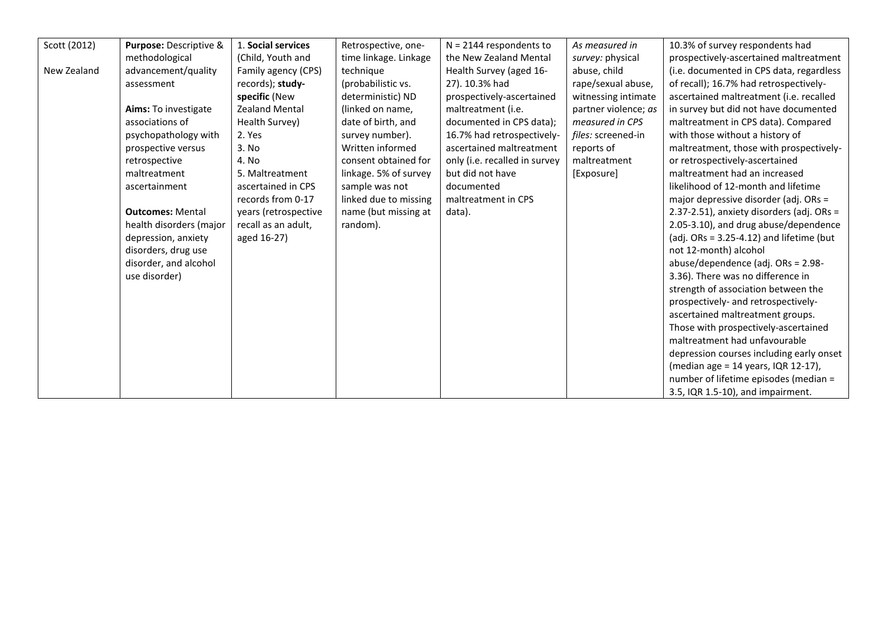| | | | | | | |
|---|---|---|---|---|---|---|
| Scott (2012)<br><br>New Zealand | **Purpose:** Descriptive & methodological advancement/quality assessment<br><br>**Aims:** To investigate associations of psychopathology with prospective versus retrospective maltreatment ascertainment<br><br>**Outcomes:** Mental health disorders (major depression, anxiety disorders, drug use disorder, and alcohol use disorder) | 1. **Social services** (Child, Youth and Family agency (CPS) records); **study-specific** (New Zealand Mental Health Survey)<br>2. Yes<br>3. No<br>4. No<br>5. Maltreatment ascertained in CPS records from 0-17 years (retrospective recall as an adult, aged 16-27) | Retrospective, one-time linkage. Linkage technique (probabilistic vs. deterministic) ND (linked on name, date of birth, and survey number). Written informed consent obtained for linkage. 5% of survey sample was not linked due to missing name (but missing at random). | N = 2144 respondents to the New Zealand Mental Health Survey (aged 16-27). 10.3% had prospectively-ascertained maltreatment (i.e. documented in CPS data); 16.7% had retrospectively-ascertained maltreatment only (i.e. recalled in survey but did not have documented maltreatment in CPS data). | *As measured in survey:* physical abuse, child rape/sexual abuse, witnessing intimate partner violence; *as measured in CPS files:* screened-in reports of maltreatment [Exposure] | 10.3% of survey respondents had prospectively-ascertained maltreatment (i.e. documented in CPS data, regardless of recall); 16.7% had retrospectively-ascertained maltreatment (i.e. recalled in survey but did not have documented maltreatment in CPS data). Compared with those without a history of maltreatment, those with prospectively- or retrospectively-ascertained maltreatment had an increased likelihood of 12-month and lifetime major depressive disorder (adj. ORs = 2.37-2.51), anxiety disorders (adj. ORs = 2.05-3.10), and drug abuse/dependence (adj. ORs = 3.25-4.12) and lifetime (but not 12-month) alcohol abuse/dependence (adj. ORs = 2.98-3.36). There was no difference in strength of association between the prospectively- and retrospectively-ascertained maltreatment groups. Those with prospectively-ascertained maltreatment had unfavourable depression courses including early onset (median age = 14 years, IQR 12-17), number of lifetime episodes (median = 3.5, IQR 1.5-10), and impairment. |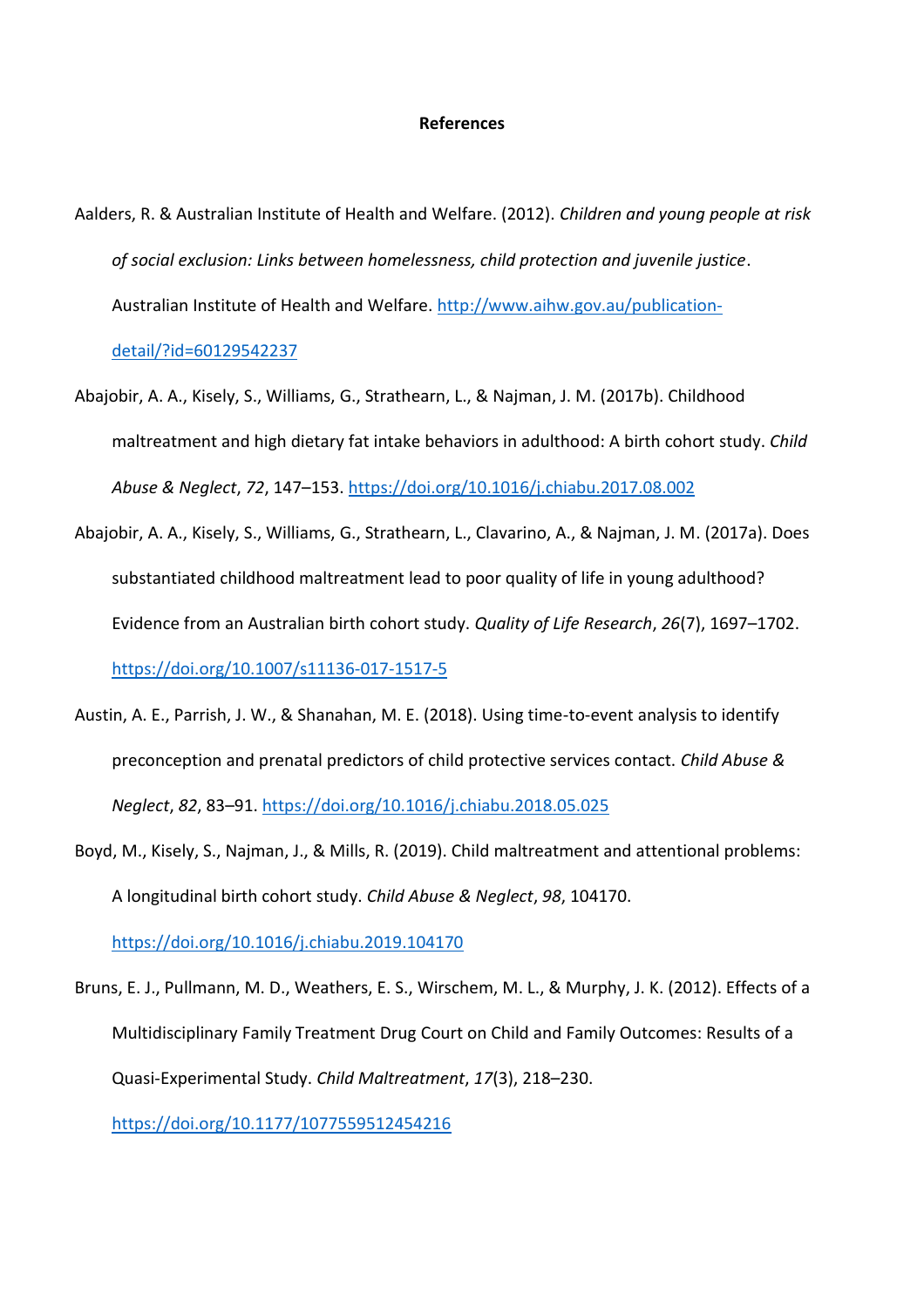# References

Aalders, R. & Australian Institute of Health and Welfare. (2012). *Children and young people at risk of social exclusion: Links between homelessness, child protection and juvenile justice*. Australian Institute of Health and Welfare. http://www.aihw.gov.au/publication-detail/?id=60129542237

Abajobir, A. A., Kisely, S., Williams, G., Strathearn, L., & Najman, J. M. (2017b). Childhood maltreatment and high dietary fat intake behaviors in adulthood: A birth cohort study. *Child Abuse & Neglect*, *72*, 147–153. https://doi.org/10.1016/j.chiabu.2017.08.002

Abajobir, A. A., Kisely, S., Williams, G., Strathearn, L., Clavarino, A., & Najman, J. M. (2017a). Does substantiated childhood maltreatment lead to poor quality of life in young adulthood? Evidence from an Australian birth cohort study. *Quality of Life Research*, *26*(7), 1697–1702. https://doi.org/10.1007/s11136-017-1517-5

Austin, A. E., Parrish, J. W., & Shanahan, M. E. (2018). Using time-to-event analysis to identify preconception and prenatal predictors of child protective services contact. *Child Abuse & Neglect*, *82*, 83–91. https://doi.org/10.1016/j.chiabu.2018.05.025

Boyd, M., Kisely, S., Najman, J., & Mills, R. (2019). Child maltreatment and attentional problems: A longitudinal birth cohort study. *Child Abuse & Neglect*, *98*, 104170. https://doi.org/10.1016/j.chiabu.2019.104170

Bruns, E. J., Pullmann, M. D., Weathers, E. S., Wirschem, M. L., & Murphy, J. K. (2012). Effects of a Multidisciplinary Family Treatment Drug Court on Child and Family Outcomes: Results of a Quasi-Experimental Study. *Child Maltreatment*, *17*(3), 218–230. https://doi.org/10.1177/1077559512454216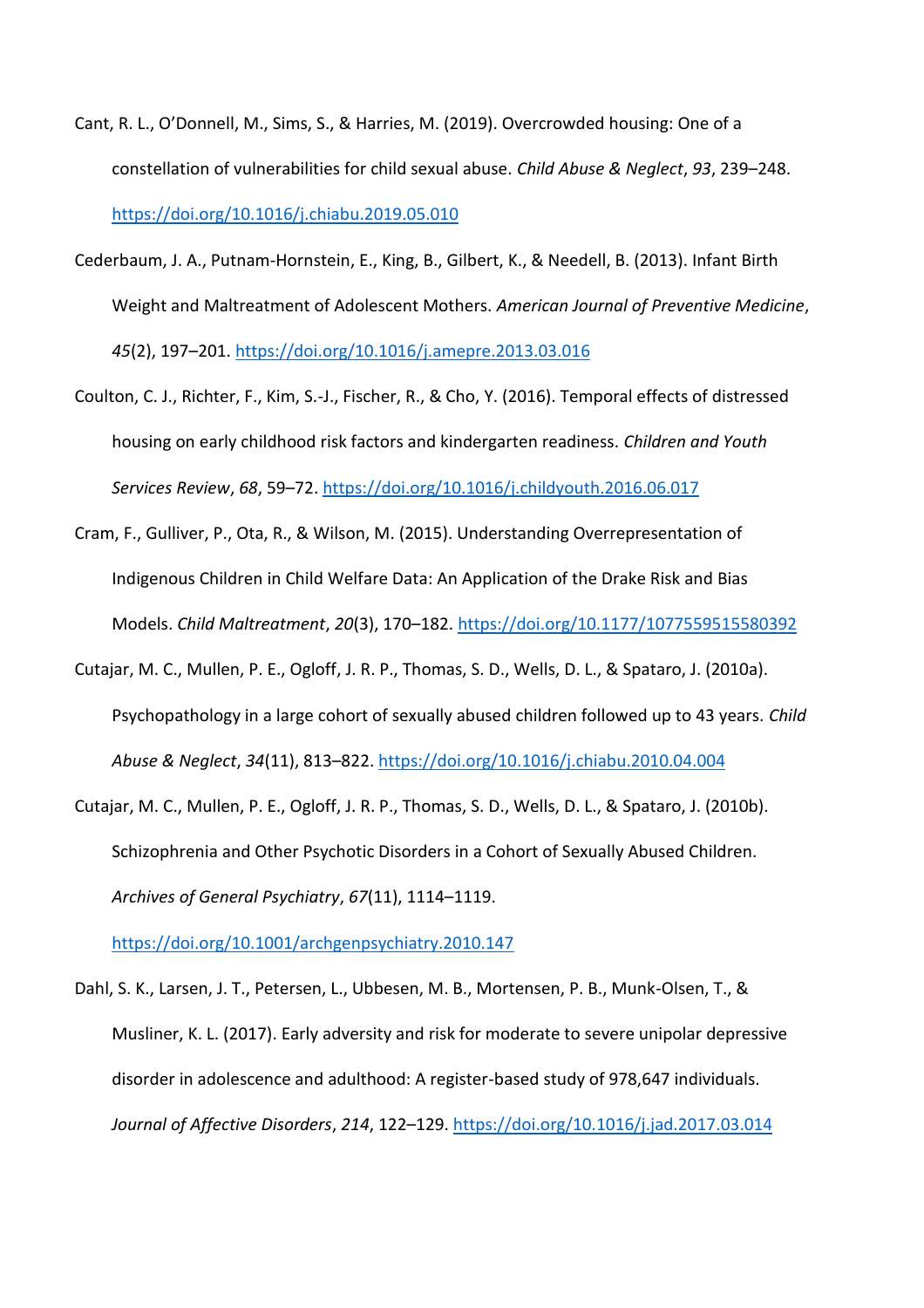Cant, R. L., O'Donnell, M., Sims, S., & Harries, M. (2019). Overcrowded housing: One of a constellation of vulnerabilities for child sexual abuse. *Child Abuse & Neglect*, *93*, 239–248. https://doi.org/10.1016/j.chiabu.2019.05.010

Cederbaum, J. A., Putnam-Hornstein, E., King, B., Gilbert, K., & Needell, B. (2013). Infant Birth Weight and Maltreatment of Adolescent Mothers. *American Journal of Preventive Medicine*, *45*(2), 197–201. https://doi.org/10.1016/j.amepre.2013.03.016

Coulton, C. J., Richter, F., Kim, S.-J., Fischer, R., & Cho, Y. (2016). Temporal effects of distressed housing on early childhood risk factors and kindergarten readiness. *Children and Youth Services Review*, *68*, 59–72. https://doi.org/10.1016/j.childyouth.2016.06.017

Cram, F., Gulliver, P., Ota, R., & Wilson, M. (2015). Understanding Overrepresentation of Indigenous Children in Child Welfare Data: An Application of the Drake Risk and Bias Models. *Child Maltreatment*, *20*(3), 170–182. https://doi.org/10.1177/1077559515580392

Cutajar, M. C., Mullen, P. E., Ogloff, J. R. P., Thomas, S. D., Wells, D. L., & Spataro, J. (2010a). Psychopathology in a large cohort of sexually abused children followed up to 43 years. *Child Abuse & Neglect*, *34*(11), 813–822. https://doi.org/10.1016/j.chiabu.2010.04.004

Cutajar, M. C., Mullen, P. E., Ogloff, J. R. P., Thomas, S. D., Wells, D. L., & Spataro, J. (2010b). Schizophrenia and Other Psychotic Disorders in a Cohort of Sexually Abused Children. *Archives of General Psychiatry*, *67*(11), 1114–1119. https://doi.org/10.1001/archgenpsychiatry.2010.147

Dahl, S. K., Larsen, J. T., Petersen, L., Ubbesen, M. B., Mortensen, P. B., Munk-Olsen, T., & Musliner, K. L. (2017). Early adversity and risk for moderate to severe unipolar depressive disorder in adolescence and adulthood: A register-based study of 978,647 individuals. *Journal of Affective Disorders*, *214*, 122–129. https://doi.org/10.1016/j.jad.2017.03.014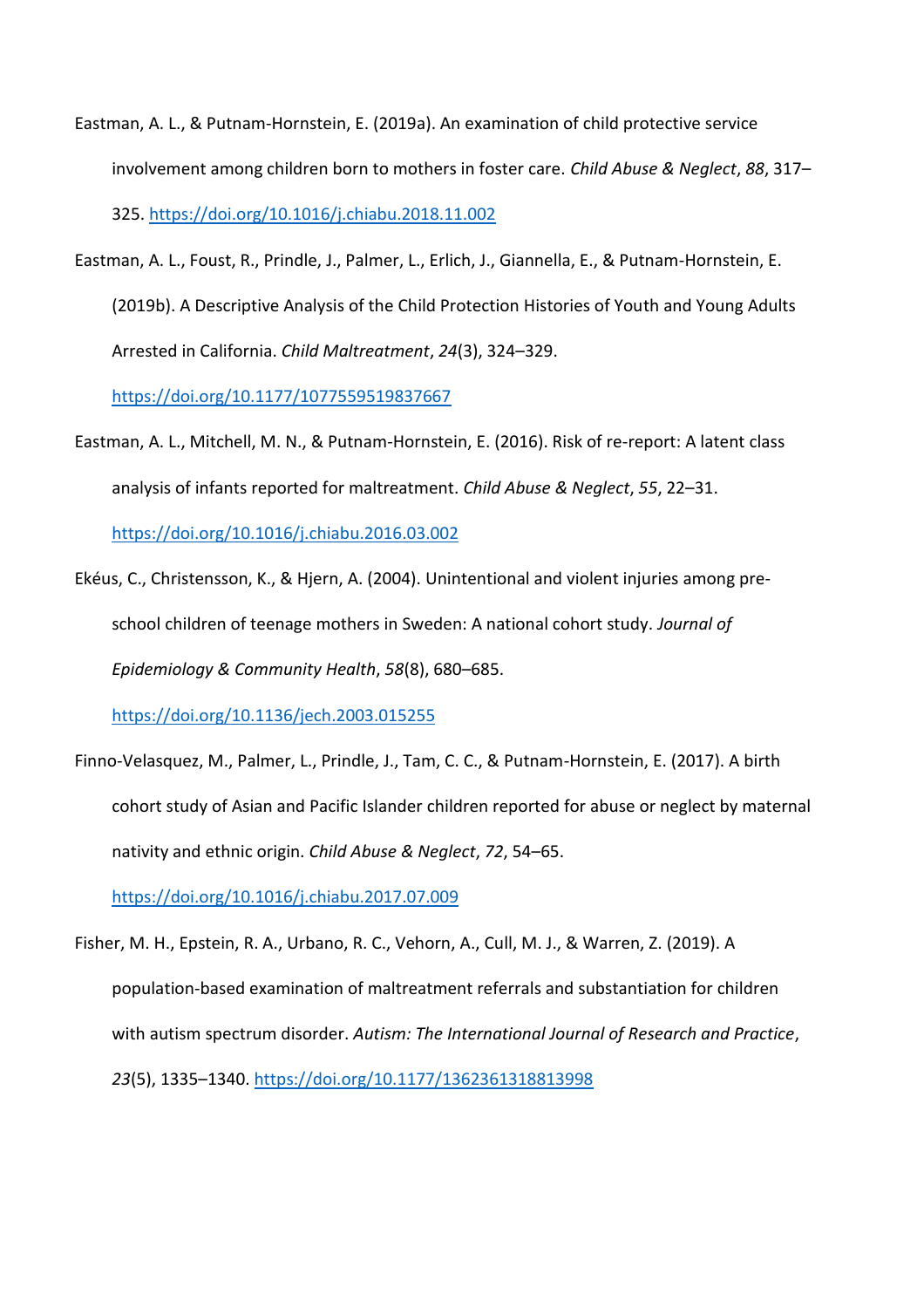Eastman, A. L., & Putnam-Hornstein, E. (2019a). An examination of child protective service involvement among children born to mothers in foster care. *Child Abuse & Neglect*, *88*, 317–325. https://doi.org/10.1016/j.chiabu.2018.11.002

Eastman, A. L., Foust, R., Prindle, J., Palmer, L., Erlich, J., Giannella, E., & Putnam-Hornstein, E. (2019b). A Descriptive Analysis of the Child Protection Histories of Youth and Young Adults Arrested in California. *Child Maltreatment*, *24*(3), 324–329. https://doi.org/10.1177/1077559519837667

Eastman, A. L., Mitchell, M. N., & Putnam-Hornstein, E. (2016). Risk of re-report: A latent class analysis of infants reported for maltreatment. *Child Abuse & Neglect*, *55*, 22–31. https://doi.org/10.1016/j.chiabu.2016.03.002

Ekéus, C., Christensson, K., & Hjern, A. (2004). Unintentional and violent injuries among pre-school children of teenage mothers in Sweden: A national cohort study. *Journal of Epidemiology & Community Health*, *58*(8), 680–685. https://doi.org/10.1136/jech.2003.015255

Finno-Velasquez, M., Palmer, L., Prindle, J., Tam, C. C., & Putnam-Hornstein, E. (2017). A birth cohort study of Asian and Pacific Islander children reported for abuse or neglect by maternal nativity and ethnic origin. *Child Abuse & Neglect*, *72*, 54–65. https://doi.org/10.1016/j.chiabu.2017.07.009

Fisher, M. H., Epstein, R. A., Urbano, R. C., Vehorn, A., Cull, M. J., & Warren, Z. (2019). A population-based examination of maltreatment referrals and substantiation for children with autism spectrum disorder. *Autism: The International Journal of Research and Practice*, *23*(5), 1335–1340. https://doi.org/10.1177/1362361318813998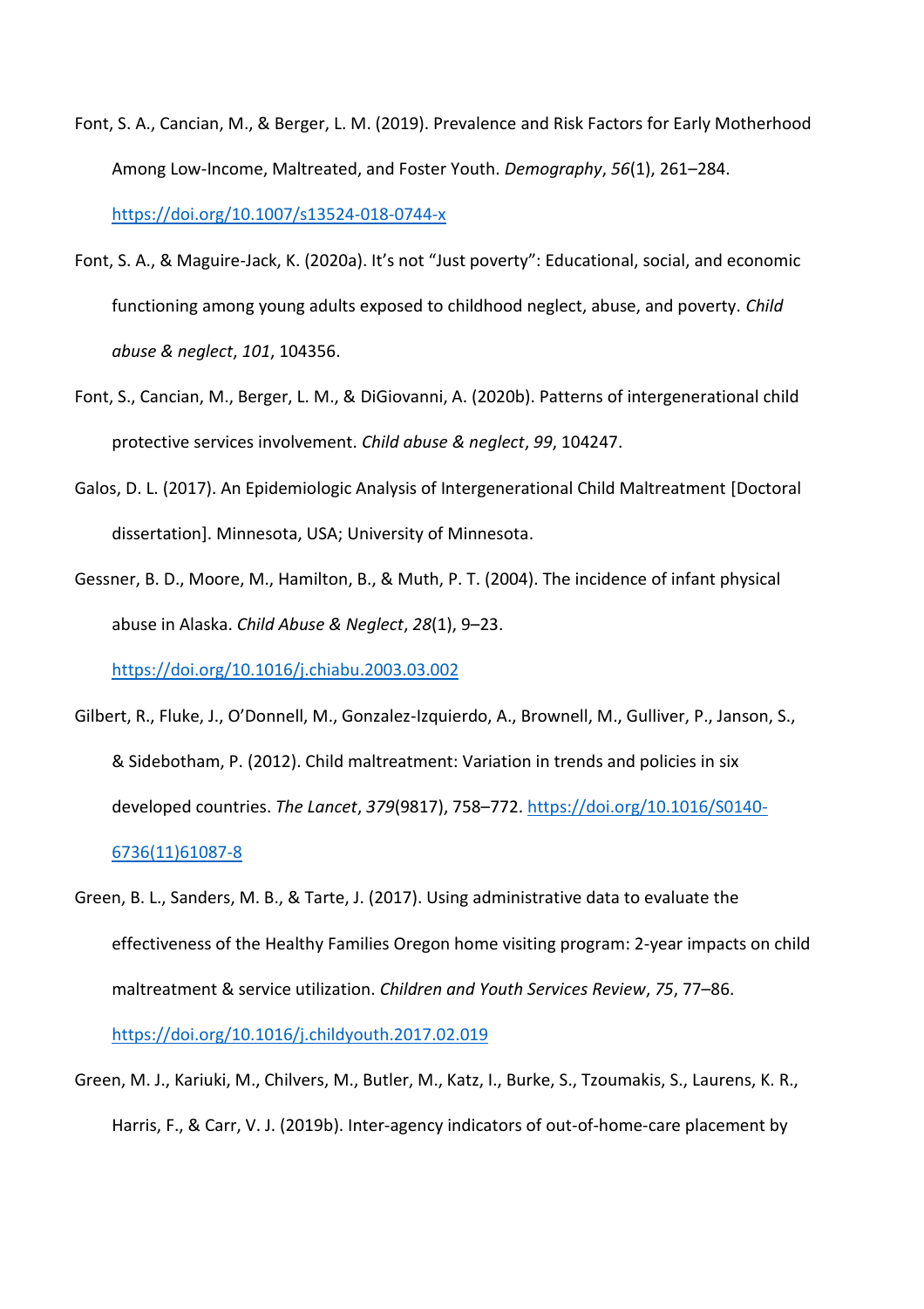Font, S. A., Cancian, M., & Berger, L. M. (2019). Prevalence and Risk Factors for Early Motherhood Among Low-Income, Maltreated, and Foster Youth. *Demography*, *56*(1), 261–284. https://doi.org/10.1007/s13524-018-0744-x

Font, S. A., & Maguire-Jack, K. (2020a). It's not "Just poverty": Educational, social, and economic functioning among young adults exposed to childhood neglect, abuse, and poverty. *Child abuse & neglect*, *101*, 104356.

Font, S., Cancian, M., Berger, L. M., & DiGiovanni, A. (2020b). Patterns of intergenerational child protective services involvement. *Child abuse & neglect*, *99*, 104247.

Galos, D. L. (2017). An Epidemiologic Analysis of Intergenerational Child Maltreatment [Doctoral dissertation]. Minnesota, USA; University of Minnesota.

Gessner, B. D., Moore, M., Hamilton, B., & Muth, P. T. (2004). The incidence of infant physical abuse in Alaska. *Child Abuse & Neglect*, *28*(1), 9–23. https://doi.org/10.1016/j.chiabu.2003.03.002

Gilbert, R., Fluke, J., O'Donnell, M., Gonzalez-Izquierdo, A., Brownell, M., Gulliver, P., Janson, S., & Sidebotham, P. (2012). Child maltreatment: Variation in trends and policies in six developed countries. *The Lancet*, *379*(9817), 758–772. https://doi.org/10.1016/S0140-6736(11)61087-8

Green, B. L., Sanders, M. B., & Tarte, J. (2017). Using administrative data to evaluate the effectiveness of the Healthy Families Oregon home visiting program: 2-year impacts on child maltreatment & service utilization. *Children and Youth Services Review*, *75*, 77–86. https://doi.org/10.1016/j.childyouth.2017.02.019

Green, M. J., Kariuki, M., Chilvers, M., Butler, M., Katz, I., Burke, S., Tzoumakis, S., Laurens, K. R., Harris, F., & Carr, V. J. (2019b). Inter-agency indicators of out-of-home-care placement by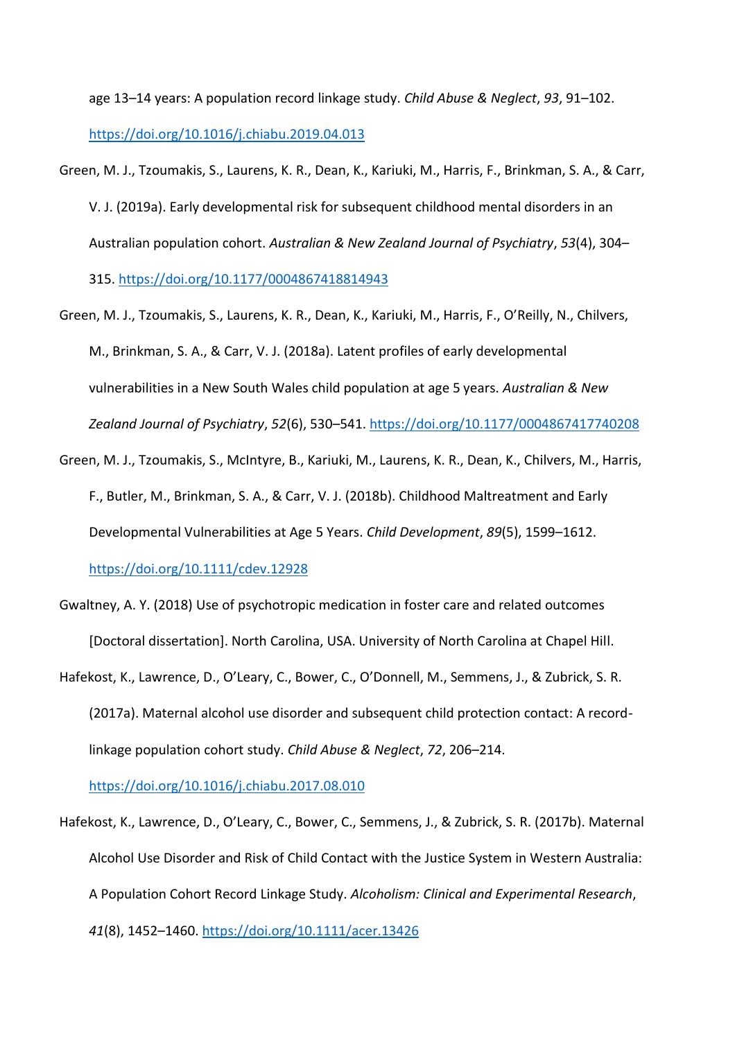age 13–14 years: A population record linkage study. *Child Abuse & Neglect*, *93*, 91–102. https://doi.org/10.1016/j.chiabu.2019.04.013

Green, M. J., Tzoumakis, S., Laurens, K. R., Dean, K., Kariuki, M., Harris, F., Brinkman, S. A., & Carr, V. J. (2019a). Early developmental risk for subsequent childhood mental disorders in an Australian population cohort. *Australian & New Zealand Journal of Psychiatry*, *53*(4), 304–315. https://doi.org/10.1177/0004867418814943

Green, M. J., Tzoumakis, S., Laurens, K. R., Dean, K., Kariuki, M., Harris, F., O'Reilly, N., Chilvers, M., Brinkman, S. A., & Carr, V. J. (2018a). Latent profiles of early developmental vulnerabilities in a New South Wales child population at age 5 years. *Australian & New Zealand Journal of Psychiatry*, *52*(6), 530–541. https://doi.org/10.1177/0004867417740208

Green, M. J., Tzoumakis, S., McIntyre, B., Kariuki, M., Laurens, K. R., Dean, K., Chilvers, M., Harris, F., Butler, M., Brinkman, S. A., & Carr, V. J. (2018b). Childhood Maltreatment and Early Developmental Vulnerabilities at Age 5 Years. *Child Development*, *89*(5), 1599–1612. https://doi.org/10.1111/cdev.12928

Gwaltney, A. Y. (2018) Use of psychotropic medication in foster care and related outcomes [Doctoral dissertation]. North Carolina, USA. University of North Carolina at Chapel Hill.

Hafekost, K., Lawrence, D., O'Leary, C., Bower, C., O'Donnell, M., Semmens, J., & Zubrick, S. R. (2017a). Maternal alcohol use disorder and subsequent child protection contact: A record-linkage population cohort study. *Child Abuse & Neglect*, *72*, 206–214. https://doi.org/10.1016/j.chiabu.2017.08.010

Hafekost, K., Lawrence, D., O'Leary, C., Bower, C., Semmens, J., & Zubrick, S. R. (2017b). Maternal Alcohol Use Disorder and Risk of Child Contact with the Justice System in Western Australia: A Population Cohort Record Linkage Study. *Alcoholism: Clinical and Experimental Research*, *41*(8), 1452–1460. https://doi.org/10.1111/acer.13426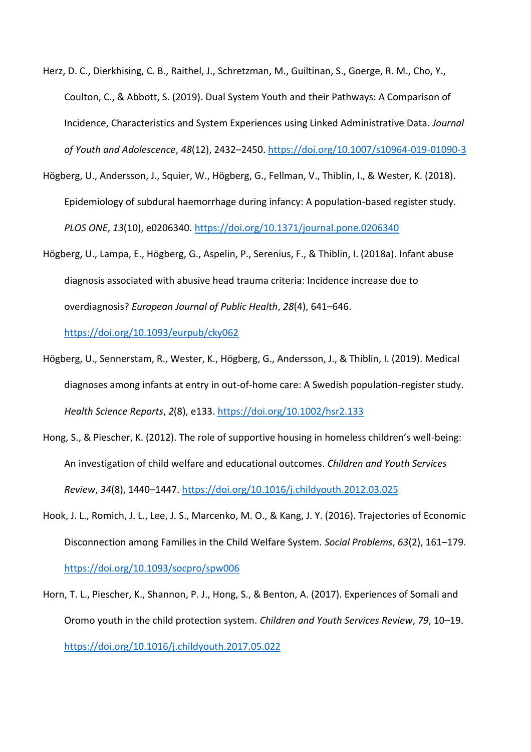Herz, D. C., Dierkhising, C. B., Raithel, J., Schretzman, M., Guiltinan, S., Goerge, R. M., Cho, Y., Coulton, C., & Abbott, S. (2019). Dual System Youth and their Pathways: A Comparison of Incidence, Characteristics and System Experiences using Linked Administrative Data. *Journal of Youth and Adolescence*, *48*(12), 2432–2450. https://doi.org/10.1007/s10964-019-01090-3

Högberg, U., Andersson, J., Squier, W., Högberg, G., Fellman, V., Thiblin, I., & Wester, K. (2018). Epidemiology of subdural haemorrhage during infancy: A population-based register study. *PLOS ONE*, *13*(10), e0206340. https://doi.org/10.1371/journal.pone.0206340

Högberg, U., Lampa, E., Högberg, G., Aspelin, P., Serenius, F., & Thiblin, I. (2018a). Infant abuse diagnosis associated with abusive head trauma criteria: Incidence increase due to overdiagnosis? *European Journal of Public Health*, *28*(4), 641–646. https://doi.org/10.1093/eurpub/cky062

Högberg, U., Sennerstam, R., Wester, K., Högberg, G., Andersson, J., & Thiblin, I. (2019). Medical diagnoses among infants at entry in out-of-home care: A Swedish population-register study. *Health Science Reports*, *2*(8), e133. https://doi.org/10.1002/hsr2.133

Hong, S., & Piescher, K. (2012). The role of supportive housing in homeless children's well-being: An investigation of child welfare and educational outcomes. *Children and Youth Services Review*, *34*(8), 1440–1447. https://doi.org/10.1016/j.childyouth.2012.03.025

Hook, J. L., Romich, J. L., Lee, J. S., Marcenko, M. O., & Kang, J. Y. (2016). Trajectories of Economic Disconnection among Families in the Child Welfare System. *Social Problems*, *63*(2), 161–179. https://doi.org/10.1093/socpro/spw006

Horn, T. L., Piescher, K., Shannon, P. J., Hong, S., & Benton, A. (2017). Experiences of Somali and Oromo youth in the child protection system. *Children and Youth Services Review*, *79*, 10–19. https://doi.org/10.1016/j.childyouth.2017.05.022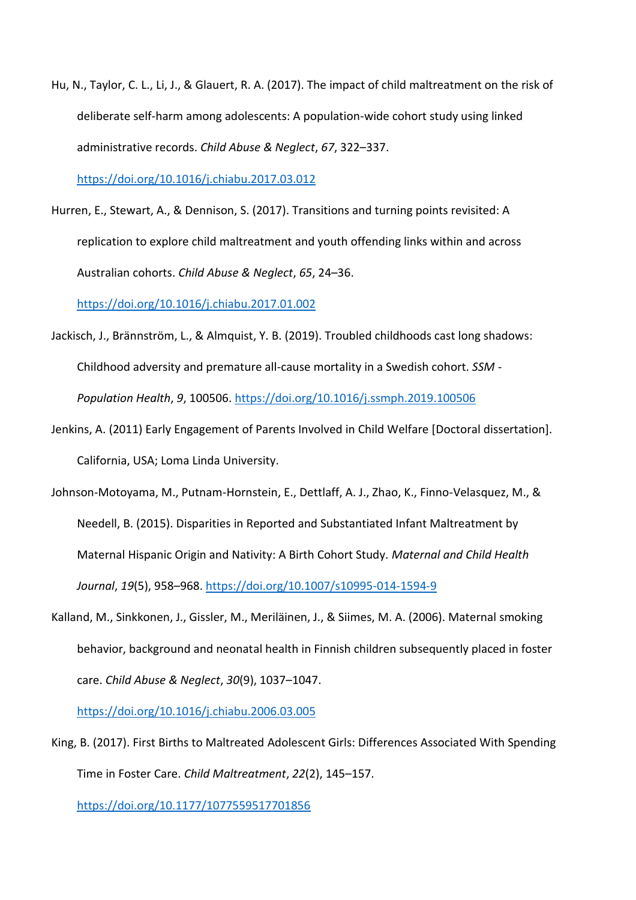Hu, N., Taylor, C. L., Li, J., & Glauert, R. A. (2017). The impact of child maltreatment on the risk of deliberate self-harm among adolescents: A population-wide cohort study using linked administrative records. *Child Abuse & Neglect*, *67*, 322–337. https://doi.org/10.1016/j.chiabu.2017.03.012

Hurren, E., Stewart, A., & Dennison, S. (2017). Transitions and turning points revisited: A replication to explore child maltreatment and youth offending links within and across Australian cohorts. *Child Abuse & Neglect*, *65*, 24–36. https://doi.org/10.1016/j.chiabu.2017.01.002

Jackisch, J., Brännström, L., & Almquist, Y. B. (2019). Troubled childhoods cast long shadows: Childhood adversity and premature all-cause mortality in a Swedish cohort. *SSM - Population Health*, *9*, 100506. https://doi.org/10.1016/j.ssmph.2019.100506

Jenkins, A. (2011) Early Engagement of Parents Involved in Child Welfare [Doctoral dissertation]. California, USA; Loma Linda University.

Johnson-Motoyama, M., Putnam-Hornstein, E., Dettlaff, A. J., Zhao, K., Finno-Velasquez, M., & Needell, B. (2015). Disparities in Reported and Substantiated Infant Maltreatment by Maternal Hispanic Origin and Nativity: A Birth Cohort Study. *Maternal and Child Health Journal*, *19*(5), 958–968. https://doi.org/10.1007/s10995-014-1594-9

Kalland, M., Sinkkonen, J., Gissler, M., Meriläinen, J., & Siimes, M. A. (2006). Maternal smoking behavior, background and neonatal health in Finnish children subsequently placed in foster care. *Child Abuse & Neglect*, *30*(9), 1037–1047. https://doi.org/10.1016/j.chiabu.2006.03.005

King, B. (2017). First Births to Maltreated Adolescent Girls: Differences Associated With Spending Time in Foster Care. *Child Maltreatment*, *22*(2), 145–157. https://doi.org/10.1177/1077559517701856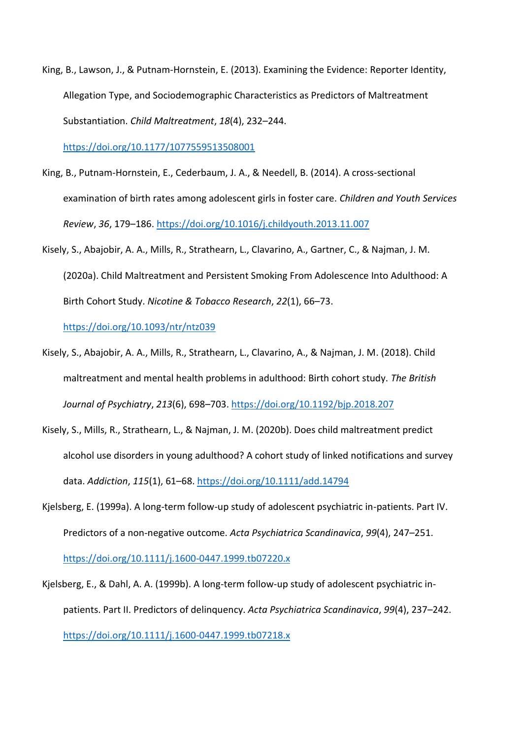King, B., Lawson, J., & Putnam-Hornstein, E. (2013). Examining the Evidence: Reporter Identity, Allegation Type, and Sociodemographic Characteristics as Predictors of Maltreatment Substantiation. *Child Maltreatment*, *18*(4), 232–244. https://doi.org/10.1177/1077559513508001

King, B., Putnam-Hornstein, E., Cederbaum, J. A., & Needell, B. (2014). A cross-sectional examination of birth rates among adolescent girls in foster care. *Children and Youth Services Review*, *36*, 179–186. https://doi.org/10.1016/j.childyouth.2013.11.007

Kisely, S., Abajobir, A. A., Mills, R., Strathearn, L., Clavarino, A., Gartner, C., & Najman, J. M. (2020a). Child Maltreatment and Persistent Smoking From Adolescence Into Adulthood: A Birth Cohort Study. *Nicotine & Tobacco Research*, *22*(1), 66–73. https://doi.org/10.1093/ntr/ntz039

Kisely, S., Abajobir, A. A., Mills, R., Strathearn, L., Clavarino, A., & Najman, J. M. (2018). Child maltreatment and mental health problems in adulthood: Birth cohort study. *The British Journal of Psychiatry*, *213*(6), 698–703. https://doi.org/10.1192/bjp.2018.207

Kisely, S., Mills, R., Strathearn, L., & Najman, J. M. (2020b). Does child maltreatment predict alcohol use disorders in young adulthood? A cohort study of linked notifications and survey data. *Addiction*, *115*(1), 61–68. https://doi.org/10.1111/add.14794

Kjelsberg, E. (1999a). A long-term follow-up study of adolescent psychiatric in-patients. Part IV. Predictors of a non-negative outcome. *Acta Psychiatrica Scandinavica*, *99*(4), 247–251. https://doi.org/10.1111/j.1600-0447.1999.tb07220.x

Kjelsberg, E., & Dahl, A. A. (1999b). A long-term follow-up study of adolescent psychiatric in-patients. Part II. Predictors of delinquency. *Acta Psychiatrica Scandinavica*, *99*(4), 237–242. https://doi.org/10.1111/j.1600-0447.1999.tb07218.x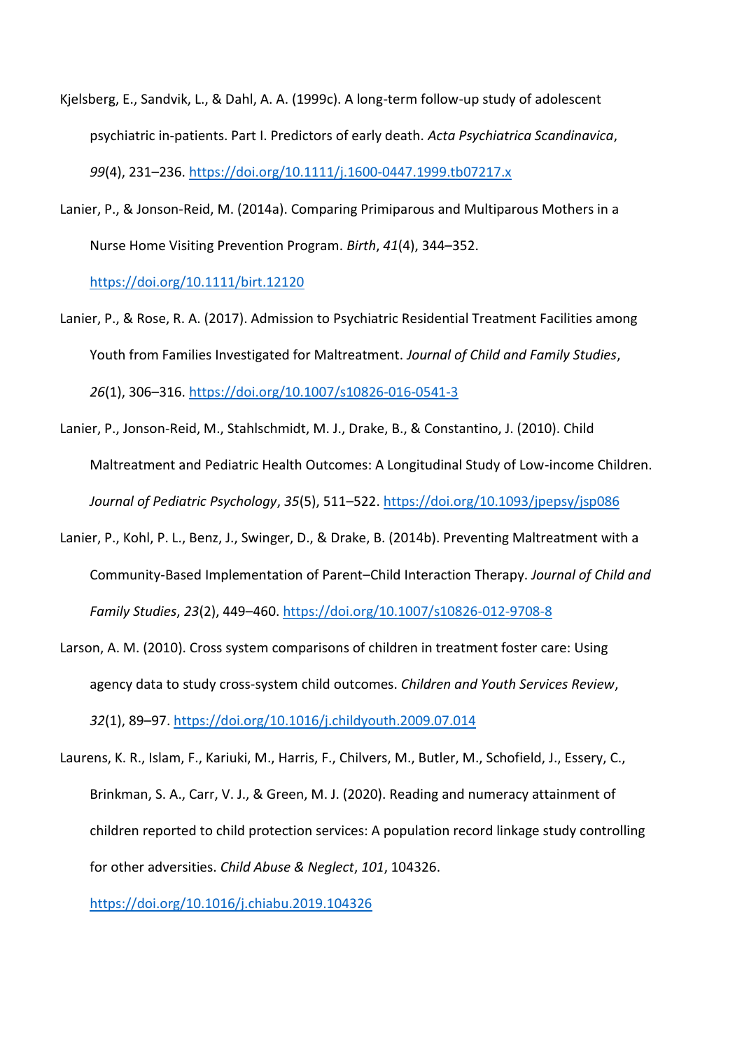Kjelsberg, E., Sandvik, L., & Dahl, A. A. (1999c). A long-term follow-up study of adolescent psychiatric in-patients. Part I. Predictors of early death. *Acta Psychiatrica Scandinavica*, *99*(4), 231–236. https://doi.org/10.1111/j.1600-0447.1999.tb07217.x

Lanier, P., & Jonson-Reid, M. (2014a). Comparing Primiparous and Multiparous Mothers in a Nurse Home Visiting Prevention Program. *Birth*, *41*(4), 344–352. https://doi.org/10.1111/birt.12120

Lanier, P., & Rose, R. A. (2017). Admission to Psychiatric Residential Treatment Facilities among Youth from Families Investigated for Maltreatment. *Journal of Child and Family Studies*, *26*(1), 306–316. https://doi.org/10.1007/s10826-016-0541-3

Lanier, P., Jonson-Reid, M., Stahlschmidt, M. J., Drake, B., & Constantino, J. (2010). Child Maltreatment and Pediatric Health Outcomes: A Longitudinal Study of Low-income Children. *Journal of Pediatric Psychology*, *35*(5), 511–522. https://doi.org/10.1093/jpepsy/jsp086

Lanier, P., Kohl, P. L., Benz, J., Swinger, D., & Drake, B. (2014b). Preventing Maltreatment with a Community-Based Implementation of Parent–Child Interaction Therapy. *Journal of Child and Family Studies*, *23*(2), 449–460. https://doi.org/10.1007/s10826-012-9708-8

Larson, A. M. (2010). Cross system comparisons of children in treatment foster care: Using agency data to study cross-system child outcomes. *Children and Youth Services Review*, *32*(1), 89–97. https://doi.org/10.1016/j.childyouth.2009.07.014

Laurens, K. R., Islam, F., Kariuki, M., Harris, F., Chilvers, M., Butler, M., Schofield, J., Essery, C., Brinkman, S. A., Carr, V. J., & Green, M. J. (2020). Reading and numeracy attainment of children reported to child protection services: A population record linkage study controlling for other adversities. *Child Abuse & Neglect*, *101*, 104326. https://doi.org/10.1016/j.chiabu.2019.104326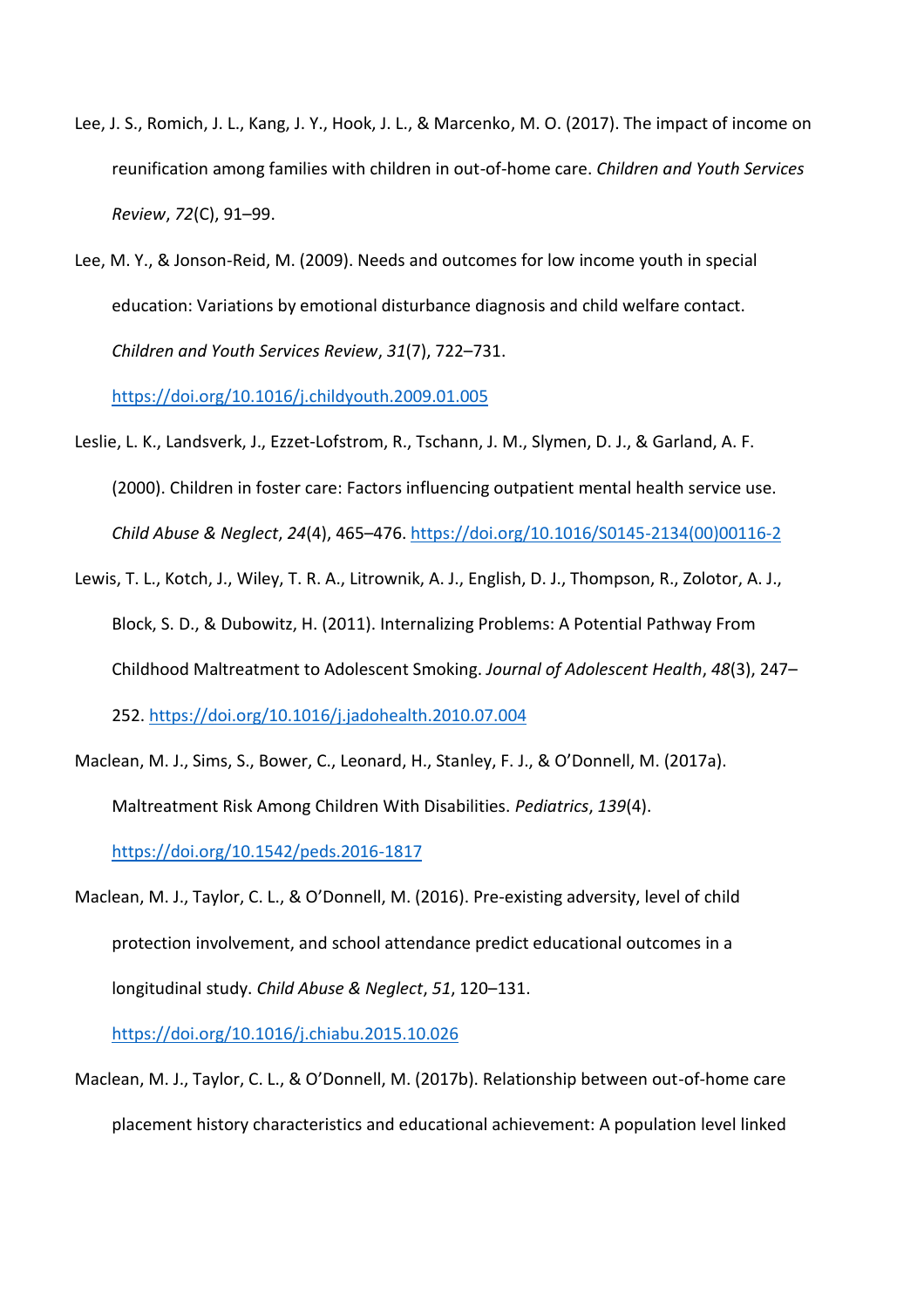Lee, J. S., Romich, J. L., Kang, J. Y., Hook, J. L., & Marcenko, M. O. (2017). The impact of income on reunification among families with children in out-of-home care. *Children and Youth Services Review*, *72*(C), 91–99.

Lee, M. Y., & Jonson-Reid, M. (2009). Needs and outcomes for low income youth in special education: Variations by emotional disturbance diagnosis and child welfare contact. *Children and Youth Services Review*, *31*(7), 722–731. https://doi.org/10.1016/j.childyouth.2009.01.005

Leslie, L. K., Landsverk, J., Ezzet-Lofstrom, R., Tschann, J. M., Slymen, D. J., & Garland, A. F. (2000). Children in foster care: Factors influencing outpatient mental health service use. *Child Abuse & Neglect*, *24*(4), 465–476. https://doi.org/10.1016/S0145-2134(00)00116-2

Lewis, T. L., Kotch, J., Wiley, T. R. A., Litrownik, A. J., English, D. J., Thompson, R., Zolotor, A. J., Block, S. D., & Dubowitz, H. (2011). Internalizing Problems: A Potential Pathway From Childhood Maltreatment to Adolescent Smoking. *Journal of Adolescent Health*, *48*(3), 247–252. https://doi.org/10.1016/j.jadohealth.2010.07.004

Maclean, M. J., Sims, S., Bower, C., Leonard, H., Stanley, F. J., & O'Donnell, M. (2017a). Maltreatment Risk Among Children With Disabilities. *Pediatrics*, *139*(4). https://doi.org/10.1542/peds.2016-1817

Maclean, M. J., Taylor, C. L., & O'Donnell, M. (2016). Pre-existing adversity, level of child protection involvement, and school attendance predict educational outcomes in a longitudinal study. *Child Abuse & Neglect*, *51*, 120–131. https://doi.org/10.1016/j.chiabu.2015.10.026

Maclean, M. J., Taylor, C. L., & O'Donnell, M. (2017b). Relationship between out-of-home care placement history characteristics and educational achievement: A population level linked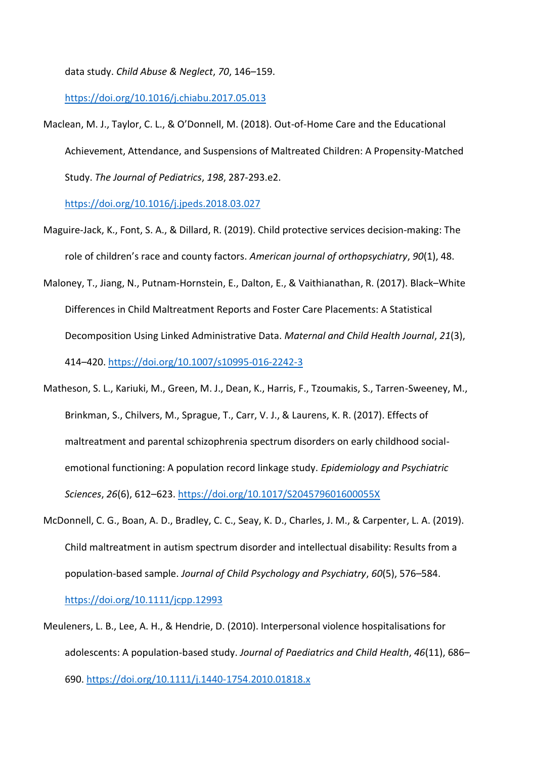data study. *Child Abuse & Neglect*, *70*, 146–159. https://doi.org/10.1016/j.chiabu.2017.05.013

Maclean, M. J., Taylor, C. L., & O'Donnell, M. (2018). Out-of-Home Care and the Educational Achievement, Attendance, and Suspensions of Maltreated Children: A Propensity-Matched Study. *The Journal of Pediatrics*, *198*, 287-293.e2. https://doi.org/10.1016/j.jpeds.2018.03.027

Maguire-Jack, K., Font, S. A., & Dillard, R. (2019). Child protective services decision-making: The role of children's race and county factors. *American journal of orthopsychiatry*, *90*(1), 48.

Maloney, T., Jiang, N., Putnam-Hornstein, E., Dalton, E., & Vaithianathan, R. (2017). Black–White Differences in Child Maltreatment Reports and Foster Care Placements: A Statistical Decomposition Using Linked Administrative Data. *Maternal and Child Health Journal*, *21*(3), 414–420. https://doi.org/10.1007/s10995-016-2242-3

Matheson, S. L., Kariuki, M., Green, M. J., Dean, K., Harris, F., Tzoumakis, S., Tarren-Sweeney, M., Brinkman, S., Chilvers, M., Sprague, T., Carr, V. J., & Laurens, K. R. (2017). Effects of maltreatment and parental schizophrenia spectrum disorders on early childhood social-emotional functioning: A population record linkage study. *Epidemiology and Psychiatric Sciences*, *26*(6), 612–623. https://doi.org/10.1017/S204579601600055X

McDonnell, C. G., Boan, A. D., Bradley, C. C., Seay, K. D., Charles, J. M., & Carpenter, L. A. (2019). Child maltreatment in autism spectrum disorder and intellectual disability: Results from a population-based sample. *Journal of Child Psychology and Psychiatry*, *60*(5), 576–584. https://doi.org/10.1111/jcpp.12993

Meuleners, L. B., Lee, A. H., & Hendrie, D. (2010). Interpersonal violence hospitalisations for adolescents: A population-based study. *Journal of Paediatrics and Child Health*, *46*(11), 686–690. https://doi.org/10.1111/j.1440-1754.2010.01818.x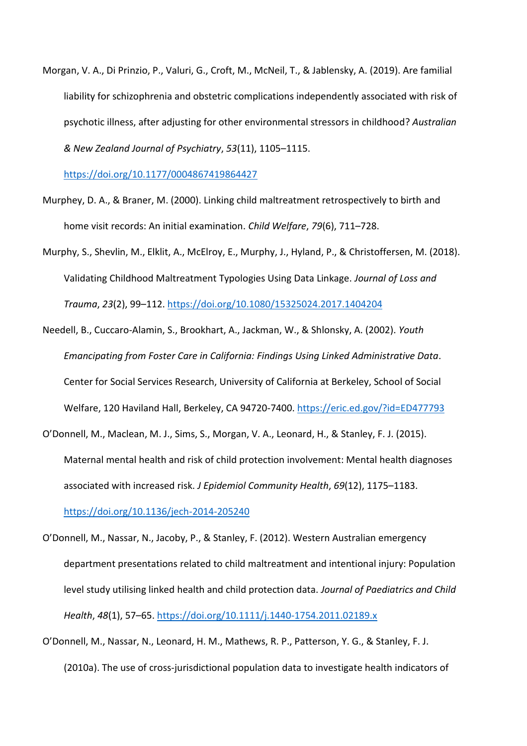Morgan, V. A., Di Prinzio, P., Valuri, G., Croft, M., McNeil, T., & Jablensky, A. (2019). Are familial liability for schizophrenia and obstetric complications independently associated with risk of psychotic illness, after adjusting for other environmental stressors in childhood? *Australian & New Zealand Journal of Psychiatry*, *53*(11), 1105–1115. https://doi.org/10.1177/0004867419864427

Murphey, D. A., & Braner, M. (2000). Linking child maltreatment retrospectively to birth and home visit records: An initial examination. *Child Welfare*, *79*(6), 711–728.

Murphy, S., Shevlin, M., Elklit, A., McElroy, E., Murphy, J., Hyland, P., & Christoffersen, M. (2018). Validating Childhood Maltreatment Typologies Using Data Linkage. *Journal of Loss and Trauma*, *23*(2), 99–112. https://doi.org/10.1080/15325024.2017.1404204

Needell, B., Cuccaro-Alamin, S., Brookhart, A., Jackman, W., & Shlonsky, A. (2002). *Youth Emancipating from Foster Care in California: Findings Using Linked Administrative Data*. Center for Social Services Research, University of California at Berkeley, School of Social Welfare, 120 Haviland Hall, Berkeley, CA 94720-7400. https://eric.ed.gov/?id=ED477793

O'Donnell, M., Maclean, M. J., Sims, S., Morgan, V. A., Leonard, H., & Stanley, F. J. (2015). Maternal mental health and risk of child protection involvement: Mental health diagnoses associated with increased risk. *J Epidemiol Community Health*, *69*(12), 1175–1183. https://doi.org/10.1136/jech-2014-205240

O'Donnell, M., Nassar, N., Jacoby, P., & Stanley, F. (2012). Western Australian emergency department presentations related to child maltreatment and intentional injury: Population level study utilising linked health and child protection data. *Journal of Paediatrics and Child Health*, *48*(1), 57–65. https://doi.org/10.1111/j.1440-1754.2011.02189.x

O'Donnell, M., Nassar, N., Leonard, H. M., Mathews, R. P., Patterson, Y. G., & Stanley, F. J. (2010a). The use of cross-jurisdictional population data to investigate health indicators of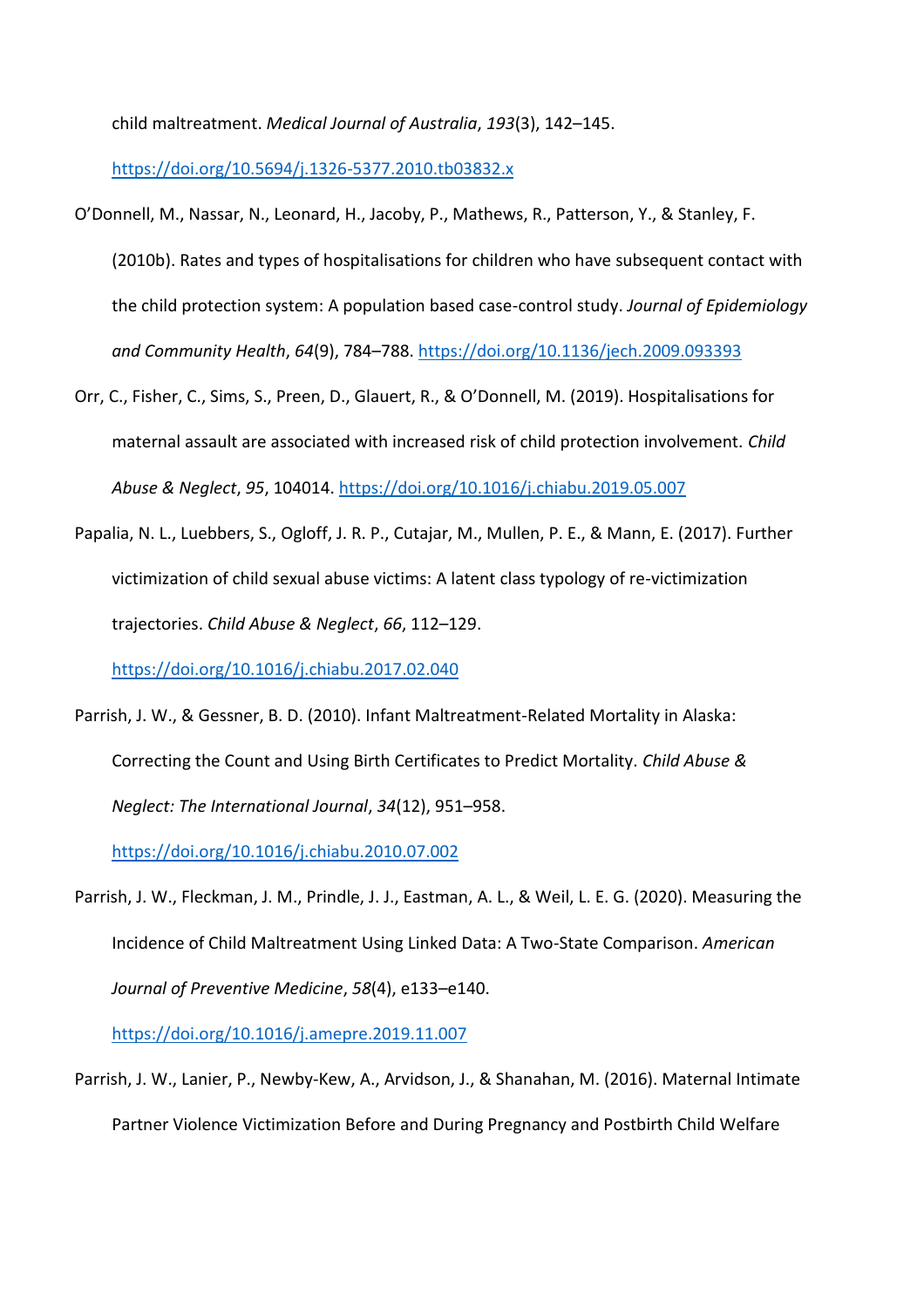child maltreatment. *Medical Journal of Australia*, *193*(3), 142–145. https://doi.org/10.5694/j.1326-5377.2010.tb03832.x

O'Donnell, M., Nassar, N., Leonard, H., Jacoby, P., Mathews, R., Patterson, Y., & Stanley, F. (2010b). Rates and types of hospitalisations for children who have subsequent contact with the child protection system: A population based case-control study. *Journal of Epidemiology and Community Health*, *64*(9), 784–788. https://doi.org/10.1136/jech.2009.093393

Orr, C., Fisher, C., Sims, S., Preen, D., Glauert, R., & O'Donnell, M. (2019). Hospitalisations for maternal assault are associated with increased risk of child protection involvement. *Child Abuse & Neglect*, *95*, 104014. https://doi.org/10.1016/j.chiabu.2019.05.007

Papalia, N. L., Luebbers, S., Ogloff, J. R. P., Cutajar, M., Mullen, P. E., & Mann, E. (2017). Further victimization of child sexual abuse victims: A latent class typology of re-victimization trajectories. *Child Abuse & Neglect*, *66*, 112–129. https://doi.org/10.1016/j.chiabu.2017.02.040

Parrish, J. W., & Gessner, B. D. (2010). Infant Maltreatment-Related Mortality in Alaska: Correcting the Count and Using Birth Certificates to Predict Mortality. *Child Abuse & Neglect: The International Journal*, *34*(12), 951–958. https://doi.org/10.1016/j.chiabu.2010.07.002

Parrish, J. W., Fleckman, J. M., Prindle, J. J., Eastman, A. L., & Weil, L. E. G. (2020). Measuring the Incidence of Child Maltreatment Using Linked Data: A Two-State Comparison. *American Journal of Preventive Medicine*, *58*(4), e133–e140. https://doi.org/10.1016/j.amepre.2019.11.007

Parrish, J. W., Lanier, P., Newby-Kew, A., Arvidson, J., & Shanahan, M. (2016). Maternal Intimate Partner Violence Victimization Before and During Pregnancy and Postbirth Child Welfare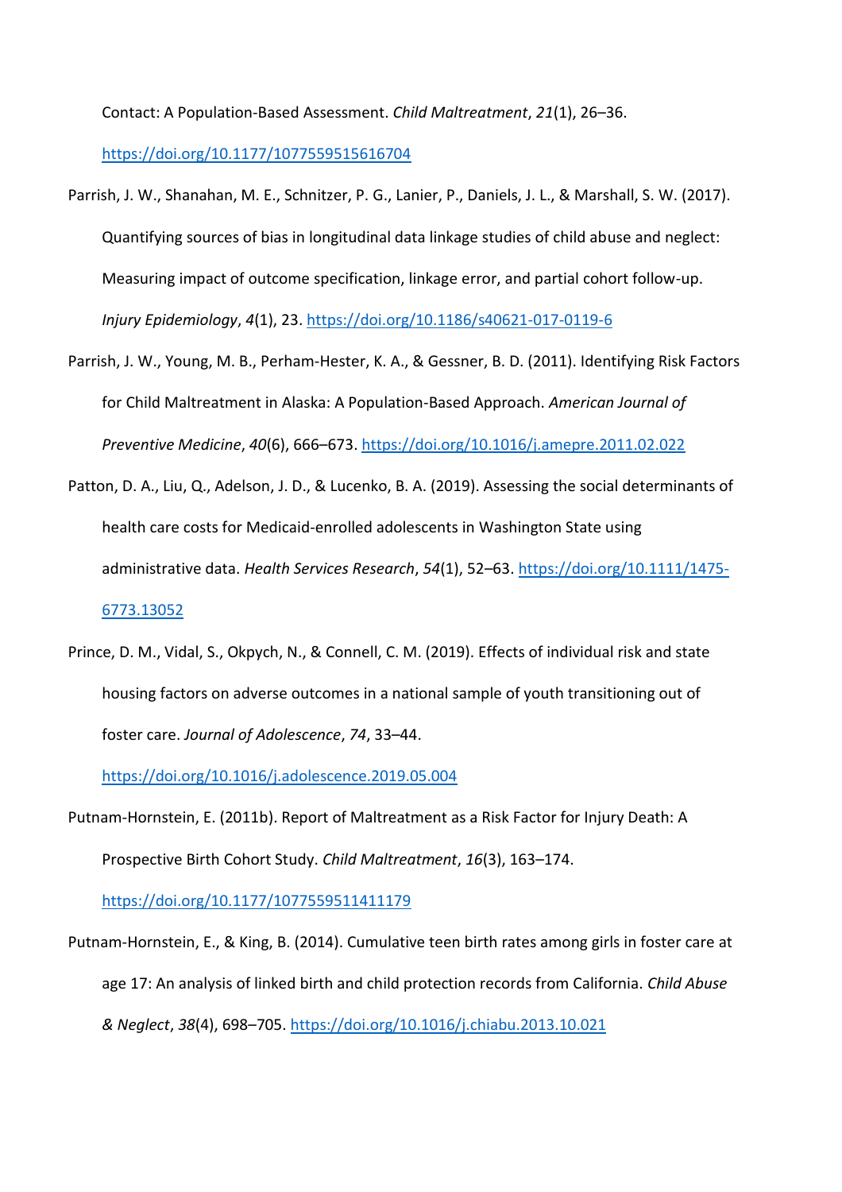Contact: A Population-Based Assessment. *Child Maltreatment*, *21*(1), 26–36. https://doi.org/10.1177/1077559515616704

Parrish, J. W., Shanahan, M. E., Schnitzer, P. G., Lanier, P., Daniels, J. L., & Marshall, S. W. (2017). Quantifying sources of bias in longitudinal data linkage studies of child abuse and neglect: Measuring impact of outcome specification, linkage error, and partial cohort follow-up. *Injury Epidemiology*, *4*(1), 23. https://doi.org/10.1186/s40621-017-0119-6

Parrish, J. W., Young, M. B., Perham-Hester, K. A., & Gessner, B. D. (2011). Identifying Risk Factors for Child Maltreatment in Alaska: A Population-Based Approach. *American Journal of Preventive Medicine*, *40*(6), 666–673. https://doi.org/10.1016/j.amepre.2011.02.022

Patton, D. A., Liu, Q., Adelson, J. D., & Lucenko, B. A. (2019). Assessing the social determinants of health care costs for Medicaid-enrolled adolescents in Washington State using administrative data. *Health Services Research*, *54*(1), 52–63. https://doi.org/10.1111/1475-6773.13052

Prince, D. M., Vidal, S., Okpych, N., & Connell, C. M. (2019). Effects of individual risk and state housing factors on adverse outcomes in a national sample of youth transitioning out of foster care. *Journal of Adolescence*, *74*, 33–44. https://doi.org/10.1016/j.adolescence.2019.05.004

Putnam-Hornstein, E. (2011b). Report of Maltreatment as a Risk Factor for Injury Death: A Prospective Birth Cohort Study. *Child Maltreatment*, *16*(3), 163–174. https://doi.org/10.1177/1077559511411179

Putnam-Hornstein, E., & King, B. (2014). Cumulative teen birth rates among girls in foster care at age 17: An analysis of linked birth and child protection records from California. *Child Abuse & Neglect*, *38*(4), 698–705. https://doi.org/10.1016/j.chiabu.2013.10.021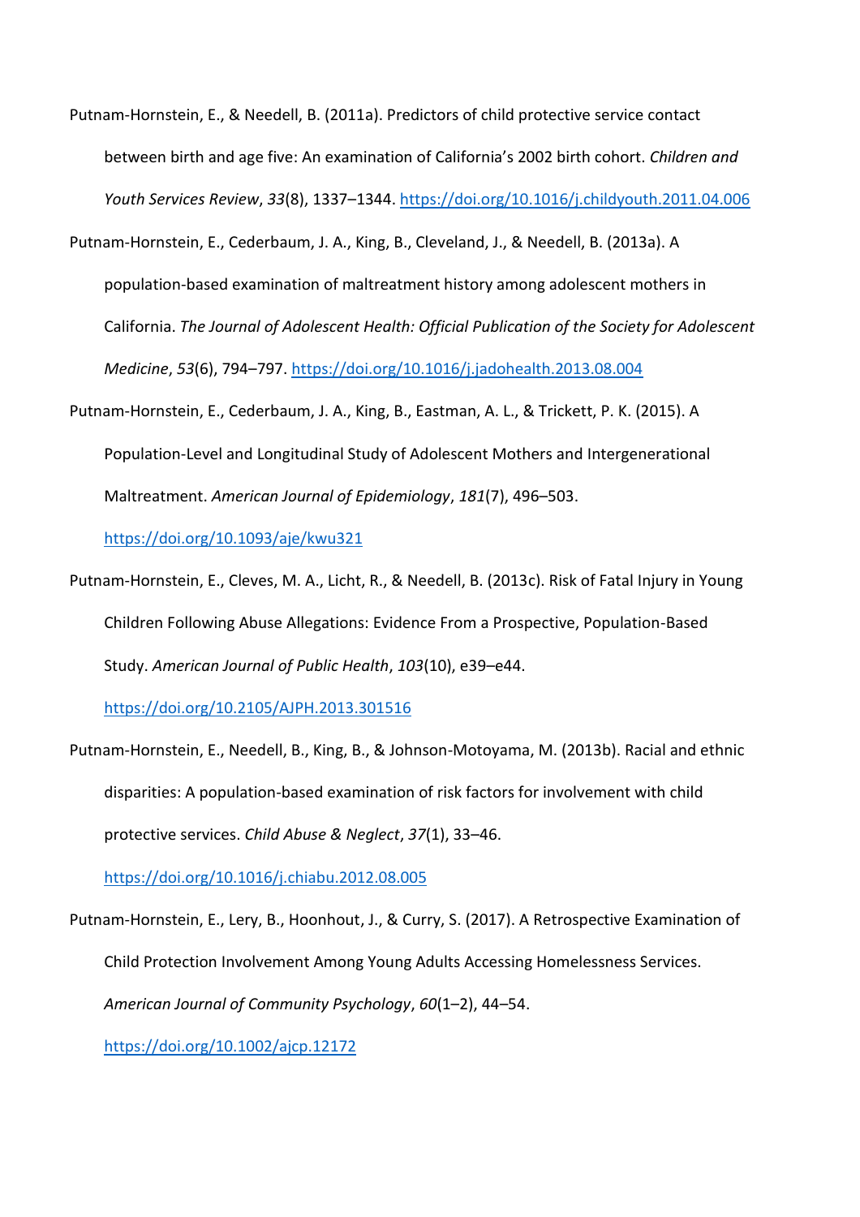Putnam-Hornstein, E., & Needell, B. (2011a). Predictors of child protective service contact between birth and age five: An examination of California's 2002 birth cohort. *Children and Youth Services Review*, *33*(8), 1337–1344. https://doi.org/10.1016/j.childyouth.2011.04.006

Putnam-Hornstein, E., Cederbaum, J. A., King, B., Cleveland, J., & Needell, B. (2013a). A population-based examination of maltreatment history among adolescent mothers in California. *The Journal of Adolescent Health: Official Publication of the Society for Adolescent Medicine*, *53*(6), 794–797. https://doi.org/10.1016/j.jadohealth.2013.08.004

Putnam-Hornstein, E., Cederbaum, J. A., King, B., Eastman, A. L., & Trickett, P. K. (2015). A Population-Level and Longitudinal Study of Adolescent Mothers and Intergenerational Maltreatment. *American Journal of Epidemiology*, *181*(7), 496–503. https://doi.org/10.1093/aje/kwu321

Putnam-Hornstein, E., Cleves, M. A., Licht, R., & Needell, B. (2013c). Risk of Fatal Injury in Young Children Following Abuse Allegations: Evidence From a Prospective, Population-Based Study. *American Journal of Public Health*, *103*(10), e39–e44. https://doi.org/10.2105/AJPH.2013.301516

Putnam-Hornstein, E., Needell, B., King, B., & Johnson-Motoyama, M. (2013b). Racial and ethnic disparities: A population-based examination of risk factors for involvement with child protective services. *Child Abuse & Neglect*, *37*(1), 33–46. https://doi.org/10.1016/j.chiabu.2012.08.005

Putnam-Hornstein, E., Lery, B., Hoonhout, J., & Curry, S. (2017). A Retrospective Examination of Child Protection Involvement Among Young Adults Accessing Homelessness Services. *American Journal of Community Psychology*, *60*(1–2), 44–54. https://doi.org/10.1002/ajcp.12172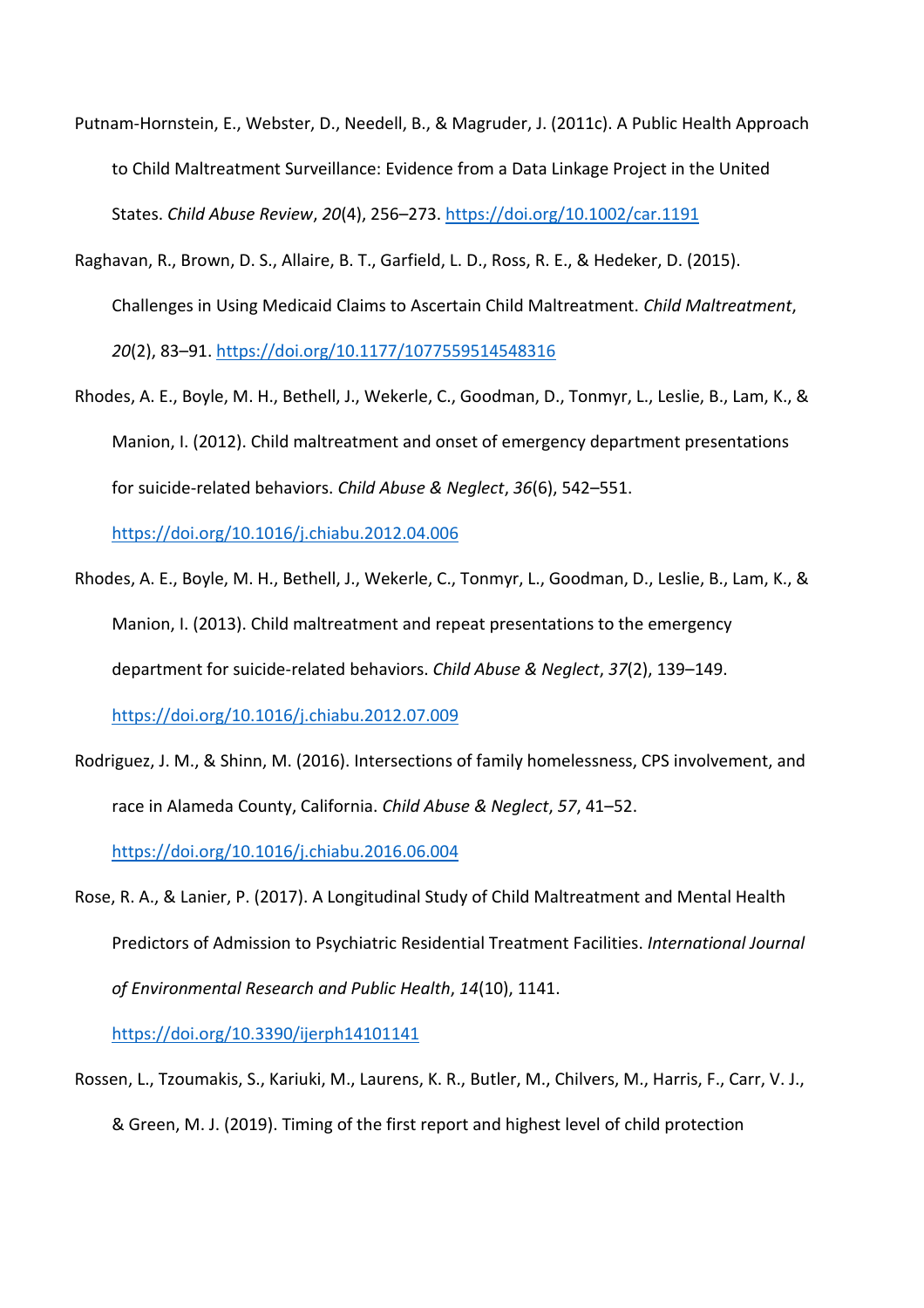Putnam-Hornstein, E., Webster, D., Needell, B., & Magruder, J. (2011c). A Public Health Approach to Child Maltreatment Surveillance: Evidence from a Data Linkage Project in the United States. *Child Abuse Review*, *20*(4), 256–273. https://doi.org/10.1002/car.1191

Raghavan, R., Brown, D. S., Allaire, B. T., Garfield, L. D., Ross, R. E., & Hedeker, D. (2015). Challenges in Using Medicaid Claims to Ascertain Child Maltreatment. *Child Maltreatment*, *20*(2), 83–91. https://doi.org/10.1177/1077559514548316

Rhodes, A. E., Boyle, M. H., Bethell, J., Wekerle, C., Goodman, D., Tonmyr, L., Leslie, B., Lam, K., & Manion, I. (2012). Child maltreatment and onset of emergency department presentations for suicide-related behaviors. *Child Abuse & Neglect*, *36*(6), 542–551. https://doi.org/10.1016/j.chiabu.2012.04.006

Rhodes, A. E., Boyle, M. H., Bethell, J., Wekerle, C., Tonmyr, L., Goodman, D., Leslie, B., Lam, K., & Manion, I. (2013). Child maltreatment and repeat presentations to the emergency department for suicide-related behaviors. *Child Abuse & Neglect*, *37*(2), 139–149. https://doi.org/10.1016/j.chiabu.2012.07.009

Rodriguez, J. M., & Shinn, M. (2016). Intersections of family homelessness, CPS involvement, and race in Alameda County, California. *Child Abuse & Neglect*, *57*, 41–52. https://doi.org/10.1016/j.chiabu.2016.06.004

Rose, R. A., & Lanier, P. (2017). A Longitudinal Study of Child Maltreatment and Mental Health Predictors of Admission to Psychiatric Residential Treatment Facilities. *International Journal of Environmental Research and Public Health*, *14*(10), 1141. https://doi.org/10.3390/ijerph14101141

Rossen, L., Tzoumakis, S., Kariuki, M., Laurens, K. R., Butler, M., Chilvers, M., Harris, F., Carr, V. J., & Green, M. J. (2019). Timing of the first report and highest level of child protection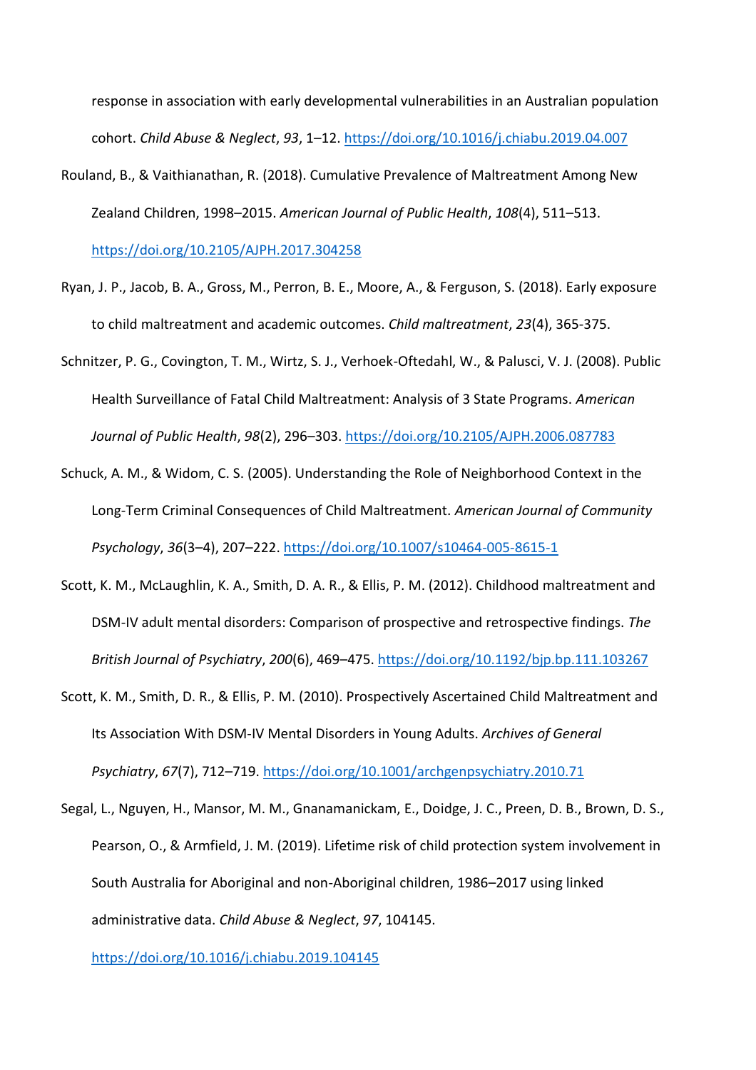response in association with early developmental vulnerabilities in an Australian population cohort. *Child Abuse & Neglect*, *93*, 1–12. https://doi.org/10.1016/j.chiabu.2019.04.007

Rouland, B., & Vaithianathan, R. (2018). Cumulative Prevalence of Maltreatment Among New Zealand Children, 1998–2015. *American Journal of Public Health*, *108*(4), 511–513. https://doi.org/10.2105/AJPH.2017.304258

Ryan, J. P., Jacob, B. A., Gross, M., Perron, B. E., Moore, A., & Ferguson, S. (2018). Early exposure to child maltreatment and academic outcomes. *Child maltreatment*, *23*(4), 365-375.

Schnitzer, P. G., Covington, T. M., Wirtz, S. J., Verhoek-Oftedahl, W., & Palusci, V. J. (2008). Public Health Surveillance of Fatal Child Maltreatment: Analysis of 3 State Programs. *American Journal of Public Health*, *98*(2), 296–303. https://doi.org/10.2105/AJPH.2006.087783

Schuck, A. M., & Widom, C. S. (2005). Understanding the Role of Neighborhood Context in the Long-Term Criminal Consequences of Child Maltreatment. *American Journal of Community Psychology*, *36*(3–4), 207–222. https://doi.org/10.1007/s10464-005-8615-1

Scott, K. M., McLaughlin, K. A., Smith, D. A. R., & Ellis, P. M. (2012). Childhood maltreatment and DSM-IV adult mental disorders: Comparison of prospective and retrospective findings. *The British Journal of Psychiatry*, *200*(6), 469–475. https://doi.org/10.1192/bjp.bp.111.103267

Scott, K. M., Smith, D. R., & Ellis, P. M. (2010). Prospectively Ascertained Child Maltreatment and Its Association With DSM-IV Mental Disorders in Young Adults. *Archives of General Psychiatry*, *67*(7), 712–719. https://doi.org/10.1001/archgenpsychiatry.2010.71

Segal, L., Nguyen, H., Mansor, M. M., Gnanamanickam, E., Doidge, J. C., Preen, D. B., Brown, D. S., Pearson, O., & Armfield, J. M. (2019). Lifetime risk of child protection system involvement in South Australia for Aboriginal and non-Aboriginal children, 1986–2017 using linked administrative data. *Child Abuse & Neglect*, *97*, 104145. https://doi.org/10.1016/j.chiabu.2019.104145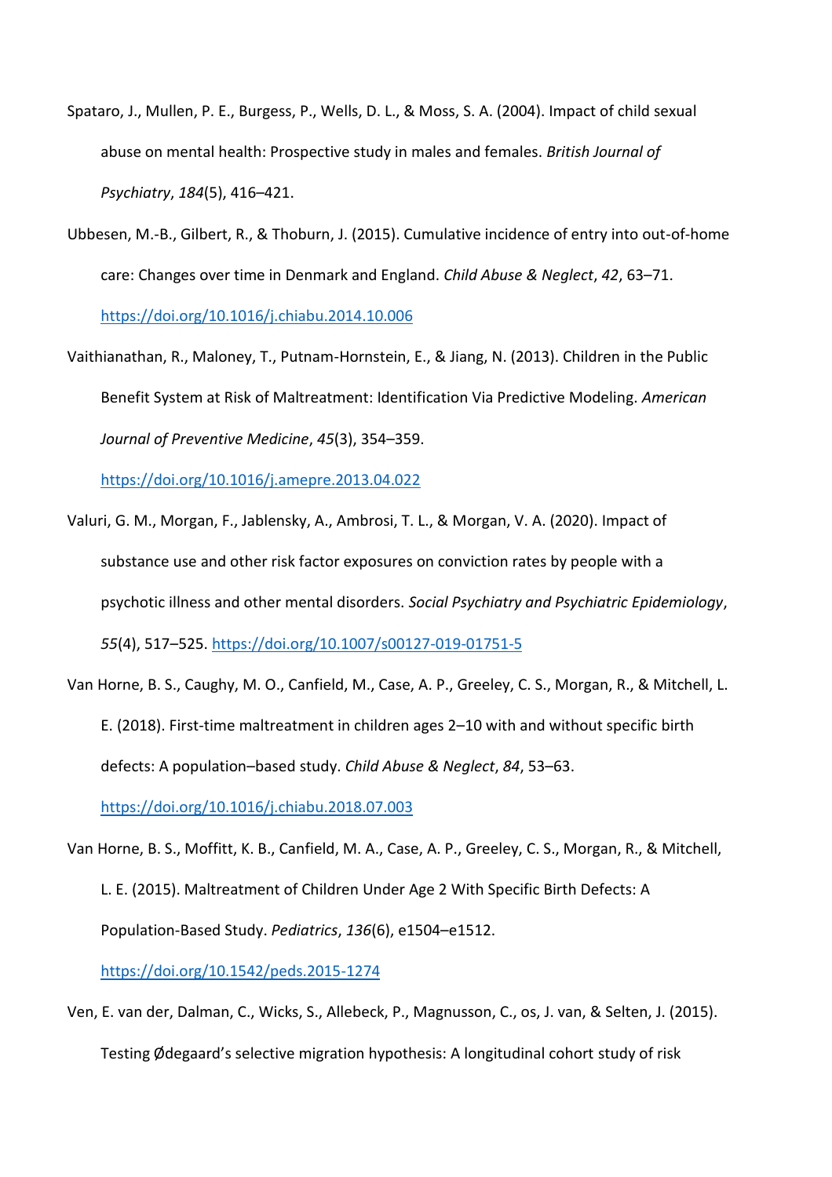Spataro, J., Mullen, P. E., Burgess, P., Wells, D. L., & Moss, S. A. (2004). Impact of child sexual abuse on mental health: Prospective study in males and females. *British Journal of Psychiatry*, *184*(5), 416–421.

Ubbesen, M.-B., Gilbert, R., & Thoburn, J. (2015). Cumulative incidence of entry into out-of-home care: Changes over time in Denmark and England. *Child Abuse & Neglect*, *42*, 63–71. https://doi.org/10.1016/j.chiabu.2014.10.006

Vaithianathan, R., Maloney, T., Putnam-Hornstein, E., & Jiang, N. (2013). Children in the Public Benefit System at Risk of Maltreatment: Identification Via Predictive Modeling. *American Journal of Preventive Medicine*, *45*(3), 354–359. https://doi.org/10.1016/j.amepre.2013.04.022

Valuri, G. M., Morgan, F., Jablensky, A., Ambrosi, T. L., & Morgan, V. A. (2020). Impact of substance use and other risk factor exposures on conviction rates by people with a psychotic illness and other mental disorders. *Social Psychiatry and Psychiatric Epidemiology*, *55*(4), 517–525. https://doi.org/10.1007/s00127-019-01751-5

Van Horne, B. S., Caughy, M. O., Canfield, M., Case, A. P., Greeley, C. S., Morgan, R., & Mitchell, L. E. (2018). First-time maltreatment in children ages 2–10 with and without specific birth defects: A population–based study. *Child Abuse & Neglect*, *84*, 53–63. https://doi.org/10.1016/j.chiabu.2018.07.003

Van Horne, B. S., Moffitt, K. B., Canfield, M. A., Case, A. P., Greeley, C. S., Morgan, R., & Mitchell, L. E. (2015). Maltreatment of Children Under Age 2 With Specific Birth Defects: A Population-Based Study. *Pediatrics*, *136*(6), e1504–e1512. https://doi.org/10.1542/peds.2015-1274

Ven, E. van der, Dalman, C., Wicks, S., Allebeck, P., Magnusson, C., os, J. van, & Selten, J. (2015). Testing Ødegaard's selective migration hypothesis: A longitudinal cohort study of risk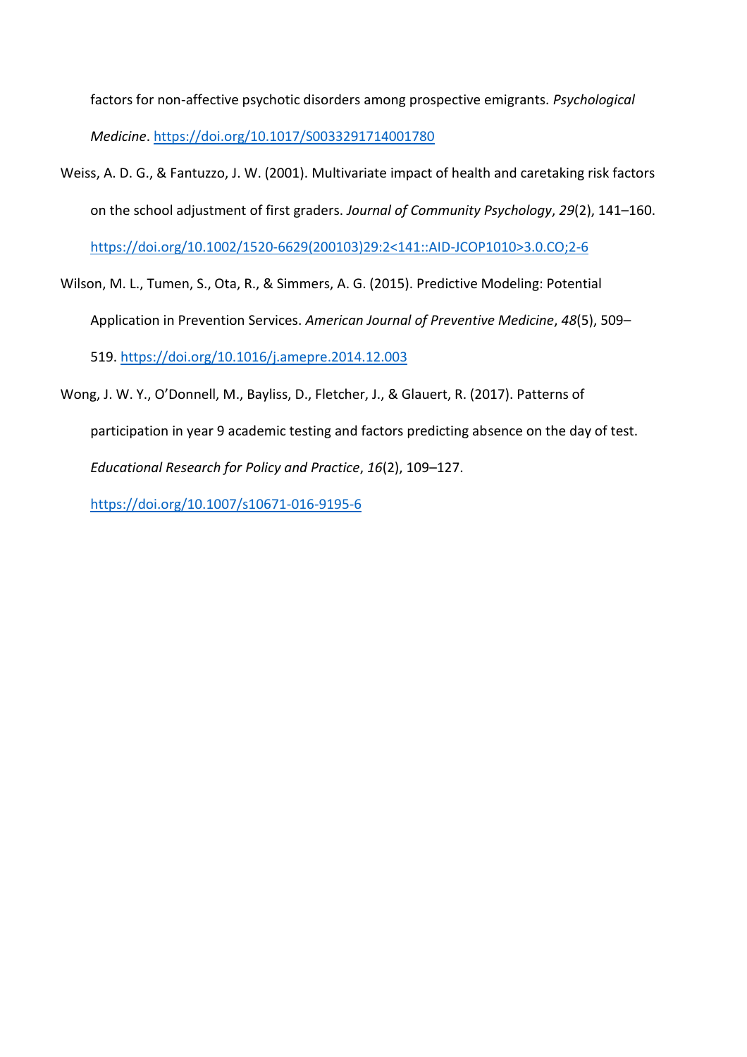factors for non-affective psychotic disorders among prospective emigrants. *Psychological Medicine*. https://doi.org/10.1017/S0033291714001780

Weiss, A. D. G., & Fantuzzo, J. W. (2001). Multivariate impact of health and caretaking risk factors on the school adjustment of first graders. *Journal of Community Psychology*, *29*(2), 141–160. https://doi.org/10.1002/1520-6629(200103)29:2<141::AID-JCOP1010>3.0.CO;2-6

Wilson, M. L., Tumen, S., Ota, R., & Simmers, A. G. (2015). Predictive Modeling: Potential Application in Prevention Services. *American Journal of Preventive Medicine*, *48*(5), 509–519. https://doi.org/10.1016/j.amepre.2014.12.003

Wong, J. W. Y., O'Donnell, M., Bayliss, D., Fletcher, J., & Glauert, R. (2017). Patterns of participation in year 9 academic testing and factors predicting absence on the day of test. *Educational Research for Policy and Practice*, *16*(2), 109–127. https://doi.org/10.1007/s10671-016-9195-6